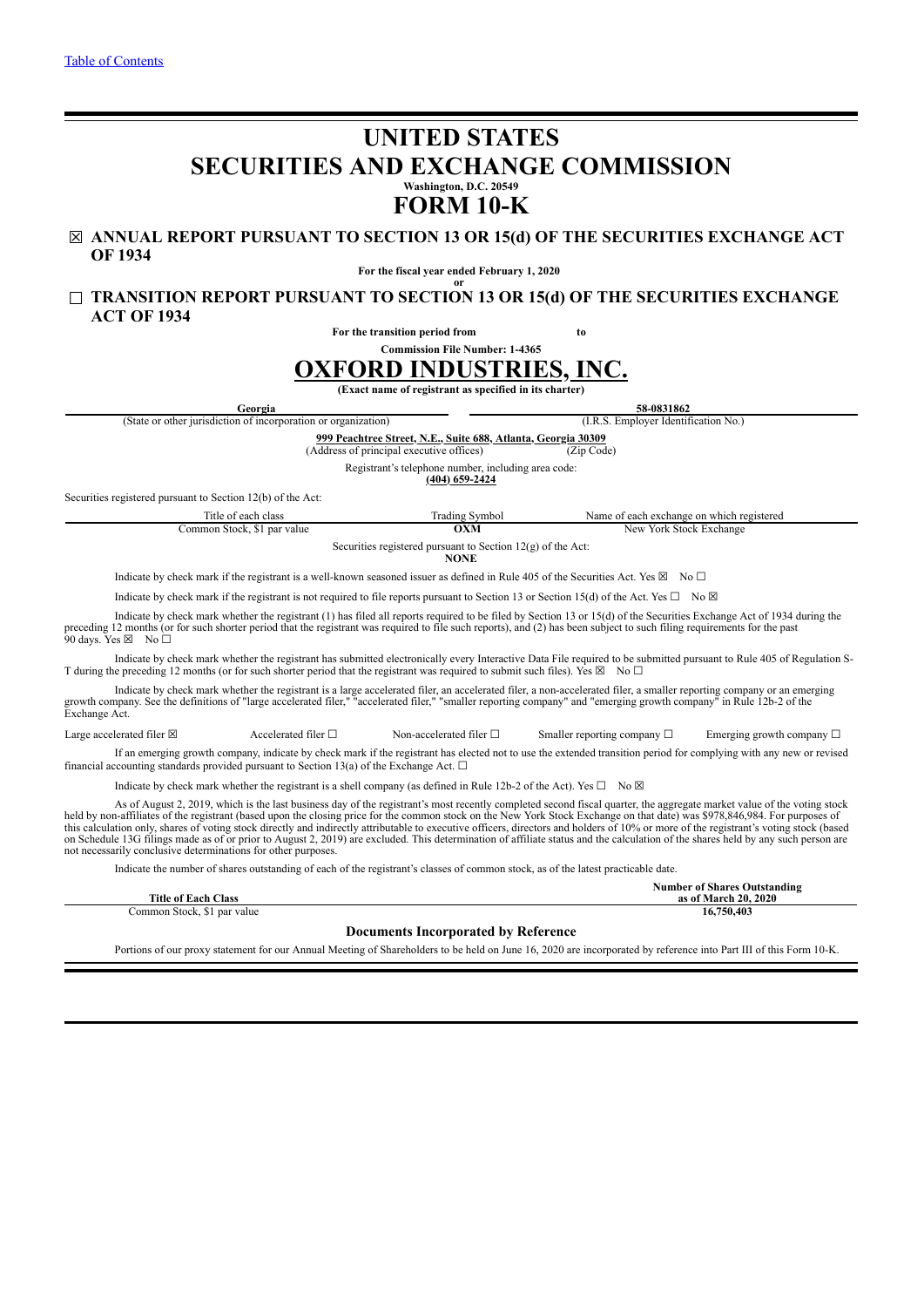[Table of Contents](#)

# UNITED STATES
# SECURITIES AND EXCHANGE COMMISSION

**Washington, D.C. 20549**

# FORM 10-K

☒ **ANNUAL REPORT PURSUANT TO SECTION 13 OR 15(d) OF THE SECURITIES EXCHANGE ACT OF 1934**

**For the fiscal year ended February 1, 2020**

**or**

☐ **TRANSITION REPORT PURSUANT TO SECTION 13 OR 15(d) OF THE SECURITIES EXCHANGE ACT OF 1934**

**For the transition period from to**

**Commission File Number: 1-4365**

# OXFORD INDUSTRIES, INC.

**(Exact name of registrant as specified in its charter)**

| | |
|---|---|
| **Georgia** | **58-0831862** |
| (State or other jurisdiction of incorporation or organization) | (I.R.S. Employer Identification No.) |

**999 Peachtree Street, N.E., Suite 688, Atlanta, Georgia 30309**
(Address of principal executive offices) (Zip Code)

Registrant's telephone number, including area code:
**(404) 659-2424**

Securities registered pursuant to Section 12(b) of the Act:

| Title of each class | Trading Symbol | Name of each exchange on which registered |
|---|---|---|
| Common Stock, $1 par value | **OXM** | New York Stock Exchange |

Securities registered pursuant to Section 12(g) of the Act:
**NONE**

Indicate by check mark if the registrant is a well-known seasoned issuer as defined in Rule 405 of the Securities Act. Yes ☒ No ☐

Indicate by check mark if the registrant is not required to file reports pursuant to Section 13 or Section 15(d) of the Act. Yes ☐ No ☒

Indicate by check mark whether the registrant (1) has filed all reports required to be filed by Section 13 or 15(d) of the Securities Exchange Act of 1934 during the preceding 12 months (or for such shorter period that the registrant was required to file such reports), and (2) has been subject to such filing requirements for the past 90 days. Yes ☒ No ☐

Indicate by check mark whether the registrant has submitted electronically every Interactive Data File required to be submitted pursuant to Rule 405 of Regulation S-T during the preceding 12 months (or for such shorter period that the registrant was required to submit such files). Yes ☒ No ☐

Indicate by check mark whether the registrant is a large accelerated filer, an accelerated filer, a non-accelerated filer, a smaller reporting company or an emerging growth company. See the definitions of "large accelerated filer," "accelerated filer," "smaller reporting company" and "emerging growth company" in Rule 12b-2 of the Exchange Act.

Large accelerated filer ☒ Accelerated filer ☐ Non-accelerated filer ☐ Smaller reporting company ☐ Emerging growth company ☐

If an emerging growth company, indicate by check mark if the registrant has elected not to use the extended transition period for complying with any new or revised financial accounting standards provided pursuant to Section 13(a) of the Exchange Act. ☐

Indicate by check mark whether the registrant is a shell company (as defined in Rule 12b-2 of the Act). Yes ☐ No ☒

As of August 2, 2019, which is the last business day of the registrant's most recently completed second fiscal quarter, the aggregate market value of the voting stock held by non-affiliates of the registrant (based upon the closing price for the common stock on the New York Stock Exchange on that date) was $978,846,984. For purposes of this calculation only, shares of voting stock directly and indirectly attributable to executive officers, directors and holders of 10% or more of the registrant's voting stock (based on Schedule 13G filings made as of or prior to August 2, 2019) are excluded. This determination of affiliate status and the calculation of the shares held by any such person are not necessarily conclusive determinations for other purposes.

Indicate the number of shares outstanding of each of the registrant's classes of common stock, as of the latest practicable date.

| Title of Each Class | Number of Shares Outstanding as of March 20, 2020 |
|---|---|
| Common Stock, $1 par value | **16,750,403** |

**Documents Incorporated by Reference**

Portions of our proxy statement for our Annual Meeting of Shareholders to be held on June 16, 2020 are incorporated by reference into Part III of this Form 10-K.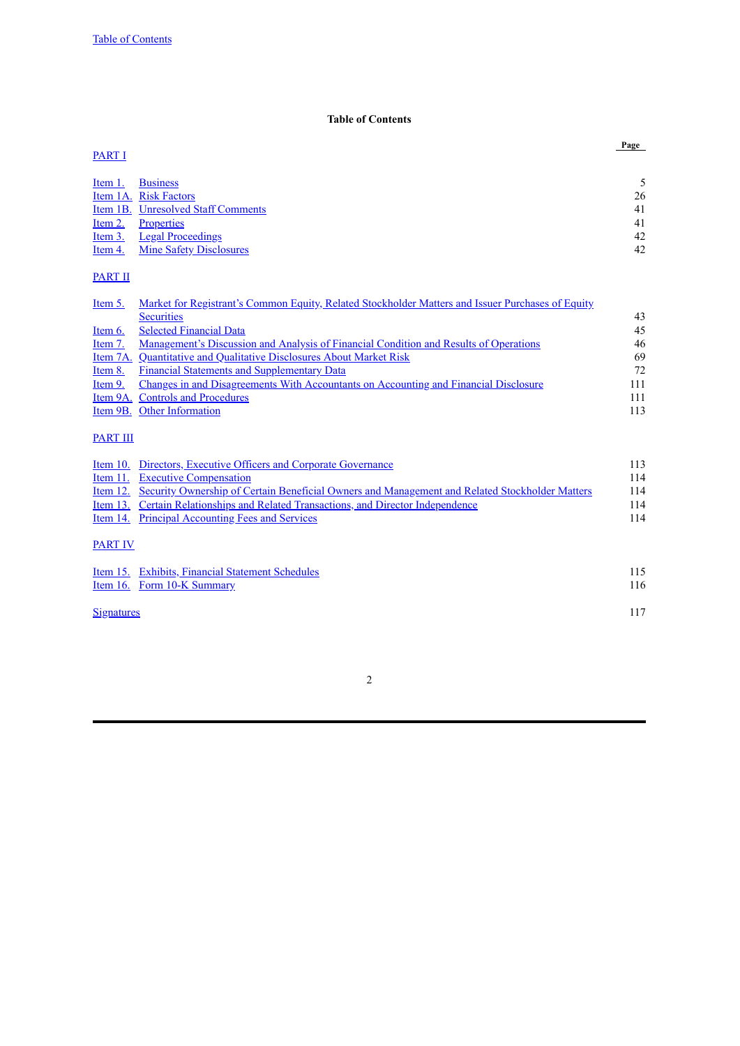## Table of Contents

| | | Page |
|---|---|---|
| **PART I** | | |
| Item 1. | Business | 5 |
| Item 1A. | Risk Factors | 26 |
| Item 1B. | Unresolved Staff Comments | 41 |
| Item 2. | Properties | 41 |
| Item 3. | Legal Proceedings | 42 |
| Item 4. | Mine Safety Disclosures | 42 |
| **PART II** | | |
| Item 5. | Market for Registrant's Common Equity, Related Stockholder Matters and Issuer Purchases of Equity Securities | 43 |
| Item 6. | Selected Financial Data | 45 |
| Item 7. | Management's Discussion and Analysis of Financial Condition and Results of Operations | 46 |
| Item 7A. | Quantitative and Qualitative Disclosures About Market Risk | 69 |
| Item 8. | Financial Statements and Supplementary Data | 72 |
| Item 9. | Changes in and Disagreements With Accountants on Accounting and Financial Disclosure | 111 |
| Item 9A. | Controls and Procedures | 111 |
| Item 9B. | Other Information | 113 |
| **PART III** | | |
| Item 10. | Directors, Executive Officers and Corporate Governance | 113 |
| Item 11. | Executive Compensation | 114 |
| Item 12. | Security Ownership of Certain Beneficial Owners and Management and Related Stockholder Matters | 114 |
| Item 13. | Certain Relationships and Related Transactions, and Director Independence | 114 |
| Item 14. | Principal Accounting Fees and Services | 114 |
| **PART IV** | | |
| Item 15. | Exhibits, Financial Statement Schedules | 115 |
| Item 16. | Form 10-K Summary | 116 |
| Signatures | | 117 |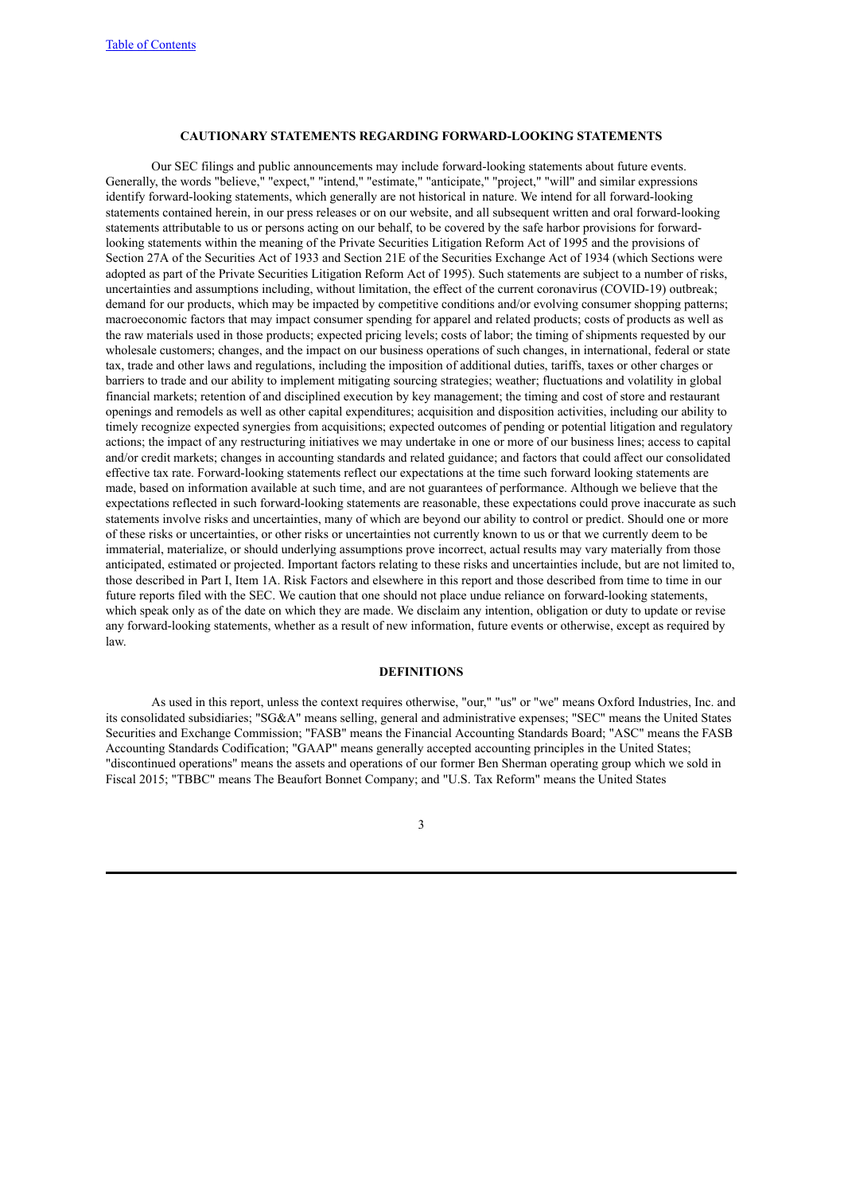## CAUTIONARY STATEMENTS REGARDING FORWARD-LOOKING STATEMENTS

Our SEC filings and public announcements may include forward-looking statements about future events. Generally, the words "believe," "expect," "intend," "estimate," "anticipate," "project," "will" and similar expressions identify forward-looking statements, which generally are not historical in nature. We intend for all forward-looking statements contained herein, in our press releases or on our website, and all subsequent written and oral forward-looking statements attributable to us or persons acting on our behalf, to be covered by the safe harbor provisions for forward-looking statements within the meaning of the Private Securities Litigation Reform Act of 1995 and the provisions of Section 27A of the Securities Act of 1933 and Section 21E of the Securities Exchange Act of 1934 (which Sections were adopted as part of the Private Securities Litigation Reform Act of 1995). Such statements are subject to a number of risks, uncertainties and assumptions including, without limitation, the effect of the current coronavirus (COVID-19) outbreak; demand for our products, which may be impacted by competitive conditions and/or evolving consumer shopping patterns; macroeconomic factors that may impact consumer spending for apparel and related products; costs of products as well as the raw materials used in those products; expected pricing levels; costs of labor; the timing of shipments requested by our wholesale customers; changes, and the impact on our business operations of such changes, in international, federal or state tax, trade and other laws and regulations, including the imposition of additional duties, tariffs, taxes or other charges or barriers to trade and our ability to implement mitigating sourcing strategies; weather; fluctuations and volatility in global financial markets; retention of and disciplined execution by key management; the timing and cost of store and restaurant openings and remodels as well as other capital expenditures; acquisition and disposition activities, including our ability to timely recognize expected synergies from acquisitions; expected outcomes of pending or potential litigation and regulatory actions; the impact of any restructuring initiatives we may undertake in one or more of our business lines; access to capital and/or credit markets; changes in accounting standards and related guidance; and factors that could affect our consolidated effective tax rate. Forward-looking statements reflect our expectations at the time such forward looking statements are made, based on information available at such time, and are not guarantees of performance. Although we believe that the expectations reflected in such forward-looking statements are reasonable, these expectations could prove inaccurate as such statements involve risks and uncertainties, many of which are beyond our ability to control or predict. Should one or more of these risks or uncertainties, or other risks or uncertainties not currently known to us or that we currently deem to be immaterial, materialize, or should underlying assumptions prove incorrect, actual results may vary materially from those anticipated, estimated or projected. Important factors relating to these risks and uncertainties include, but are not limited to, those described in Part I, Item 1A. Risk Factors and elsewhere in this report and those described from time to time in our future reports filed with the SEC. We caution that one should not place undue reliance on forward-looking statements, which speak only as of the date on which they are made. We disclaim any intention, obligation or duty to update or revise any forward-looking statements, whether as a result of new information, future events or otherwise, except as required by law.

## DEFINITIONS

As used in this report, unless the context requires otherwise, "our," "us" or "we" means Oxford Industries, Inc. and its consolidated subsidiaries; "SG&A" means selling, general and administrative expenses; "SEC" means the United States Securities and Exchange Commission; "FASB" means the Financial Accounting Standards Board; "ASC" means the FASB Accounting Standards Codification; "GAAP" means generally accepted accounting principles in the United States; "discontinued operations" means the assets and operations of our former Ben Sherman operating group which we sold in Fiscal 2015; "TBBC" means The Beaufort Bonnet Company; and "U.S. Tax Reform" means the United States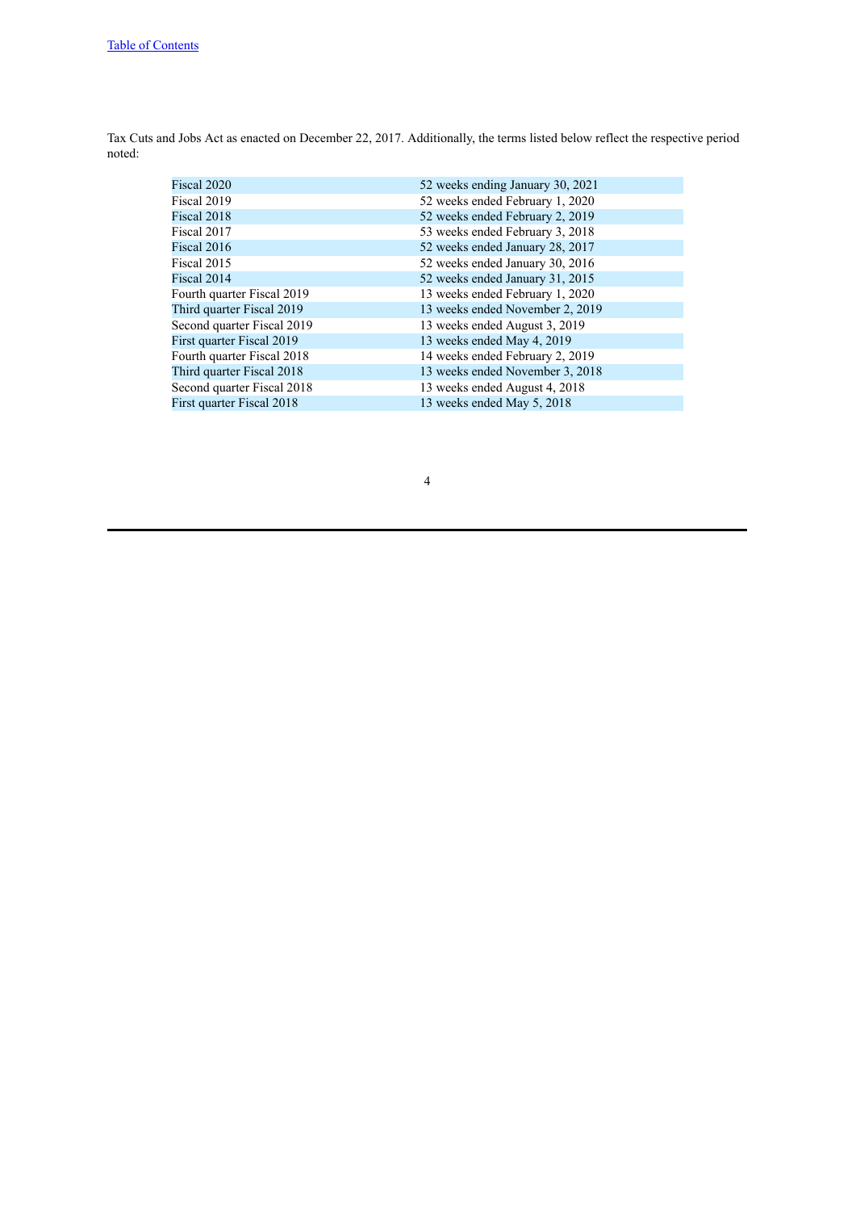Tax Cuts and Jobs Act as enacted on December 22, 2017. Additionally, the terms listed below reflect the respective period noted:

| | |
|---|---|
| Fiscal 2020 | 52 weeks ending January 30, 2021 |
| Fiscal 2019 | 52 weeks ended February 1, 2020 |
| Fiscal 2018 | 52 weeks ended February 2, 2019 |
| Fiscal 2017 | 53 weeks ended February 3, 2018 |
| Fiscal 2016 | 52 weeks ended January 28, 2017 |
| Fiscal 2015 | 52 weeks ended January 30, 2016 |
| Fiscal 2014 | 52 weeks ended January 31, 2015 |
| Fourth quarter Fiscal 2019 | 13 weeks ended February 1, 2020 |
| Third quarter Fiscal 2019 | 13 weeks ended November 2, 2019 |
| Second quarter Fiscal 2019 | 13 weeks ended August 3, 2019 |
| First quarter Fiscal 2019 | 13 weeks ended May 4, 2019 |
| Fourth quarter Fiscal 2018 | 14 weeks ended February 2, 2019 |
| Third quarter Fiscal 2018 | 13 weeks ended November 3, 2018 |
| Second quarter Fiscal 2018 | 13 weeks ended August 4, 2018 |
| First quarter Fiscal 2018 | 13 weeks ended May 5, 2018 |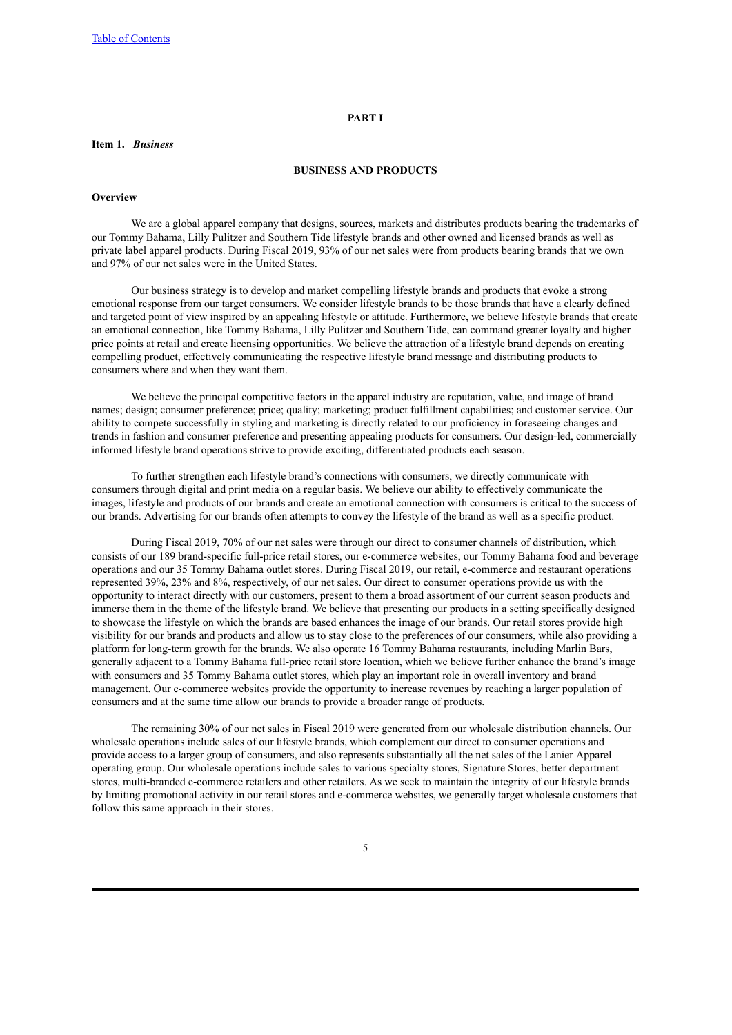# PART I

## Item 1. *Business*

## BUSINESS AND PRODUCTS

### Overview

We are a global apparel company that designs, sources, markets and distributes products bearing the trademarks of our Tommy Bahama, Lilly Pulitzer and Southern Tide lifestyle brands and other owned and licensed brands as well as private label apparel products. During Fiscal 2019, 93% of our net sales were from products bearing brands that we own and 97% of our net sales were in the United States.

Our business strategy is to develop and market compelling lifestyle brands and products that evoke a strong emotional response from our target consumers. We consider lifestyle brands to be those brands that have a clearly defined and targeted point of view inspired by an appealing lifestyle or attitude. Furthermore, we believe lifestyle brands that create an emotional connection, like Tommy Bahama, Lilly Pulitzer and Southern Tide, can command greater loyalty and higher price points at retail and create licensing opportunities. We believe the attraction of a lifestyle brand depends on creating compelling product, effectively communicating the respective lifestyle brand message and distributing products to consumers where and when they want them.

We believe the principal competitive factors in the apparel industry are reputation, value, and image of brand names; design; consumer preference; price; quality; marketing; product fulfillment capabilities; and customer service. Our ability to compete successfully in styling and marketing is directly related to our proficiency in foreseeing changes and trends in fashion and consumer preference and presenting appealing products for consumers. Our design-led, commercially informed lifestyle brand operations strive to provide exciting, differentiated products each season.

To further strengthen each lifestyle brand's connections with consumers, we directly communicate with consumers through digital and print media on a regular basis. We believe our ability to effectively communicate the images, lifestyle and products of our brands and create an emotional connection with consumers is critical to the success of our brands. Advertising for our brands often attempts to convey the lifestyle of the brand as well as a specific product.

During Fiscal 2019, 70% of our net sales were through our direct to consumer channels of distribution, which consists of our 189 brand-specific full-price retail stores, our e-commerce websites, our Tommy Bahama food and beverage operations and our 35 Tommy Bahama outlet stores. During Fiscal 2019, our retail, e-commerce and restaurant operations represented 39%, 23% and 8%, respectively, of our net sales. Our direct to consumer operations provide us with the opportunity to interact directly with our customers, present to them a broad assortment of our current season products and immerse them in the theme of the lifestyle brand. We believe that presenting our products in a setting specifically designed to showcase the lifestyle on which the brands are based enhances the image of our brands. Our retail stores provide high visibility for our brands and products and allow us to stay close to the preferences of our consumers, while also providing a platform for long-term growth for the brands. We also operate 16 Tommy Bahama restaurants, including Marlin Bars, generally adjacent to a Tommy Bahama full-price retail store location, which we believe further enhance the brand's image with consumers and 35 Tommy Bahama outlet stores, which play an important role in overall inventory and brand management. Our e-commerce websites provide the opportunity to increase revenues by reaching a larger population of consumers and at the same time allow our brands to provide a broader range of products.

The remaining 30% of our net sales in Fiscal 2019 were generated from our wholesale distribution channels. Our wholesale operations include sales of our lifestyle brands, which complement our direct to consumer operations and provide access to a larger group of consumers, and also represents substantially all the net sales of the Lanier Apparel operating group. Our wholesale operations include sales to various specialty stores, Signature Stores, better department stores, multi-branded e-commerce retailers and other retailers. As we seek to maintain the integrity of our lifestyle brands by limiting promotional activity in our retail stores and e-commerce websites, we generally target wholesale customers that follow this same approach in their stores.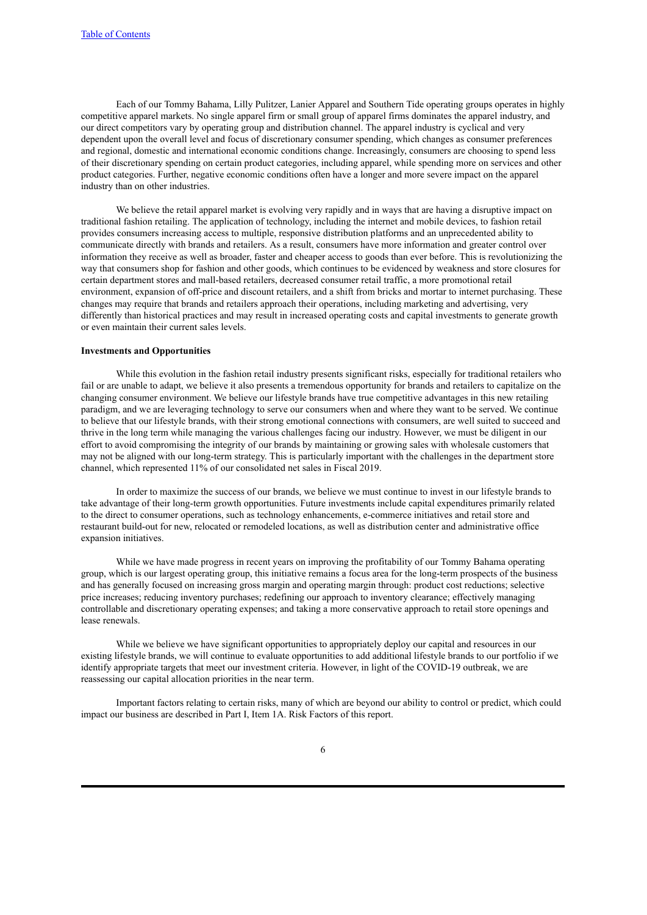Each of our Tommy Bahama, Lilly Pulitzer, Lanier Apparel and Southern Tide operating groups operates in highly competitive apparel markets. No single apparel firm or small group of apparel firms dominates the apparel industry, and our direct competitors vary by operating group and distribution channel. The apparel industry is cyclical and very dependent upon the overall level and focus of discretionary consumer spending, which changes as consumer preferences and regional, domestic and international economic conditions change. Increasingly, consumers are choosing to spend less of their discretionary spending on certain product categories, including apparel, while spending more on services and other product categories. Further, negative economic conditions often have a longer and more severe impact on the apparel industry than on other industries.

We believe the retail apparel market is evolving very rapidly and in ways that are having a disruptive impact on traditional fashion retailing. The application of technology, including the internet and mobile devices, to fashion retail provides consumers increasing access to multiple, responsive distribution platforms and an unprecedented ability to communicate directly with brands and retailers. As a result, consumers have more information and greater control over information they receive as well as broader, faster and cheaper access to goods than ever before. This is revolutionizing the way that consumers shop for fashion and other goods, which continues to be evidenced by weakness and store closures for certain department stores and mall-based retailers, decreased consumer retail traffic, a more promotional retail environment, expansion of off-price and discount retailers, and a shift from bricks and mortar to internet purchasing. These changes may require that brands and retailers approach their operations, including marketing and advertising, very differently than historical practices and may result in increased operating costs and capital investments to generate growth or even maintain their current sales levels.

**Investments and Opportunities**

While this evolution in the fashion retail industry presents significant risks, especially for traditional retailers who fail or are unable to adapt, we believe it also presents a tremendous opportunity for brands and retailers to capitalize on the changing consumer environment. We believe our lifestyle brands have true competitive advantages in this new retailing paradigm, and we are leveraging technology to serve our consumers when and where they want to be served. We continue to believe that our lifestyle brands, with their strong emotional connections with consumers, are well suited to succeed and thrive in the long term while managing the various challenges facing our industry. However, we must be diligent in our effort to avoid compromising the integrity of our brands by maintaining or growing sales with wholesale customers that may not be aligned with our long-term strategy. This is particularly important with the challenges in the department store channel, which represented 11% of our consolidated net sales in Fiscal 2019.

In order to maximize the success of our brands, we believe we must continue to invest in our lifestyle brands to take advantage of their long-term growth opportunities. Future investments include capital expenditures primarily related to the direct to consumer operations, such as technology enhancements, e-commerce initiatives and retail store and restaurant build-out for new, relocated or remodeled locations, as well as distribution center and administrative office expansion initiatives.

While we have made progress in recent years on improving the profitability of our Tommy Bahama operating group, which is our largest operating group, this initiative remains a focus area for the long-term prospects of the business and has generally focused on increasing gross margin and operating margin through: product cost reductions; selective price increases; reducing inventory purchases; redefining our approach to inventory clearance; effectively managing controllable and discretionary operating expenses; and taking a more conservative approach to retail store openings and lease renewals.

While we believe we have significant opportunities to appropriately deploy our capital and resources in our existing lifestyle brands, we will continue to evaluate opportunities to add additional lifestyle brands to our portfolio if we identify appropriate targets that meet our investment criteria. However, in light of the COVID-19 outbreak, we are reassessing our capital allocation priorities in the near term.

Important factors relating to certain risks, many of which are beyond our ability to control or predict, which could impact our business are described in Part I, Item 1A. Risk Factors of this report.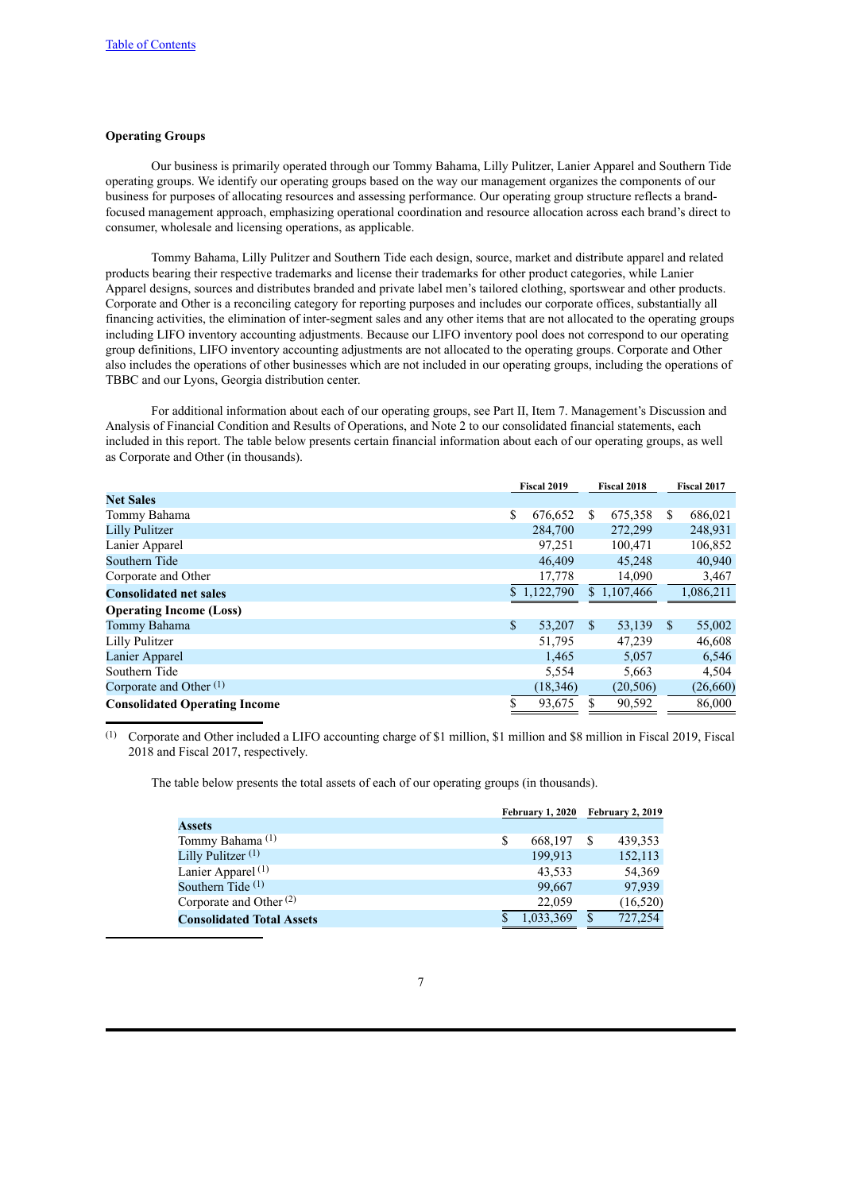[Table of Contents]

**Operating Groups**

Our business is primarily operated through our Tommy Bahama, Lilly Pulitzer, Lanier Apparel and Southern Tide operating groups. We identify our operating groups based on the way our management organizes the components of our business for purposes of allocating resources and assessing performance. Our operating group structure reflects a brand-focused management approach, emphasizing operational coordination and resource allocation across each brand's direct to consumer, wholesale and licensing operations, as applicable.

Tommy Bahama, Lilly Pulitzer and Southern Tide each design, source, market and distribute apparel and related products bearing their respective trademarks and license their trademarks for other product categories, while Lanier Apparel designs, sources and distributes branded and private label men's tailored clothing, sportswear and other products. Corporate and Other is a reconciling category for reporting purposes and includes our corporate offices, substantially all financing activities, the elimination of inter-segment sales and any other items that are not allocated to the operating groups including LIFO inventory accounting adjustments. Because our LIFO inventory pool does not correspond to our operating group definitions, LIFO inventory accounting adjustments are not allocated to the operating groups. Corporate and Other also includes the operations of other businesses which are not included in our operating groups, including the operations of TBBC and our Lyons, Georgia distribution center.

For additional information about each of our operating groups, see Part II, Item 7. Management's Discussion and Analysis of Financial Condition and Results of Operations, and Note 2 to our consolidated financial statements, each included in this report. The table below presents certain financial information about each of our operating groups, as well as Corporate and Other (in thousands).

| | Fiscal 2019 | Fiscal 2018 | Fiscal 2017 |
|---|---|---|---|
| **Net Sales** | | | |
| Tommy Bahama | $ 676,652 | $ 675,358 | $ 686,021 |
| Lilly Pulitzer | 284,700 | 272,299 | 248,931 |
| Lanier Apparel | 97,251 | 100,471 | 106,852 |
| Southern Tide | 46,409 | 45,248 | 40,940 |
| Corporate and Other | 17,778 | 14,090 | 3,467 |
| **Consolidated net sales** | $ 1,122,790 | $ 1,107,466 | 1,086,211 |
| **Operating Income (Loss)** | | | |
| Tommy Bahama | $ 53,207 | $ 53,139 | $ 55,002 |
| Lilly Pulitzer | 51,795 | 47,239 | 46,608 |
| Lanier Apparel | 1,465 | 5,057 | 6,546 |
| Southern Tide | 5,554 | 5,663 | 4,504 |
| Corporate and Other [(1)] | (18,346) | (20,506) | (26,660) |
| **Consolidated Operating Income** | $ 93,675 | $ 90,592 | 86,000 |

(1) Corporate and Other included a LIFO accounting charge of $1 million, $1 million and $8 million in Fiscal 2019, Fiscal 2018 and Fiscal 2017, respectively.

The table below presents the total assets of each of our operating groups (in thousands).

| | February 1, 2020 | February 2, 2019 |
|---|---|---|
| **Assets** | | |
| Tommy Bahama [(1)] | $ 668,197 | $ 439,353 |
| Lilly Pulitzer [(1)] | 199,913 | 152,113 |
| Lanier Apparel [(1)] | 43,533 | 54,369 |
| Southern Tide [(1)] | 99,667 | 97,939 |
| Corporate and Other [(2)] | 22,059 | (16,520) |
| **Consolidated Total Assets** | $ 1,033,369 | $ 727,254 |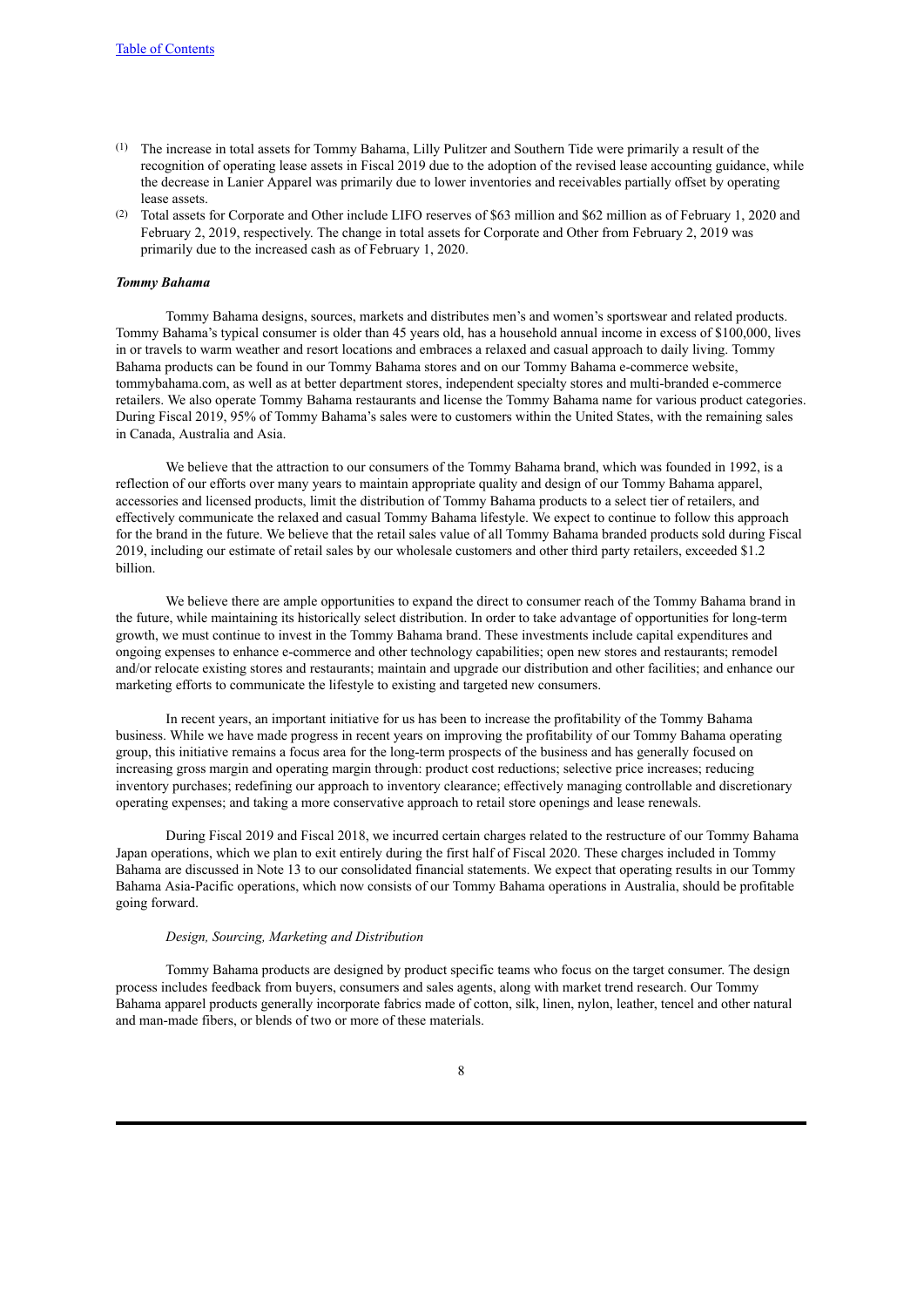- (1) The increase in total assets for Tommy Bahama, Lilly Pulitzer and Southern Tide were primarily a result of the recognition of operating lease assets in Fiscal 2019 due to the adoption of the revised lease accounting guidance, while the decrease in Lanier Apparel was primarily due to lower inventories and receivables partially offset by operating lease assets.
- (2) Total assets for Corporate and Other include LIFO reserves of $63 million and $62 million as of February 1, 2020 and February 2, 2019, respectively. The change in total assets for Corporate and Other from February 2, 2019 was primarily due to the increased cash as of February 1, 2020.

***Tommy Bahama***

Tommy Bahama designs, sources, markets and distributes men's and women's sportswear and related products. Tommy Bahama's typical consumer is older than 45 years old, has a household annual income in excess of $100,000, lives in or travels to warm weather and resort locations and embraces a relaxed and casual approach to daily living. Tommy Bahama products can be found in our Tommy Bahama stores and on our Tommy Bahama e-commerce website, tommybahama.com, as well as at better department stores, independent specialty stores and multi-branded e-commerce retailers. We also operate Tommy Bahama restaurants and license the Tommy Bahama name for various product categories. During Fiscal 2019, 95% of Tommy Bahama's sales were to customers within the United States, with the remaining sales in Canada, Australia and Asia.

We believe that the attraction to our consumers of the Tommy Bahama brand, which was founded in 1992, is a reflection of our efforts over many years to maintain appropriate quality and design of our Tommy Bahama apparel, accessories and licensed products, limit the distribution of Tommy Bahama products to a select tier of retailers, and effectively communicate the relaxed and casual Tommy Bahama lifestyle. We expect to continue to follow this approach for the brand in the future. We believe that the retail sales value of all Tommy Bahama branded products sold during Fiscal 2019, including our estimate of retail sales by our wholesale customers and other third party retailers, exceeded $1.2 billion.

We believe there are ample opportunities to expand the direct to consumer reach of the Tommy Bahama brand in the future, while maintaining its historically select distribution. In order to take advantage of opportunities for long-term growth, we must continue to invest in the Tommy Bahama brand. These investments include capital expenditures and ongoing expenses to enhance e-commerce and other technology capabilities; open new stores and restaurants; remodel and/or relocate existing stores and restaurants; maintain and upgrade our distribution and other facilities; and enhance our marketing efforts to communicate the lifestyle to existing and targeted new consumers.

In recent years, an important initiative for us has been to increase the profitability of the Tommy Bahama business. While we have made progress in recent years on improving the profitability of our Tommy Bahama operating group, this initiative remains a focus area for the long-term prospects of the business and has generally focused on increasing gross margin and operating margin through: product cost reductions; selective price increases; reducing inventory purchases; redefining our approach to inventory clearance; effectively managing controllable and discretionary operating expenses; and taking a more conservative approach to retail store openings and lease renewals.

During Fiscal 2019 and Fiscal 2018, we incurred certain charges related to the restructure of our Tommy Bahama Japan operations, which we plan to exit entirely during the first half of Fiscal 2020. These charges included in Tommy Bahama are discussed in Note 13 to our consolidated financial statements. We expect that operating results in our Tommy Bahama Asia-Pacific operations, which now consists of our Tommy Bahama operations in Australia, should be profitable going forward.

*Design, Sourcing, Marketing and Distribution*

Tommy Bahama products are designed by product specific teams who focus on the target consumer. The design process includes feedback from buyers, consumers and sales agents, along with market trend research. Our Tommy Bahama apparel products generally incorporate fabrics made of cotton, silk, linen, nylon, leather, tencel and other natural and man-made fibers, or blends of two or more of these materials.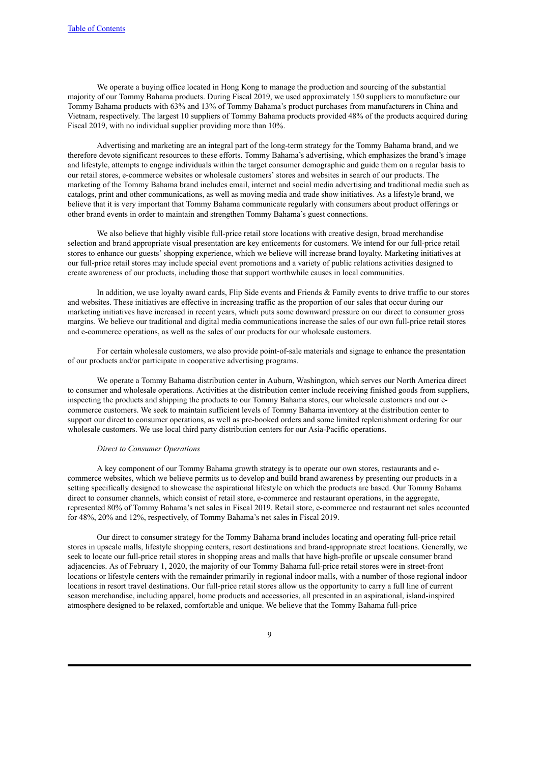We operate a buying office located in Hong Kong to manage the production and sourcing of the substantial majority of our Tommy Bahama products. During Fiscal 2019, we used approximately 150 suppliers to manufacture our Tommy Bahama products with 63% and 13% of Tommy Bahama's product purchases from manufacturers in China and Vietnam, respectively. The largest 10 suppliers of Tommy Bahama products provided 48% of the products acquired during Fiscal 2019, with no individual supplier providing more than 10%.

Advertising and marketing are an integral part of the long-term strategy for the Tommy Bahama brand, and we therefore devote significant resources to these efforts. Tommy Bahama's advertising, which emphasizes the brand's image and lifestyle, attempts to engage individuals within the target consumer demographic and guide them on a regular basis to our retail stores, e-commerce websites or wholesale customers' stores and websites in search of our products. The marketing of the Tommy Bahama brand includes email, internet and social media advertising and traditional media such as catalogs, print and other communications, as well as moving media and trade show initiatives. As a lifestyle brand, we believe that it is very important that Tommy Bahama communicate regularly with consumers about product offerings or other brand events in order to maintain and strengthen Tommy Bahama's guest connections.

We also believe that highly visible full-price retail store locations with creative design, broad merchandise selection and brand appropriate visual presentation are key enticements for customers. We intend for our full-price retail stores to enhance our guests' shopping experience, which we believe will increase brand loyalty. Marketing initiatives at our full-price retail stores may include special event promotions and a variety of public relations activities designed to create awareness of our products, including those that support worthwhile causes in local communities.

In addition, we use loyalty award cards, Flip Side events and Friends & Family events to drive traffic to our stores and websites. These initiatives are effective in increasing traffic as the proportion of our sales that occur during our marketing initiatives have increased in recent years, which puts some downward pressure on our direct to consumer gross margins. We believe our traditional and digital media communications increase the sales of our own full-price retail stores and e-commerce operations, as well as the sales of our products for our wholesale customers.

For certain wholesale customers, we also provide point-of-sale materials and signage to enhance the presentation of our products and/or participate in cooperative advertising programs.

We operate a Tommy Bahama distribution center in Auburn, Washington, which serves our North America direct to consumer and wholesale operations. Activities at the distribution center include receiving finished goods from suppliers, inspecting the products and shipping the products to our Tommy Bahama stores, our wholesale customers and our e-commerce customers. We seek to maintain sufficient levels of Tommy Bahama inventory at the distribution center to support our direct to consumer operations, as well as pre-booked orders and some limited replenishment ordering for our wholesale customers. We use local third party distribution centers for our Asia-Pacific operations.

*Direct to Consumer Operations*

A key component of our Tommy Bahama growth strategy is to operate our own stores, restaurants and e-commerce websites, which we believe permits us to develop and build brand awareness by presenting our products in a setting specifically designed to showcase the aspirational lifestyle on which the products are based. Our Tommy Bahama direct to consumer channels, which consist of retail store, e-commerce and restaurant operations, in the aggregate, represented 80% of Tommy Bahama's net sales in Fiscal 2019. Retail store, e-commerce and restaurant net sales accounted for 48%, 20% and 12%, respectively, of Tommy Bahama's net sales in Fiscal 2019.

Our direct to consumer strategy for the Tommy Bahama brand includes locating and operating full-price retail stores in upscale malls, lifestyle shopping centers, resort destinations and brand-appropriate street locations. Generally, we seek to locate our full-price retail stores in shopping areas and malls that have high-profile or upscale consumer brand adjacencies. As of February 1, 2020, the majority of our Tommy Bahama full-price retail stores were in street-front locations or lifestyle centers with the remainder primarily in regional indoor malls, with a number of those regional indoor locations in resort travel destinations. Our full-price retail stores allow us the opportunity to carry a full line of current season merchandise, including apparel, home products and accessories, all presented in an aspirational, island-inspired atmosphere designed to be relaxed, comfortable and unique. We believe that the Tommy Bahama full-price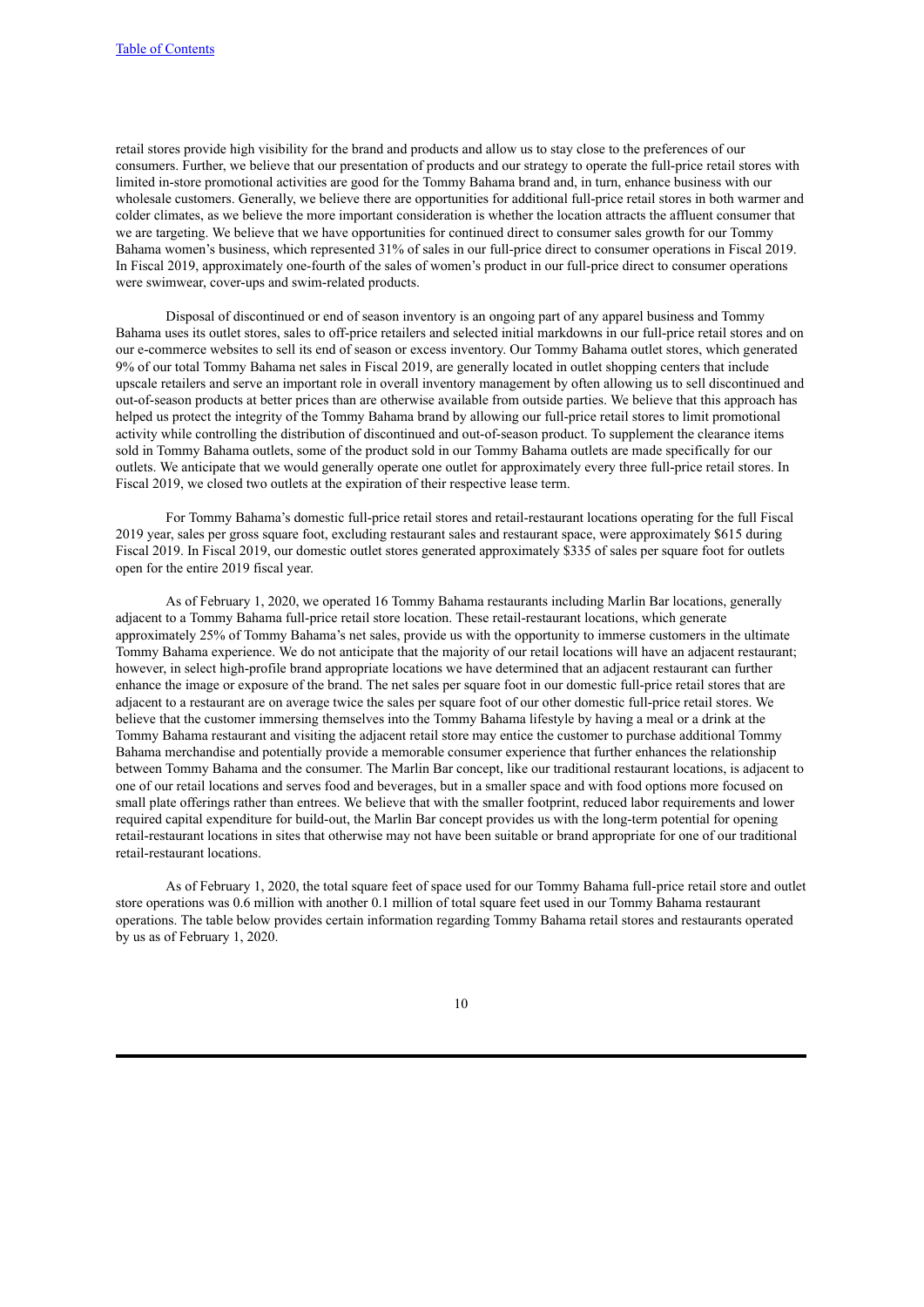retail stores provide high visibility for the brand and products and allow us to stay close to the preferences of our consumers. Further, we believe that our presentation of products and our strategy to operate the full-price retail stores with limited in-store promotional activities are good for the Tommy Bahama brand and, in turn, enhance business with our wholesale customers. Generally, we believe there are opportunities for additional full-price retail stores in both warmer and colder climates, as we believe the more important consideration is whether the location attracts the affluent consumer that we are targeting. We believe that we have opportunities for continued direct to consumer sales growth for our Tommy Bahama women's business, which represented 31% of sales in our full-price direct to consumer operations in Fiscal 2019. In Fiscal 2019, approximately one-fourth of the sales of women's product in our full-price direct to consumer operations were swimwear, cover-ups and swim-related products.

Disposal of discontinued or end of season inventory is an ongoing part of any apparel business and Tommy Bahama uses its outlet stores, sales to off-price retailers and selected initial markdowns in our full-price retail stores and on our e-commerce websites to sell its end of season or excess inventory. Our Tommy Bahama outlet stores, which generated 9% of our total Tommy Bahama net sales in Fiscal 2019, are generally located in outlet shopping centers that include upscale retailers and serve an important role in overall inventory management by often allowing us to sell discontinued and out-of-season products at better prices than are otherwise available from outside parties. We believe that this approach has helped us protect the integrity of the Tommy Bahama brand by allowing our full-price retail stores to limit promotional activity while controlling the distribution of discontinued and out-of-season product. To supplement the clearance items sold in Tommy Bahama outlets, some of the product sold in our Tommy Bahama outlets are made specifically for our outlets. We anticipate that we would generally operate one outlet for approximately every three full-price retail stores. In Fiscal 2019, we closed two outlets at the expiration of their respective lease term.

For Tommy Bahama's domestic full-price retail stores and retail-restaurant locations operating for the full Fiscal 2019 year, sales per gross square foot, excluding restaurant sales and restaurant space, were approximately $615 during Fiscal 2019. In Fiscal 2019, our domestic outlet stores generated approximately $335 of sales per square foot for outlets open for the entire 2019 fiscal year.

As of February 1, 2020, we operated 16 Tommy Bahama restaurants including Marlin Bar locations, generally adjacent to a Tommy Bahama full-price retail store location. These retail-restaurant locations, which generate approximately 25% of Tommy Bahama's net sales, provide us with the opportunity to immerse customers in the ultimate Tommy Bahama experience. We do not anticipate that the majority of our retail locations will have an adjacent restaurant; however, in select high-profile brand appropriate locations we have determined that an adjacent restaurant can further enhance the image or exposure of the brand. The net sales per square foot in our domestic full-price retail stores that are adjacent to a restaurant are on average twice the sales per square foot of our other domestic full-price retail stores. We believe that the customer immersing themselves into the Tommy Bahama lifestyle by having a meal or a drink at the Tommy Bahama restaurant and visiting the adjacent retail store may entice the customer to purchase additional Tommy Bahama merchandise and potentially provide a memorable consumer experience that further enhances the relationship between Tommy Bahama and the consumer. The Marlin Bar concept, like our traditional restaurant locations, is adjacent to one of our retail locations and serves food and beverages, but in a smaller space and with food options more focused on small plate offerings rather than entrees. We believe that with the smaller footprint, reduced labor requirements and lower required capital expenditure for build-out, the Marlin Bar concept provides us with the long-term potential for opening retail-restaurant locations in sites that otherwise may not have been suitable or brand appropriate for one of our traditional retail-restaurant locations.

As of February 1, 2020, the total square feet of space used for our Tommy Bahama full-price retail store and outlet store operations was 0.6 million with another 0.1 million of total square feet used in our Tommy Bahama restaurant operations. The table below provides certain information regarding Tommy Bahama retail stores and restaurants operated by us as of February 1, 2020.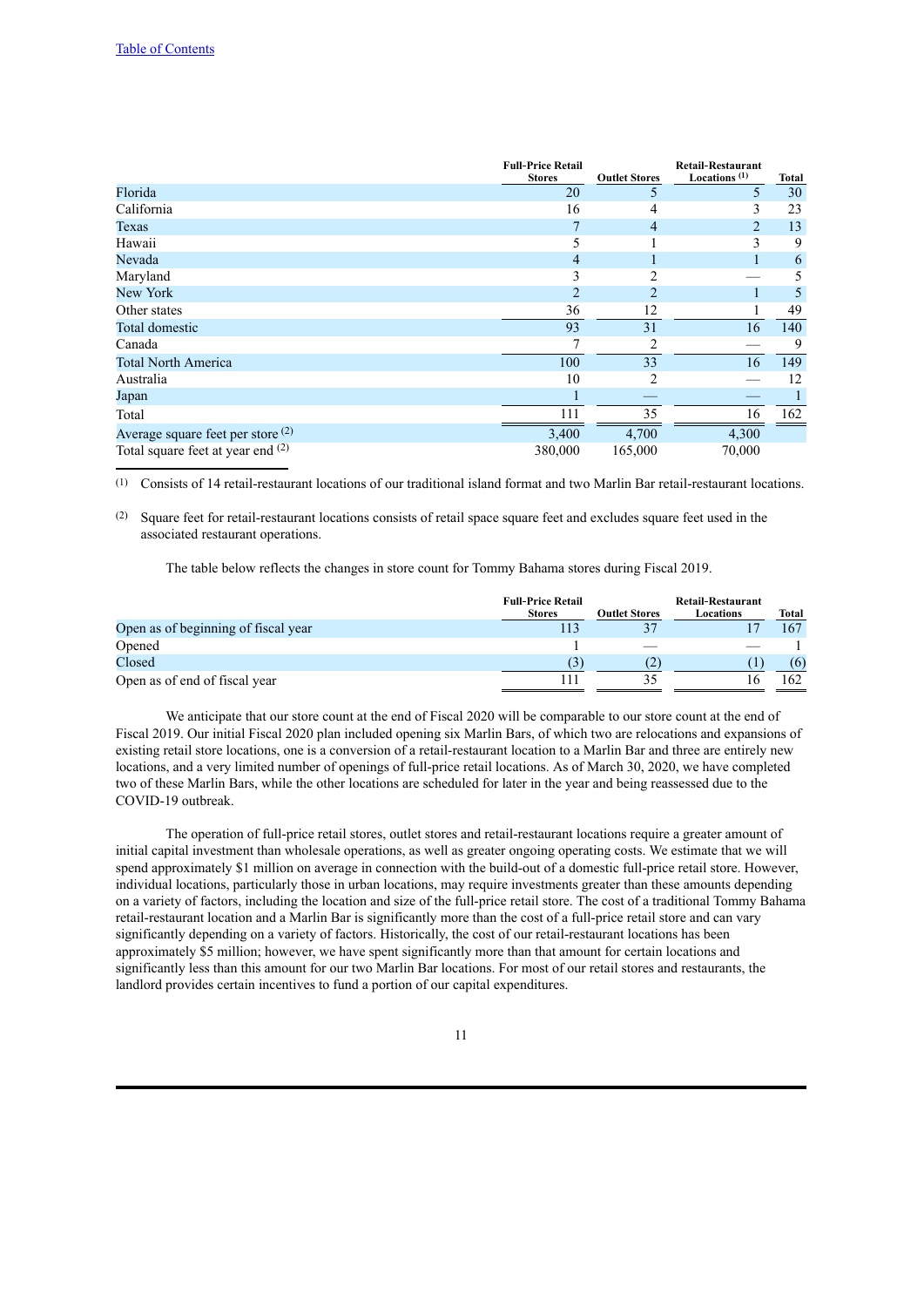| | Full-Price Retail Stores | Outlet Stores | Retail-Restaurant Locations [(1)] | Total |
|---|---|---|---|---|
| Florida | 20 | 5 | 5 | 30 |
| California | 16 | 4 | 3 | 23 |
| Texas | 7 | 4 | 2 | 13 |
| Hawaii | 5 | 1 | 3 | 9 |
| Nevada | 4 | 1 | 1 | 6 |
| Maryland | 3 | 2 | — | 5 |
| New York | 2 | 2 | 1 | 5 |
| Other states | 36 | 12 | 1 | 49 |
| Total domestic | 93 | 31 | 16 | 140 |
| Canada | 7 | 2 | — | 9 |
| Total North America | 100 | 33 | 16 | 149 |
| Australia | 10 | 2 | — | 12 |
| Japan | 1 | — | — | 1 |
| Total | 111 | 35 | 16 | 162 |
| Average square feet per store [(2)] | 3,400 | 4,700 | 4,300 | |
| Total square feet at year end [(2)] | 380,000 | 165,000 | 70,000 | |

(1) Consists of 14 retail-restaurant locations of our traditional island format and two Marlin Bar retail-restaurant locations.

(2) Square feet for retail-restaurant locations consists of retail space square feet and excludes square feet used in the associated restaurant operations.

The table below reflects the changes in store count for Tommy Bahama stores during Fiscal 2019.

| | Full-Price Retail Stores | Outlet Stores | Retail-Restaurant Locations | Total |
|---|---|---|---|---|
| Open as of beginning of fiscal year | 113 | 37 | 17 | 167 |
| Opened | 1 | — | — | 1 |
| Closed | (3) | (2) | (1) | (6) |
| Open as of end of fiscal year | 111 | 35 | 16 | 162 |

We anticipate that our store count at the end of Fiscal 2020 will be comparable to our store count at the end of Fiscal 2019. Our initial Fiscal 2020 plan included opening six Marlin Bars, of which two are relocations and expansions of existing retail store locations, one is a conversion of a retail-restaurant location to a Marlin Bar and three are entirely new locations, and a very limited number of openings of full-price retail locations. As of March 30, 2020, we have completed two of these Marlin Bars, while the other locations are scheduled for later in the year and being reassessed due to the COVID-19 outbreak.

The operation of full-price retail stores, outlet stores and retail-restaurant locations require a greater amount of initial capital investment than wholesale operations, as well as greater ongoing operating costs. We estimate that we will spend approximately $1 million on average in connection with the build-out of a domestic full-price retail store. However, individual locations, particularly those in urban locations, may require investments greater than these amounts depending on a variety of factors, including the location and size of the full-price retail store. The cost of a traditional Tommy Bahama retail-restaurant location and a Marlin Bar is significantly more than the cost of a full-price retail store and can vary significantly depending on a variety of factors. Historically, the cost of our retail-restaurant locations has been approximately $5 million; however, we have spent significantly more than that amount for certain locations and significantly less than this amount for our two Marlin Bar locations. For most of our retail stores and restaurants, the landlord provides certain incentives to fund a portion of our capital expenditures.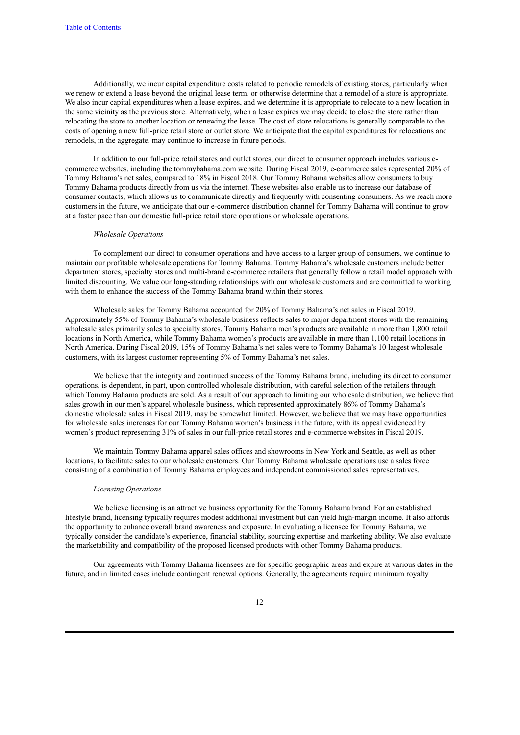Additionally, we incur capital expenditure costs related to periodic remodels of existing stores, particularly when we renew or extend a lease beyond the original lease term, or otherwise determine that a remodel of a store is appropriate. We also incur capital expenditures when a lease expires, and we determine it is appropriate to relocate to a new location in the same vicinity as the previous store. Alternatively, when a lease expires we may decide to close the store rather than relocating the store to another location or renewing the lease. The cost of store relocations is generally comparable to the costs of opening a new full-price retail store or outlet store. We anticipate that the capital expenditures for relocations and remodels, in the aggregate, may continue to increase in future periods.

In addition to our full-price retail stores and outlet stores, our direct to consumer approach includes various e-commerce websites, including the tommybahama.com website. During Fiscal 2019, e-commerce sales represented 20% of Tommy Bahama's net sales, compared to 18% in Fiscal 2018. Our Tommy Bahama websites allow consumers to buy Tommy Bahama products directly from us via the internet. These websites also enable us to increase our database of consumer contacts, which allows us to communicate directly and frequently with consenting consumers. As we reach more customers in the future, we anticipate that our e-commerce distribution channel for Tommy Bahama will continue to grow at a faster pace than our domestic full-price retail store operations or wholesale operations.

*Wholesale Operations*

To complement our direct to consumer operations and have access to a larger group of consumers, we continue to maintain our profitable wholesale operations for Tommy Bahama. Tommy Bahama's wholesale customers include better department stores, specialty stores and multi-brand e-commerce retailers that generally follow a retail model approach with limited discounting. We value our long-standing relationships with our wholesale customers and are committed to working with them to enhance the success of the Tommy Bahama brand within their stores.

Wholesale sales for Tommy Bahama accounted for 20% of Tommy Bahama's net sales in Fiscal 2019. Approximately 55% of Tommy Bahama's wholesale business reflects sales to major department stores with the remaining wholesale sales primarily sales to specialty stores. Tommy Bahama men's products are available in more than 1,800 retail locations in North America, while Tommy Bahama women's products are available in more than 1,100 retail locations in North America. During Fiscal 2019, 15% of Tommy Bahama's net sales were to Tommy Bahama's 10 largest wholesale customers, with its largest customer representing 5% of Tommy Bahama's net sales.

We believe that the integrity and continued success of the Tommy Bahama brand, including its direct to consumer operations, is dependent, in part, upon controlled wholesale distribution, with careful selection of the retailers through which Tommy Bahama products are sold. As a result of our approach to limiting our wholesale distribution, we believe that sales growth in our men's apparel wholesale business, which represented approximately 86% of Tommy Bahama's domestic wholesale sales in Fiscal 2019, may be somewhat limited. However, we believe that we may have opportunities for wholesale sales increases for our Tommy Bahama women's business in the future, with its appeal evidenced by women's product representing 31% of sales in our full-price retail stores and e-commerce websites in Fiscal 2019.

We maintain Tommy Bahama apparel sales offices and showrooms in New York and Seattle, as well as other locations, to facilitate sales to our wholesale customers. Our Tommy Bahama wholesale operations use a sales force consisting of a combination of Tommy Bahama employees and independent commissioned sales representatives.

*Licensing Operations*

We believe licensing is an attractive business opportunity for the Tommy Bahama brand. For an established lifestyle brand, licensing typically requires modest additional investment but can yield high-margin income. It also affords the opportunity to enhance overall brand awareness and exposure. In evaluating a licensee for Tommy Bahama, we typically consider the candidate's experience, financial stability, sourcing expertise and marketing ability. We also evaluate the marketability and compatibility of the proposed licensed products with other Tommy Bahama products.

Our agreements with Tommy Bahama licensees are for specific geographic areas and expire at various dates in the future, and in limited cases include contingent renewal options. Generally, the agreements require minimum royalty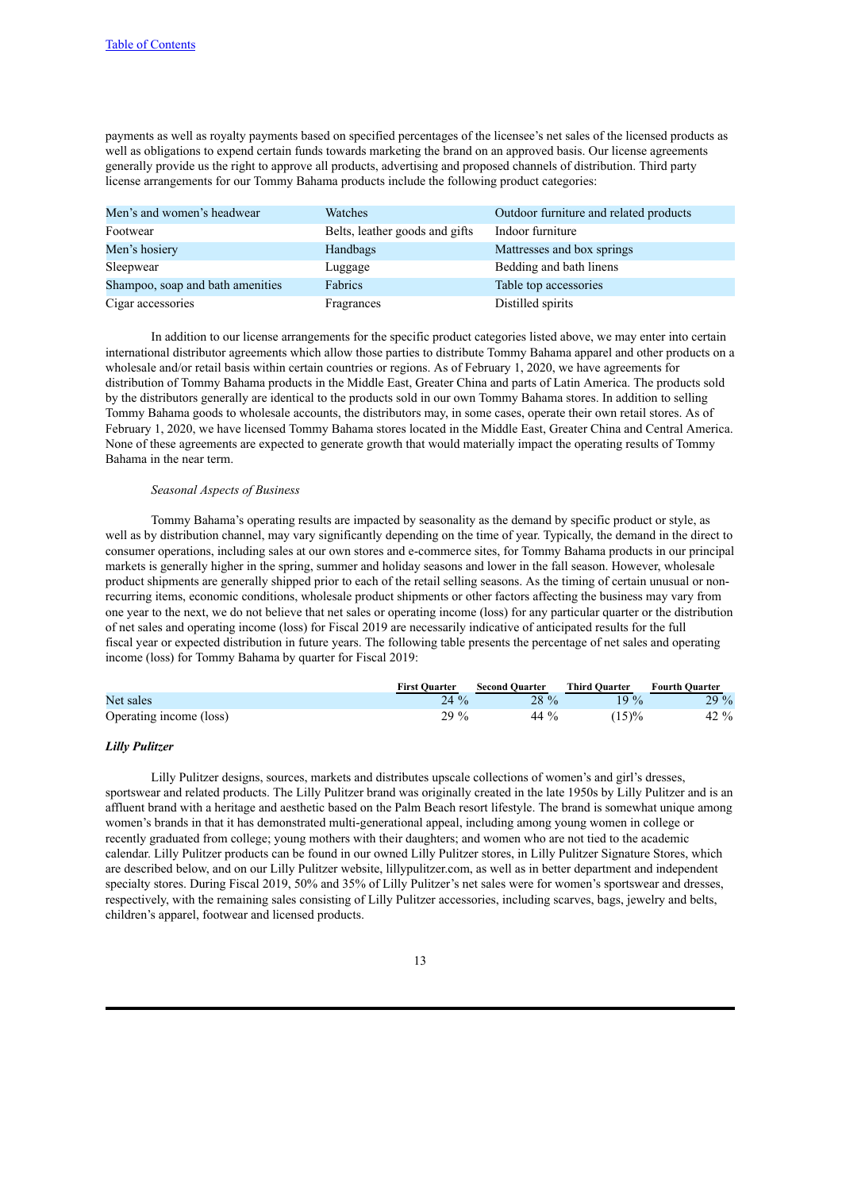payments as well as royalty payments based on specified percentages of the licensee's net sales of the licensed products as well as obligations to expend certain funds towards marketing the brand on an approved basis. Our license agreements generally provide us the right to approve all products, advertising and proposed channels of distribution. Third party license arrangements for our Tommy Bahama products include the following product categories:

| | | |
|---|---|---|
| Men's and women's headwear | Watches | Outdoor furniture and related products |
| Footwear | Belts, leather goods and gifts | Indoor furniture |
| Men's hosiery | Handbags | Mattresses and box springs |
| Sleepwear | Luggage | Bedding and bath linens |
| Shampoo, soap and bath amenities | Fabrics | Table top accessories |
| Cigar accessories | Fragrances | Distilled spirits |

In addition to our license arrangements for the specific product categories listed above, we may enter into certain international distributor agreements which allow those parties to distribute Tommy Bahama apparel and other products on a wholesale and/or retail basis within certain countries or regions. As of February 1, 2020, we have agreements for distribution of Tommy Bahama products in the Middle East, Greater China and parts of Latin America. The products sold by the distributors generally are identical to the products sold in our own Tommy Bahama stores. In addition to selling Tommy Bahama goods to wholesale accounts, the distributors may, in some cases, operate their own retail stores. As of February 1, 2020, we have licensed Tommy Bahama stores located in the Middle East, Greater China and Central America. None of these agreements are expected to generate growth that would materially impact the operating results of Tommy Bahama in the near term.

*Seasonal Aspects of Business*

Tommy Bahama's operating results are impacted by seasonality as the demand by specific product or style, as well as by distribution channel, may vary significantly depending on the time of year. Typically, the demand in the direct to consumer operations, including sales at our own stores and e-commerce sites, for Tommy Bahama products in our principal markets is generally higher in the spring, summer and holiday seasons and lower in the fall season. However, wholesale product shipments are generally shipped prior to each of the retail selling seasons. As the timing of certain unusual or non-recurring items, economic conditions, wholesale product shipments or other factors affecting the business may vary from one year to the next, we do not believe that net sales or operating income (loss) for any particular quarter or the distribution of net sales and operating income (loss) for Fiscal 2019 are necessarily indicative of anticipated results for the full fiscal year or expected distribution in future years. The following table presents the percentage of net sales and operating income (loss) for Tommy Bahama by quarter for Fiscal 2019:

| | First Quarter | Second Quarter | Third Quarter | Fourth Quarter |
|---|---|---|---|---|
| Net sales | 24 % | 28 % | 19 % | 29 % |
| Operating income (loss) | 29 % | 44 % | (15)% | 42 % |

***Lilly Pulitzer***

Lilly Pulitzer designs, sources, markets and distributes upscale collections of women's and girl's dresses, sportswear and related products. The Lilly Pulitzer brand was originally created in the late 1950s by Lilly Pulitzer and is an affluent brand with a heritage and aesthetic based on the Palm Beach resort lifestyle. The brand is somewhat unique among women's brands in that it has demonstrated multi-generational appeal, including among young women in college or recently graduated from college; young mothers with their daughters; and women who are not tied to the academic calendar. Lilly Pulitzer products can be found in our owned Lilly Pulitzer stores, in Lilly Pulitzer Signature Stores, which are described below, and on our Lilly Pulitzer website, lillypulitzer.com, as well as in better department and independent specialty stores. During Fiscal 2019, 50% and 35% of Lilly Pulitzer's net sales were for women's sportswear and dresses, respectively, with the remaining sales consisting of Lilly Pulitzer accessories, including scarves, bags, jewelry and belts, children's apparel, footwear and licensed products.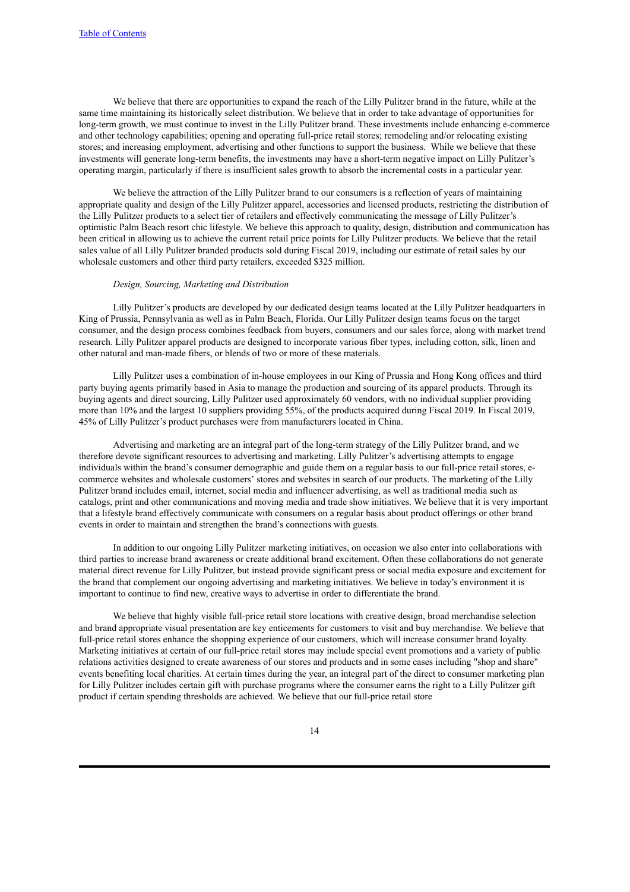We believe that there are opportunities to expand the reach of the Lilly Pulitzer brand in the future, while at the same time maintaining its historically select distribution. We believe that in order to take advantage of opportunities for long-term growth, we must continue to invest in the Lilly Pulitzer brand. These investments include enhancing e-commerce and other technology capabilities; opening and operating full-price retail stores; remodeling and/or relocating existing stores; and increasing employment, advertising and other functions to support the business. While we believe that these investments will generate long-term benefits, the investments may have a short-term negative impact on Lilly Pulitzer's operating margin, particularly if there is insufficient sales growth to absorb the incremental costs in a particular year.

We believe the attraction of the Lilly Pulitzer brand to our consumers is a reflection of years of maintaining appropriate quality and design of the Lilly Pulitzer apparel, accessories and licensed products, restricting the distribution of the Lilly Pulitzer products to a select tier of retailers and effectively communicating the message of Lilly Pulitzer's optimistic Palm Beach resort chic lifestyle. We believe this approach to quality, design, distribution and communication has been critical in allowing us to achieve the current retail price points for Lilly Pulitzer products. We believe that the retail sales value of all Lilly Pulitzer branded products sold during Fiscal 2019, including our estimate of retail sales by our wholesale customers and other third party retailers, exceeded $325 million.

*Design, Sourcing, Marketing and Distribution*

Lilly Pulitzer's products are developed by our dedicated design teams located at the Lilly Pulitzer headquarters in King of Prussia, Pennsylvania as well as in Palm Beach, Florida. Our Lilly Pulitzer design teams focus on the target consumer, and the design process combines feedback from buyers, consumers and our sales force, along with market trend research. Lilly Pulitzer apparel products are designed to incorporate various fiber types, including cotton, silk, linen and other natural and man-made fibers, or blends of two or more of these materials.

Lilly Pulitzer uses a combination of in-house employees in our King of Prussia and Hong Kong offices and third party buying agents primarily based in Asia to manage the production and sourcing of its apparel products. Through its buying agents and direct sourcing, Lilly Pulitzer used approximately 60 vendors, with no individual supplier providing more than 10% and the largest 10 suppliers providing 55%, of the products acquired during Fiscal 2019. In Fiscal 2019, 45% of Lilly Pulitzer's product purchases were from manufacturers located in China.

Advertising and marketing are an integral part of the long-term strategy of the Lilly Pulitzer brand, and we therefore devote significant resources to advertising and marketing. Lilly Pulitzer's advertising attempts to engage individuals within the brand's consumer demographic and guide them on a regular basis to our full-price retail stores, e-commerce websites and wholesale customers' stores and websites in search of our products. The marketing of the Lilly Pulitzer brand includes email, internet, social media and influencer advertising, as well as traditional media such as catalogs, print and other communications and moving media and trade show initiatives. We believe that it is very important that a lifestyle brand effectively communicate with consumers on a regular basis about product offerings or other brand events in order to maintain and strengthen the brand's connections with guests.

In addition to our ongoing Lilly Pulitzer marketing initiatives, on occasion we also enter into collaborations with third parties to increase brand awareness or create additional brand excitement. Often these collaborations do not generate material direct revenue for Lilly Pulitzer, but instead provide significant press or social media exposure and excitement for the brand that complement our ongoing advertising and marketing initiatives. We believe in today's environment it is important to continue to find new, creative ways to advertise in order to differentiate the brand.

We believe that highly visible full-price retail store locations with creative design, broad merchandise selection and brand appropriate visual presentation are key enticements for customers to visit and buy merchandise. We believe that full-price retail stores enhance the shopping experience of our customers, which will increase consumer brand loyalty. Marketing initiatives at certain of our full-price retail stores may include special event promotions and a variety of public relations activities designed to create awareness of our stores and products and in some cases including "shop and share" events benefiting local charities. At certain times during the year, an integral part of the direct to consumer marketing plan for Lilly Pulitzer includes certain gift with purchase programs where the consumer earns the right to a Lilly Pulitzer gift product if certain spending thresholds are achieved. We believe that our full-price retail store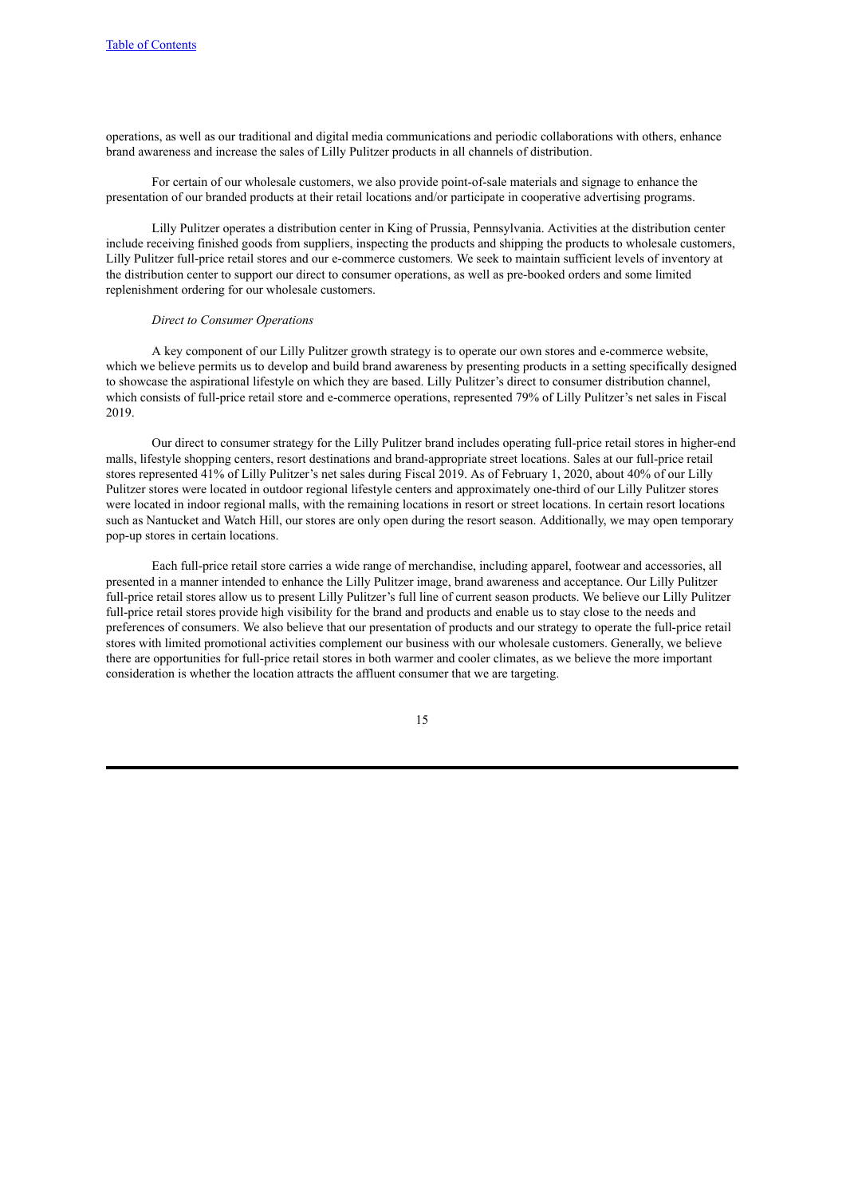operations, as well as our traditional and digital media communications and periodic collaborations with others, enhance brand awareness and increase the sales of Lilly Pulitzer products in all channels of distribution.

For certain of our wholesale customers, we also provide point-of-sale materials and signage to enhance the presentation of our branded products at their retail locations and/or participate in cooperative advertising programs.

Lilly Pulitzer operates a distribution center in King of Prussia, Pennsylvania. Activities at the distribution center include receiving finished goods from suppliers, inspecting the products and shipping the products to wholesale customers, Lilly Pulitzer full-price retail stores and our e-commerce customers. We seek to maintain sufficient levels of inventory at the distribution center to support our direct to consumer operations, as well as pre-booked orders and some limited replenishment ordering for our wholesale customers.

*Direct to Consumer Operations*

A key component of our Lilly Pulitzer growth strategy is to operate our own stores and e-commerce website, which we believe permits us to develop and build brand awareness by presenting products in a setting specifically designed to showcase the aspirational lifestyle on which they are based. Lilly Pulitzer's direct to consumer distribution channel, which consists of full-price retail store and e-commerce operations, represented 79% of Lilly Pulitzer's net sales in Fiscal 2019.

Our direct to consumer strategy for the Lilly Pulitzer brand includes operating full-price retail stores in higher-end malls, lifestyle shopping centers, resort destinations and brand-appropriate street locations. Sales at our full-price retail stores represented 41% of Lilly Pulitzer's net sales during Fiscal 2019. As of February 1, 2020, about 40% of our Lilly Pulitzer stores were located in outdoor regional lifestyle centers and approximately one-third of our Lilly Pulitzer stores were located in indoor regional malls, with the remaining locations in resort or street locations. In certain resort locations such as Nantucket and Watch Hill, our stores are only open during the resort season. Additionally, we may open temporary pop-up stores in certain locations.

Each full-price retail store carries a wide range of merchandise, including apparel, footwear and accessories, all presented in a manner intended to enhance the Lilly Pulitzer image, brand awareness and acceptance. Our Lilly Pulitzer full-price retail stores allow us to present Lilly Pulitzer's full line of current season products. We believe our Lilly Pulitzer full-price retail stores provide high visibility for the brand and products and enable us to stay close to the needs and preferences of consumers. We also believe that our presentation of products and our strategy to operate the full-price retail stores with limited promotional activities complement our business with our wholesale customers. Generally, we believe there are opportunities for full-price retail stores in both warmer and cooler climates, as we believe the more important consideration is whether the location attracts the affluent consumer that we are targeting.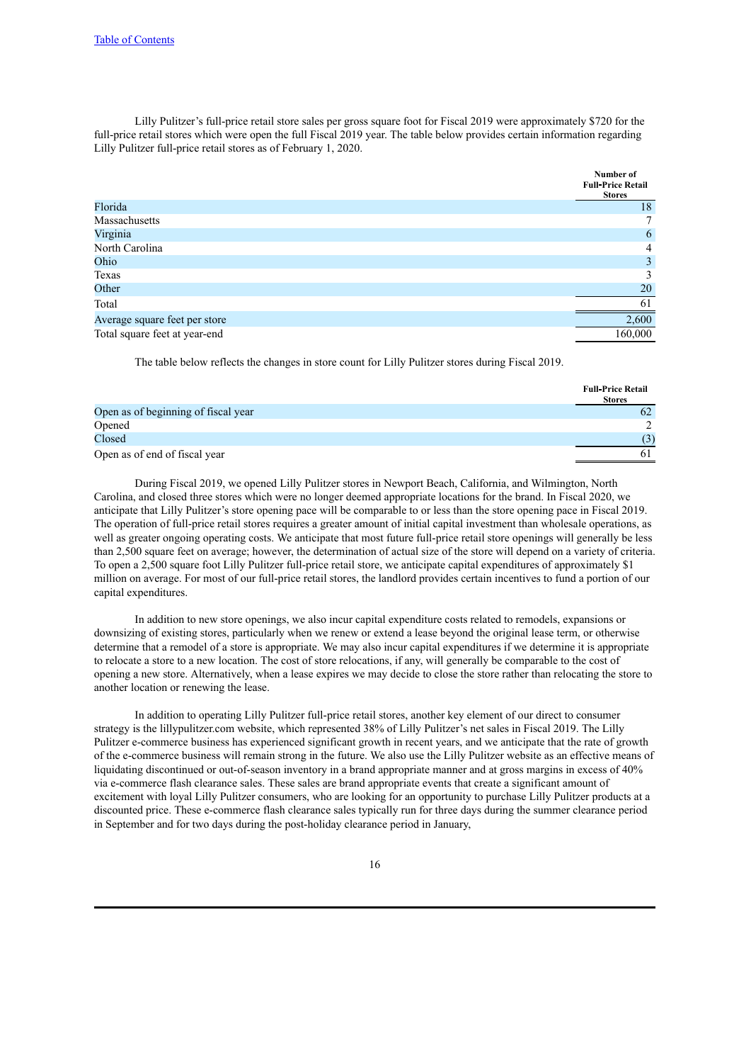Lilly Pulitzer's full-price retail store sales per gross square foot for Fiscal 2019 were approximately $720 for the full-price retail stores which were open the full Fiscal 2019 year. The table below provides certain information regarding Lilly Pulitzer full-price retail stores as of February 1, 2020.

| | Number of Full-Price Retail Stores |
|---|---|
| Florida | 18 |
| Massachusetts | 7 |
| Virginia | 6 |
| North Carolina | 4 |
| Ohio | 3 |
| Texas | 3 |
| Other | 20 |
| Total | 61 |
| Average square feet per store | 2,600 |
| Total square feet at year-end | 160,000 |

The table below reflects the changes in store count for Lilly Pulitzer stores during Fiscal 2019.

| | Full-Price Retail Stores |
|---|---|
| Open as of beginning of fiscal year | 62 |
| Opened | 2 |
| Closed | (3) |
| Open as of end of fiscal year | 61 |

During Fiscal 2019, we opened Lilly Pulitzer stores in Newport Beach, California, and Wilmington, North Carolina, and closed three stores which were no longer deemed appropriate locations for the brand. In Fiscal 2020, we anticipate that Lilly Pulitzer's store opening pace will be comparable to or less than the store opening pace in Fiscal 2019. The operation of full-price retail stores requires a greater amount of initial capital investment than wholesale operations, as well as greater ongoing operating costs. We anticipate that most future full-price retail store openings will generally be less than 2,500 square feet on average; however, the determination of actual size of the store will depend on a variety of criteria. To open a 2,500 square foot Lilly Pulitzer full-price retail store, we anticipate capital expenditures of approximately $1 million on average. For most of our full-price retail stores, the landlord provides certain incentives to fund a portion of our capital expenditures.

In addition to new store openings, we also incur capital expenditure costs related to remodels, expansions or downsizing of existing stores, particularly when we renew or extend a lease beyond the original lease term, or otherwise determine that a remodel of a store is appropriate. We may also incur capital expenditures if we determine it is appropriate to relocate a store to a new location. The cost of store relocations, if any, will generally be comparable to the cost of opening a new store. Alternatively, when a lease expires we may decide to close the store rather than relocating the store to another location or renewing the lease.

In addition to operating Lilly Pulitzer full-price retail stores, another key element of our direct to consumer strategy is the lillypulitzer.com website, which represented 38% of Lilly Pulitzer's net sales in Fiscal 2019. The Lilly Pulitzer e-commerce business has experienced significant growth in recent years, and we anticipate that the rate of growth of the e-commerce business will remain strong in the future. We also use the Lilly Pulitzer website as an effective means of liquidating discontinued or out-of-season inventory in a brand appropriate manner and at gross margins in excess of 40% via e-commerce flash clearance sales. These sales are brand appropriate events that create a significant amount of excitement with loyal Lilly Pulitzer consumers, who are looking for an opportunity to purchase Lilly Pulitzer products at a discounted price. These e-commerce flash clearance sales typically run for three days during the summer clearance period in September and for two days during the post-holiday clearance period in January,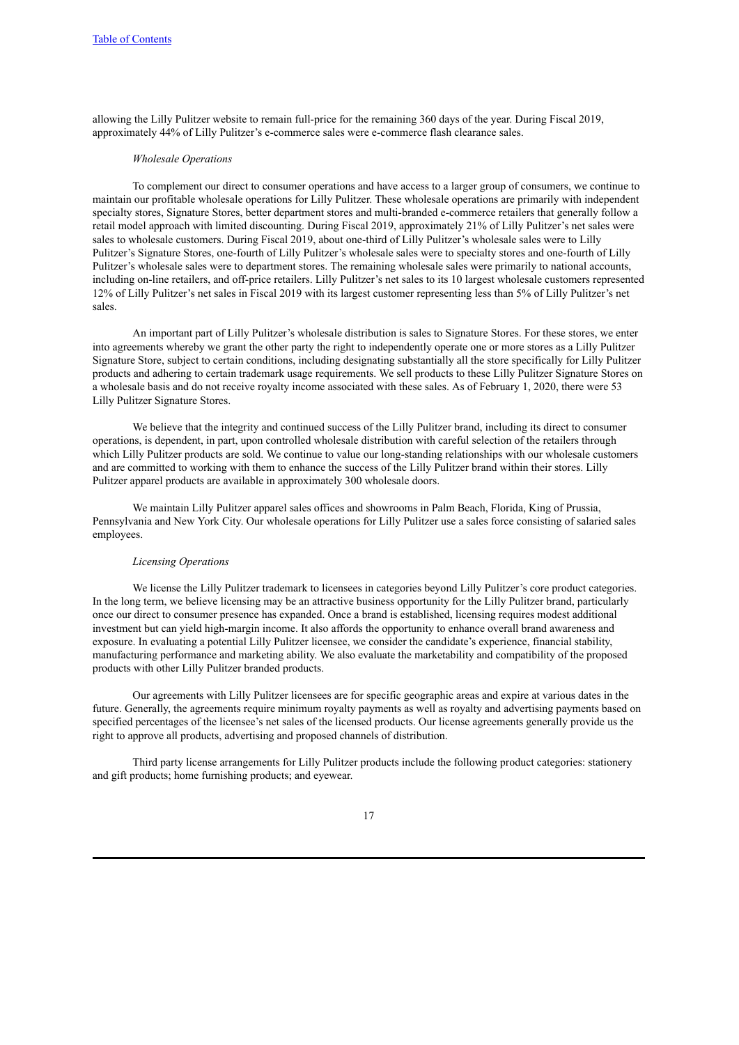allowing the Lilly Pulitzer website to remain full-price for the remaining 360 days of the year. During Fiscal 2019, approximately 44% of Lilly Pulitzer's e-commerce sales were e-commerce flash clearance sales.

*Wholesale Operations*

To complement our direct to consumer operations and have access to a larger group of consumers, we continue to maintain our profitable wholesale operations for Lilly Pulitzer. These wholesale operations are primarily with independent specialty stores, Signature Stores, better department stores and multi-branded e-commerce retailers that generally follow a retail model approach with limited discounting. During Fiscal 2019, approximately 21% of Lilly Pulitzer's net sales were sales to wholesale customers. During Fiscal 2019, about one-third of Lilly Pulitzer's wholesale sales were to Lilly Pulitzer's Signature Stores, one-fourth of Lilly Pulitzer's wholesale sales were to specialty stores and one-fourth of Lilly Pulitzer's wholesale sales were to department stores. The remaining wholesale sales were primarily to national accounts, including on-line retailers, and off-price retailers. Lilly Pulitzer's net sales to its 10 largest wholesale customers represented 12% of Lilly Pulitzer's net sales in Fiscal 2019 with its largest customer representing less than 5% of Lilly Pulitzer's net sales.

An important part of Lilly Pulitzer's wholesale distribution is sales to Signature Stores. For these stores, we enter into agreements whereby we grant the other party the right to independently operate one or more stores as a Lilly Pulitzer Signature Store, subject to certain conditions, including designating substantially all the store specifically for Lilly Pulitzer products and adhering to certain trademark usage requirements. We sell products to these Lilly Pulitzer Signature Stores on a wholesale basis and do not receive royalty income associated with these sales. As of February 1, 2020, there were 53 Lilly Pulitzer Signature Stores.

We believe that the integrity and continued success of the Lilly Pulitzer brand, including its direct to consumer operations, is dependent, in part, upon controlled wholesale distribution with careful selection of the retailers through which Lilly Pulitzer products are sold. We continue to value our long-standing relationships with our wholesale customers and are committed to working with them to enhance the success of the Lilly Pulitzer brand within their stores. Lilly Pulitzer apparel products are available in approximately 300 wholesale doors.

We maintain Lilly Pulitzer apparel sales offices and showrooms in Palm Beach, Florida, King of Prussia, Pennsylvania and New York City. Our wholesale operations for Lilly Pulitzer use a sales force consisting of salaried sales employees.

*Licensing Operations*

We license the Lilly Pulitzer trademark to licensees in categories beyond Lilly Pulitzer's core product categories. In the long term, we believe licensing may be an attractive business opportunity for the Lilly Pulitzer brand, particularly once our direct to consumer presence has expanded. Once a brand is established, licensing requires modest additional investment but can yield high-margin income. It also affords the opportunity to enhance overall brand awareness and exposure. In evaluating a potential Lilly Pulitzer licensee, we consider the candidate's experience, financial stability, manufacturing performance and marketing ability. We also evaluate the marketability and compatibility of the proposed products with other Lilly Pulitzer branded products.

Our agreements with Lilly Pulitzer licensees are for specific geographic areas and expire at various dates in the future. Generally, the agreements require minimum royalty payments as well as royalty and advertising payments based on specified percentages of the licensee's net sales of the licensed products. Our license agreements generally provide us the right to approve all products, advertising and proposed channels of distribution.

Third party license arrangements for Lilly Pulitzer products include the following product categories: stationery and gift products; home furnishing products; and eyewear.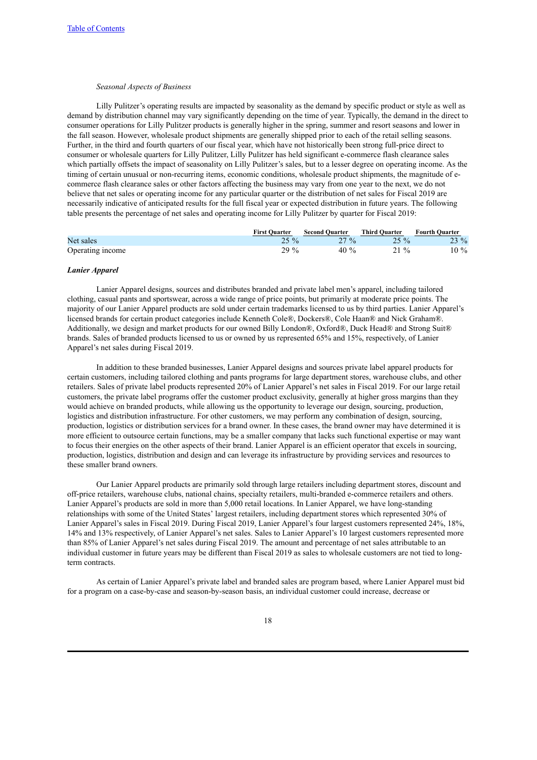*Seasonal Aspects of Business*

Lilly Pulitzer's operating results are impacted by seasonality as the demand by specific product or style as well as demand by distribution channel may vary significantly depending on the time of year. Typically, the demand in the direct to consumer operations for Lilly Pulitzer products is generally higher in the spring, summer and resort seasons and lower in the fall season. However, wholesale product shipments are generally shipped prior to each of the retail selling seasons. Further, in the third and fourth quarters of our fiscal year, which have not historically been strong full-price direct to consumer or wholesale quarters for Lilly Pulitzer, Lilly Pulitzer has held significant e-commerce flash clearance sales which partially offsets the impact of seasonality on Lilly Pulitzer's sales, but to a lesser degree on operating income. As the timing of certain unusual or non-recurring items, economic conditions, wholesale product shipments, the magnitude of e-commerce flash clearance sales or other factors affecting the business may vary from one year to the next, we do not believe that net sales or operating income for any particular quarter or the distribution of net sales for Fiscal 2019 are necessarily indicative of anticipated results for the full fiscal year or expected distribution in future years. The following table presents the percentage of net sales and operating income for Lilly Pulitzer by quarter for Fiscal 2019:

| | First Quarter | Second Quarter | Third Quarter | Fourth Quarter |
|---|---|---|---|---|
| Net sales | 25 % | 27 % | 25 % | 23 % |
| Operating income | 29 % | 40 % | 21 % | 10 % |

### *Lanier Apparel*

Lanier Apparel designs, sources and distributes branded and private label men's apparel, including tailored clothing, casual pants and sportswear, across a wide range of price points, but primarily at moderate price points. The majority of our Lanier Apparel products are sold under certain trademarks licensed to us by third parties. Lanier Apparel's licensed brands for certain product categories include Kenneth Cole®, Dockers®, Cole Haan® and Nick Graham®. Additionally, we design and market products for our owned Billy London®, Oxford®, Duck Head® and Strong Suit® brands. Sales of branded products licensed to us or owned by us represented 65% and 15%, respectively, of Lanier Apparel's net sales during Fiscal 2019.

In addition to these branded businesses, Lanier Apparel designs and sources private label apparel products for certain customers, including tailored clothing and pants programs for large department stores, warehouse clubs, and other retailers. Sales of private label products represented 20% of Lanier Apparel's net sales in Fiscal 2019. For our large retail customers, the private label programs offer the customer product exclusivity, generally at higher gross margins than they would achieve on branded products, while allowing us the opportunity to leverage our design, sourcing, production, logistics and distribution infrastructure. For other customers, we may perform any combination of design, sourcing, production, logistics or distribution services for a brand owner. In these cases, the brand owner may have determined it is more efficient to outsource certain functions, may be a smaller company that lacks such functional expertise or may want to focus their energies on the other aspects of their brand. Lanier Apparel is an efficient operator that excels in sourcing, production, logistics, distribution and design and can leverage its infrastructure by providing services and resources to these smaller brand owners.

Our Lanier Apparel products are primarily sold through large retailers including department stores, discount and off-price retailers, warehouse clubs, national chains, specialty retailers, multi-branded e-commerce retailers and others. Lanier Apparel's products are sold in more than 5,000 retail locations. In Lanier Apparel, we have long-standing relationships with some of the United States' largest retailers, including department stores which represented 30% of Lanier Apparel's sales in Fiscal 2019. During Fiscal 2019, Lanier Apparel's four largest customers represented 24%, 18%, 14% and 13% respectively, of Lanier Apparel's net sales. Sales to Lanier Apparel's 10 largest customers represented more than 85% of Lanier Apparel's net sales during Fiscal 2019. The amount and percentage of net sales attributable to an individual customer in future years may be different than Fiscal 2019 as sales to wholesale customers are not tied to long-term contracts.

As certain of Lanier Apparel's private label and branded sales are program based, where Lanier Apparel must bid for a program on a case-by-case and season-by-season basis, an individual customer could increase, decrease or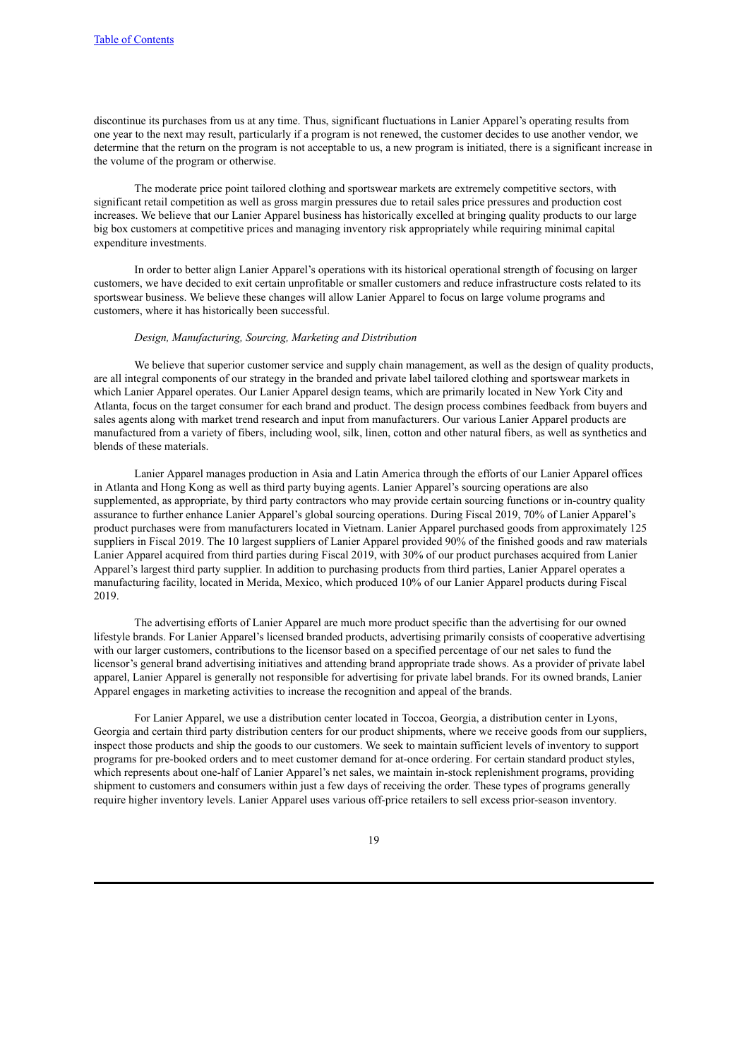discontinue its purchases from us at any time. Thus, significant fluctuations in Lanier Apparel's operating results from one year to the next may result, particularly if a program is not renewed, the customer decides to use another vendor, we determine that the return on the program is not acceptable to us, a new program is initiated, there is a significant increase in the volume of the program or otherwise.

The moderate price point tailored clothing and sportswear markets are extremely competitive sectors, with significant retail competition as well as gross margin pressures due to retail sales price pressures and production cost increases. We believe that our Lanier Apparel business has historically excelled at bringing quality products to our large big box customers at competitive prices and managing inventory risk appropriately while requiring minimal capital expenditure investments.

In order to better align Lanier Apparel's operations with its historical operational strength of focusing on larger customers, we have decided to exit certain unprofitable or smaller customers and reduce infrastructure costs related to its sportswear business. We believe these changes will allow Lanier Apparel to focus on large volume programs and customers, where it has historically been successful.

*Design, Manufacturing, Sourcing, Marketing and Distribution*

We believe that superior customer service and supply chain management, as well as the design of quality products, are all integral components of our strategy in the branded and private label tailored clothing and sportswear markets in which Lanier Apparel operates. Our Lanier Apparel design teams, which are primarily located in New York City and Atlanta, focus on the target consumer for each brand and product. The design process combines feedback from buyers and sales agents along with market trend research and input from manufacturers. Our various Lanier Apparel products are manufactured from a variety of fibers, including wool, silk, linen, cotton and other natural fibers, as well as synthetics and blends of these materials.

Lanier Apparel manages production in Asia and Latin America through the efforts of our Lanier Apparel offices in Atlanta and Hong Kong as well as third party buying agents. Lanier Apparel's sourcing operations are also supplemented, as appropriate, by third party contractors who may provide certain sourcing functions or in-country quality assurance to further enhance Lanier Apparel's global sourcing operations. During Fiscal 2019, 70% of Lanier Apparel's product purchases were from manufacturers located in Vietnam. Lanier Apparel purchased goods from approximately 125 suppliers in Fiscal 2019. The 10 largest suppliers of Lanier Apparel provided 90% of the finished goods and raw materials Lanier Apparel acquired from third parties during Fiscal 2019, with 30% of our product purchases acquired from Lanier Apparel's largest third party supplier. In addition to purchasing products from third parties, Lanier Apparel operates a manufacturing facility, located in Merida, Mexico, which produced 10% of our Lanier Apparel products during Fiscal 2019.

The advertising efforts of Lanier Apparel are much more product specific than the advertising for our owned lifestyle brands. For Lanier Apparel's licensed branded products, advertising primarily consists of cooperative advertising with our larger customers, contributions to the licensor based on a specified percentage of our net sales to fund the licensor's general brand advertising initiatives and attending brand appropriate trade shows. As a provider of private label apparel, Lanier Apparel is generally not responsible for advertising for private label brands. For its owned brands, Lanier Apparel engages in marketing activities to increase the recognition and appeal of the brands.

For Lanier Apparel, we use a distribution center located in Toccoa, Georgia, a distribution center in Lyons, Georgia and certain third party distribution centers for our product shipments, where we receive goods from our suppliers, inspect those products and ship the goods to our customers. We seek to maintain sufficient levels of inventory to support programs for pre-booked orders and to meet customer demand for at-once ordering. For certain standard product styles, which represents about one-half of Lanier Apparel's net sales, we maintain in-stock replenishment programs, providing shipment to customers and consumers within just a few days of receiving the order. These types of programs generally require higher inventory levels. Lanier Apparel uses various off-price retailers to sell excess prior-season inventory.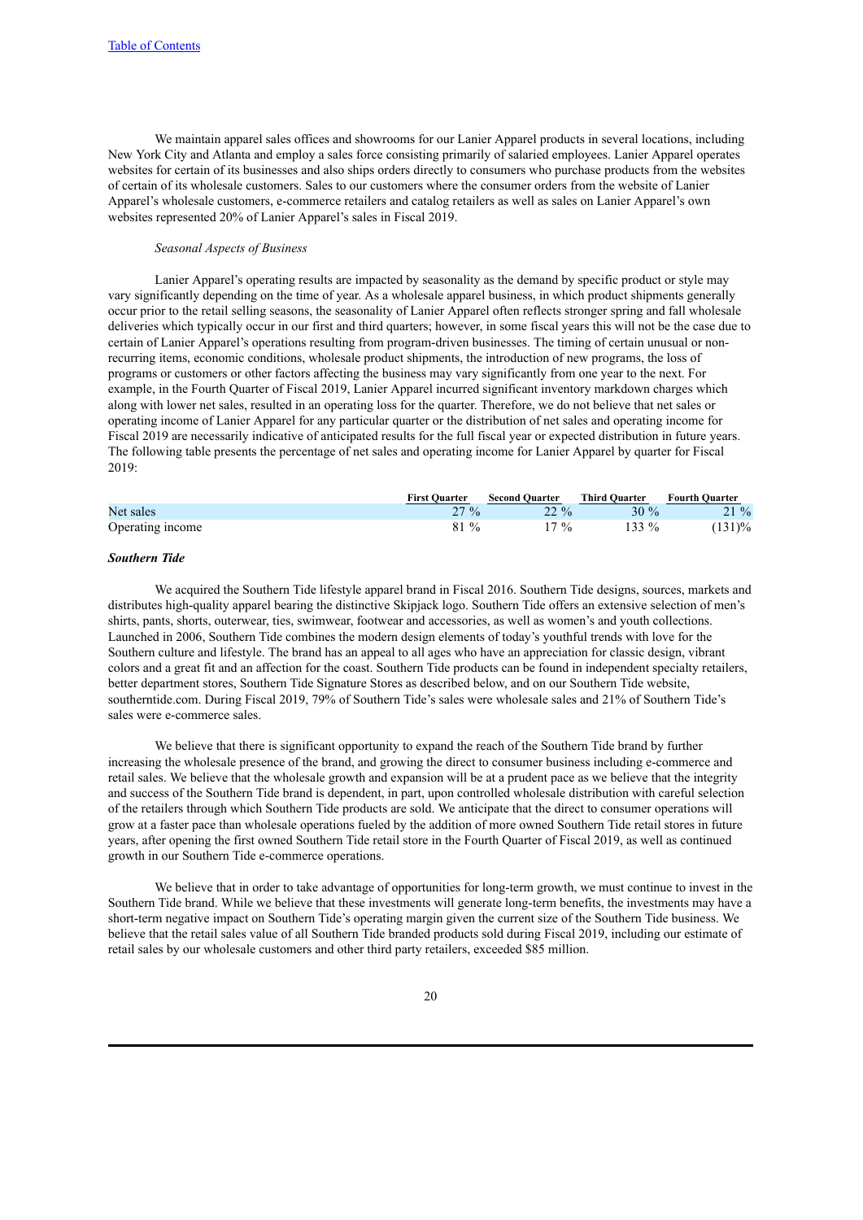We maintain apparel sales offices and showrooms for our Lanier Apparel products in several locations, including New York City and Atlanta and employ a sales force consisting primarily of salaried employees. Lanier Apparel operates websites for certain of its businesses and also ships orders directly to consumers who purchase products from the websites of certain of its wholesale customers. Sales to our customers where the consumer orders from the website of Lanier Apparel's wholesale customers, e-commerce retailers and catalog retailers as well as sales on Lanier Apparel's own websites represented 20% of Lanier Apparel's sales in Fiscal 2019.

*Seasonal Aspects of Business*

Lanier Apparel's operating results are impacted by seasonality as the demand by specific product or style may vary significantly depending on the time of year. As a wholesale apparel business, in which product shipments generally occur prior to the retail selling seasons, the seasonality of Lanier Apparel often reflects stronger spring and fall wholesale deliveries which typically occur in our first and third quarters; however, in some fiscal years this will not be the case due to certain of Lanier Apparel's operations resulting from program-driven businesses. The timing of certain unusual or non-recurring items, economic conditions, wholesale product shipments, the introduction of new programs, the loss of programs or customers or other factors affecting the business may vary significantly from one year to the next. For example, in the Fourth Quarter of Fiscal 2019, Lanier Apparel incurred significant inventory markdown charges which along with lower net sales, resulted in an operating loss for the quarter. Therefore, we do not believe that net sales or operating income of Lanier Apparel for any particular quarter or the distribution of net sales and operating income for Fiscal 2019 are necessarily indicative of anticipated results for the full fiscal year or expected distribution in future years. The following table presents the percentage of net sales and operating income for Lanier Apparel by quarter for Fiscal 2019:

| | First Quarter | Second Quarter | Third Quarter | Fourth Quarter |
|---|---|---|---|---|
| Net sales | 27 % | 22 % | 30 % | 21 % |
| Operating income | 81 % | 17 % | 133 % | (131)% |

***Southern Tide***

We acquired the Southern Tide lifestyle apparel brand in Fiscal 2016. Southern Tide designs, sources, markets and distributes high-quality apparel bearing the distinctive Skipjack logo. Southern Tide offers an extensive selection of men's shirts, pants, shorts, outerwear, ties, swimwear, footwear and accessories, as well as women's and youth collections. Launched in 2006, Southern Tide combines the modern design elements of today's youthful trends with love for the Southern culture and lifestyle. The brand has an appeal to all ages who have an appreciation for classic design, vibrant colors and a great fit and an affection for the coast. Southern Tide products can be found in independent specialty retailers, better department stores, Southern Tide Signature Stores as described below, and on our Southern Tide website, southerntide.com. During Fiscal 2019, 79% of Southern Tide's sales were wholesale sales and 21% of Southern Tide's sales were e-commerce sales.

We believe that there is significant opportunity to expand the reach of the Southern Tide brand by further increasing the wholesale presence of the brand, and growing the direct to consumer business including e-commerce and retail sales. We believe that the wholesale growth and expansion will be at a prudent pace as we believe that the integrity and success of the Southern Tide brand is dependent, in part, upon controlled wholesale distribution with careful selection of the retailers through which Southern Tide products are sold. We anticipate that the direct to consumer operations will grow at a faster pace than wholesale operations fueled by the addition of more owned Southern Tide retail stores in future years, after opening the first owned Southern Tide retail store in the Fourth Quarter of Fiscal 2019, as well as continued growth in our Southern Tide e-commerce operations.

We believe that in order to take advantage of opportunities for long-term growth, we must continue to invest in the Southern Tide brand. While we believe that these investments will generate long-term benefits, the investments may have a short-term negative impact on Southern Tide's operating margin given the current size of the Southern Tide business. We believe that the retail sales value of all Southern Tide branded products sold during Fiscal 2019, including our estimate of retail sales by our wholesale customers and other third party retailers, exceeded $85 million.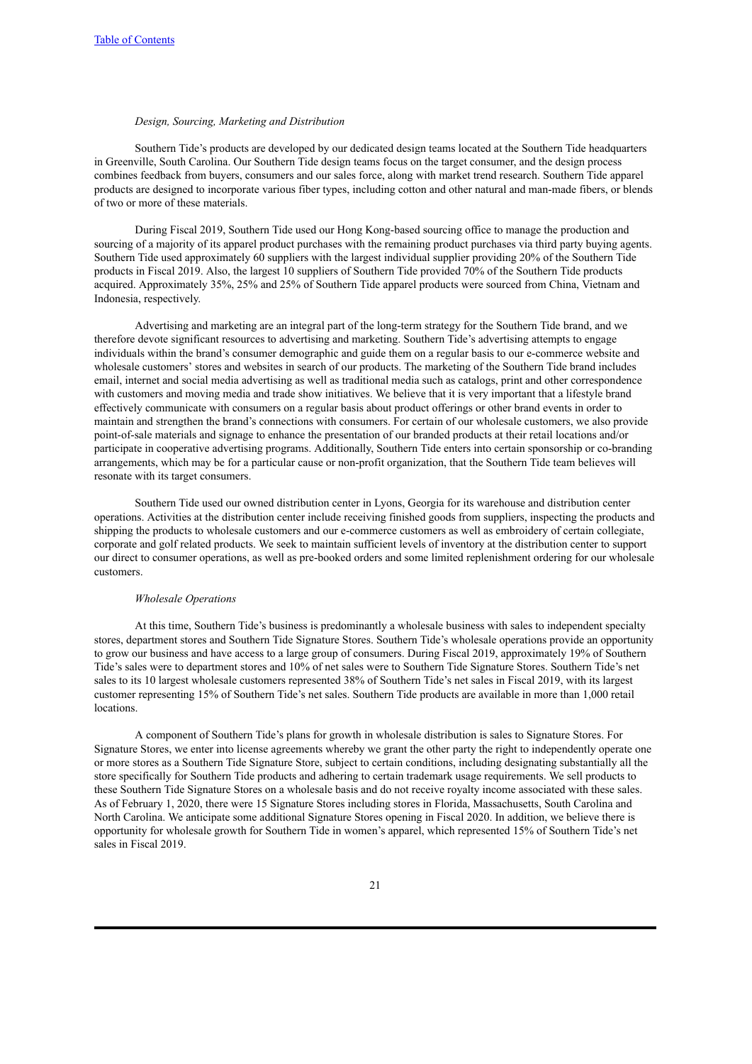*Design, Sourcing, Marketing and Distribution*

Southern Tide's products are developed by our dedicated design teams located at the Southern Tide headquarters in Greenville, South Carolina. Our Southern Tide design teams focus on the target consumer, and the design process combines feedback from buyers, consumers and our sales force, along with market trend research. Southern Tide apparel products are designed to incorporate various fiber types, including cotton and other natural and man-made fibers, or blends of two or more of these materials.

During Fiscal 2019, Southern Tide used our Hong Kong-based sourcing office to manage the production and sourcing of a majority of its apparel product purchases with the remaining product purchases via third party buying agents. Southern Tide used approximately 60 suppliers with the largest individual supplier providing 20% of the Southern Tide products in Fiscal 2019. Also, the largest 10 suppliers of Southern Tide provided 70% of the Southern Tide products acquired. Approximately 35%, 25% and 25% of Southern Tide apparel products were sourced from China, Vietnam and Indonesia, respectively.

Advertising and marketing are an integral part of the long-term strategy for the Southern Tide brand, and we therefore devote significant resources to advertising and marketing. Southern Tide's advertising attempts to engage individuals within the brand's consumer demographic and guide them on a regular basis to our e-commerce website and wholesale customers' stores and websites in search of our products. The marketing of the Southern Tide brand includes email, internet and social media advertising as well as traditional media such as catalogs, print and other correspondence with customers and moving media and trade show initiatives. We believe that it is very important that a lifestyle brand effectively communicate with consumers on a regular basis about product offerings or other brand events in order to maintain and strengthen the brand's connections with consumers. For certain of our wholesale customers, we also provide point-of-sale materials and signage to enhance the presentation of our branded products at their retail locations and/or participate in cooperative advertising programs. Additionally, Southern Tide enters into certain sponsorship or co-branding arrangements, which may be for a particular cause or non-profit organization, that the Southern Tide team believes will resonate with its target consumers.

Southern Tide used our owned distribution center in Lyons, Georgia for its warehouse and distribution center operations. Activities at the distribution center include receiving finished goods from suppliers, inspecting the products and shipping the products to wholesale customers and our e-commerce customers as well as embroidery of certain collegiate, corporate and golf related products. We seek to maintain sufficient levels of inventory at the distribution center to support our direct to consumer operations, as well as pre-booked orders and some limited replenishment ordering for our wholesale customers.

*Wholesale Operations*

At this time, Southern Tide's business is predominantly a wholesale business with sales to independent specialty stores, department stores and Southern Tide Signature Stores. Southern Tide's wholesale operations provide an opportunity to grow our business and have access to a large group of consumers. During Fiscal 2019, approximately 19% of Southern Tide's sales were to department stores and 10% of net sales were to Southern Tide Signature Stores. Southern Tide's net sales to its 10 largest wholesale customers represented 38% of Southern Tide's net sales in Fiscal 2019, with its largest customer representing 15% of Southern Tide's net sales. Southern Tide products are available in more than 1,000 retail locations.

A component of Southern Tide's plans for growth in wholesale distribution is sales to Signature Stores. For Signature Stores, we enter into license agreements whereby we grant the other party the right to independently operate one or more stores as a Southern Tide Signature Store, subject to certain conditions, including designating substantially all the store specifically for Southern Tide products and adhering to certain trademark usage requirements. We sell products to these Southern Tide Signature Stores on a wholesale basis and do not receive royalty income associated with these sales. As of February 1, 2020, there were 15 Signature Stores including stores in Florida, Massachusetts, South Carolina and North Carolina. We anticipate some additional Signature Stores opening in Fiscal 2020. In addition, we believe there is opportunity for wholesale growth for Southern Tide in women's apparel, which represented 15% of Southern Tide's net sales in Fiscal 2019.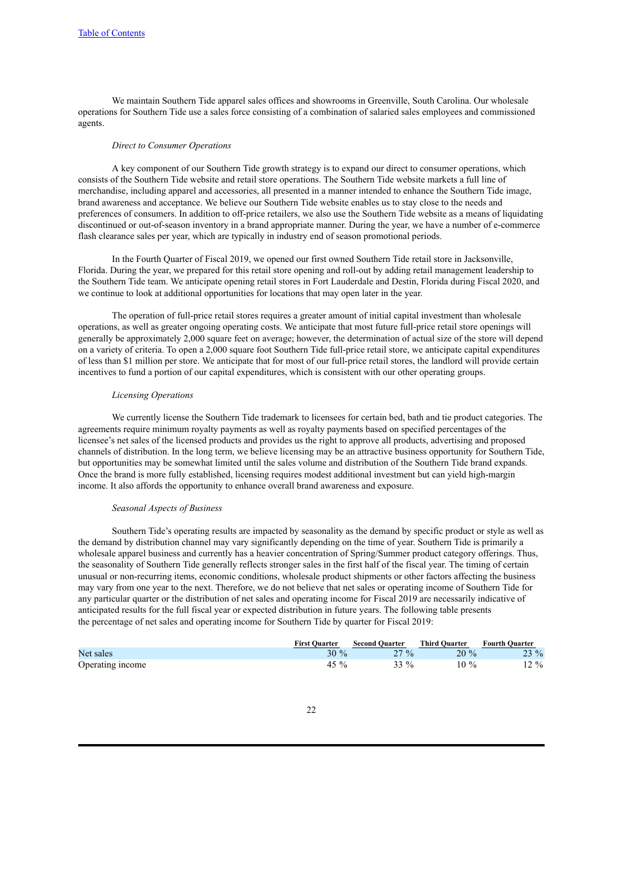We maintain Southern Tide apparel sales offices and showrooms in Greenville, South Carolina. Our wholesale operations for Southern Tide use a sales force consisting of a combination of salaried sales employees and commissioned agents.

*Direct to Consumer Operations*

A key component of our Southern Tide growth strategy is to expand our direct to consumer operations, which consists of the Southern Tide website and retail store operations. The Southern Tide website markets a full line of merchandise, including apparel and accessories, all presented in a manner intended to enhance the Southern Tide image, brand awareness and acceptance. We believe our Southern Tide website enables us to stay close to the needs and preferences of consumers. In addition to off-price retailers, we also use the Southern Tide website as a means of liquidating discontinued or out-of-season inventory in a brand appropriate manner. During the year, we have a number of e-commerce flash clearance sales per year, which are typically in industry end of season promotional periods.

In the Fourth Quarter of Fiscal 2019, we opened our first owned Southern Tide retail store in Jacksonville, Florida. During the year, we prepared for this retail store opening and roll-out by adding retail management leadership to the Southern Tide team. We anticipate opening retail stores in Fort Lauderdale and Destin, Florida during Fiscal 2020, and we continue to look at additional opportunities for locations that may open later in the year.

The operation of full-price retail stores requires a greater amount of initial capital investment than wholesale operations, as well as greater ongoing operating costs. We anticipate that most future full-price retail store openings will generally be approximately 2,000 square feet on average; however, the determination of actual size of the store will depend on a variety of criteria. To open a 2,000 square foot Southern Tide full-price retail store, we anticipate capital expenditures of less than $1 million per store. We anticipate that for most of our full-price retail stores, the landlord will provide certain incentives to fund a portion of our capital expenditures, which is consistent with our other operating groups.

*Licensing Operations*

We currently license the Southern Tide trademark to licensees for certain bed, bath and tie product categories. The agreements require minimum royalty payments as well as royalty payments based on specified percentages of the licensee's net sales of the licensed products and provides us the right to approve all products, advertising and proposed channels of distribution. In the long term, we believe licensing may be an attractive business opportunity for Southern Tide, but opportunities may be somewhat limited until the sales volume and distribution of the Southern Tide brand expands. Once the brand is more fully established, licensing requires modest additional investment but can yield high-margin income. It also affords the opportunity to enhance overall brand awareness and exposure.

*Seasonal Aspects of Business*

Southern Tide's operating results are impacted by seasonality as the demand by specific product or style as well as the demand by distribution channel may vary significantly depending on the time of year. Southern Tide is primarily a wholesale apparel business and currently has a heavier concentration of Spring/Summer product category offerings. Thus, the seasonality of Southern Tide generally reflects stronger sales in the first half of the fiscal year. The timing of certain unusual or non-recurring items, economic conditions, wholesale product shipments or other factors affecting the business may vary from one year to the next. Therefore, we do not believe that net sales or operating income of Southern Tide for any particular quarter or the distribution of net sales and operating income for Fiscal 2019 are necessarily indicative of anticipated results for the full fiscal year or expected distribution in future years. The following table presents the percentage of net sales and operating income for Southern Tide by quarter for Fiscal 2019:

| | First Quarter | Second Quarter | Third Quarter | Fourth Quarter |
|---|---|---|---|---|
| Net sales | 30 % | 27 % | 20 % | 23 % |
| Operating income | 45 % | 33 % | 10 % | 12 % |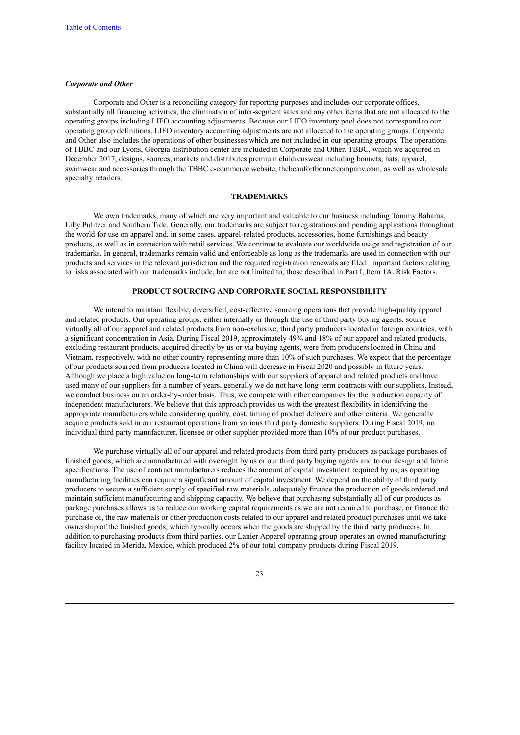*Corporate and Other*

Corporate and Other is a reconciling category for reporting purposes and includes our corporate offices, substantially all financing activities, the elimination of inter-segment sales and any other items that are not allocated to the operating groups including LIFO accounting adjustments. Because our LIFO inventory pool does not correspond to our operating group definitions, LIFO inventory accounting adjustments are not allocated to the operating groups. Corporate and Other also includes the operations of other businesses which are not included in our operating groups. The operations of TBBC and our Lyons, Georgia distribution center are included in Corporate and Other. TBBC, which we acquired in December 2017, designs, sources, markets and distributes premium childrenswear including bonnets, hats, apparel, swimwear and accessories through the TBBC e-commerce website, thebeaufortbonnetcompany.com, as well as wholesale specialty retailers.

## TRADEMARKS

We own trademarks, many of which are very important and valuable to our business including Tommy Bahama, Lilly Pulitzer and Southern Tide. Generally, our trademarks are subject to registrations and pending applications throughout the world for use on apparel and, in some cases, apparel-related products, accessories, home furnishings and beauty products, as well as in connection with retail services. We continue to evaluate our worldwide usage and registration of our trademarks. In general, trademarks remain valid and enforceable as long as the trademarks are used in connection with our products and services in the relevant jurisdiction and the required registration renewals are filed. Important factors relating to risks associated with our trademarks include, but are not limited to, those described in Part I, Item 1A. Risk Factors.

## PRODUCT SOURCING AND CORPORATE SOCIAL RESPONSIBILITY

We intend to maintain flexible, diversified, cost-effective sourcing operations that provide high-quality apparel and related products. Our operating groups, either internally or through the use of third party buying agents, source virtually all of our apparel and related products from non-exclusive, third party producers located in foreign countries, with a significant concentration in Asia. During Fiscal 2019, approximately 49% and 18% of our apparel and related products, excluding restaurant products, acquired directly by us or via buying agents, were from producers located in China and Vietnam, respectively, with no other country representing more than 10% of such purchases. We expect that the percentage of our products sourced from producers located in China will decrease in Fiscal 2020 and possibly in future years. Although we place a high value on long-term relationships with our suppliers of apparel and related products and have used many of our suppliers for a number of years, generally we do not have long-term contracts with our suppliers. Instead, we conduct business on an order-by-order basis. Thus, we compete with other companies for the production capacity of independent manufacturers. We believe that this approach provides us with the greatest flexibility in identifying the appropriate manufacturers while considering quality, cost, timing of product delivery and other criteria. We generally acquire products sold in our restaurant operations from various third party domestic suppliers. During Fiscal 2019, no individual third party manufacturer, licensee or other supplier provided more than 10% of our product purchases.

We purchase virtually all of our apparel and related products from third party producers as package purchases of finished goods, which are manufactured with oversight by us or our third party buying agents and to our design and fabric specifications. The use of contract manufacturers reduces the amount of capital investment required by us, as operating manufacturing facilities can require a significant amount of capital investment. We depend on the ability of third party producers to secure a sufficient supply of specified raw materials, adequately finance the production of goods ordered and maintain sufficient manufacturing and shipping capacity. We believe that purchasing substantially all of our products as package purchases allows us to reduce our working capital requirements as we are not required to purchase, or finance the purchase of, the raw materials or other production costs related to our apparel and related product purchases until we take ownership of the finished goods, which typically occurs when the goods are shipped by the third party producers. In addition to purchasing products from third parties, our Lanier Apparel operating group operates an owned manufacturing facility located in Merida, Mexico, which produced 2% of our total company products during Fiscal 2019.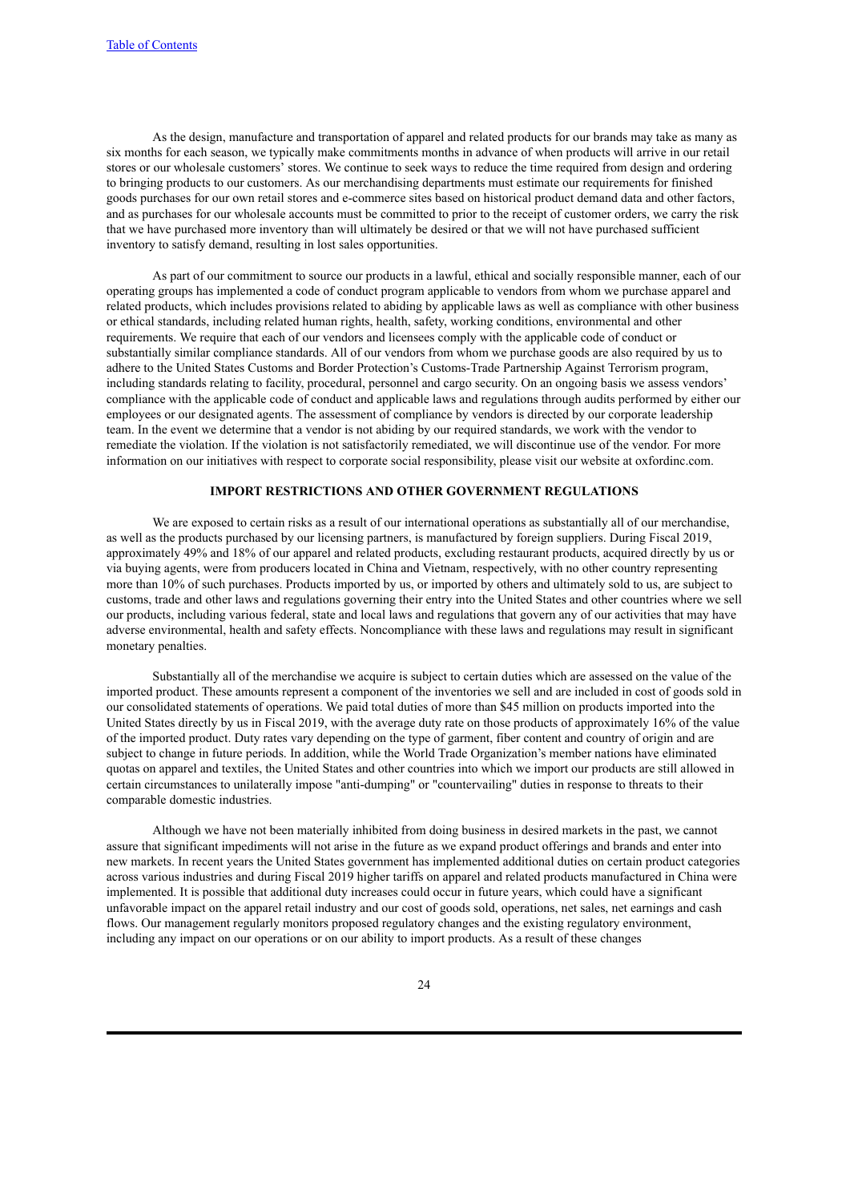As the design, manufacture and transportation of apparel and related products for our brands may take as many as six months for each season, we typically make commitments months in advance of when products will arrive in our retail stores or our wholesale customers' stores. We continue to seek ways to reduce the time required from design and ordering to bringing products to our customers. As our merchandising departments must estimate our requirements for finished goods purchases for our own retail stores and e-commerce sites based on historical product demand data and other factors, and as purchases for our wholesale accounts must be committed to prior to the receipt of customer orders, we carry the risk that we have purchased more inventory than will ultimately be desired or that we will not have purchased sufficient inventory to satisfy demand, resulting in lost sales opportunities.

As part of our commitment to source our products in a lawful, ethical and socially responsible manner, each of our operating groups has implemented a code of conduct program applicable to vendors from whom we purchase apparel and related products, which includes provisions related to abiding by applicable laws as well as compliance with other business or ethical standards, including related human rights, health, safety, working conditions, environmental and other requirements. We require that each of our vendors and licensees comply with the applicable code of conduct or substantially similar compliance standards. All of our vendors from whom we purchase goods are also required by us to adhere to the United States Customs and Border Protection's Customs-Trade Partnership Against Terrorism program, including standards relating to facility, procedural, personnel and cargo security. On an ongoing basis we assess vendors' compliance with the applicable code of conduct and applicable laws and regulations through audits performed by either our employees or our designated agents. The assessment of compliance by vendors is directed by our corporate leadership team. In the event we determine that a vendor is not abiding by our required standards, we work with the vendor to remediate the violation. If the violation is not satisfactorily remediated, we will discontinue use of the vendor. For more information on our initiatives with respect to corporate social responsibility, please visit our website at oxfordinc.com.

## IMPORT RESTRICTIONS AND OTHER GOVERNMENT REGULATIONS

We are exposed to certain risks as a result of our international operations as substantially all of our merchandise, as well as the products purchased by our licensing partners, is manufactured by foreign suppliers. During Fiscal 2019, approximately 49% and 18% of our apparel and related products, excluding restaurant products, acquired directly by us or via buying agents, were from producers located in China and Vietnam, respectively, with no other country representing more than 10% of such purchases. Products imported by us, or imported by others and ultimately sold to us, are subject to customs, trade and other laws and regulations governing their entry into the United States and other countries where we sell our products, including various federal, state and local laws and regulations that govern any of our activities that may have adverse environmental, health and safety effects. Noncompliance with these laws and regulations may result in significant monetary penalties.

Substantially all of the merchandise we acquire is subject to certain duties which are assessed on the value of the imported product. These amounts represent a component of the inventories we sell and are included in cost of goods sold in our consolidated statements of operations. We paid total duties of more than $45 million on products imported into the United States directly by us in Fiscal 2019, with the average duty rate on those products of approximately 16% of the value of the imported product. Duty rates vary depending on the type of garment, fiber content and country of origin and are subject to change in future periods. In addition, while the World Trade Organization's member nations have eliminated quotas on apparel and textiles, the United States and other countries into which we import our products are still allowed in certain circumstances to unilaterally impose "anti-dumping" or "countervailing" duties in response to threats to their comparable domestic industries.

Although we have not been materially inhibited from doing business in desired markets in the past, we cannot assure that significant impediments will not arise in the future as we expand product offerings and brands and enter into new markets. In recent years the United States government has implemented additional duties on certain product categories across various industries and during Fiscal 2019 higher tariffs on apparel and related products manufactured in China were implemented. It is possible that additional duty increases could occur in future years, which could have a significant unfavorable impact on the apparel retail industry and our cost of goods sold, operations, net sales, net earnings and cash flows. Our management regularly monitors proposed regulatory changes and the existing regulatory environment, including any impact on our operations or on our ability to import products. As a result of these changes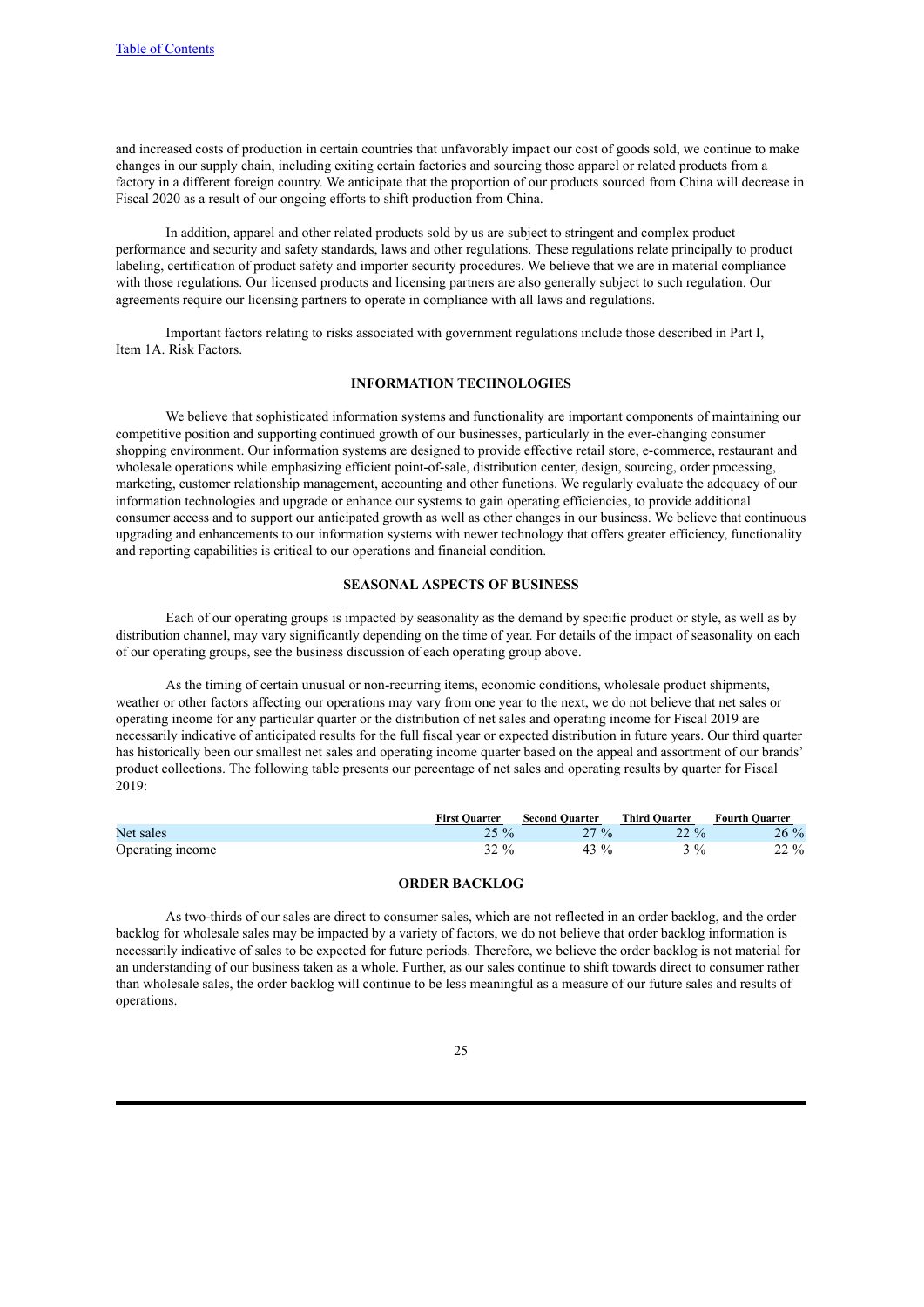and increased costs of production in certain countries that unfavorably impact our cost of goods sold, we continue to make changes in our supply chain, including exiting certain factories and sourcing those apparel or related products from a factory in a different foreign country. We anticipate that the proportion of our products sourced from China will decrease in Fiscal 2020 as a result of our ongoing efforts to shift production from China.

In addition, apparel and other related products sold by us are subject to stringent and complex product performance and security and safety standards, laws and other regulations. These regulations relate principally to product labeling, certification of product safety and importer security procedures. We believe that we are in material compliance with those regulations. Our licensed products and licensing partners are also generally subject to such regulation. Our agreements require our licensing partners to operate in compliance with all laws and regulations.

Important factors relating to risks associated with government regulations include those described in Part I, Item 1A. Risk Factors.

## INFORMATION TECHNOLOGIES

We believe that sophisticated information systems and functionality are important components of maintaining our competitive position and supporting continued growth of our businesses, particularly in the ever-changing consumer shopping environment. Our information systems are designed to provide effective retail store, e-commerce, restaurant and wholesale operations while emphasizing efficient point-of-sale, distribution center, design, sourcing, order processing, marketing, customer relationship management, accounting and other functions. We regularly evaluate the adequacy of our information technologies and upgrade or enhance our systems to gain operating efficiencies, to provide additional consumer access and to support our anticipated growth as well as other changes in our business. We believe that continuous upgrading and enhancements to our information systems with newer technology that offers greater efficiency, functionality and reporting capabilities is critical to our operations and financial condition.

## SEASONAL ASPECTS OF BUSINESS

Each of our operating groups is impacted by seasonality as the demand by specific product or style, as well as by distribution channel, may vary significantly depending on the time of year. For details of the impact of seasonality on each of our operating groups, see the business discussion of each operating group above.

As the timing of certain unusual or non-recurring items, economic conditions, wholesale product shipments, weather or other factors affecting our operations may vary from one year to the next, we do not believe that net sales or operating income for any particular quarter or the distribution of net sales and operating income for Fiscal 2019 are necessarily indicative of anticipated results for the full fiscal year or expected distribution in future years. Our third quarter has historically been our smallest net sales and operating income quarter based on the appeal and assortment of our brands' product collections. The following table presents our percentage of net sales and operating results by quarter for Fiscal 2019:

| | First Quarter | Second Quarter | Third Quarter | Fourth Quarter |
|---|---|---|---|---|
| Net sales | 25 % | 27 % | 22 % | 26 % |
| Operating income | 32 % | 43 % | 3 % | 22 % |

## ORDER BACKLOG

As two-thirds of our sales are direct to consumer sales, which are not reflected in an order backlog, and the order backlog for wholesale sales may be impacted by a variety of factors, we do not believe that order backlog information is necessarily indicative of sales to be expected for future periods. Therefore, we believe the order backlog is not material for an understanding of our business taken as a whole. Further, as our sales continue to shift towards direct to consumer rather than wholesale sales, the order backlog will continue to be less meaningful as a measure of our future sales and results of operations.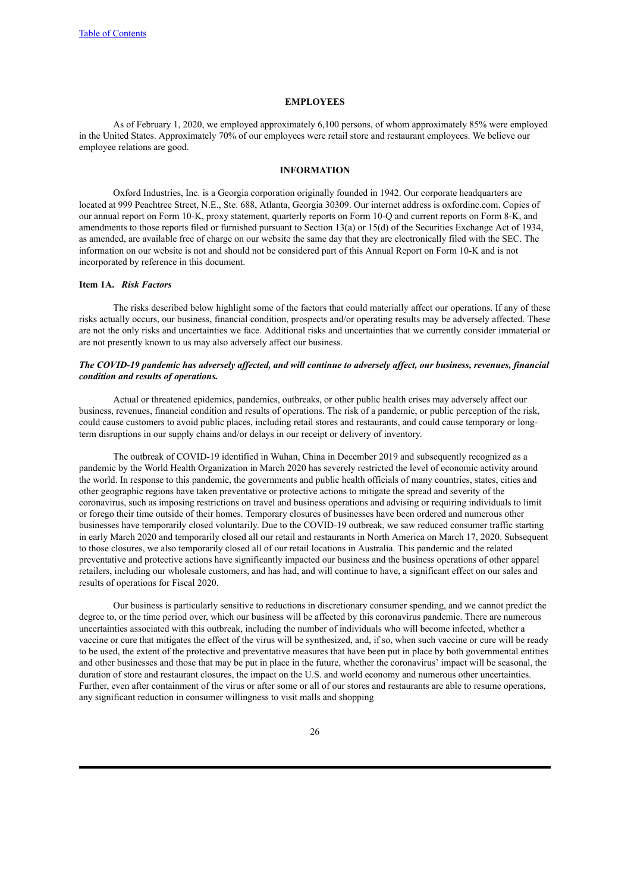## EMPLOYEES

As of February 1, 2020, we employed approximately 6,100 persons, of whom approximately 85% were employed in the United States. Approximately 70% of our employees were retail store and restaurant employees. We believe our employee relations are good.

## INFORMATION

Oxford Industries, Inc. is a Georgia corporation originally founded in 1942. Our corporate headquarters are located at 999 Peachtree Street, N.E., Ste. 688, Atlanta, Georgia 30309. Our internet address is oxfordinc.com. Copies of our annual report on Form 10-K, proxy statement, quarterly reports on Form 10-Q and current reports on Form 8-K, and amendments to those reports filed or furnished pursuant to Section 13(a) or 15(d) of the Securities Exchange Act of 1934, as amended, are available free of charge on our website the same day that they are electronically filed with the SEC. The information on our website is not and should not be considered part of this Annual Report on Form 10-K and is not incorporated by reference in this document.

### Item 1A. *Risk Factors*

The risks described below highlight some of the factors that could materially affect our operations. If any of these risks actually occurs, our business, financial condition, prospects and/or operating results may be adversely affected. These are not the only risks and uncertainties we face. Additional risks and uncertainties that we currently consider immaterial or are not presently known to us may also adversely affect our business.

***The COVID-19 pandemic has adversely affected, and will continue to adversely affect, our business, revenues, financial condition and results of operations.***

Actual or threatened epidemics, pandemics, outbreaks, or other public health crises may adversely affect our business, revenues, financial condition and results of operations. The risk of a pandemic, or public perception of the risk, could cause customers to avoid public places, including retail stores and restaurants, and could cause temporary or long-term disruptions in our supply chains and/or delays in our receipt or delivery of inventory.

The outbreak of COVID-19 identified in Wuhan, China in December 2019 and subsequently recognized as a pandemic by the World Health Organization in March 2020 has severely restricted the level of economic activity around the world. In response to this pandemic, the governments and public health officials of many countries, states, cities and other geographic regions have taken preventative or protective actions to mitigate the spread and severity of the coronavirus, such as imposing restrictions on travel and business operations and advising or requiring individuals to limit or forego their time outside of their homes. Temporary closures of businesses have been ordered and numerous other businesses have temporarily closed voluntarily. Due to the COVID-19 outbreak, we saw reduced consumer traffic starting in early March 2020 and temporarily closed all our retail and restaurants in North America on March 17, 2020. Subsequent to those closures, we also temporarily closed all of our retail locations in Australia. This pandemic and the related preventative and protective actions have significantly impacted our business and the business operations of other apparel retailers, including our wholesale customers, and has had, and will continue to have, a significant effect on our sales and results of operations for Fiscal 2020.

Our business is particularly sensitive to reductions in discretionary consumer spending, and we cannot predict the degree to, or the time period over, which our business will be affected by this coronavirus pandemic. There are numerous uncertainties associated with this outbreak, including the number of individuals who will become infected, whether a vaccine or cure that mitigates the effect of the virus will be synthesized, and, if so, when such vaccine or cure will be ready to be used, the extent of the protective and preventative measures that have been put in place by both governmental entities and other businesses and those that may be put in place in the future, whether the coronavirus' impact will be seasonal, the duration of store and restaurant closures, the impact on the U.S. and world economy and numerous other uncertainties. Further, even after containment of the virus or after some or all of our stores and restaurants are able to resume operations, any significant reduction in consumer willingness to visit malls and shopping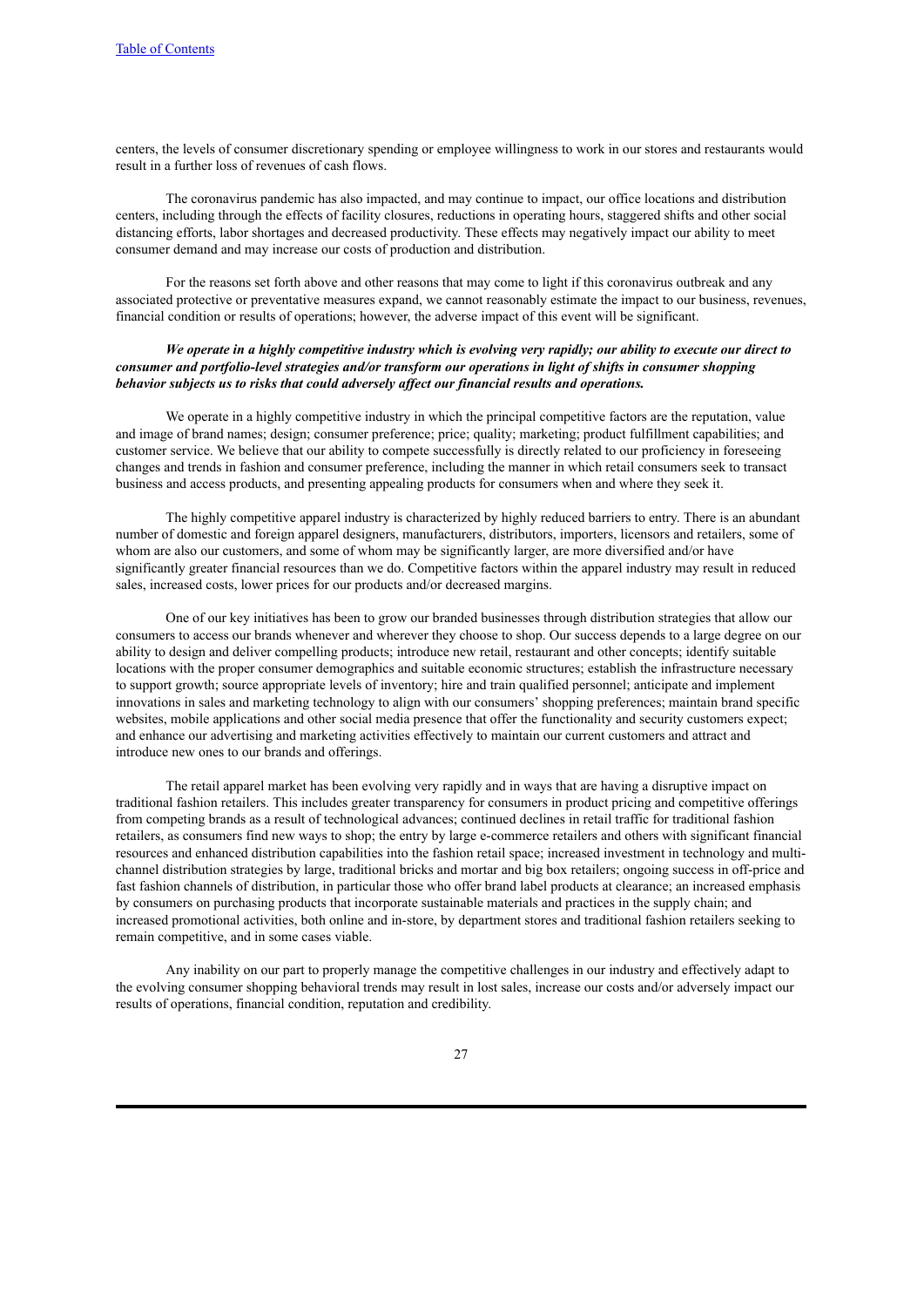centers, the levels of consumer discretionary spending or employee willingness to work in our stores and restaurants would result in a further loss of revenues of cash flows.

The coronavirus pandemic has also impacted, and may continue to impact, our office locations and distribution centers, including through the effects of facility closures, reductions in operating hours, staggered shifts and other social distancing efforts, labor shortages and decreased productivity. These effects may negatively impact our ability to meet consumer demand and may increase our costs of production and distribution.

For the reasons set forth above and other reasons that may come to light if this coronavirus outbreak and any associated protective or preventative measures expand, we cannot reasonably estimate the impact to our business, revenues, financial condition or results of operations; however, the adverse impact of this event will be significant.

***We operate in a highly competitive industry which is evolving very rapidly; our ability to execute our direct to consumer and portfolio-level strategies and/or transform our operations in light of shifts in consumer shopping behavior subjects us to risks that could adversely affect our financial results and operations.***

We operate in a highly competitive industry in which the principal competitive factors are the reputation, value and image of brand names; design; consumer preference; price; quality; marketing; product fulfillment capabilities; and customer service. We believe that our ability to compete successfully is directly related to our proficiency in foreseeing changes and trends in fashion and consumer preference, including the manner in which retail consumers seek to transact business and access products, and presenting appealing products for consumers when and where they seek it.

The highly competitive apparel industry is characterized by highly reduced barriers to entry. There is an abundant number of domestic and foreign apparel designers, manufacturers, distributors, importers, licensors and retailers, some of whom are also our customers, and some of whom may be significantly larger, are more diversified and/or have significantly greater financial resources than we do. Competitive factors within the apparel industry may result in reduced sales, increased costs, lower prices for our products and/or decreased margins.

One of our key initiatives has been to grow our branded businesses through distribution strategies that allow our consumers to access our brands whenever and wherever they choose to shop. Our success depends to a large degree on our ability to design and deliver compelling products; introduce new retail, restaurant and other concepts; identify suitable locations with the proper consumer demographics and suitable economic structures; establish the infrastructure necessary to support growth; source appropriate levels of inventory; hire and train qualified personnel; anticipate and implement innovations in sales and marketing technology to align with our consumers' shopping preferences; maintain brand specific websites, mobile applications and other social media presence that offer the functionality and security customers expect; and enhance our advertising and marketing activities effectively to maintain our current customers and attract and introduce new ones to our brands and offerings.

The retail apparel market has been evolving very rapidly and in ways that are having a disruptive impact on traditional fashion retailers. This includes greater transparency for consumers in product pricing and competitive offerings from competing brands as a result of technological advances; continued declines in retail traffic for traditional fashion retailers, as consumers find new ways to shop; the entry by large e-commerce retailers and others with significant financial resources and enhanced distribution capabilities into the fashion retail space; increased investment in technology and multi-channel distribution strategies by large, traditional bricks and mortar and big box retailers; ongoing success in off-price and fast fashion channels of distribution, in particular those who offer brand label products at clearance; an increased emphasis by consumers on purchasing products that incorporate sustainable materials and practices in the supply chain; and increased promotional activities, both online and in-store, by department stores and traditional fashion retailers seeking to remain competitive, and in some cases viable.

Any inability on our part to properly manage the competitive challenges in our industry and effectively adapt to the evolving consumer shopping behavioral trends may result in lost sales, increase our costs and/or adversely impact our results of operations, financial condition, reputation and credibility.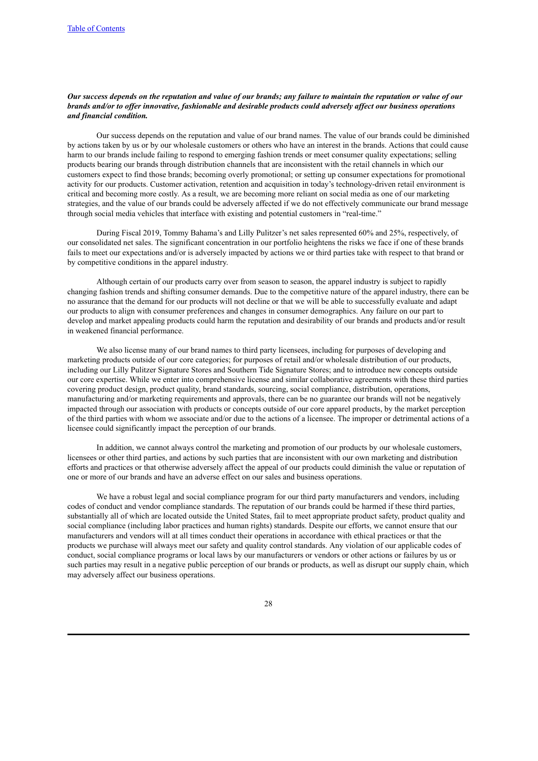***Our success depends on the reputation and value of our brands; any failure to maintain the reputation or value of our brands and/or to offer innovative, fashionable and desirable products could adversely affect our business operations and financial condition.***

Our success depends on the reputation and value of our brand names. The value of our brands could be diminished by actions taken by us or by our wholesale customers or others who have an interest in the brands. Actions that could cause harm to our brands include failing to respond to emerging fashion trends or meet consumer quality expectations; selling products bearing our brands through distribution channels that are inconsistent with the retail channels in which our customers expect to find those brands; becoming overly promotional; or setting up consumer expectations for promotional activity for our products. Customer activation, retention and acquisition in today's technology-driven retail environment is critical and becoming more costly. As a result, we are becoming more reliant on social media as one of our marketing strategies, and the value of our brands could be adversely affected if we do not effectively communicate our brand message through social media vehicles that interface with existing and potential customers in "real-time."

During Fiscal 2019, Tommy Bahama's and Lilly Pulitzer's net sales represented 60% and 25%, respectively, of our consolidated net sales. The significant concentration in our portfolio heightens the risks we face if one of these brands fails to meet our expectations and/or is adversely impacted by actions we or third parties take with respect to that brand or by competitive conditions in the apparel industry.

Although certain of our products carry over from season to season, the apparel industry is subject to rapidly changing fashion trends and shifting consumer demands. Due to the competitive nature of the apparel industry, there can be no assurance that the demand for our products will not decline or that we will be able to successfully evaluate and adapt our products to align with consumer preferences and changes in consumer demographics. Any failure on our part to develop and market appealing products could harm the reputation and desirability of our brands and products and/or result in weakened financial performance.

We also license many of our brand names to third party licensees, including for purposes of developing and marketing products outside of our core categories; for purposes of retail and/or wholesale distribution of our products, including our Lilly Pulitzer Signature Stores and Southern Tide Signature Stores; and to introduce new concepts outside our core expertise. While we enter into comprehensive license and similar collaborative agreements with these third parties covering product design, product quality, brand standards, sourcing, social compliance, distribution, operations, manufacturing and/or marketing requirements and approvals, there can be no guarantee our brands will not be negatively impacted through our association with products or concepts outside of our core apparel products, by the market perception of the third parties with whom we associate and/or due to the actions of a licensee. The improper or detrimental actions of a licensee could significantly impact the perception of our brands.

In addition, we cannot always control the marketing and promotion of our products by our wholesale customers, licensees or other third parties, and actions by such parties that are inconsistent with our own marketing and distribution efforts and practices or that otherwise adversely affect the appeal of our products could diminish the value or reputation of one or more of our brands and have an adverse effect on our sales and business operations.

We have a robust legal and social compliance program for our third party manufacturers and vendors, including codes of conduct and vendor compliance standards. The reputation of our brands could be harmed if these third parties, substantially all of which are located outside the United States, fail to meet appropriate product safety, product quality and social compliance (including labor practices and human rights) standards. Despite our efforts, we cannot ensure that our manufacturers and vendors will at all times conduct their operations in accordance with ethical practices or that the products we purchase will always meet our safety and quality control standards. Any violation of our applicable codes of conduct, social compliance programs or local laws by our manufacturers or vendors or other actions or failures by us or such parties may result in a negative public perception of our brands or products, as well as disrupt our supply chain, which may adversely affect our business operations.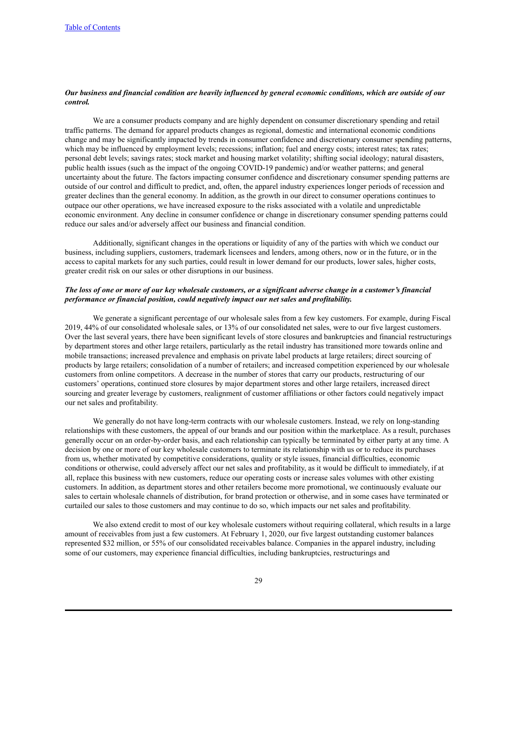*Our business and financial condition are heavily influenced by general economic conditions, which are outside of our control.*

We are a consumer products company and are highly dependent on consumer discretionary spending and retail traffic patterns. The demand for apparel products changes as regional, domestic and international economic conditions change and may be significantly impacted by trends in consumer confidence and discretionary consumer spending patterns, which may be influenced by employment levels; recessions; inflation; fuel and energy costs; interest rates; tax rates; personal debt levels; savings rates; stock market and housing market volatility; shifting social ideology; natural disasters, public health issues (such as the impact of the ongoing COVID-19 pandemic) and/or weather patterns; and general uncertainty about the future. The factors impacting consumer confidence and discretionary consumer spending patterns are outside of our control and difficult to predict, and, often, the apparel industry experiences longer periods of recession and greater declines than the general economy. In addition, as the growth in our direct to consumer operations continues to outpace our other operations, we have increased exposure to the risks associated with a volatile and unpredictable economic environment. Any decline in consumer confidence or change in discretionary consumer spending patterns could reduce our sales and/or adversely affect our business and financial condition.

Additionally, significant changes in the operations or liquidity of any of the parties with which we conduct our business, including suppliers, customers, trademark licensees and lenders, among others, now or in the future, or in the access to capital markets for any such parties, could result in lower demand for our products, lower sales, higher costs, greater credit risk on our sales or other disruptions in our business.

*The loss of one or more of our key wholesale customers, or a significant adverse change in a customer's financial performance or financial position, could negatively impact our net sales and profitability.*

We generate a significant percentage of our wholesale sales from a few key customers. For example, during Fiscal 2019, 44% of our consolidated wholesale sales, or 13% of our consolidated net sales, were to our five largest customers. Over the last several years, there have been significant levels of store closures and bankruptcies and financial restructurings by department stores and other large retailers, particularly as the retail industry has transitioned more towards online and mobile transactions; increased prevalence and emphasis on private label products at large retailers; direct sourcing of products by large retailers; consolidation of a number of retailers; and increased competition experienced by our wholesale customers from online competitors. A decrease in the number of stores that carry our products, restructuring of our customers' operations, continued store closures by major department stores and other large retailers, increased direct sourcing and greater leverage by customers, realignment of customer affiliations or other factors could negatively impact our net sales and profitability.

We generally do not have long-term contracts with our wholesale customers. Instead, we rely on long-standing relationships with these customers, the appeal of our brands and our position within the marketplace. As a result, purchases generally occur on an order-by-order basis, and each relationship can typically be terminated by either party at any time. A decision by one or more of our key wholesale customers to terminate its relationship with us or to reduce its purchases from us, whether motivated by competitive considerations, quality or style issues, financial difficulties, economic conditions or otherwise, could adversely affect our net sales and profitability, as it would be difficult to immediately, if at all, replace this business with new customers, reduce our operating costs or increase sales volumes with other existing customers. In addition, as department stores and other retailers become more promotional, we continuously evaluate our sales to certain wholesale channels of distribution, for brand protection or otherwise, and in some cases have terminated or curtailed our sales to those customers and may continue to do so, which impacts our net sales and profitability.

We also extend credit to most of our key wholesale customers without requiring collateral, which results in a large amount of receivables from just a few customers. At February 1, 2020, our five largest outstanding customer balances represented $32 million, or 55% of our consolidated receivables balance. Companies in the apparel industry, including some of our customers, may experience financial difficulties, including bankruptcies, restructurings and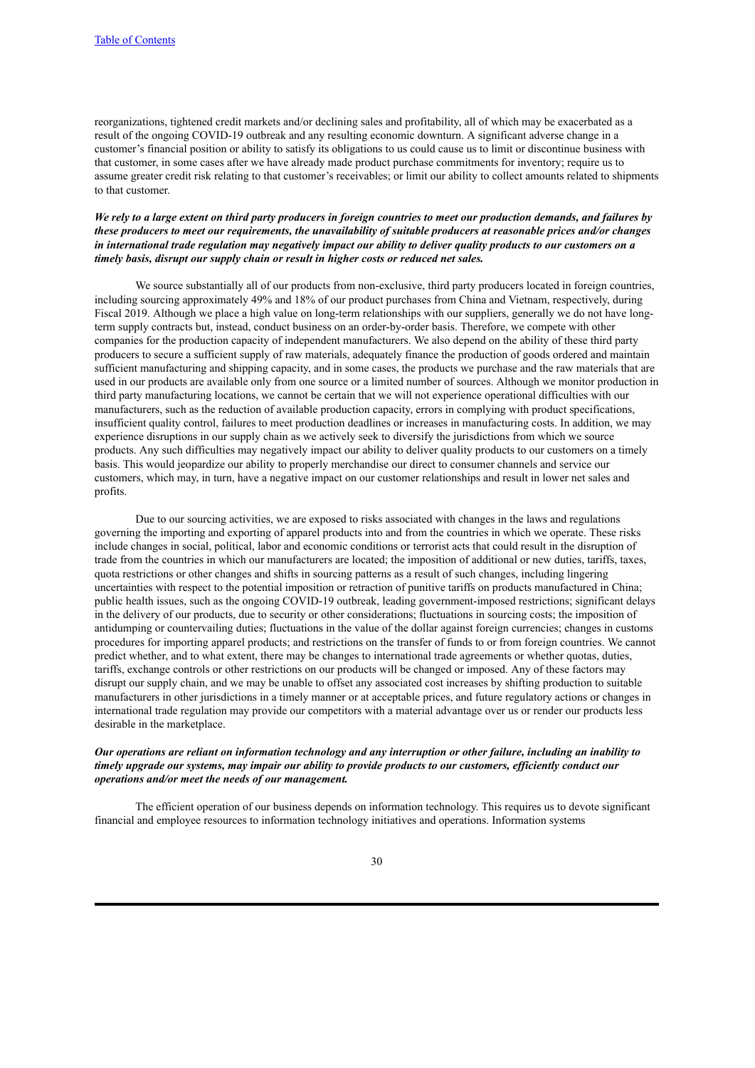reorganizations, tightened credit markets and/or declining sales and profitability, all of which may be exacerbated as a result of the ongoing COVID-19 outbreak and any resulting economic downturn. A significant adverse change in a customer's financial position or ability to satisfy its obligations to us could cause us to limit or discontinue business with that customer, in some cases after we have already made product purchase commitments for inventory; require us to assume greater credit risk relating to that customer's receivables; or limit our ability to collect amounts related to shipments to that customer.

***We rely to a large extent on third party producers in foreign countries to meet our production demands, and failures by these producers to meet our requirements, the unavailability of suitable producers at reasonable prices and/or changes in international trade regulation may negatively impact our ability to deliver quality products to our customers on a timely basis, disrupt our supply chain or result in higher costs or reduced net sales.***

We source substantially all of our products from non-exclusive, third party producers located in foreign countries, including sourcing approximately 49% and 18% of our product purchases from China and Vietnam, respectively, during Fiscal 2019. Although we place a high value on long-term relationships with our suppliers, generally we do not have long-term supply contracts but, instead, conduct business on an order-by-order basis. Therefore, we compete with other companies for the production capacity of independent manufacturers. We also depend on the ability of these third party producers to secure a sufficient supply of raw materials, adequately finance the production of goods ordered and maintain sufficient manufacturing and shipping capacity, and in some cases, the products we purchase and the raw materials that are used in our products are available only from one source or a limited number of sources. Although we monitor production in third party manufacturing locations, we cannot be certain that we will not experience operational difficulties with our manufacturers, such as the reduction of available production capacity, errors in complying with product specifications, insufficient quality control, failures to meet production deadlines or increases in manufacturing costs. In addition, we may experience disruptions in our supply chain as we actively seek to diversify the jurisdictions from which we source products. Any such difficulties may negatively impact our ability to deliver quality products to our customers on a timely basis. This would jeopardize our ability to properly merchandise our direct to consumer channels and service our customers, which may, in turn, have a negative impact on our customer relationships and result in lower net sales and profits.

Due to our sourcing activities, we are exposed to risks associated with changes in the laws and regulations governing the importing and exporting of apparel products into and from the countries in which we operate. These risks include changes in social, political, labor and economic conditions or terrorist acts that could result in the disruption of trade from the countries in which our manufacturers are located; the imposition of additional or new duties, tariffs, taxes, quota restrictions or other changes and shifts in sourcing patterns as a result of such changes, including lingering uncertainties with respect to the potential imposition or retraction of punitive tariffs on products manufactured in China; public health issues, such as the ongoing COVID-19 outbreak, leading government-imposed restrictions; significant delays in the delivery of our products, due to security or other considerations; fluctuations in sourcing costs; the imposition of antidumping or countervailing duties; fluctuations in the value of the dollar against foreign currencies; changes in customs procedures for importing apparel products; and restrictions on the transfer of funds to or from foreign countries. We cannot predict whether, and to what extent, there may be changes to international trade agreements or whether quotas, duties, tariffs, exchange controls or other restrictions on our products will be changed or imposed. Any of these factors may disrupt our supply chain, and we may be unable to offset any associated cost increases by shifting production to suitable manufacturers in other jurisdictions in a timely manner or at acceptable prices, and future regulatory actions or changes in international trade regulation may provide our competitors with a material advantage over us or render our products less desirable in the marketplace.

***Our operations are reliant on information technology and any interruption or other failure, including an inability to timely upgrade our systems, may impair our ability to provide products to our customers, efficiently conduct our operations and/or meet the needs of our management.***

The efficient operation of our business depends on information technology. This requires us to devote significant financial and employee resources to information technology initiatives and operations. Information systems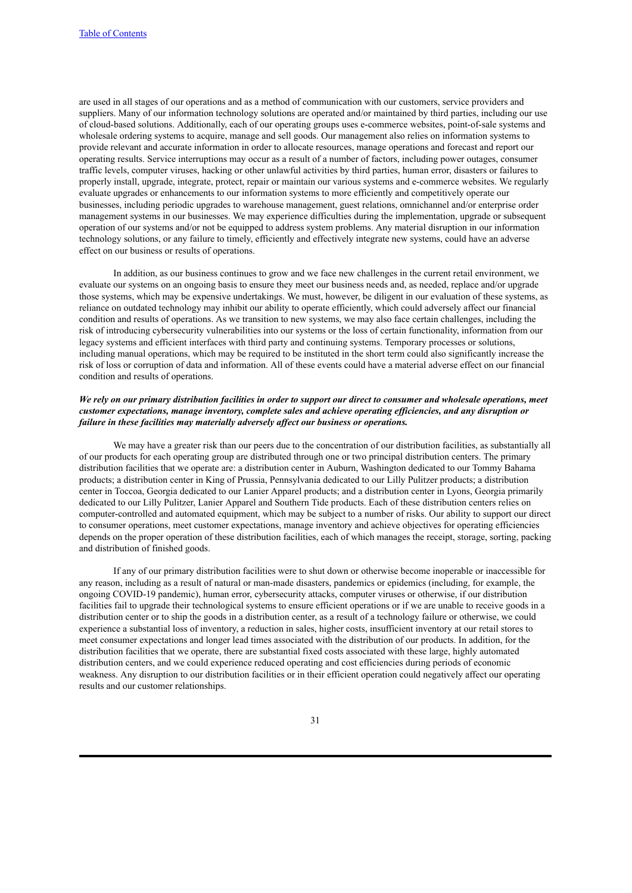are used in all stages of our operations and as a method of communication with our customers, service providers and suppliers. Many of our information technology solutions are operated and/or maintained by third parties, including our use of cloud-based solutions. Additionally, each of our operating groups uses e-commerce websites, point-of-sale systems and wholesale ordering systems to acquire, manage and sell goods. Our management also relies on information systems to provide relevant and accurate information in order to allocate resources, manage operations and forecast and report our operating results. Service interruptions may occur as a result of a number of factors, including power outages, consumer traffic levels, computer viruses, hacking or other unlawful activities by third parties, human error, disasters or failures to properly install, upgrade, integrate, protect, repair or maintain our various systems and e-commerce websites. We regularly evaluate upgrades or enhancements to our information systems to more efficiently and competitively operate our businesses, including periodic upgrades to warehouse management, guest relations, omnichannel and/or enterprise order management systems in our businesses. We may experience difficulties during the implementation, upgrade or subsequent operation of our systems and/or not be equipped to address system problems. Any material disruption in our information technology solutions, or any failure to timely, efficiently and effectively integrate new systems, could have an adverse effect on our business or results of operations.

In addition, as our business continues to grow and we face new challenges in the current retail environment, we evaluate our systems on an ongoing basis to ensure they meet our business needs and, as needed, replace and/or upgrade those systems, which may be expensive undertakings. We must, however, be diligent in our evaluation of these systems, as reliance on outdated technology may inhibit our ability to operate efficiently, which could adversely affect our financial condition and results of operations. As we transition to new systems, we may also face certain challenges, including the risk of introducing cybersecurity vulnerabilities into our systems or the loss of certain functionality, information from our legacy systems and efficient interfaces with third party and continuing systems. Temporary processes or solutions, including manual operations, which may be required to be instituted in the short term could also significantly increase the risk of loss or corruption of data and information. All of these events could have a material adverse effect on our financial condition and results of operations.

***We rely on our primary distribution facilities in order to support our direct to consumer and wholesale operations, meet customer expectations, manage inventory, complete sales and achieve operating efficiencies, and any disruption or failure in these facilities may materially adversely affect our business or operations.***

We may have a greater risk than our peers due to the concentration of our distribution facilities, as substantially all of our products for each operating group are distributed through one or two principal distribution centers. The primary distribution facilities that we operate are: a distribution center in Auburn, Washington dedicated to our Tommy Bahama products; a distribution center in King of Prussia, Pennsylvania dedicated to our Lilly Pulitzer products; a distribution center in Toccoa, Georgia dedicated to our Lanier Apparel products; and a distribution center in Lyons, Georgia primarily dedicated to our Lilly Pulitzer, Lanier Apparel and Southern Tide products. Each of these distribution centers relies on computer-controlled and automated equipment, which may be subject to a number of risks. Our ability to support our direct to consumer operations, meet customer expectations, manage inventory and achieve objectives for operating efficiencies depends on the proper operation of these distribution facilities, each of which manages the receipt, storage, sorting, packing and distribution of finished goods.

If any of our primary distribution facilities were to shut down or otherwise become inoperable or inaccessible for any reason, including as a result of natural or man-made disasters, pandemics or epidemics (including, for example, the ongoing COVID-19 pandemic), human error, cybersecurity attacks, computer viruses or otherwise, if our distribution facilities fail to upgrade their technological systems to ensure efficient operations or if we are unable to receive goods in a distribution center or to ship the goods in a distribution center, as a result of a technology failure or otherwise, we could experience a substantial loss of inventory, a reduction in sales, higher costs, insufficient inventory at our retail stores to meet consumer expectations and longer lead times associated with the distribution of our products. In addition, for the distribution facilities that we operate, there are substantial fixed costs associated with these large, highly automated distribution centers, and we could experience reduced operating and cost efficiencies during periods of economic weakness. Any disruption to our distribution facilities or in their efficient operation could negatively affect our operating results and our customer relationships.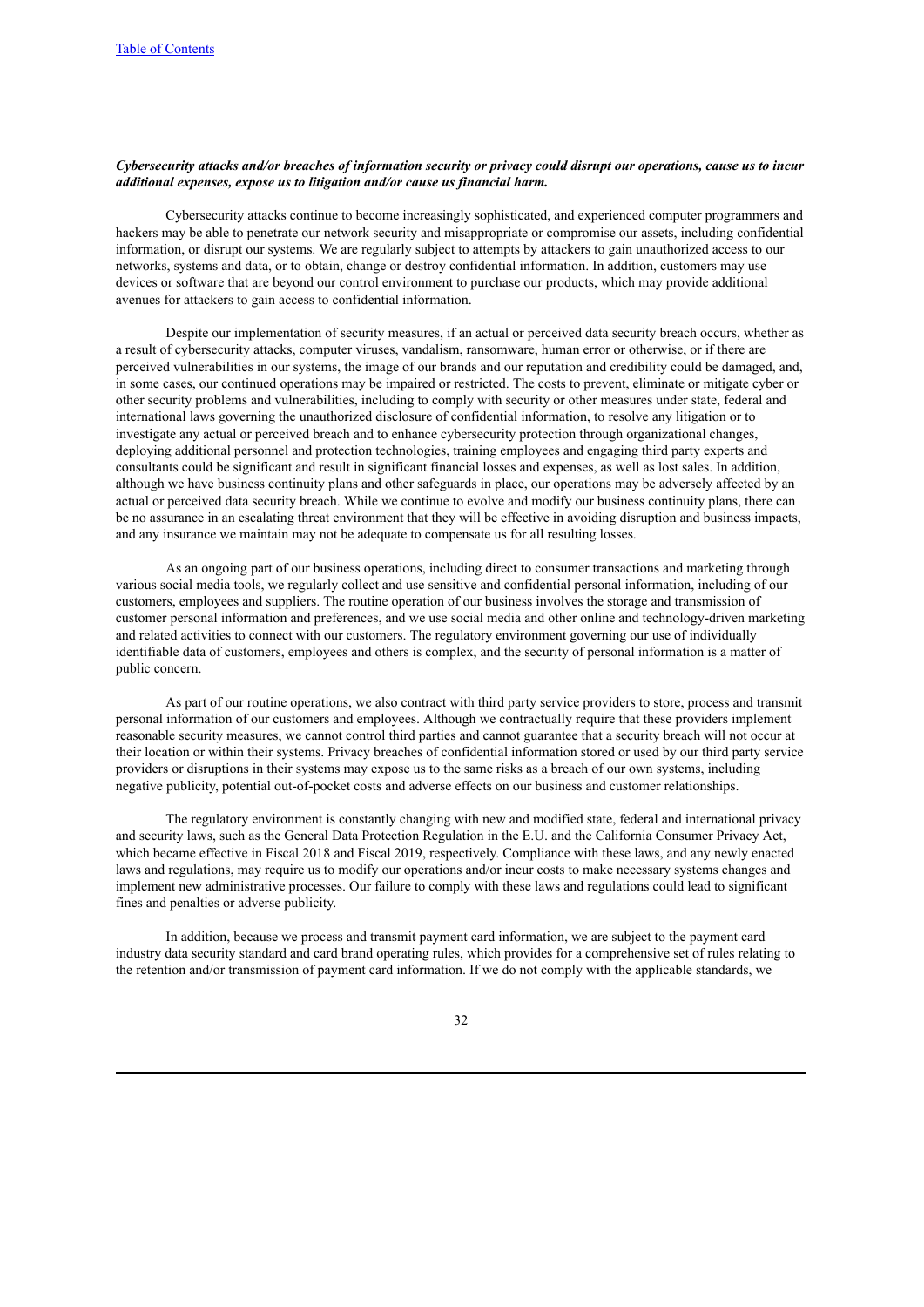***Cybersecurity attacks and/or breaches of information security or privacy could disrupt our operations, cause us to incur additional expenses, expose us to litigation and/or cause us financial harm.***

Cybersecurity attacks continue to become increasingly sophisticated, and experienced computer programmers and hackers may be able to penetrate our network security and misappropriate or compromise our assets, including confidential information, or disrupt our systems. We are regularly subject to attempts by attackers to gain unauthorized access to our networks, systems and data, or to obtain, change or destroy confidential information. In addition, customers may use devices or software that are beyond our control environment to purchase our products, which may provide additional avenues for attackers to gain access to confidential information.

Despite our implementation of security measures, if an actual or perceived data security breach occurs, whether as a result of cybersecurity attacks, computer viruses, vandalism, ransomware, human error or otherwise, or if there are perceived vulnerabilities in our systems, the image of our brands and our reputation and credibility could be damaged, and, in some cases, our continued operations may be impaired or restricted. The costs to prevent, eliminate or mitigate cyber or other security problems and vulnerabilities, including to comply with security or other measures under state, federal and international laws governing the unauthorized disclosure of confidential information, to resolve any litigation or to investigate any actual or perceived breach and to enhance cybersecurity protection through organizational changes, deploying additional personnel and protection technologies, training employees and engaging third party experts and consultants could be significant and result in significant financial losses and expenses, as well as lost sales. In addition, although we have business continuity plans and other safeguards in place, our operations may be adversely affected by an actual or perceived data security breach. While we continue to evolve and modify our business continuity plans, there can be no assurance in an escalating threat environment that they will be effective in avoiding disruption and business impacts, and any insurance we maintain may not be adequate to compensate us for all resulting losses.

As an ongoing part of our business operations, including direct to consumer transactions and marketing through various social media tools, we regularly collect and use sensitive and confidential personal information, including of our customers, employees and suppliers. The routine operation of our business involves the storage and transmission of customer personal information and preferences, and we use social media and other online and technology-driven marketing and related activities to connect with our customers. The regulatory environment governing our use of individually identifiable data of customers, employees and others is complex, and the security of personal information is a matter of public concern.

As part of our routine operations, we also contract with third party service providers to store, process and transmit personal information of our customers and employees. Although we contractually require that these providers implement reasonable security measures, we cannot control third parties and cannot guarantee that a security breach will not occur at their location or within their systems. Privacy breaches of confidential information stored or used by our third party service providers or disruptions in their systems may expose us to the same risks as a breach of our own systems, including negative publicity, potential out-of-pocket costs and adverse effects on our business and customer relationships.

The regulatory environment is constantly changing with new and modified state, federal and international privacy and security laws, such as the General Data Protection Regulation in the E.U. and the California Consumer Privacy Act, which became effective in Fiscal 2018 and Fiscal 2019, respectively. Compliance with these laws, and any newly enacted laws and regulations, may require us to modify our operations and/or incur costs to make necessary systems changes and implement new administrative processes. Our failure to comply with these laws and regulations could lead to significant fines and penalties or adverse publicity.

In addition, because we process and transmit payment card information, we are subject to the payment card industry data security standard and card brand operating rules, which provides for a comprehensive set of rules relating to the retention and/or transmission of payment card information. If we do not comply with the applicable standards, we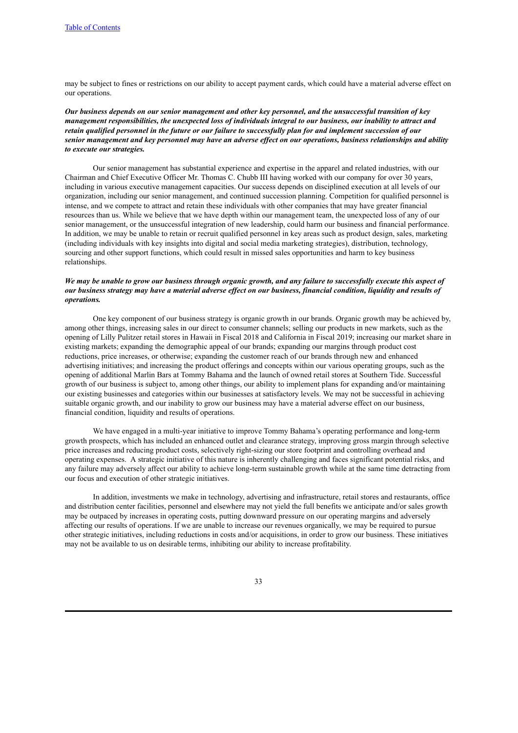may be subject to fines or restrictions on our ability to accept payment cards, which could have a material adverse effect on our operations.

***Our business depends on our senior management and other key personnel, and the unsuccessful transition of key management responsibilities, the unexpected loss of individuals integral to our business, our inability to attract and retain qualified personnel in the future or our failure to successfully plan for and implement succession of our senior management and key personnel may have an adverse effect on our operations, business relationships and ability to execute our strategies.***

Our senior management has substantial experience and expertise in the apparel and related industries, with our Chairman and Chief Executive Officer Mr. Thomas C. Chubb III having worked with our company for over 30 years, including in various executive management capacities. Our success depends on disciplined execution at all levels of our organization, including our senior management, and continued succession planning. Competition for qualified personnel is intense, and we compete to attract and retain these individuals with other companies that may have greater financial resources than us. While we believe that we have depth within our management team, the unexpected loss of any of our senior management, or the unsuccessful integration of new leadership, could harm our business and financial performance. In addition, we may be unable to retain or recruit qualified personnel in key areas such as product design, sales, marketing (including individuals with key insights into digital and social media marketing strategies), distribution, technology, sourcing and other support functions, which could result in missed sales opportunities and harm to key business relationships.

***We may be unable to grow our business through organic growth, and any failure to successfully execute this aspect of our business strategy may have a material adverse effect on our business, financial condition, liquidity and results of operations.***

One key component of our business strategy is organic growth in our brands. Organic growth may be achieved by, among other things, increasing sales in our direct to consumer channels; selling our products in new markets, such as the opening of Lilly Pulitzer retail stores in Hawaii in Fiscal 2018 and California in Fiscal 2019; increasing our market share in existing markets; expanding the demographic appeal of our brands; expanding our margins through product cost reductions, price increases, or otherwise; expanding the customer reach of our brands through new and enhanced advertising initiatives; and increasing the product offerings and concepts within our various operating groups, such as the opening of additional Marlin Bars at Tommy Bahama and the launch of owned retail stores at Southern Tide. Successful growth of our business is subject to, among other things, our ability to implement plans for expanding and/or maintaining our existing businesses and categories within our businesses at satisfactory levels. We may not be successful in achieving suitable organic growth, and our inability to grow our business may have a material adverse effect on our business, financial condition, liquidity and results of operations.

We have engaged in a multi-year initiative to improve Tommy Bahama's operating performance and long-term growth prospects, which has included an enhanced outlet and clearance strategy, improving gross margin through selective price increases and reducing product costs, selectively right-sizing our store footprint and controlling overhead and operating expenses. A strategic initiative of this nature is inherently challenging and faces significant potential risks, and any failure may adversely affect our ability to achieve long-term sustainable growth while at the same time detracting from our focus and execution of other strategic initiatives.

In addition, investments we make in technology, advertising and infrastructure, retail stores and restaurants, office and distribution center facilities, personnel and elsewhere may not yield the full benefits we anticipate and/or sales growth may be outpaced by increases in operating costs, putting downward pressure on our operating margins and adversely affecting our results of operations. If we are unable to increase our revenues organically, we may be required to pursue other strategic initiatives, including reductions in costs and/or acquisitions, in order to grow our business. These initiatives may not be available to us on desirable terms, inhibiting our ability to increase profitability.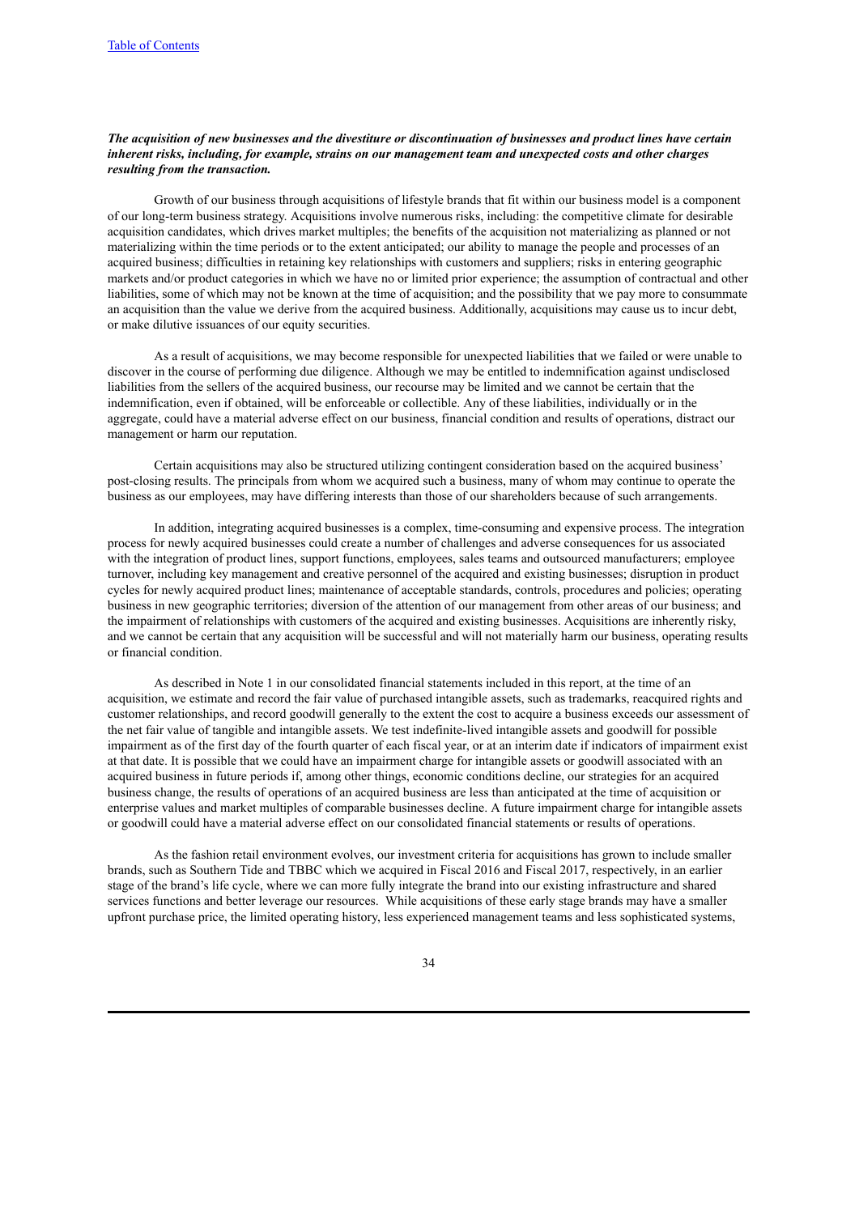***The acquisition of new businesses and the divestiture or discontinuation of businesses and product lines have certain inherent risks, including, for example, strains on our management team and unexpected costs and other charges resulting from the transaction.***

Growth of our business through acquisitions of lifestyle brands that fit within our business model is a component of our long-term business strategy. Acquisitions involve numerous risks, including: the competitive climate for desirable acquisition candidates, which drives market multiples; the benefits of the acquisition not materializing as planned or not materializing within the time periods or to the extent anticipated; our ability to manage the people and processes of an acquired business; difficulties in retaining key relationships with customers and suppliers; risks in entering geographic markets and/or product categories in which we have no or limited prior experience; the assumption of contractual and other liabilities, some of which may not be known at the time of acquisition; and the possibility that we pay more to consummate an acquisition than the value we derive from the acquired business. Additionally, acquisitions may cause us to incur debt, or make dilutive issuances of our equity securities.

As a result of acquisitions, we may become responsible for unexpected liabilities that we failed or were unable to discover in the course of performing due diligence. Although we may be entitled to indemnification against undisclosed liabilities from the sellers of the acquired business, our recourse may be limited and we cannot be certain that the indemnification, even if obtained, will be enforceable or collectible. Any of these liabilities, individually or in the aggregate, could have a material adverse effect on our business, financial condition and results of operations, distract our management or harm our reputation.

Certain acquisitions may also be structured utilizing contingent consideration based on the acquired business' post-closing results. The principals from whom we acquired such a business, many of whom may continue to operate the business as our employees, may have differing interests than those of our shareholders because of such arrangements.

In addition, integrating acquired businesses is a complex, time-consuming and expensive process. The integration process for newly acquired businesses could create a number of challenges and adverse consequences for us associated with the integration of product lines, support functions, employees, sales teams and outsourced manufacturers; employee turnover, including key management and creative personnel of the acquired and existing businesses; disruption in product cycles for newly acquired product lines; maintenance of acceptable standards, controls, procedures and policies; operating business in new geographic territories; diversion of the attention of our management from other areas of our business; and the impairment of relationships with customers of the acquired and existing businesses. Acquisitions are inherently risky, and we cannot be certain that any acquisition will be successful and will not materially harm our business, operating results or financial condition.

As described in Note 1 in our consolidated financial statements included in this report, at the time of an acquisition, we estimate and record the fair value of purchased intangible assets, such as trademarks, reacquired rights and customer relationships, and record goodwill generally to the extent the cost to acquire a business exceeds our assessment of the net fair value of tangible and intangible assets. We test indefinite-lived intangible assets and goodwill for possible impairment as of the first day of the fourth quarter of each fiscal year, or at an interim date if indicators of impairment exist at that date. It is possible that we could have an impairment charge for intangible assets or goodwill associated with an acquired business in future periods if, among other things, economic conditions decline, our strategies for an acquired business change, the results of operations of an acquired business are less than anticipated at the time of acquisition or enterprise values and market multiples of comparable businesses decline. A future impairment charge for intangible assets or goodwill could have a material adverse effect on our consolidated financial statements or results of operations.

As the fashion retail environment evolves, our investment criteria for acquisitions has grown to include smaller brands, such as Southern Tide and TBBC which we acquired in Fiscal 2016 and Fiscal 2017, respectively, in an earlier stage of the brand's life cycle, where we can more fully integrate the brand into our existing infrastructure and shared services functions and better leverage our resources. While acquisitions of these early stage brands may have a smaller upfront purchase price, the limited operating history, less experienced management teams and less sophisticated systems,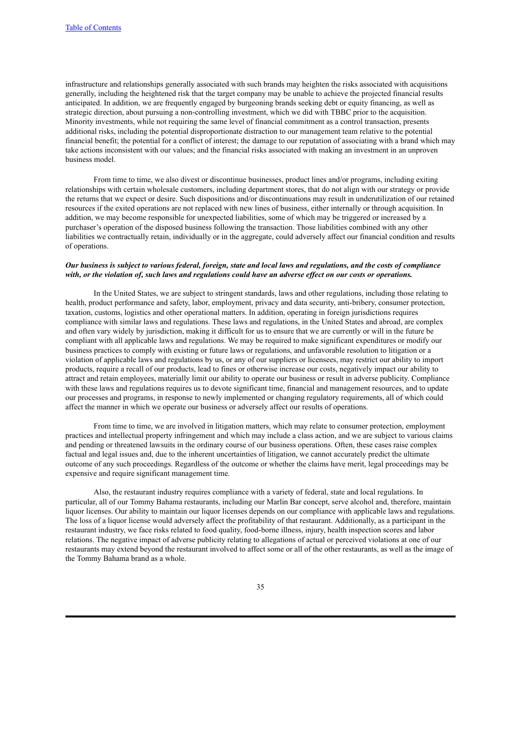infrastructure and relationships generally associated with such brands may heighten the risks associated with acquisitions generally, including the heightened risk that the target company may be unable to achieve the projected financial results anticipated. In addition, we are frequently engaged by burgeoning brands seeking debt or equity financing, as well as strategic direction, about pursuing a non-controlling investment, which we did with TBBC prior to the acquisition. Minority investments, while not requiring the same level of financial commitment as a control transaction, presents additional risks, including the potential disproportionate distraction to our management team relative to the potential financial benefit; the potential for a conflict of interest; the damage to our reputation of associating with a brand which may take actions inconsistent with our values; and the financial risks associated with making an investment in an unproven business model.

From time to time, we also divest or discontinue businesses, product lines and/or programs, including exiting relationships with certain wholesale customers, including department stores, that do not align with our strategy or provide the returns that we expect or desire. Such dispositions and/or discontinuations may result in underutilization of our retained resources if the exited operations are not replaced with new lines of business, either internally or through acquisition. In addition, we may become responsible for unexpected liabilities, some of which may be triggered or increased by a purchaser's operation of the disposed business following the transaction. Those liabilities combined with any other liabilities we contractually retain, individually or in the aggregate, could adversely affect our financial condition and results of operations.

***Our business is subject to various federal, foreign, state and local laws and regulations, and the costs of compliance with, or the violation of, such laws and regulations could have an adverse effect on our costs or operations.***

In the United States, we are subject to stringent standards, laws and other regulations, including those relating to health, product performance and safety, labor, employment, privacy and data security, anti-bribery, consumer protection, taxation, customs, logistics and other operational matters. In addition, operating in foreign jurisdictions requires compliance with similar laws and regulations. These laws and regulations, in the United States and abroad, are complex and often vary widely by jurisdiction, making it difficult for us to ensure that we are currently or will in the future be compliant with all applicable laws and regulations. We may be required to make significant expenditures or modify our business practices to comply with existing or future laws or regulations, and unfavorable resolution to litigation or a violation of applicable laws and regulations by us, or any of our suppliers or licensees, may restrict our ability to import products, require a recall of our products, lead to fines or otherwise increase our costs, negatively impact our ability to attract and retain employees, materially limit our ability to operate our business or result in adverse publicity. Compliance with these laws and regulations requires us to devote significant time, financial and management resources, and to update our processes and programs, in response to newly implemented or changing regulatory requirements, all of which could affect the manner in which we operate our business or adversely affect our results of operations.

From time to time, we are involved in litigation matters, which may relate to consumer protection, employment practices and intellectual property infringement and which may include a class action, and we are subject to various claims and pending or threatened lawsuits in the ordinary course of our business operations. Often, these cases raise complex factual and legal issues and, due to the inherent uncertainties of litigation, we cannot accurately predict the ultimate outcome of any such proceedings. Regardless of the outcome or whether the claims have merit, legal proceedings may be expensive and require significant management time.

Also, the restaurant industry requires compliance with a variety of federal, state and local regulations. In particular, all of our Tommy Bahama restaurants, including our Marlin Bar concept, serve alcohol and, therefore, maintain liquor licenses. Our ability to maintain our liquor licenses depends on our compliance with applicable laws and regulations. The loss of a liquor license would adversely affect the profitability of that restaurant. Additionally, as a participant in the restaurant industry, we face risks related to food quality, food-borne illness, injury, health inspection scores and labor relations. The negative impact of adverse publicity relating to allegations of actual or perceived violations at one of our restaurants may extend beyond the restaurant involved to affect some or all of the other restaurants, as well as the image of the Tommy Bahama brand as a whole.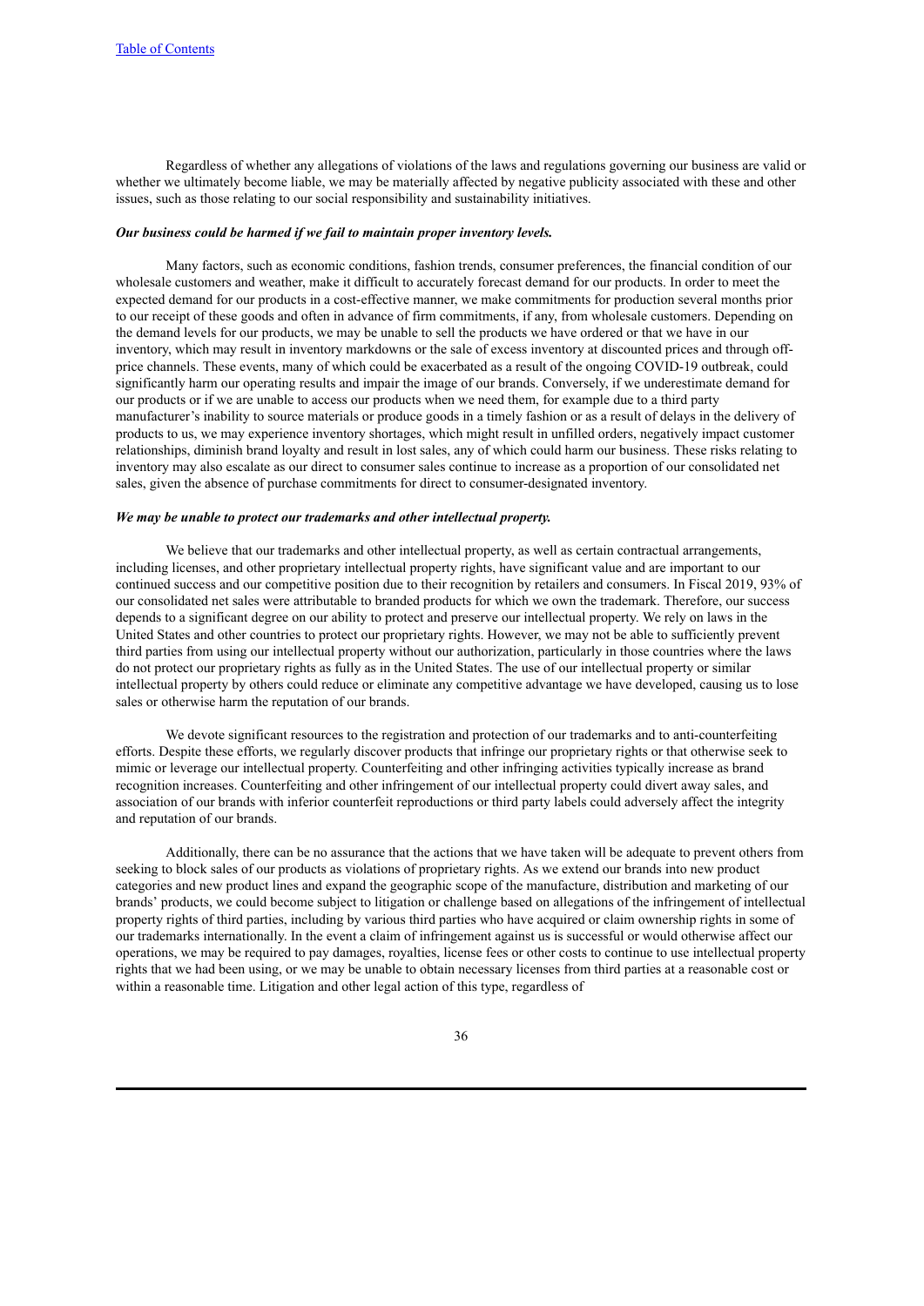Regardless of whether any allegations of violations of the laws and regulations governing our business are valid or whether we ultimately become liable, we may be materially affected by negative publicity associated with these and other issues, such as those relating to our social responsibility and sustainability initiatives.

***Our business could be harmed if we fail to maintain proper inventory levels.***

Many factors, such as economic conditions, fashion trends, consumer preferences, the financial condition of our wholesale customers and weather, make it difficult to accurately forecast demand for our products. In order to meet the expected demand for our products in a cost-effective manner, we make commitments for production several months prior to our receipt of these goods and often in advance of firm commitments, if any, from wholesale customers. Depending on the demand levels for our products, we may be unable to sell the products we have ordered or that we have in our inventory, which may result in inventory markdowns or the sale of excess inventory at discounted prices and through off-price channels. These events, many of which could be exacerbated as a result of the ongoing COVID-19 outbreak, could significantly harm our operating results and impair the image of our brands. Conversely, if we underestimate demand for our products or if we are unable to access our products when we need them, for example due to a third party manufacturer's inability to source materials or produce goods in a timely fashion or as a result of delays in the delivery of products to us, we may experience inventory shortages, which might result in unfilled orders, negatively impact customer relationships, diminish brand loyalty and result in lost sales, any of which could harm our business. These risks relating to inventory may also escalate as our direct to consumer sales continue to increase as a proportion of our consolidated net sales, given the absence of purchase commitments for direct to consumer-designated inventory.

***We may be unable to protect our trademarks and other intellectual property.***

We believe that our trademarks and other intellectual property, as well as certain contractual arrangements, including licenses, and other proprietary intellectual property rights, have significant value and are important to our continued success and our competitive position due to their recognition by retailers and consumers. In Fiscal 2019, 93% of our consolidated net sales were attributable to branded products for which we own the trademark. Therefore, our success depends to a significant degree on our ability to protect and preserve our intellectual property. We rely on laws in the United States and other countries to protect our proprietary rights. However, we may not be able to sufficiently prevent third parties from using our intellectual property without our authorization, particularly in those countries where the laws do not protect our proprietary rights as fully as in the United States. The use of our intellectual property or similar intellectual property by others could reduce or eliminate any competitive advantage we have developed, causing us to lose sales or otherwise harm the reputation of our brands.

We devote significant resources to the registration and protection of our trademarks and to anti-counterfeiting efforts. Despite these efforts, we regularly discover products that infringe our proprietary rights or that otherwise seek to mimic or leverage our intellectual property. Counterfeiting and other infringing activities typically increase as brand recognition increases. Counterfeiting and other infringement of our intellectual property could divert away sales, and association of our brands with inferior counterfeit reproductions or third party labels could adversely affect the integrity and reputation of our brands.

Additionally, there can be no assurance that the actions that we have taken will be adequate to prevent others from seeking to block sales of our products as violations of proprietary rights. As we extend our brands into new product categories and new product lines and expand the geographic scope of the manufacture, distribution and marketing of our brands' products, we could become subject to litigation or challenge based on allegations of the infringement of intellectual property rights of third parties, including by various third parties who have acquired or claim ownership rights in some of our trademarks internationally. In the event a claim of infringement against us is successful or would otherwise affect our operations, we may be required to pay damages, royalties, license fees or other costs to continue to use intellectual property rights that we had been using, or we may be unable to obtain necessary licenses from third parties at a reasonable cost or within a reasonable time. Litigation and other legal action of this type, regardless of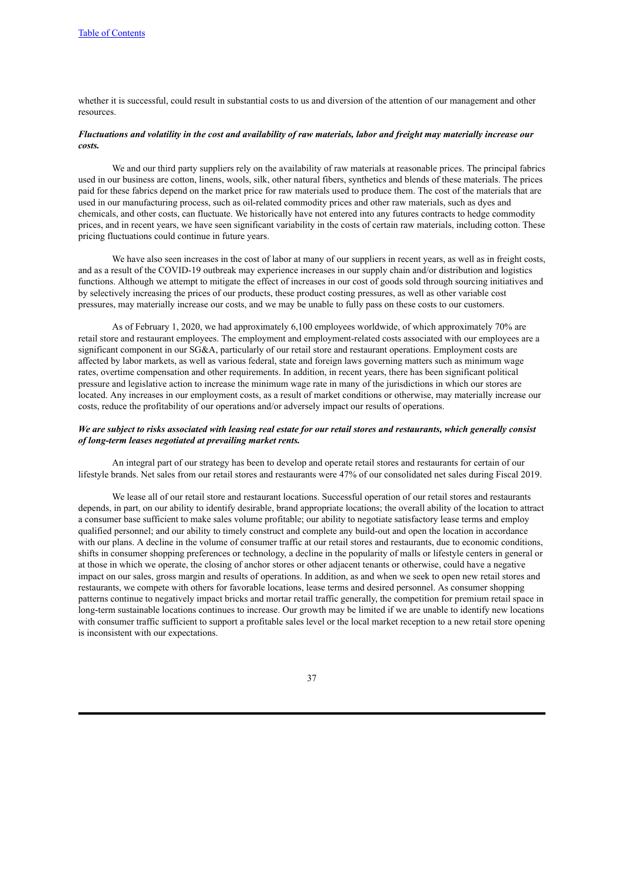whether it is successful, could result in substantial costs to us and diversion of the attention of our management and other resources.

***Fluctuations and volatility in the cost and availability of raw materials, labor and freight may materially increase our costs.***

We and our third party suppliers rely on the availability of raw materials at reasonable prices. The principal fabrics used in our business are cotton, linens, wools, silk, other natural fibers, synthetics and blends of these materials. The prices paid for these fabrics depend on the market price for raw materials used to produce them. The cost of the materials that are used in our manufacturing process, such as oil-related commodity prices and other raw materials, such as dyes and chemicals, and other costs, can fluctuate. We historically have not entered into any futures contracts to hedge commodity prices, and in recent years, we have seen significant variability in the costs of certain raw materials, including cotton. These pricing fluctuations could continue in future years.

We have also seen increases in the cost of labor at many of our suppliers in recent years, as well as in freight costs, and as a result of the COVID-19 outbreak may experience increases in our supply chain and/or distribution and logistics functions. Although we attempt to mitigate the effect of increases in our cost of goods sold through sourcing initiatives and by selectively increasing the prices of our products, these product costing pressures, as well as other variable cost pressures, may materially increase our costs, and we may be unable to fully pass on these costs to our customers.

As of February 1, 2020, we had approximately 6,100 employees worldwide, of which approximately 70% are retail store and restaurant employees. The employment and employment-related costs associated with our employees are a significant component in our SG&A, particularly of our retail store and restaurant operations. Employment costs are affected by labor markets, as well as various federal, state and foreign laws governing matters such as minimum wage rates, overtime compensation and other requirements. In addition, in recent years, there has been significant political pressure and legislative action to increase the minimum wage rate in many of the jurisdictions in which our stores are located. Any increases in our employment costs, as a result of market conditions or otherwise, may materially increase our costs, reduce the profitability of our operations and/or adversely impact our results of operations.

***We are subject to risks associated with leasing real estate for our retail stores and restaurants, which generally consist of long-term leases negotiated at prevailing market rents.***

An integral part of our strategy has been to develop and operate retail stores and restaurants for certain of our lifestyle brands. Net sales from our retail stores and restaurants were 47% of our consolidated net sales during Fiscal 2019.

We lease all of our retail store and restaurant locations. Successful operation of our retail stores and restaurants depends, in part, on our ability to identify desirable, brand appropriate locations; the overall ability of the location to attract a consumer base sufficient to make sales volume profitable; our ability to negotiate satisfactory lease terms and employ qualified personnel; and our ability to timely construct and complete any build-out and open the location in accordance with our plans. A decline in the volume of consumer traffic at our retail stores and restaurants, due to economic conditions, shifts in consumer shopping preferences or technology, a decline in the popularity of malls or lifestyle centers in general or at those in which we operate, the closing of anchor stores or other adjacent tenants or otherwise, could have a negative impact on our sales, gross margin and results of operations. In addition, as and when we seek to open new retail stores and restaurants, we compete with others for favorable locations, lease terms and desired personnel. As consumer shopping patterns continue to negatively impact bricks and mortar retail traffic generally, the competition for premium retail space in long-term sustainable locations continues to increase. Our growth may be limited if we are unable to identify new locations with consumer traffic sufficient to support a profitable sales level or the local market reception to a new retail store opening is inconsistent with our expectations.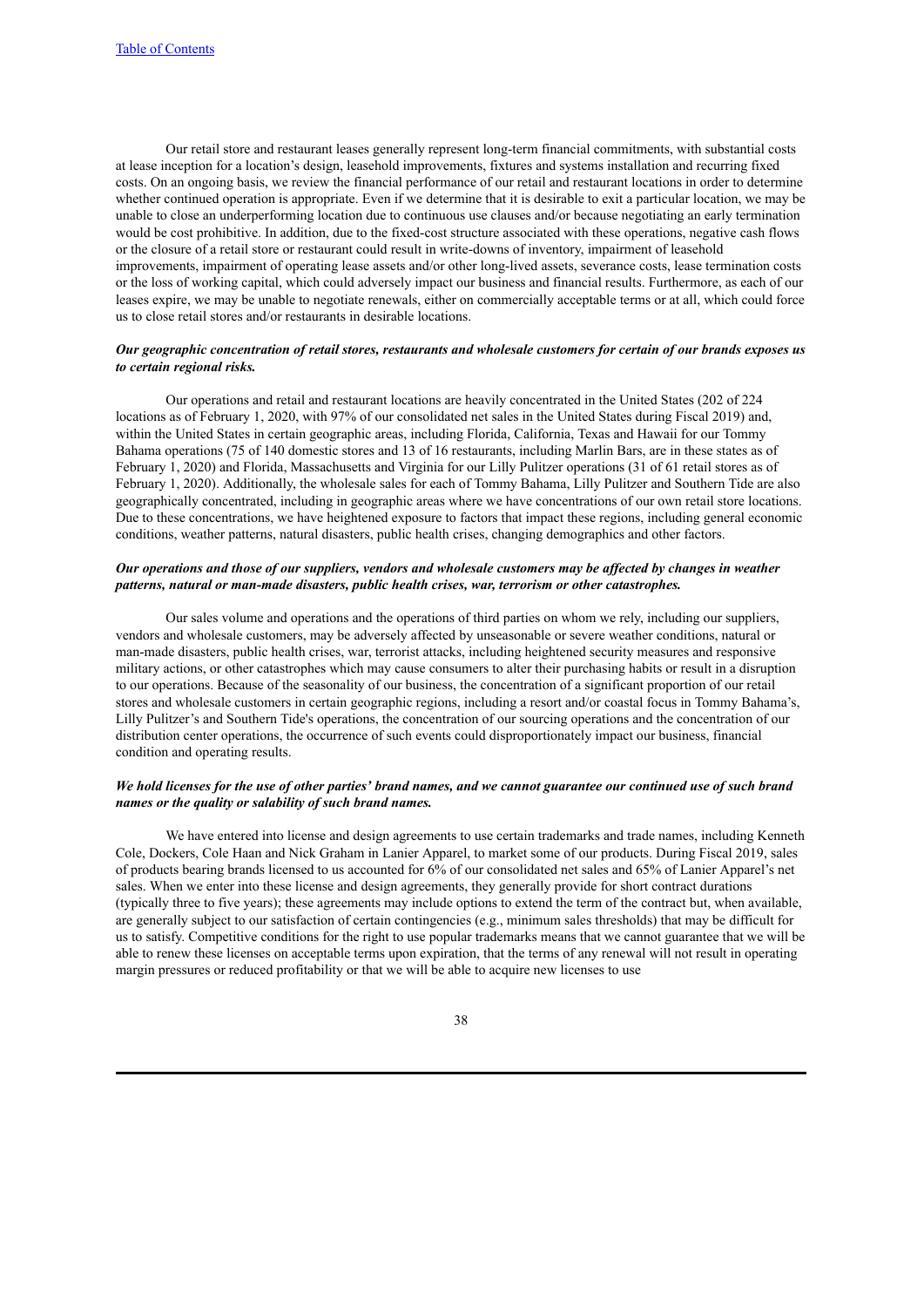Our retail store and restaurant leases generally represent long-term financial commitments, with substantial costs at lease inception for a location's design, leasehold improvements, fixtures and systems installation and recurring fixed costs. On an ongoing basis, we review the financial performance of our retail and restaurant locations in order to determine whether continued operation is appropriate. Even if we determine that it is desirable to exit a particular location, we may be unable to close an underperforming location due to continuous use clauses and/or because negotiating an early termination would be cost prohibitive. In addition, due to the fixed-cost structure associated with these operations, negative cash flows or the closure of a retail store or restaurant could result in write-downs of inventory, impairment of leasehold improvements, impairment of operating lease assets and/or other long-lived assets, severance costs, lease termination costs or the loss of working capital, which could adversely impact our business and financial results. Furthermore, as each of our leases expire, we may be unable to negotiate renewals, either on commercially acceptable terms or at all, which could force us to close retail stores and/or restaurants in desirable locations.

***Our geographic concentration of retail stores, restaurants and wholesale customers for certain of our brands exposes us to certain regional risks.***

Our operations and retail and restaurant locations are heavily concentrated in the United States (202 of 224 locations as of February 1, 2020, with 97% of our consolidated net sales in the United States during Fiscal 2019) and, within the United States in certain geographic areas, including Florida, California, Texas and Hawaii for our Tommy Bahama operations (75 of 140 domestic stores and 13 of 16 restaurants, including Marlin Bars, are in these states as of February 1, 2020) and Florida, Massachusetts and Virginia for our Lilly Pulitzer operations (31 of 61 retail stores as of February 1, 2020). Additionally, the wholesale sales for each of Tommy Bahama, Lilly Pulitzer and Southern Tide are also geographically concentrated, including in geographic areas where we have concentrations of our own retail store locations. Due to these concentrations, we have heightened exposure to factors that impact these regions, including general economic conditions, weather patterns, natural disasters, public health crises, changing demographics and other factors.

***Our operations and those of our suppliers, vendors and wholesale customers may be affected by changes in weather patterns, natural or man-made disasters, public health crises, war, terrorism or other catastrophes.***

Our sales volume and operations and the operations of third parties on whom we rely, including our suppliers, vendors and wholesale customers, may be adversely affected by unseasonable or severe weather conditions, natural or man-made disasters, public health crises, war, terrorist attacks, including heightened security measures and responsive military actions, or other catastrophes which may cause consumers to alter their purchasing habits or result in a disruption to our operations. Because of the seasonality of our business, the concentration of a significant proportion of our retail stores and wholesale customers in certain geographic regions, including a resort and/or coastal focus in Tommy Bahama's, Lilly Pulitzer's and Southern Tide's operations, the concentration of our sourcing operations and the concentration of our distribution center operations, the occurrence of such events could disproportionately impact our business, financial condition and operating results.

***We hold licenses for the use of other parties' brand names, and we cannot guarantee our continued use of such brand names or the quality or salability of such brand names.***

We have entered into license and design agreements to use certain trademarks and trade names, including Kenneth Cole, Dockers, Cole Haan and Nick Graham in Lanier Apparel, to market some of our products. During Fiscal 2019, sales of products bearing brands licensed to us accounted for 6% of our consolidated net sales and 65% of Lanier Apparel's net sales. When we enter into these license and design agreements, they generally provide for short contract durations (typically three to five years); these agreements may include options to extend the term of the contract but, when available, are generally subject to our satisfaction of certain contingencies (e.g., minimum sales thresholds) that may be difficult for us to satisfy. Competitive conditions for the right to use popular trademarks means that we cannot guarantee that we will be able to renew these licenses on acceptable terms upon expiration, that the terms of any renewal will not result in operating margin pressures or reduced profitability or that we will be able to acquire new licenses to use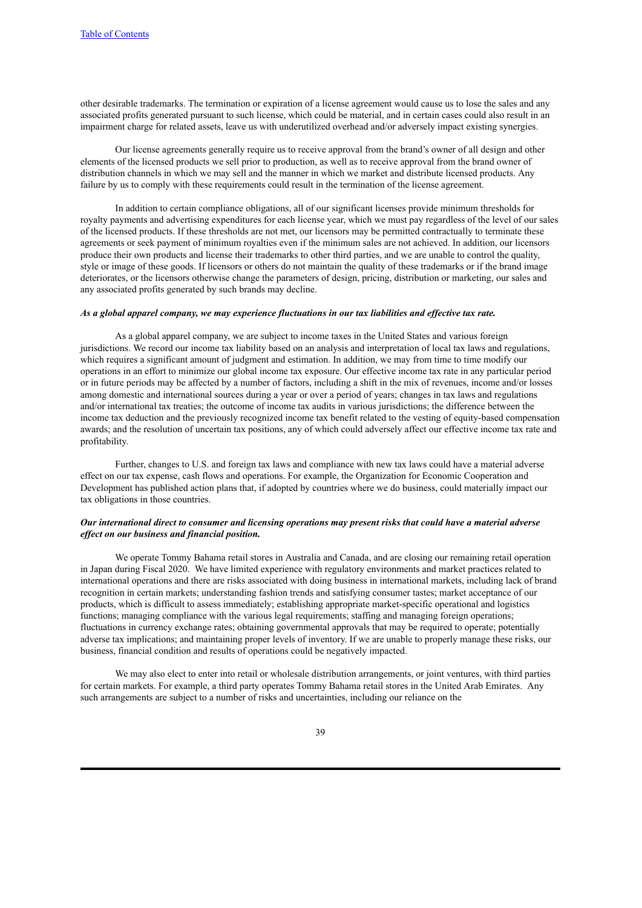other desirable trademarks. The termination or expiration of a license agreement would cause us to lose the sales and any associated profits generated pursuant to such license, which could be material, and in certain cases could also result in an impairment charge for related assets, leave us with underutilized overhead and/or adversely impact existing synergies.

Our license agreements generally require us to receive approval from the brand's owner of all design and other elements of the licensed products we sell prior to production, as well as to receive approval from the brand owner of distribution channels in which we may sell and the manner in which we market and distribute licensed products. Any failure by us to comply with these requirements could result in the termination of the license agreement.

In addition to certain compliance obligations, all of our significant licenses provide minimum thresholds for royalty payments and advertising expenditures for each license year, which we must pay regardless of the level of our sales of the licensed products. If these thresholds are not met, our licensors may be permitted contractually to terminate these agreements or seek payment of minimum royalties even if the minimum sales are not achieved. In addition, our licensors produce their own products and license their trademarks to other third parties, and we are unable to control the quality, style or image of these goods. If licensors or others do not maintain the quality of these trademarks or if the brand image deteriorates, or the licensors otherwise change the parameters of design, pricing, distribution or marketing, our sales and any associated profits generated by such brands may decline.

***As a global apparel company, we may experience fluctuations in our tax liabilities and effective tax rate.***

As a global apparel company, we are subject to income taxes in the United States and various foreign jurisdictions. We record our income tax liability based on an analysis and interpretation of local tax laws and regulations, which requires a significant amount of judgment and estimation. In addition, we may from time to time modify our operations in an effort to minimize our global income tax exposure. Our effective income tax rate in any particular period or in future periods may be affected by a number of factors, including a shift in the mix of revenues, income and/or losses among domestic and international sources during a year or over a period of years; changes in tax laws and regulations and/or international tax treaties; the outcome of income tax audits in various jurisdictions; the difference between the income tax deduction and the previously recognized income tax benefit related to the vesting of equity-based compensation awards; and the resolution of uncertain tax positions, any of which could adversely affect our effective income tax rate and profitability.

Further, changes to U.S. and foreign tax laws and compliance with new tax laws could have a material adverse effect on our tax expense, cash flows and operations. For example, the Organization for Economic Cooperation and Development has published action plans that, if adopted by countries where we do business, could materially impact our tax obligations in those countries.

***Our international direct to consumer and licensing operations may present risks that could have a material adverse effect on our business and financial position.***

We operate Tommy Bahama retail stores in Australia and Canada, and are closing our remaining retail operation in Japan during Fiscal 2020. We have limited experience with regulatory environments and market practices related to international operations and there are risks associated with doing business in international markets, including lack of brand recognition in certain markets; understanding fashion trends and satisfying consumer tastes; market acceptance of our products, which is difficult to assess immediately; establishing appropriate market-specific operational and logistics functions; managing compliance with the various legal requirements; staffing and managing foreign operations; fluctuations in currency exchange rates; obtaining governmental approvals that may be required to operate; potentially adverse tax implications; and maintaining proper levels of inventory. If we are unable to properly manage these risks, our business, financial condition and results of operations could be negatively impacted.

We may also elect to enter into retail or wholesale distribution arrangements, or joint ventures, with third parties for certain markets. For example, a third party operates Tommy Bahama retail stores in the United Arab Emirates. Any such arrangements are subject to a number of risks and uncertainties, including our reliance on the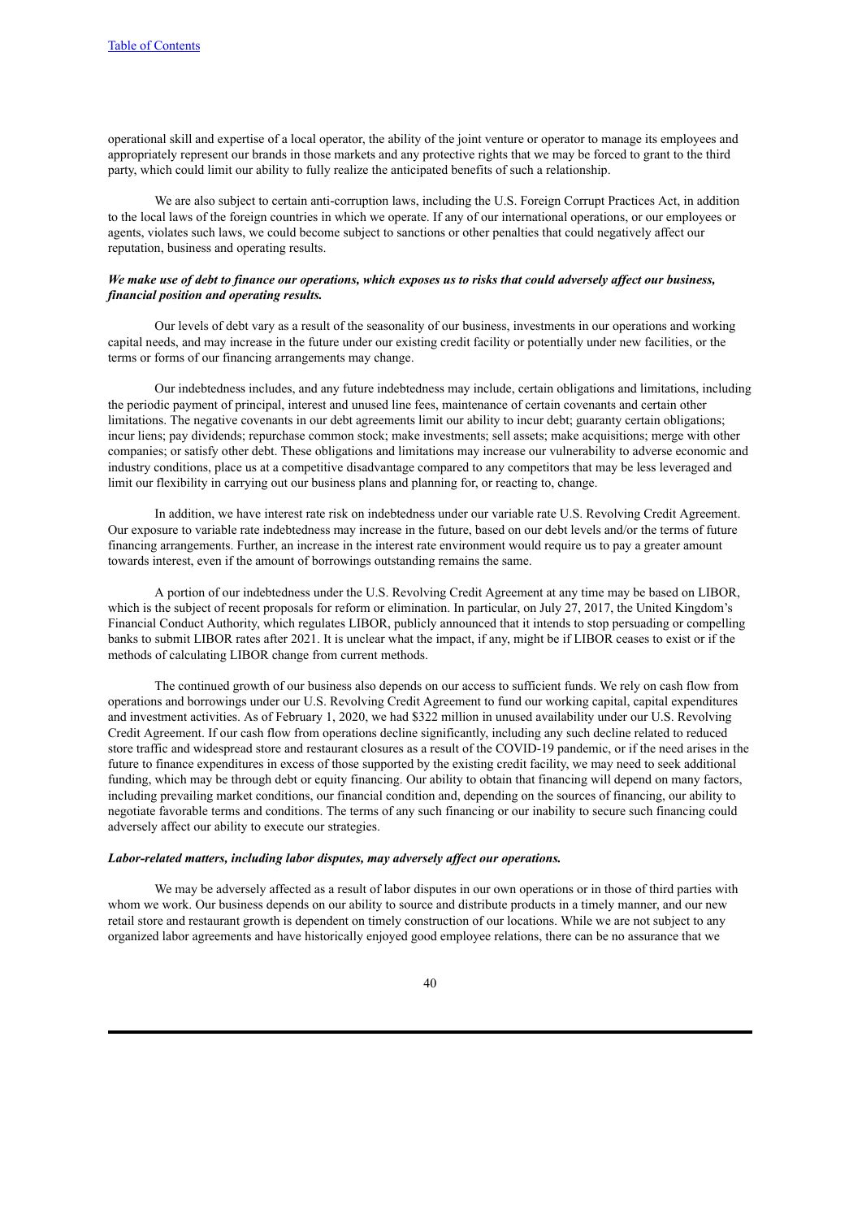operational skill and expertise of a local operator, the ability of the joint venture or operator to manage its employees and appropriately represent our brands in those markets and any protective rights that we may be forced to grant to the third party, which could limit our ability to fully realize the anticipated benefits of such a relationship.

We are also subject to certain anti-corruption laws, including the U.S. Foreign Corrupt Practices Act, in addition to the local laws of the foreign countries in which we operate. If any of our international operations, or our employees or agents, violates such laws, we could become subject to sanctions or other penalties that could negatively affect our reputation, business and operating results.

***We make use of debt to finance our operations, which exposes us to risks that could adversely affect our business, financial position and operating results.***

Our levels of debt vary as a result of the seasonality of our business, investments in our operations and working capital needs, and may increase in the future under our existing credit facility or potentially under new facilities, or the terms or forms of our financing arrangements may change.

Our indebtedness includes, and any future indebtedness may include, certain obligations and limitations, including the periodic payment of principal, interest and unused line fees, maintenance of certain covenants and certain other limitations. The negative covenants in our debt agreements limit our ability to incur debt; guaranty certain obligations; incur liens; pay dividends; repurchase common stock; make investments; sell assets; make acquisitions; merge with other companies; or satisfy other debt. These obligations and limitations may increase our vulnerability to adverse economic and industry conditions, place us at a competitive disadvantage compared to any competitors that may be less leveraged and limit our flexibility in carrying out our business plans and planning for, or reacting to, change.

In addition, we have interest rate risk on indebtedness under our variable rate U.S. Revolving Credit Agreement. Our exposure to variable rate indebtedness may increase in the future, based on our debt levels and/or the terms of future financing arrangements. Further, an increase in the interest rate environment would require us to pay a greater amount towards interest, even if the amount of borrowings outstanding remains the same.

A portion of our indebtedness under the U.S. Revolving Credit Agreement at any time may be based on LIBOR, which is the subject of recent proposals for reform or elimination. In particular, on July 27, 2017, the United Kingdom's Financial Conduct Authority, which regulates LIBOR, publicly announced that it intends to stop persuading or compelling banks to submit LIBOR rates after 2021. It is unclear what the impact, if any, might be if LIBOR ceases to exist or if the methods of calculating LIBOR change from current methods.

The continued growth of our business also depends on our access to sufficient funds. We rely on cash flow from operations and borrowings under our U.S. Revolving Credit Agreement to fund our working capital, capital expenditures and investment activities. As of February 1, 2020, we had $322 million in unused availability under our U.S. Revolving Credit Agreement. If our cash flow from operations decline significantly, including any such decline related to reduced store traffic and widespread store and restaurant closures as a result of the COVID-19 pandemic, or if the need arises in the future to finance expenditures in excess of those supported by the existing credit facility, we may need to seek additional funding, which may be through debt or equity financing. Our ability to obtain that financing will depend on many factors, including prevailing market conditions, our financial condition and, depending on the sources of financing, our ability to negotiate favorable terms and conditions. The terms of any such financing or our inability to secure such financing could adversely affect our ability to execute our strategies.

***Labor-related matters, including labor disputes, may adversely affect our operations.***

We may be adversely affected as a result of labor disputes in our own operations or in those of third parties with whom we work. Our business depends on our ability to source and distribute products in a timely manner, and our new retail store and restaurant growth is dependent on timely construction of our locations. While we are not subject to any organized labor agreements and have historically enjoyed good employee relations, there can be no assurance that we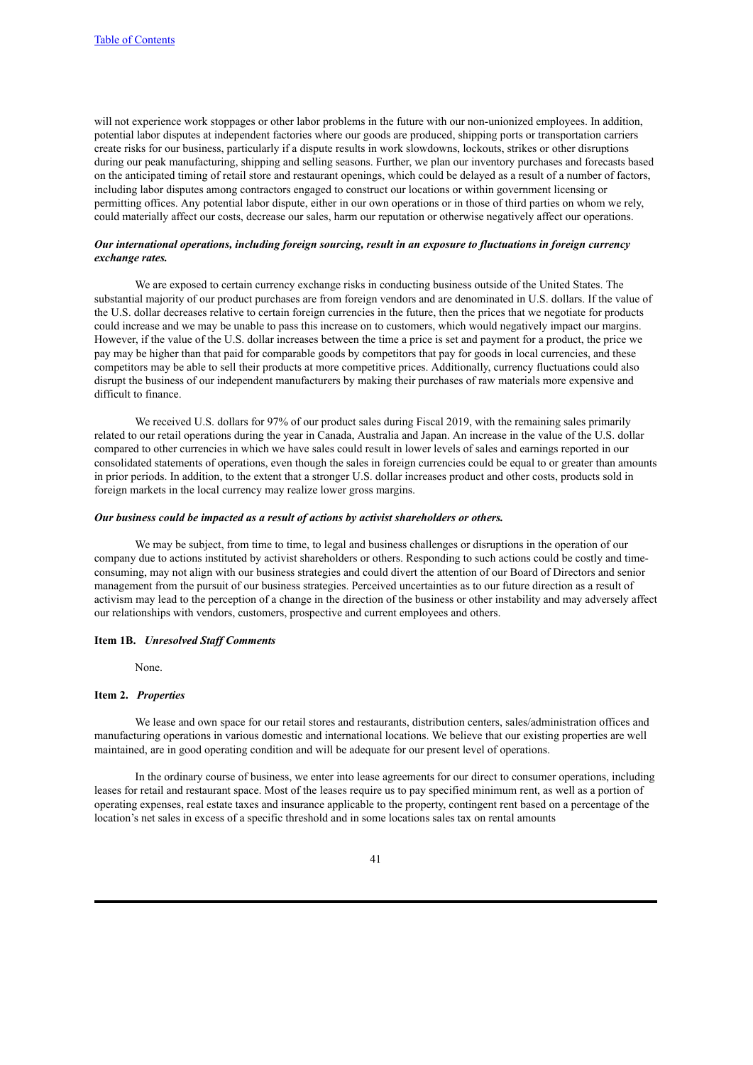will not experience work stoppages or other labor problems in the future with our non-unionized employees. In addition, potential labor disputes at independent factories where our goods are produced, shipping ports or transportation carriers create risks for our business, particularly if a dispute results in work slowdowns, lockouts, strikes or other disruptions during our peak manufacturing, shipping and selling seasons. Further, we plan our inventory purchases and forecasts based on the anticipated timing of retail store and restaurant openings, which could be delayed as a result of a number of factors, including labor disputes among contractors engaged to construct our locations or within government licensing or permitting offices. Any potential labor dispute, either in our own operations or in those of third parties on whom we rely, could materially affect our costs, decrease our sales, harm our reputation or otherwise negatively affect our operations.

***Our international operations, including foreign sourcing, result in an exposure to fluctuations in foreign currency exchange rates.***

We are exposed to certain currency exchange risks in conducting business outside of the United States. The substantial majority of our product purchases are from foreign vendors and are denominated in U.S. dollars. If the value of the U.S. dollar decreases relative to certain foreign currencies in the future, then the prices that we negotiate for products could increase and we may be unable to pass this increase on to customers, which would negatively impact our margins. However, if the value of the U.S. dollar increases between the time a price is set and payment for a product, the price we pay may be higher than that paid for comparable goods by competitors that pay for goods in local currencies, and these competitors may be able to sell their products at more competitive prices. Additionally, currency fluctuations could also disrupt the business of our independent manufacturers by making their purchases of raw materials more expensive and difficult to finance.

We received U.S. dollars for 97% of our product sales during Fiscal 2019, with the remaining sales primarily related to our retail operations during the year in Canada, Australia and Japan. An increase in the value of the U.S. dollar compared to other currencies in which we have sales could result in lower levels of sales and earnings reported in our consolidated statements of operations, even though the sales in foreign currencies could be equal to or greater than amounts in prior periods. In addition, to the extent that a stronger U.S. dollar increases product and other costs, products sold in foreign markets in the local currency may realize lower gross margins.

***Our business could be impacted as a result of actions by activist shareholders or others.***

We may be subject, from time to time, to legal and business challenges or disruptions in the operation of our company due to actions instituted by activist shareholders or others. Responding to such actions could be costly and time-consuming, may not align with our business strategies and could divert the attention of our Board of Directors and senior management from the pursuit of our business strategies. Perceived uncertainties as to our future direction as a result of activism may lead to the perception of a change in the direction of the business or other instability and may adversely affect our relationships with vendors, customers, prospective and current employees and others.

**Item 1B.** ***Unresolved Staff Comments***

None.

**Item 2.** ***Properties***

We lease and own space for our retail stores and restaurants, distribution centers, sales/administration offices and manufacturing operations in various domestic and international locations. We believe that our existing properties are well maintained, are in good operating condition and will be adequate for our present level of operations.

In the ordinary course of business, we enter into lease agreements for our direct to consumer operations, including leases for retail and restaurant space. Most of the leases require us to pay specified minimum rent, as well as a portion of operating expenses, real estate taxes and insurance applicable to the property, contingent rent based on a percentage of the location's net sales in excess of a specific threshold and in some locations sales tax on rental amounts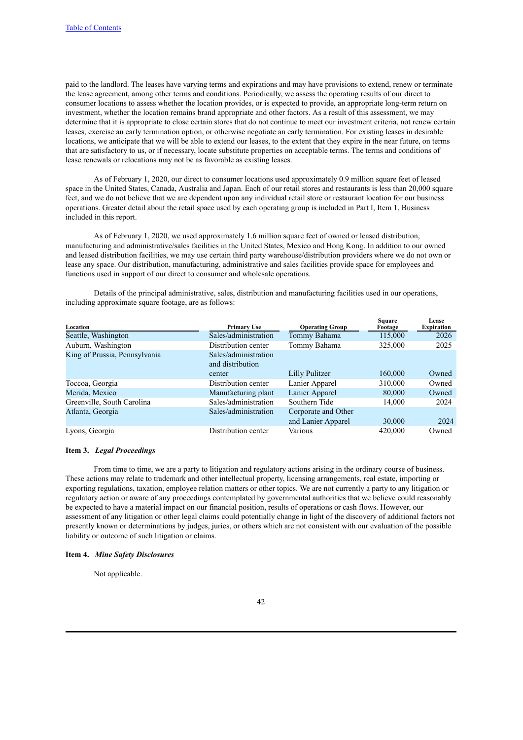paid to the landlord. The leases have varying terms and expirations and may have provisions to extend, renew or terminate the lease agreement, among other terms and conditions. Periodically, we assess the operating results of our direct to consumer locations to assess whether the location provides, or is expected to provide, an appropriate long-term return on investment, whether the location remains brand appropriate and other factors. As a result of this assessment, we may determine that it is appropriate to close certain stores that do not continue to meet our investment criteria, not renew certain leases, exercise an early termination option, or otherwise negotiate an early termination. For existing leases in desirable locations, we anticipate that we will be able to extend our leases, to the extent that they expire in the near future, on terms that are satisfactory to us, or if necessary, locate substitute properties on acceptable terms. The terms and conditions of lease renewals or relocations may not be as favorable as existing leases.

As of February 1, 2020, our direct to consumer locations used approximately 0.9 million square feet of leased space in the United States, Canada, Australia and Japan. Each of our retail stores and restaurants is less than 20,000 square feet, and we do not believe that we are dependent upon any individual retail store or restaurant location for our business operations. Greater detail about the retail space used by each operating group is included in Part I, Item 1, Business included in this report.

As of February 1, 2020, we used approximately 1.6 million square feet of owned or leased distribution, manufacturing and administrative/sales facilities in the United States, Mexico and Hong Kong. In addition to our owned and leased distribution facilities, we may use certain third party warehouse/distribution providers where we do not own or lease any space. Our distribution, manufacturing, administrative and sales facilities provide space for employees and functions used in support of our direct to consumer and wholesale operations.

Details of the principal administrative, sales, distribution and manufacturing facilities used in our operations, including approximate square footage, are as follows:

| Location | Primary Use | Operating Group | Square Footage | Lease Expiration |
|---|---|---|---|---|
| Seattle, Washington | Sales/administration | Tommy Bahama | 115,000 | 2026 |
| Auburn, Washington | Distribution center | Tommy Bahama | 325,000 | 2025 |
| King of Prussia, Pennsylvania | Sales/administration and distribution center | Lilly Pulitzer | 160,000 | Owned |
| Toccoa, Georgia | Distribution center | Lanier Apparel | 310,000 | Owned |
| Merida, Mexico | Manufacturing plant | Lanier Apparel | 80,000 | Owned |
| Greenville, South Carolina | Sales/administration | Southern Tide | 14,000 | 2024 |
| Atlanta, Georgia | Sales/administration | Corporate and Other and Lanier Apparel | 30,000 | 2024 |
| Lyons, Georgia | Distribution center | Various | 420,000 | Owned |

### Item 3. *Legal Proceedings*

From time to time, we are a party to litigation and regulatory actions arising in the ordinary course of business. These actions may relate to trademark and other intellectual property, licensing arrangements, real estate, importing or exporting regulations, taxation, employee relation matters or other topics. We are not currently a party to any litigation or regulatory action or aware of any proceedings contemplated by governmental authorities that we believe could reasonably be expected to have a material impact on our financial position, results of operations or cash flows. However, our assessment of any litigation or other legal claims could potentially change in light of the discovery of additional factors not presently known or determinations by judges, juries, or others which are not consistent with our evaluation of the possible liability or outcome of such litigation or claims.

### Item 4. *Mine Safety Disclosures*

Not applicable.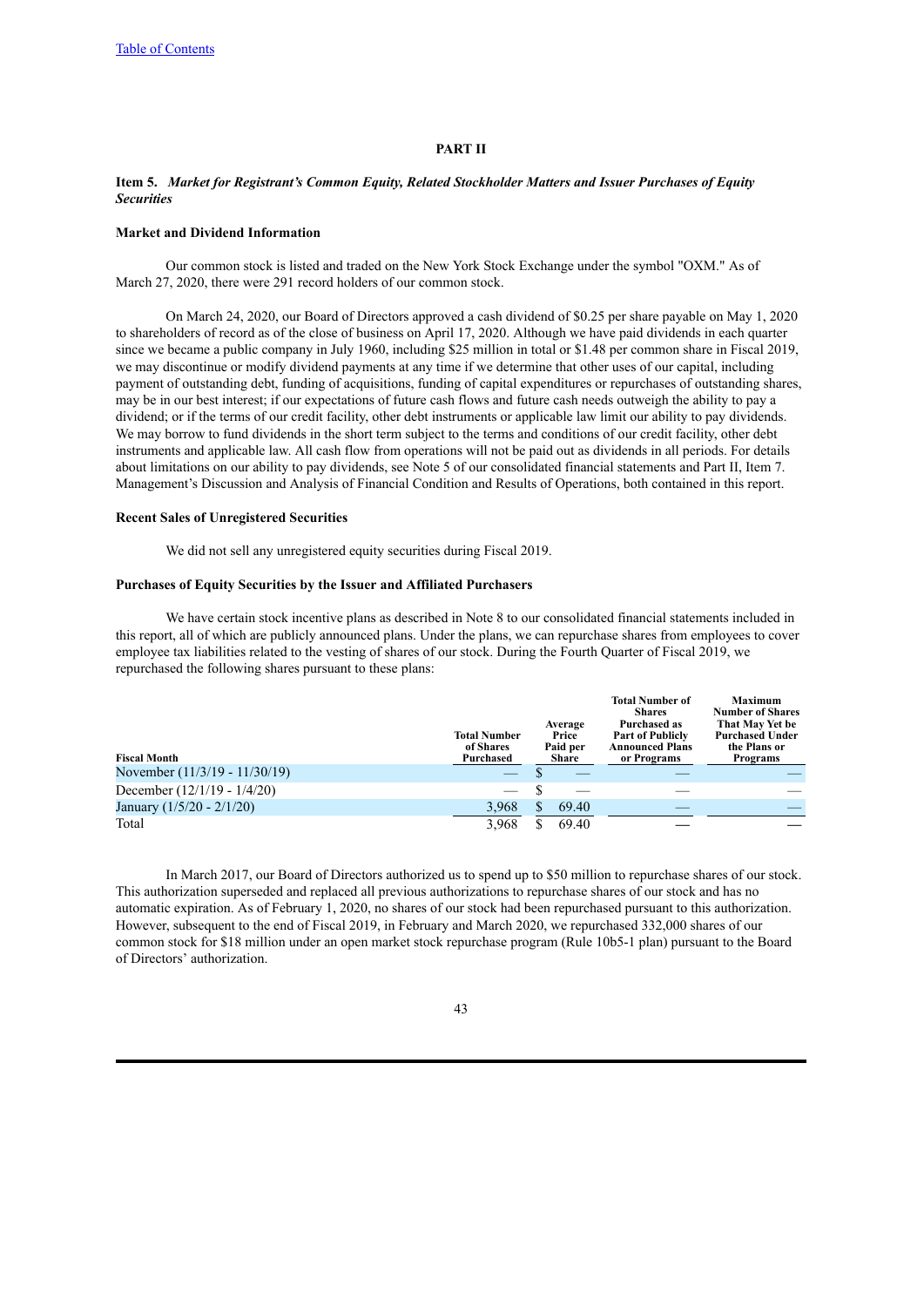# PART II

## Item 5. *Market for Registrant's Common Equity, Related Stockholder Matters and Issuer Purchases of Equity Securities*

### Market and Dividend Information

Our common stock is listed and traded on the New York Stock Exchange under the symbol "OXM." As of March 27, 2020, there were 291 record holders of our common stock.

On March 24, 2020, our Board of Directors approved a cash dividend of $0.25 per share payable on May 1, 2020 to shareholders of record as of the close of business on April 17, 2020. Although we have paid dividends in each quarter since we became a public company in July 1960, including $25 million in total or $1.48 per common share in Fiscal 2019, we may discontinue or modify dividend payments at any time if we determine that other uses of our capital, including payment of outstanding debt, funding of acquisitions, funding of capital expenditures or repurchases of outstanding shares, may be in our best interest; if our expectations of future cash flows and future cash needs outweigh the ability to pay a dividend; or if the terms of our credit facility, other debt instruments or applicable law limit our ability to pay dividends. We may borrow to fund dividends in the short term subject to the terms and conditions of our credit facility, other debt instruments and applicable law. All cash flow from operations will not be paid out as dividends in all periods. For details about limitations on our ability to pay dividends, see Note 5 of our consolidated financial statements and Part II, Item 7. Management's Discussion and Analysis of Financial Condition and Results of Operations, both contained in this report.

### Recent Sales of Unregistered Securities

We did not sell any unregistered equity securities during Fiscal 2019.

### Purchases of Equity Securities by the Issuer and Affiliated Purchasers

We have certain stock incentive plans as described in Note 8 to our consolidated financial statements included in this report, all of which are publicly announced plans. Under the plans, we can repurchase shares from employees to cover employee tax liabilities related to the vesting of shares of our stock. During the Fourth Quarter of Fiscal 2019, we repurchased the following shares pursuant to these plans:

| Fiscal Month | Total Number of Shares Purchased | Average Price Paid per Share | Total Number of Shares Purchased as Part of Publicly Announced Plans or Programs | Maximum Number of Shares That May Yet be Purchased Under the Plans or Programs |
|---|---|---|---|---|
| November (11/3/19 - 11/30/19) | — | $ — | — | — |
| December (12/1/19 - 1/4/20) | — | $ — | — | — |
| January (1/5/20 - 2/1/20) | 3,968 | $ 69.40 | — | — |
| Total | 3,968 | $ 69.40 | — | — |

In March 2017, our Board of Directors authorized us to spend up to $50 million to repurchase shares of our stock. This authorization superseded and replaced all previous authorizations to repurchase shares of our stock and has no automatic expiration. As of February 1, 2020, no shares of our stock had been repurchased pursuant to this authorization. However, subsequent to the end of Fiscal 2019, in February and March 2020, we repurchased 332,000 shares of our common stock for $18 million under an open market stock repurchase program (Rule 10b5-1 plan) pursuant to the Board of Directors' authorization.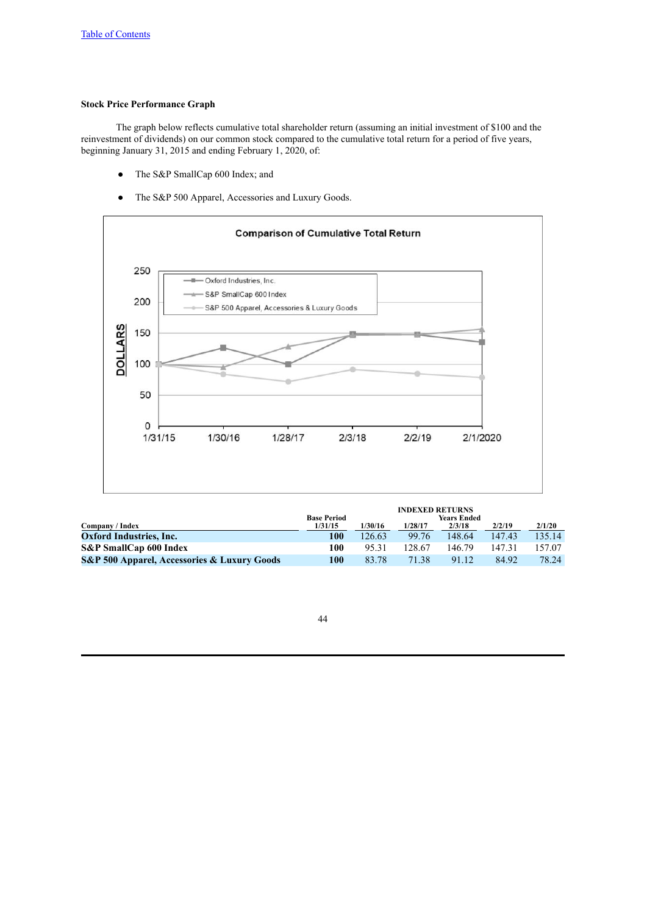[Table of Contents](#)

**Stock Price Performance Graph**

The graph below reflects cumulative total shareholder return (assuming an initial investment of $100 and the reinvestment of dividends) on our common stock compared to the cumulative total return for a period of five years, beginning January 31, 2015 and ending February 1, 2020, of:

- The S&P SmallCap 600 Index; and
- The S&P 500 Apparel, Accessories and Luxury Goods.

Comparison of Cumulative Total Return

Oxford Industries, Inc.
S&P SmallCap 600 Index
S&P 500 Apparel, Accessories & Luxury Goods

DOLLARS

250
200
150
100
50
0

1/31/15
1/30/16
1/28/17
2/3/18
2/2/19
2/1/2020

| | | INDEXED RETURNS | | | | |
|---|---|---|---|---|---|---|
| | Base Period | Years Ended | | | | |
| Company / Index | 1/31/15 | 1/30/16 | 1/28/17 | 2/3/18 | 2/2/19 | 2/1/20 |
| **Oxford Industries, Inc.** | **100** | 126.63 | 99.76 | 148.64 | 147.43 | 135.14 |
| **S&P SmallCap 600 Index** | **100** | 95.31 | 128.67 | 146.79 | 147.31 | 157.07 |
| **S&P 500 Apparel, Accessories & Luxury Goods** | **100** | 83.78 | 71.38 | 91.12 | 84.92 | 78.24 |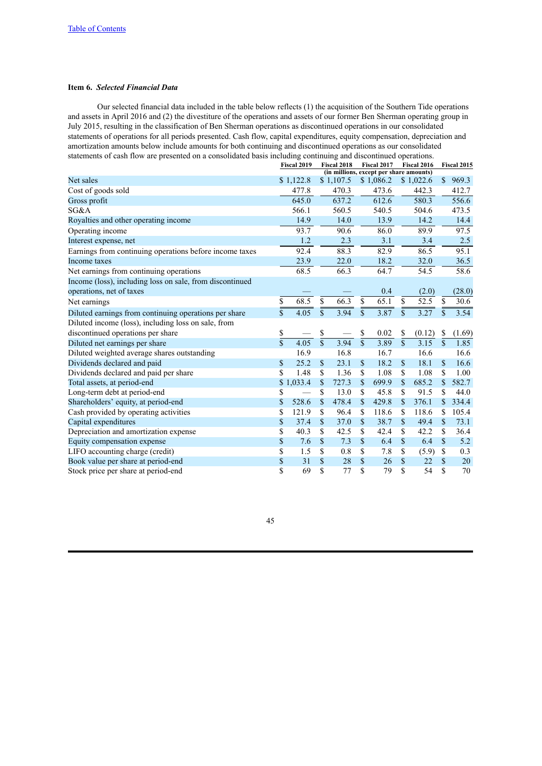[Table of Contents](#)

**Item 6.** ***Selected Financial Data***

Our selected financial data included in the table below reflects (1) the acquisition of the Southern Tide operations and assets in April 2016 and (2) the divestiture of the operations and assets of our former Ben Sherman operating group in July 2015, resulting in the classification of Ben Sherman operations as discontinued operations in our consolidated statements of operations for all periods presented. Cash flow, capital expenditures, equity compensation, depreciation and amortization amounts below include amounts for both continuing and discontinued operations as our consolidated statements of cash flow are presented on a consolidated basis including continuing and discontinued operations.

| | Fiscal 2019 | Fiscal 2018 | Fiscal 2017 | Fiscal 2016 | Fiscal 2015 |
|---|---|---|---|---|---|
| | (in millions, except per share amounts) | | | | |
| Net sales | $ 1,122.8 | $ 1,107.5 | $ 1,086.2 | $ 1,022.6 | $ 969.3 |
| Cost of goods sold | 477.8 | 470.3 | 473.6 | 442.3 | 412.7 |
| Gross profit | 645.0 | 637.2 | 612.6 | 580.3 | 556.6 |
| SG&A | 566.1 | 560.5 | 540.5 | 504.6 | 473.5 |
| Royalties and other operating income | 14.9 | 14.0 | 13.9 | 14.2 | 14.4 |
| Operating income | 93.7 | 90.6 | 86.0 | 89.9 | 97.5 |
| Interest expense, net | 1.2 | 2.3 | 3.1 | 3.4 | 2.5 |
| Earnings from continuing operations before income taxes | 92.4 | 88.3 | 82.9 | 86.5 | 95.1 |
| Income taxes | 23.9 | 22.0 | 18.2 | 32.0 | 36.5 |
| Net earnings from continuing operations | 68.5 | 66.3 | 64.7 | 54.5 | 58.6 |
| Income (loss), including loss on sale, from discontinued operations, net of taxes | — | — | 0.4 | (2.0) | (28.0) |
| Net earnings | $ 68.5 | $ 66.3 | $ 65.1 | $ 52.5 | $ 30.6 |
| Diluted earnings from continuing operations per share | $ 4.05 | $ 3.94 | $ 3.87 | $ 3.27 | $ 3.54 |
| Diluted income (loss), including loss on sale, from discontinued operations per share | $ — | $ — | $ 0.02 | $ (0.12) | $ (1.69) |
| Diluted net earnings per share | $ 4.05 | $ 3.94 | $ 3.89 | $ 3.15 | $ 1.85 |
| Diluted weighted average shares outstanding | 16.9 | 16.8 | 16.7 | 16.6 | 16.6 |
| Dividends declared and paid | $ 25.2 | $ 23.1 | $ 18.2 | $ 18.1 | $ 16.6 |
| Dividends declared and paid per share | $ 1.48 | $ 1.36 | $ 1.08 | $ 1.08 | $ 1.00 |
| Total assets, at period-end | $ 1,033.4 | $ 727.3 | $ 699.9 | $ 685.2 | $ 582.7 |
| Long-term debt at period-end | $ — | $ 13.0 | $ 45.8 | $ 91.5 | $ 44.0 |
| Shareholders' equity, at period-end | $ 528.6 | $ 478.4 | $ 429.8 | $ 376.1 | $ 334.4 |
| Cash provided by operating activities | $ 121.9 | $ 96.4 | $ 118.6 | $ 118.6 | $ 105.4 |
| Capital expenditures | $ 37.4 | $ 37.0 | $ 38.7 | $ 49.4 | $ 73.1 |
| Depreciation and amortization expense | $ 40.3 | $ 42.5 | $ 42.4 | $ 42.2 | $ 36.4 |
| Equity compensation expense | $ 7.6 | $ 7.3 | $ 6.4 | $ 6.4 | $ 5.2 |
| LIFO accounting charge (credit) | $ 1.5 | $ 0.8 | $ 7.8 | $ (5.9) | $ 0.3 |
| Book value per share at period-end | $ 31 | $ 28 | $ 26 | $ 22 | $ 20 |
| Stock price per share at period-end | $ 69 | $ 77 | $ 79 | $ 54 | $ 70 |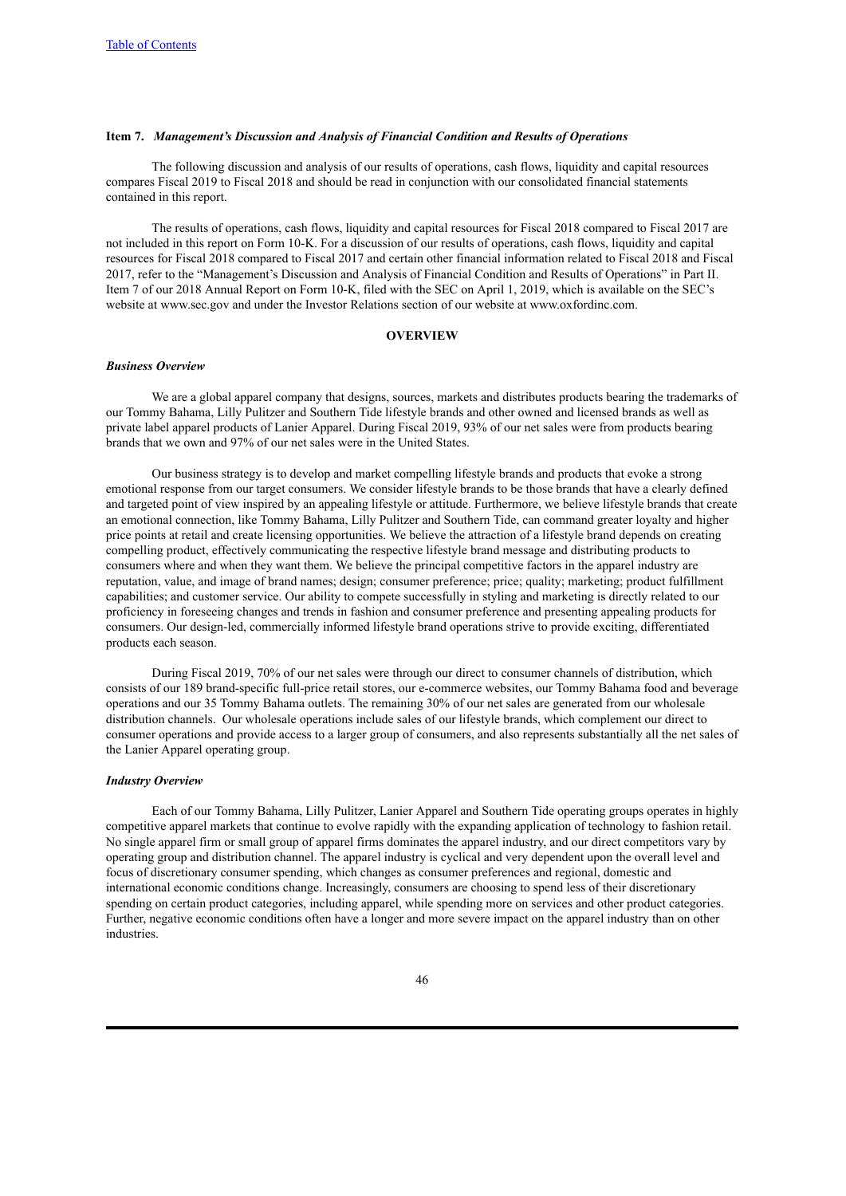**Item 7.** ***Management's Discussion and Analysis of Financial Condition and Results of Operations***

The following discussion and analysis of our results of operations, cash flows, liquidity and capital resources compares Fiscal 2019 to Fiscal 2018 and should be read in conjunction with our consolidated financial statements contained in this report.

The results of operations, cash flows, liquidity and capital resources for Fiscal 2018 compared to Fiscal 2017 are not included in this report on Form 10-K. For a discussion of our results of operations, cash flows, liquidity and capital resources for Fiscal 2018 compared to Fiscal 2017 and certain other financial information related to Fiscal 2018 and Fiscal 2017, refer to the "Management's Discussion and Analysis of Financial Condition and Results of Operations" in Part II. Item 7 of our 2018 Annual Report on Form 10-K, filed with the SEC on April 1, 2019, which is available on the SEC's website at www.sec.gov and under the Investor Relations section of our website at www.oxfordinc.com.

## OVERVIEW

### *Business Overview*

We are a global apparel company that designs, sources, markets and distributes products bearing the trademarks of our Tommy Bahama, Lilly Pulitzer and Southern Tide lifestyle brands and other owned and licensed brands as well as private label apparel products of Lanier Apparel. During Fiscal 2019, 93% of our net sales were from products bearing brands that we own and 97% of our net sales were in the United States.

Our business strategy is to develop and market compelling lifestyle brands and products that evoke a strong emotional response from our target consumers. We consider lifestyle brands to be those brands that have a clearly defined and targeted point of view inspired by an appealing lifestyle or attitude. Furthermore, we believe lifestyle brands that create an emotional connection, like Tommy Bahama, Lilly Pulitzer and Southern Tide, can command greater loyalty and higher price points at retail and create licensing opportunities. We believe the attraction of a lifestyle brand depends on creating compelling product, effectively communicating the respective lifestyle brand message and distributing products to consumers where and when they want them. We believe the principal competitive factors in the apparel industry are reputation, value, and image of brand names; design; consumer preference; price; quality; marketing; product fulfillment capabilities; and customer service. Our ability to compete successfully in styling and marketing is directly related to our proficiency in foreseeing changes and trends in fashion and consumer preference and presenting appealing products for consumers. Our design-led, commercially informed lifestyle brand operations strive to provide exciting, differentiated products each season.

During Fiscal 2019, 70% of our net sales were through our direct to consumer channels of distribution, which consists of our 189 brand-specific full-price retail stores, our e-commerce websites, our Tommy Bahama food and beverage operations and our 35 Tommy Bahama outlets. The remaining 30% of our net sales are generated from our wholesale distribution channels. Our wholesale operations include sales of our lifestyle brands, which complement our direct to consumer operations and provide access to a larger group of consumers, and also represents substantially all the net sales of the Lanier Apparel operating group.

### *Industry Overview*

Each of our Tommy Bahama, Lilly Pulitzer, Lanier Apparel and Southern Tide operating groups operates in highly competitive apparel markets that continue to evolve rapidly with the expanding application of technology to fashion retail. No single apparel firm or small group of apparel firms dominates the apparel industry, and our direct competitors vary by operating group and distribution channel. The apparel industry is cyclical and very dependent upon the overall level and focus of discretionary consumer spending, which changes as consumer preferences and regional, domestic and international economic conditions change. Increasingly, consumers are choosing to spend less of their discretionary spending on certain product categories, including apparel, while spending more on services and other product categories. Further, negative economic conditions often have a longer and more severe impact on the apparel industry than on other industries.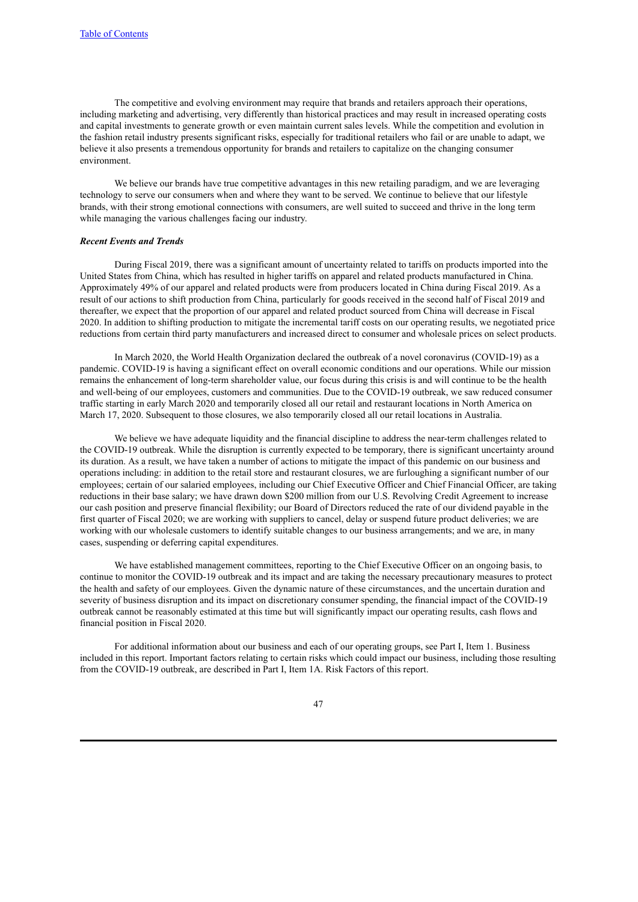The competitive and evolving environment may require that brands and retailers approach their operations, including marketing and advertising, very differently than historical practices and may result in increased operating costs and capital investments to generate growth or even maintain current sales levels. While the competition and evolution in the fashion retail industry presents significant risks, especially for traditional retailers who fail or are unable to adapt, we believe it also presents a tremendous opportunity for brands and retailers to capitalize on the changing consumer environment.

We believe our brands have true competitive advantages in this new retailing paradigm, and we are leveraging technology to serve our consumers when and where they want to be served. We continue to believe that our lifestyle brands, with their strong emotional connections with consumers, are well suited to succeed and thrive in the long term while managing the various challenges facing our industry.

***Recent Events and Trends***

During Fiscal 2019, there was a significant amount of uncertainty related to tariffs on products imported into the United States from China, which has resulted in higher tariffs on apparel and related products manufactured in China. Approximately 49% of our apparel and related products were from producers located in China during Fiscal 2019. As a result of our actions to shift production from China, particularly for goods received in the second half of Fiscal 2019 and thereafter, we expect that the proportion of our apparel and related product sourced from China will decrease in Fiscal 2020. In addition to shifting production to mitigate the incremental tariff costs on our operating results, we negotiated price reductions from certain third party manufacturers and increased direct to consumer and wholesale prices on select products.

In March 2020, the World Health Organization declared the outbreak of a novel coronavirus (COVID-19) as a pandemic. COVID-19 is having a significant effect on overall economic conditions and our operations. While our mission remains the enhancement of long-term shareholder value, our focus during this crisis is and will continue to be the health and well-being of our employees, customers and communities. Due to the COVID-19 outbreak, we saw reduced consumer traffic starting in early March 2020 and temporarily closed all our retail and restaurant locations in North America on March 17, 2020. Subsequent to those closures, we also temporarily closed all our retail locations in Australia.

We believe we have adequate liquidity and the financial discipline to address the near-term challenges related to the COVID-19 outbreak. While the disruption is currently expected to be temporary, there is significant uncertainty around its duration. As a result, we have taken a number of actions to mitigate the impact of this pandemic on our business and operations including: in addition to the retail store and restaurant closures, we are furloughing a significant number of our employees; certain of our salaried employees, including our Chief Executive Officer and Chief Financial Officer, are taking reductions in their base salary; we have drawn down $200 million from our U.S. Revolving Credit Agreement to increase our cash position and preserve financial flexibility; our Board of Directors reduced the rate of our dividend payable in the first quarter of Fiscal 2020; we are working with suppliers to cancel, delay or suspend future product deliveries; we are working with our wholesale customers to identify suitable changes to our business arrangements; and we are, in many cases, suspending or deferring capital expenditures.

We have established management committees, reporting to the Chief Executive Officer on an ongoing basis, to continue to monitor the COVID-19 outbreak and its impact and are taking the necessary precautionary measures to protect the health and safety of our employees. Given the dynamic nature of these circumstances, and the uncertain duration and severity of business disruption and its impact on discretionary consumer spending, the financial impact of the COVID-19 outbreak cannot be reasonably estimated at this time but will significantly impact our operating results, cash flows and financial position in Fiscal 2020.

For additional information about our business and each of our operating groups, see Part I, Item 1. Business included in this report. Important factors relating to certain risks which could impact our business, including those resulting from the COVID-19 outbreak, are described in Part I, Item 1A. Risk Factors of this report.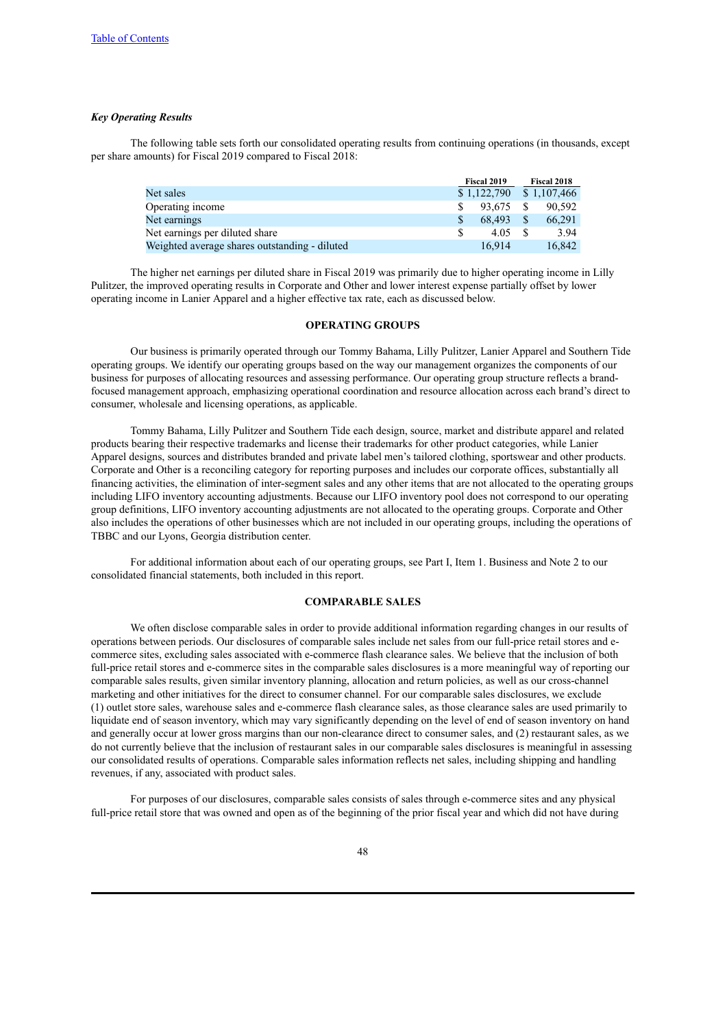*Key Operating Results*

The following table sets forth our consolidated operating results from continuing operations (in thousands, except per share amounts) for Fiscal 2019 compared to Fiscal 2018:

| | Fiscal 2019 | Fiscal 2018 |
|---|---|---|
| Net sales | $ 1,122,790 | $ 1,107,466 |
| Operating income | $ 93,675 | $ 90,592 |
| Net earnings | $ 68,493 | $ 66,291 |
| Net earnings per diluted share | $ 4.05 | $ 3.94 |
| Weighted average shares outstanding - diluted | 16,914 | 16,842 |

The higher net earnings per diluted share in Fiscal 2019 was primarily due to higher operating income in Lilly Pulitzer, the improved operating results in Corporate and Other and lower interest expense partially offset by lower operating income in Lanier Apparel and a higher effective tax rate, each as discussed below.

## OPERATING GROUPS

Our business is primarily operated through our Tommy Bahama, Lilly Pulitzer, Lanier Apparel and Southern Tide operating groups. We identify our operating groups based on the way our management organizes the components of our business for purposes of allocating resources and assessing performance. Our operating group structure reflects a brand-focused management approach, emphasizing operational coordination and resource allocation across each brand's direct to consumer, wholesale and licensing operations, as applicable.

Tommy Bahama, Lilly Pulitzer and Southern Tide each design, source, market and distribute apparel and related products bearing their respective trademarks and license their trademarks for other product categories, while Lanier Apparel designs, sources and distributes branded and private label men's tailored clothing, sportswear and other products. Corporate and Other is a reconciling category for reporting purposes and includes our corporate offices, substantially all financing activities, the elimination of inter-segment sales and any other items that are not allocated to the operating groups including LIFO inventory accounting adjustments. Because our LIFO inventory pool does not correspond to our operating group definitions, LIFO inventory accounting adjustments are not allocated to the operating groups. Corporate and Other also includes the operations of other businesses which are not included in our operating groups, including the operations of TBBC and our Lyons, Georgia distribution center.

For additional information about each of our operating groups, see Part I, Item 1. Business and Note 2 to our consolidated financial statements, both included in this report.

## COMPARABLE SALES

We often disclose comparable sales in order to provide additional information regarding changes in our results of operations between periods. Our disclosures of comparable sales include net sales from our full-price retail stores and e-commerce sites, excluding sales associated with e-commerce flash clearance sales. We believe that the inclusion of both full-price retail stores and e-commerce sites in the comparable sales disclosures is a more meaningful way of reporting our comparable sales results, given similar inventory planning, allocation and return policies, as well as our cross-channel marketing and other initiatives for the direct to consumer channel. For our comparable sales disclosures, we exclude (1) outlet store sales, warehouse sales and e-commerce flash clearance sales, as those clearance sales are used primarily to liquidate end of season inventory, which may vary significantly depending on the level of end of season inventory on hand and generally occur at lower gross margins than our non-clearance direct to consumer sales, and (2) restaurant sales, as we do not currently believe that the inclusion of restaurant sales in our comparable sales disclosures is meaningful in assessing our consolidated results of operations. Comparable sales information reflects net sales, including shipping and handling revenues, if any, associated with product sales.

For purposes of our disclosures, comparable sales consists of sales through e-commerce sites and any physical full-price retail store that was owned and open as of the beginning of the prior fiscal year and which did not have during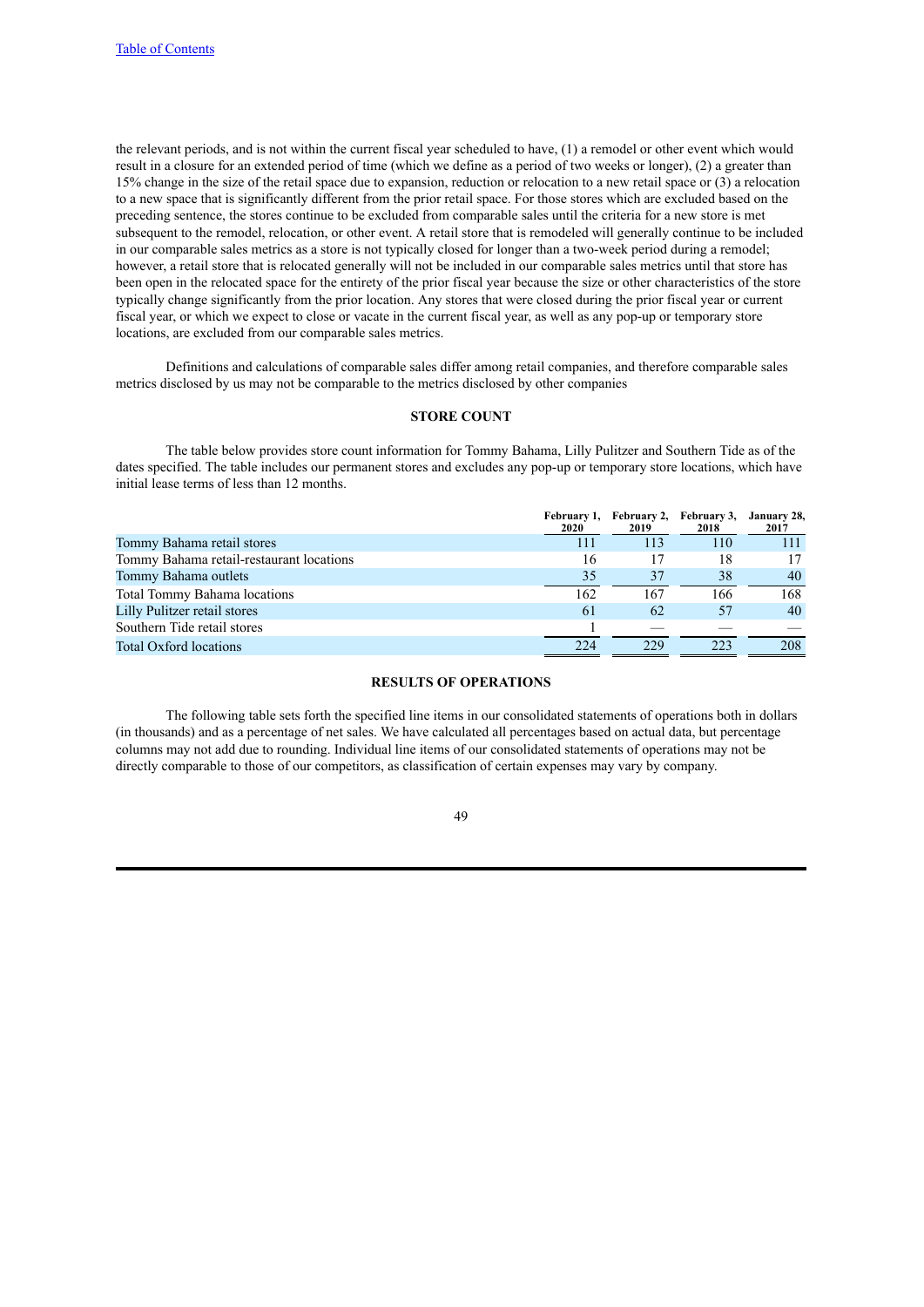the relevant periods, and is not within the current fiscal year scheduled to have, (1) a remodel or other event which would result in a closure for an extended period of time (which we define as a period of two weeks or longer), (2) a greater than 15% change in the size of the retail space due to expansion, reduction or relocation to a new retail space or (3) a relocation to a new space that is significantly different from the prior retail space. For those stores which are excluded based on the preceding sentence, the stores continue to be excluded from comparable sales until the criteria for a new store is met subsequent to the remodel, relocation, or other event. A retail store that is remodeled will generally continue to be included in our comparable sales metrics as a store is not typically closed for longer than a two-week period during a remodel; however, a retail store that is relocated generally will not be included in our comparable sales metrics until that store has been open in the relocated space for the entirety of the prior fiscal year because the size or other characteristics of the store typically change significantly from the prior location. Any stores that were closed during the prior fiscal year or current fiscal year, or which we expect to close or vacate in the current fiscal year, as well as any pop-up or temporary store locations, are excluded from our comparable sales metrics.

Definitions and calculations of comparable sales differ among retail companies, and therefore comparable sales metrics disclosed by us may not be comparable to the metrics disclosed by other companies

## STORE COUNT

The table below provides store count information for Tommy Bahama, Lilly Pulitzer and Southern Tide as of the dates specified. The table includes our permanent stores and excludes any pop-up or temporary store locations, which have initial lease terms of less than 12 months.

| | February 1, 2020 | February 2, 2019 | February 3, 2018 | January 28, 2017 |
|---|---|---|---|---|
| Tommy Bahama retail stores | 111 | 113 | 110 | 111 |
| Tommy Bahama retail-restaurant locations | 16 | 17 | 18 | 17 |
| Tommy Bahama outlets | 35 | 37 | 38 | 40 |
| Total Tommy Bahama locations | 162 | 167 | 166 | 168 |
| Lilly Pulitzer retail stores | 61 | 62 | 57 | 40 |
| Southern Tide retail stores | 1 | — | — | — |
| Total Oxford locations | 224 | 229 | 223 | 208 |

## RESULTS OF OPERATIONS

The following table sets forth the specified line items in our consolidated statements of operations both in dollars (in thousands) and as a percentage of net sales. We have calculated all percentages based on actual data, but percentage columns may not add due to rounding. Individual line items of our consolidated statements of operations may not be directly comparable to those of our competitors, as classification of certain expenses may vary by company.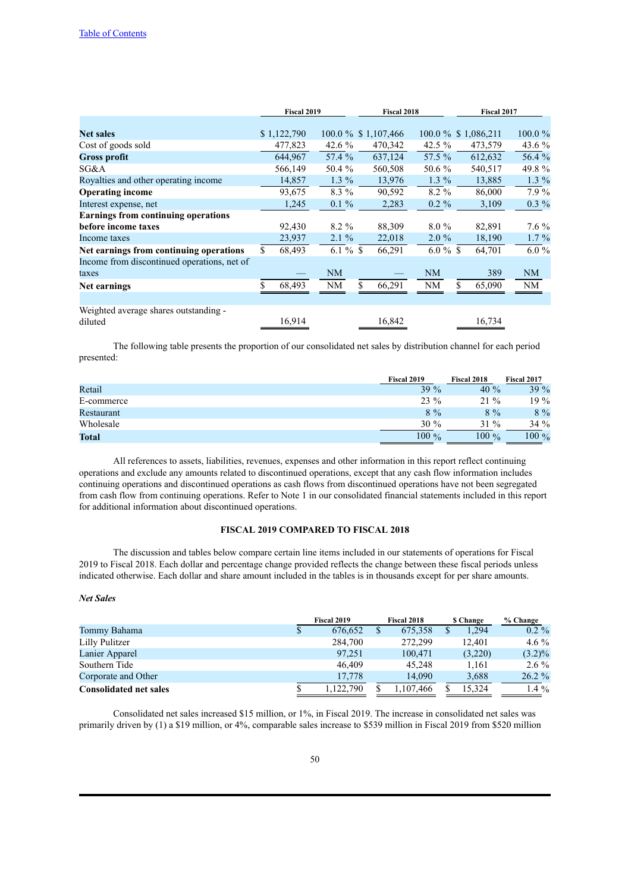[Table of Contents](#)

| | Fiscal 2019 | | Fiscal 2018 | | Fiscal 2017 | |
|---|---|---|---|---|---|---|
| **Net sales** | $ 1,122,790 | 100.0 % | $ 1,107,466 | 100.0 % | $ 1,086,211 | 100.0 % |
| Cost of goods sold | 477,823 | 42.6 % | 470,342 | 42.5 % | 473,579 | 43.6 % |
| **Gross profit** | 644,967 | 57.4 % | 637,124 | 57.5 % | 612,632 | 56.4 % |
| SG&A | 566,149 | 50.4 % | 560,508 | 50.6 % | 540,517 | 49.8 % |
| Royalties and other operating income | 14,857 | 1.3 % | 13,976 | 1.3 % | 13,885 | 1.3 % |
| **Operating income** | 93,675 | 8.3 % | 90,592 | 8.2 % | 86,000 | 7.9 % |
| Interest expense, net | 1,245 | 0.1 % | 2,283 | 0.2 % | 3,109 | 0.3 % |
| **Earnings from continuing operations before income taxes** | 92,430 | 8.2 % | 88,309 | 8.0 % | 82,891 | 7.6 % |
| Income taxes | 23,937 | 2.1 % | 22,018 | 2.0 % | 18,190 | 1.7 % |
| **Net earnings from continuing operations** | $ 68,493 | 6.1 % | $ 66,291 | 6.0 % | $ 64,701 | 6.0 % |
| Income from discontinued operations, net of taxes | — | NM | — | NM | 389 | NM |
| **Net earnings** | $ 68,493 | NM | $ 66,291 | NM | $ 65,090 | NM |
| | | | | | | |
| Weighted average shares outstanding - diluted | 16,914 | | 16,842 | | 16,734 | |

The following table presents the proportion of our consolidated net sales by distribution channel for each period presented:

| | Fiscal 2019 | Fiscal 2018 | Fiscal 2017 |
|---|---|---|---|
| Retail | 39 % | 40 % | 39 % |
| E-commerce | 23 % | 21 % | 19 % |
| Restaurant | 8 % | 8 % | 8 % |
| Wholesale | 30 % | 31 % | 34 % |
| **Total** | 100 % | 100 % | 100 % |

All references to assets, liabilities, revenues, expenses and other information in this report reflect continuing operations and exclude any amounts related to discontinued operations, except that any cash flow information includes continuing operations and discontinued operations as cash flows from discontinued operations have not been segregated from cash flow from continuing operations. Refer to Note 1 in our consolidated financial statements included in this report for additional information about discontinued operations.

## FISCAL 2019 COMPARED TO FISCAL 2018

The discussion and tables below compare certain line items included in our statements of operations for Fiscal 2019 to Fiscal 2018. Each dollar and percentage change provided reflects the change between these fiscal periods unless indicated otherwise. Each dollar and share amount included in the tables is in thousands except for per share amounts.

### *Net Sales*

| | Fiscal 2019 | Fiscal 2018 | $ Change | % Change |
|---|---|---|---|---|
| Tommy Bahama | $ 676,652 | $ 675,358 | $ 1,294 | 0.2 % |
| Lilly Pulitzer | 284,700 | 272,299 | 12,401 | 4.6 % |
| Lanier Apparel | 97,251 | 100,471 | (3,220) | (3.2)% |
| Southern Tide | 46,409 | 45,248 | 1,161 | 2.6 % |
| Corporate and Other | 17,778 | 14,090 | 3,688 | 26.2 % |
| **Consolidated net sales** | $ 1,122,790 | $ 1,107,466 | $ 15,324 | 1.4 % |

Consolidated net sales increased $15 million, or 1%, in Fiscal 2019. The increase in consolidated net sales was primarily driven by (1) a $19 million, or 4%, comparable sales increase to $539 million in Fiscal 2019 from $520 million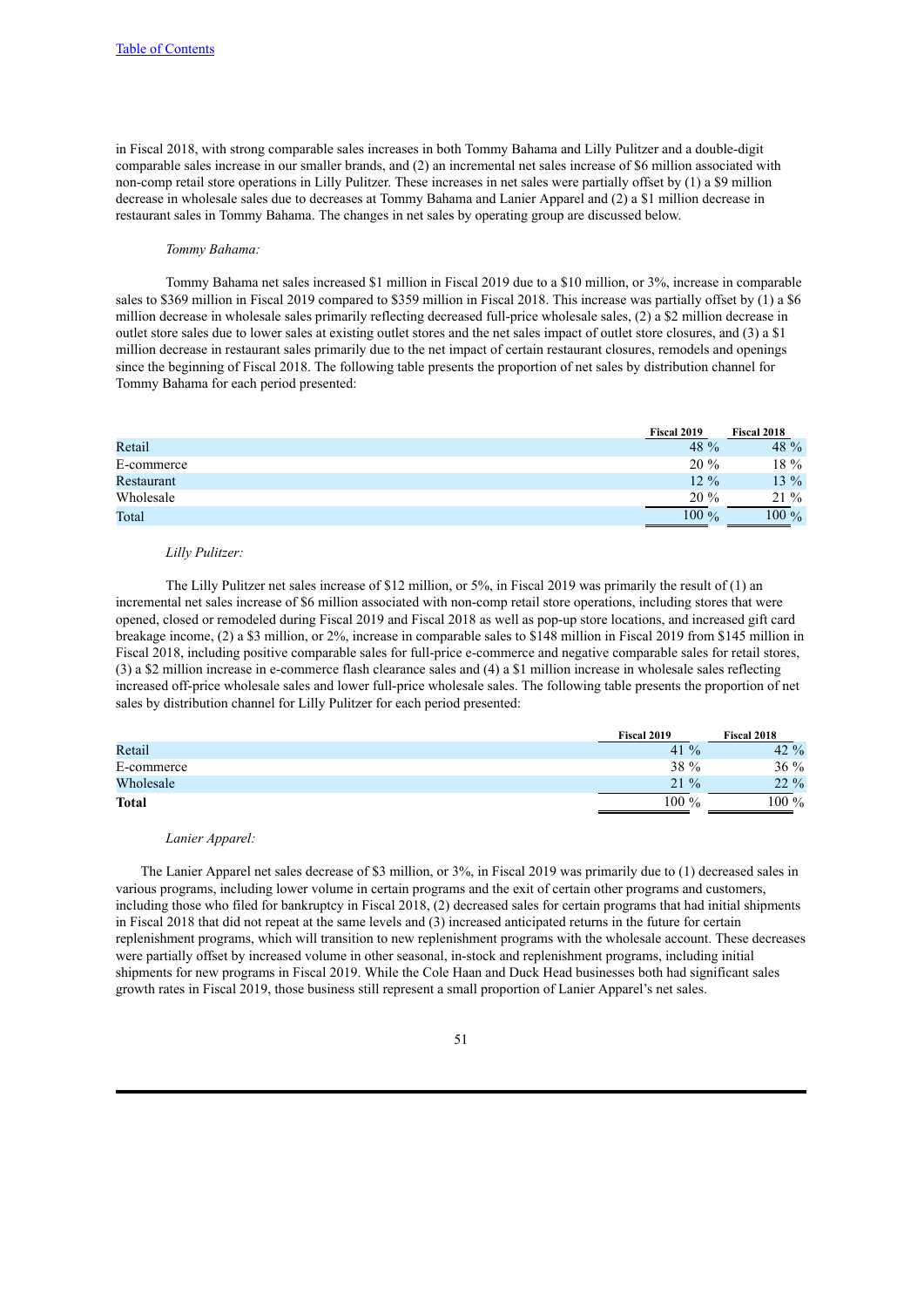in Fiscal 2018, with strong comparable sales increases in both Tommy Bahama and Lilly Pulitzer and a double-digit comparable sales increase in our smaller brands, and (2) an incremental net sales increase of $6 million associated with non-comp retail store operations in Lilly Pulitzer. These increases in net sales were partially offset by (1) a $9 million decrease in wholesale sales due to decreases at Tommy Bahama and Lanier Apparel and (2) a $1 million decrease in restaurant sales in Tommy Bahama. The changes in net sales by operating group are discussed below.

*Tommy Bahama:*

Tommy Bahama net sales increased $1 million in Fiscal 2019 due to a $10 million, or 3%, increase in comparable sales to $369 million in Fiscal 2019 compared to $359 million in Fiscal 2018. This increase was partially offset by (1) a $6 million decrease in wholesale sales primarily reflecting decreased full-price wholesale sales, (2) a $2 million decrease in outlet store sales due to lower sales at existing outlet stores and the net sales impact of outlet store closures, and (3) a $1 million decrease in restaurant sales primarily due to the net impact of certain restaurant closures, remodels and openings since the beginning of Fiscal 2018. The following table presents the proportion of net sales by distribution channel for Tommy Bahama for each period presented:

| | Fiscal 2019 | Fiscal 2018 |
|---|---|---|
| Retail | 48 % | 48 % |
| E-commerce | 20 % | 18 % |
| Restaurant | 12 % | 13 % |
| Wholesale | 20 % | 21 % |
| Total | 100 % | 100 % |

*Lilly Pulitzer:*

The Lilly Pulitzer net sales increase of $12 million, or 5%, in Fiscal 2019 was primarily the result of (1) an incremental net sales increase of $6 million associated with non-comp retail store operations, including stores that were opened, closed or remodeled during Fiscal 2019 and Fiscal 2018 as well as pop-up store locations, and increased gift card breakage income, (2) a $3 million, or 2%, increase in comparable sales to $148 million in Fiscal 2019 from $145 million in Fiscal 2018, including positive comparable sales for full-price e-commerce and negative comparable sales for retail stores, (3) a $2 million increase in e-commerce flash clearance sales and (4) a $1 million increase in wholesale sales reflecting increased off-price wholesale sales and lower full-price wholesale sales. The following table presents the proportion of net sales by distribution channel for Lilly Pulitzer for each period presented:

| | Fiscal 2019 | Fiscal 2018 |
|---|---|---|
| Retail | 41 % | 42 % |
| E-commerce | 38 % | 36 % |
| Wholesale | 21 % | 22 % |
| **Total** | 100 % | 100 % |

*Lanier Apparel:*

The Lanier Apparel net sales decrease of $3 million, or 3%, in Fiscal 2019 was primarily due to (1) decreased sales in various programs, including lower volume in certain programs and the exit of certain other programs and customers, including those who filed for bankruptcy in Fiscal 2018, (2) decreased sales for certain programs that had initial shipments in Fiscal 2018 that did not repeat at the same levels and (3) increased anticipated returns in the future for certain replenishment programs, which will transition to new replenishment programs with the wholesale account. These decreases were partially offset by increased volume in other seasonal, in-stock and replenishment programs, including initial shipments for new programs in Fiscal 2019. While the Cole Haan and Duck Head businesses both had significant sales growth rates in Fiscal 2019, those business still represent a small proportion of Lanier Apparel's net sales.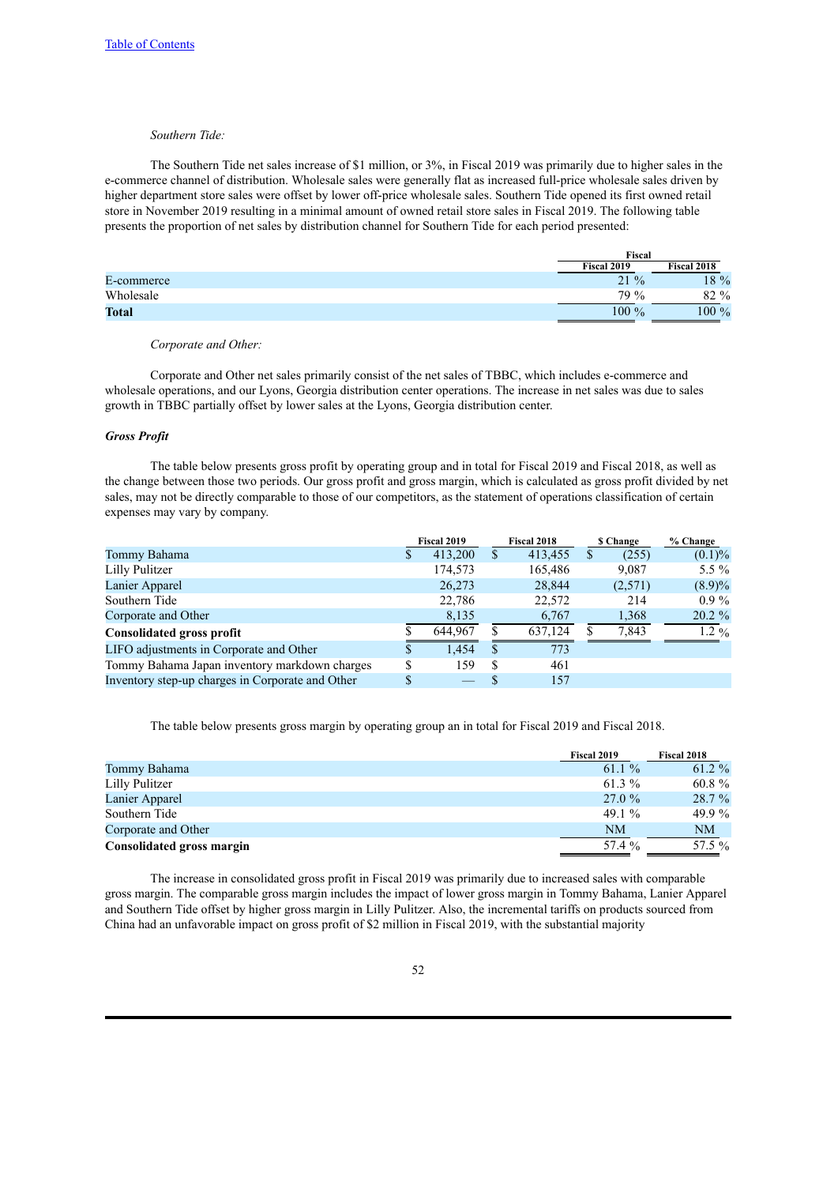[Table of Contents](#)

*Southern Tide:*

The Southern Tide net sales increase of $1 million, or 3%, in Fiscal 2019 was primarily due to higher sales in the e-commerce channel of distribution. Wholesale sales were generally flat as increased full-price wholesale sales driven by higher department store sales were offset by lower off-price wholesale sales. Southern Tide opened its first owned retail store in November 2019 resulting in a minimal amount of owned retail store sales in Fiscal 2019. The following table presents the proportion of net sales by distribution channel for Southern Tide for each period presented:

| | Fiscal | |
|---|---|---|
| | Fiscal 2019 | Fiscal 2018 |
| E-commerce | 21 % | 18 % |
| Wholesale | 79 % | 82 % |
| **Total** | 100 % | 100 % |

*Corporate and Other:*

Corporate and Other net sales primarily consist of the net sales of TBBC, which includes e-commerce and wholesale operations, and our Lyons, Georgia distribution center operations. The increase in net sales was due to sales growth in TBBC partially offset by lower sales at the Lyons, Georgia distribution center.

***Gross Profit***

The table below presents gross profit by operating group and in total for Fiscal 2019 and Fiscal 2018, as well as the change between those two periods. Our gross profit and gross margin, which is calculated as gross profit divided by net sales, may not be directly comparable to those of our competitors, as the statement of operations classification of certain expenses may vary by company.

| | Fiscal 2019 | Fiscal 2018 | $ Change | % Change |
|---|---|---|---|---|
| Tommy Bahama | $ 413,200 | $ 413,455 | $ (255) | (0.1)% |
| Lilly Pulitzer | 174,573 | 165,486 | 9,087 | 5.5 % |
| Lanier Apparel | 26,273 | 28,844 | (2,571) | (8.9)% |
| Southern Tide | 22,786 | 22,572 | 214 | 0.9 % |
| Corporate and Other | 8,135 | 6,767 | 1,368 | 20.2 % |
| **Consolidated gross profit** | $ 644,967 | $ 637,124 | $ 7,843 | 1.2 % |
| LIFO adjustments in Corporate and Other | $ 1,454 | $ 773 | | |
| Tommy Bahama Japan inventory markdown charges | $ 159 | $ 461 | | |
| Inventory step-up charges in Corporate and Other | $ — | $ 157 | | |

The table below presents gross margin by operating group an in total for Fiscal 2019 and Fiscal 2018.

| | Fiscal 2019 | Fiscal 2018 |
|---|---|---|
| Tommy Bahama | 61.1 % | 61.2 % |
| Lilly Pulitzer | 61.3 % | 60.8 % |
| Lanier Apparel | 27.0 % | 28.7 % |
| Southern Tide | 49.1 % | 49.9 % |
| Corporate and Other | NM | NM |
| **Consolidated gross margin** | 57.4 % | 57.5 % |

The increase in consolidated gross profit in Fiscal 2019 was primarily due to increased sales with comparable gross margin. The comparable gross margin includes the impact of lower gross margin in Tommy Bahama, Lanier Apparel and Southern Tide offset by higher gross margin in Lilly Pulitzer. Also, the incremental tariffs on products sourced from China had an unfavorable impact on gross profit of $2 million in Fiscal 2019, with the substantial majority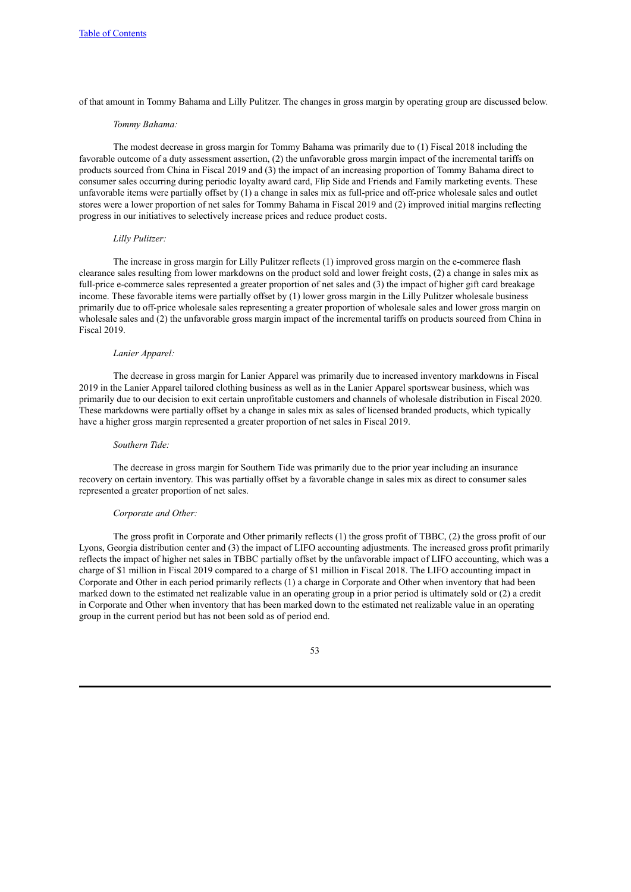of that amount in Tommy Bahama and Lilly Pulitzer. The changes in gross margin by operating group are discussed below.

*Tommy Bahama:*

The modest decrease in gross margin for Tommy Bahama was primarily due to (1) Fiscal 2018 including the favorable outcome of a duty assessment assertion, (2) the unfavorable gross margin impact of the incremental tariffs on products sourced from China in Fiscal 2019 and (3) the impact of an increasing proportion of Tommy Bahama direct to consumer sales occurring during periodic loyalty award card, Flip Side and Friends and Family marketing events. These unfavorable items were partially offset by (1) a change in sales mix as full-price and off-price wholesale sales and outlet stores were a lower proportion of net sales for Tommy Bahama in Fiscal 2019 and (2) improved initial margins reflecting progress in our initiatives to selectively increase prices and reduce product costs.

*Lilly Pulitzer:*

The increase in gross margin for Lilly Pulitzer reflects (1) improved gross margin on the e-commerce flash clearance sales resulting from lower markdowns on the product sold and lower freight costs, (2) a change in sales mix as full-price e-commerce sales represented a greater proportion of net sales and (3) the impact of higher gift card breakage income. These favorable items were partially offset by (1) lower gross margin in the Lilly Pulitzer wholesale business primarily due to off-price wholesale sales representing a greater proportion of wholesale sales and lower gross margin on wholesale sales and (2) the unfavorable gross margin impact of the incremental tariffs on products sourced from China in Fiscal 2019.

*Lanier Apparel:*

The decrease in gross margin for Lanier Apparel was primarily due to increased inventory markdowns in Fiscal 2019 in the Lanier Apparel tailored clothing business as well as in the Lanier Apparel sportswear business, which was primarily due to our decision to exit certain unprofitable customers and channels of wholesale distribution in Fiscal 2020. These markdowns were partially offset by a change in sales mix as sales of licensed branded products, which typically have a higher gross margin represented a greater proportion of net sales in Fiscal 2019.

*Southern Tide:*

The decrease in gross margin for Southern Tide was primarily due to the prior year including an insurance recovery on certain inventory. This was partially offset by a favorable change in sales mix as direct to consumer sales represented a greater proportion of net sales.

*Corporate and Other:*

The gross profit in Corporate and Other primarily reflects (1) the gross profit of TBBC, (2) the gross profit of our Lyons, Georgia distribution center and (3) the impact of LIFO accounting adjustments. The increased gross profit primarily reflects the impact of higher net sales in TBBC partially offset by the unfavorable impact of LIFO accounting, which was a charge of $1 million in Fiscal 2019 compared to a charge of $1 million in Fiscal 2018. The LIFO accounting impact in Corporate and Other in each period primarily reflects (1) a charge in Corporate and Other when inventory that had been marked down to the estimated net realizable value in an operating group in a prior period is ultimately sold or (2) a credit in Corporate and Other when inventory that has been marked down to the estimated net realizable value in an operating group in the current period but has not been sold as of period end.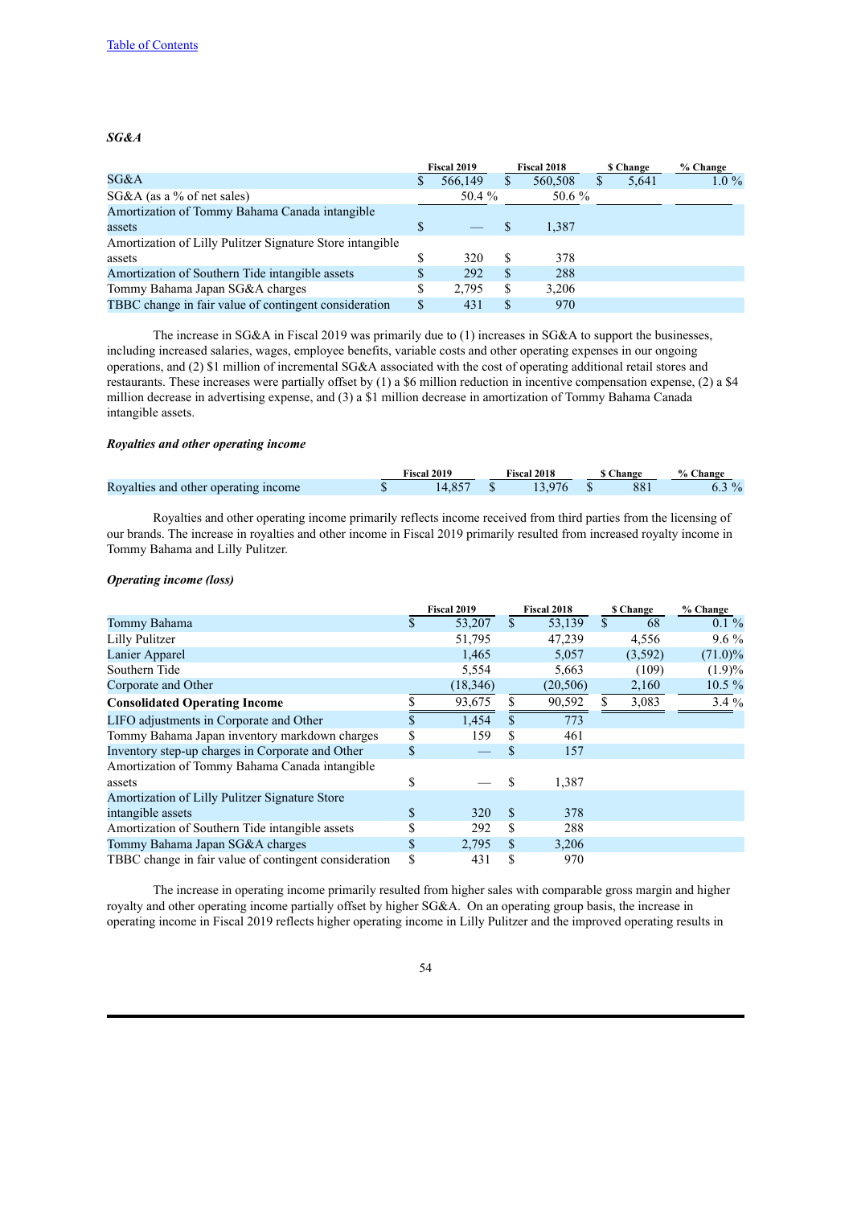[Table of Contents](#)

### *SG&A*

| | Fiscal 2019 | Fiscal 2018 | $ Change | % Change |
|---|---|---|---|---|
| SG&A | $ 566,149 | $ 560,508 | $ 5,641 | 1.0 % |
| SG&A (as a % of net sales) | 50.4 % | 50.6 % | | |
| Amortization of Tommy Bahama Canada intangible assets | $ — | $ 1,387 | | |
| Amortization of Lilly Pulitzer Signature Store intangible assets | $ 320 | $ 378 | | |
| Amortization of Southern Tide intangible assets | $ 292 | $ 288 | | |
| Tommy Bahama Japan SG&A charges | $ 2,795 | $ 3,206 | | |
| TBBC change in fair value of contingent consideration | $ 431 | $ 970 | | |

The increase in SG&A in Fiscal 2019 was primarily due to (1) increases in SG&A to support the businesses, including increased salaries, wages, employee benefits, variable costs and other operating expenses in our ongoing operations, and (2) $1 million of incremental SG&A associated with the cost of operating additional retail stores and restaurants. These increases were partially offset by (1) a $6 million reduction in incentive compensation expense, (2) a $4 million decrease in advertising expense, and (3) a $1 million decrease in amortization of Tommy Bahama Canada intangible assets.

### *Royalties and other operating income*

| | Fiscal 2019 | Fiscal 2018 | $ Change | % Change |
|---|---|---|---|---|
| Royalties and other operating income | $ 14,857 | $ 13,976 | $ 881 | 6.3 % |

Royalties and other operating income primarily reflects income received from third parties from the licensing of our brands. The increase in royalties and other income in Fiscal 2019 primarily resulted from increased royalty income in Tommy Bahama and Lilly Pulitzer.

### *Operating income (loss)*

| | Fiscal 2019 | Fiscal 2018 | $ Change | % Change |
|---|---|---|---|---|
| Tommy Bahama | $ 53,207 | $ 53,139 | $ 68 | 0.1 % |
| Lilly Pulitzer | 51,795 | 47,239 | 4,556 | 9.6 % |
| Lanier Apparel | 1,465 | 5,057 | (3,592) | (71.0)% |
| Southern Tide | 5,554 | 5,663 | (109) | (1.9)% |
| Corporate and Other | (18,346) | (20,506) | 2,160 | 10.5 % |
| **Consolidated Operating Income** | $ 93,675 | $ 90,592 | $ 3,083 | 3.4 % |
| LIFO adjustments in Corporate and Other | $ 1,454 | $ 773 | | |
| Tommy Bahama Japan inventory markdown charges | $ 159 | $ 461 | | |
| Inventory step-up charges in Corporate and Other | $ — | $ 157 | | |
| Amortization of Tommy Bahama Canada intangible assets | $ — | $ 1,387 | | |
| Amortization of Lilly Pulitzer Signature Store intangible assets | $ 320 | $ 378 | | |
| Amortization of Southern Tide intangible assets | $ 292 | $ 288 | | |
| Tommy Bahama Japan SG&A charges | $ 2,795 | $ 3,206 | | |
| TBBC change in fair value of contingent consideration | $ 431 | $ 970 | | |

The increase in operating income primarily resulted from higher sales with comparable gross margin and higher royalty and other operating income partially offset by higher SG&A. On an operating group basis, the increase in operating income in Fiscal 2019 reflects higher operating income in Lilly Pulitzer and the improved operating results in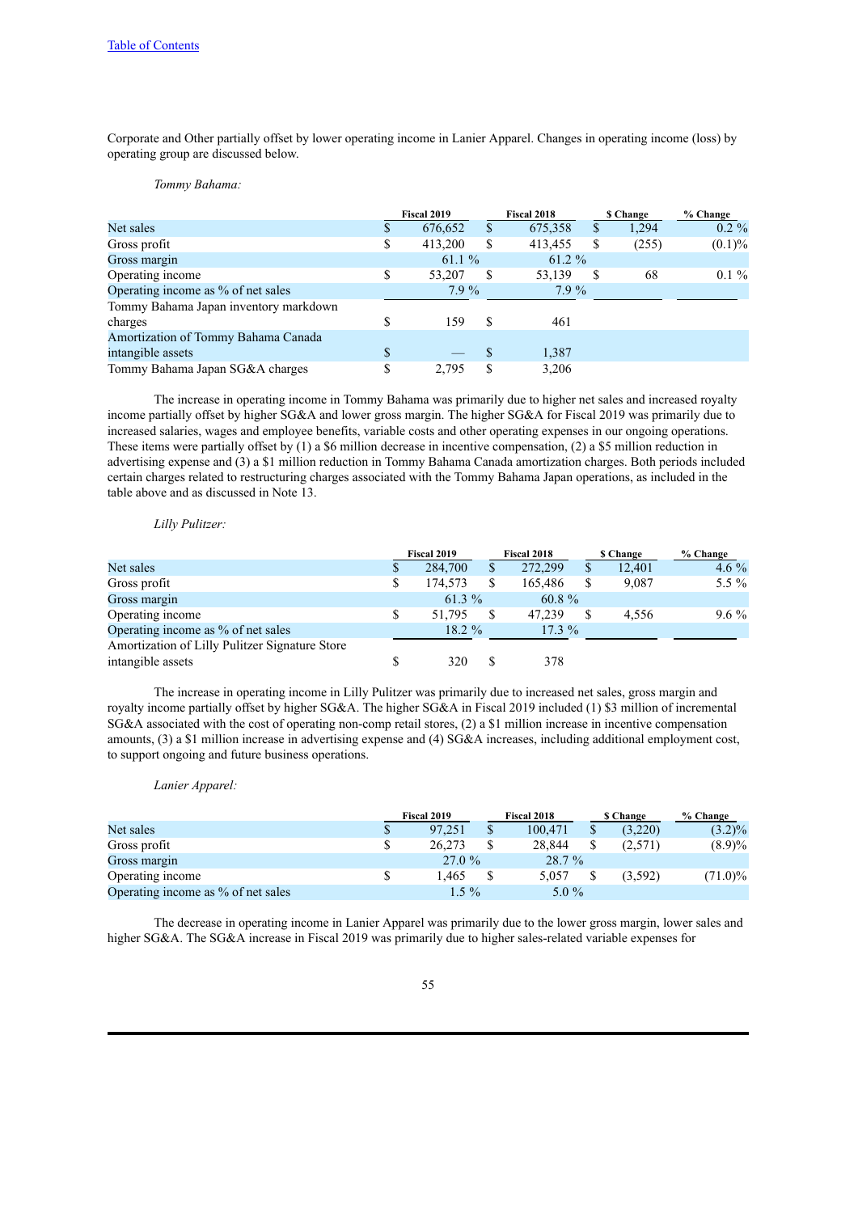Corporate and Other partially offset by lower operating income in Lanier Apparel. Changes in operating income (loss) by operating group are discussed below.

*Tommy Bahama:*

| | Fiscal 2019 | Fiscal 2018 | $ Change | % Change |
|---|---|---|---|---|
| Net sales | $ 676,652 | $ 675,358 | $ 1,294 | 0.2 % |
| Gross profit | $ 413,200 | $ 413,455 | $ (255) | (0.1)% |
| Gross margin | 61.1 % | 61.2 % | | |
| Operating income | $ 53,207 | $ 53,139 | $ 68 | 0.1 % |
| Operating income as % of net sales | 7.9 % | 7.9 % | | |
| Tommy Bahama Japan inventory markdown charges | $ 159 | $ 461 | | |
| Amortization of Tommy Bahama Canada intangible assets | $ — | $ 1,387 | | |
| Tommy Bahama Japan SG&A charges | $ 2,795 | $ 3,206 | | |

The increase in operating income in Tommy Bahama was primarily due to higher net sales and increased royalty income partially offset by higher SG&A and lower gross margin. The higher SG&A for Fiscal 2019 was primarily due to increased salaries, wages and employee benefits, variable costs and other operating expenses in our ongoing operations. These items were partially offset by (1) a $6 million decrease in incentive compensation, (2) a $5 million reduction in advertising expense and (3) a $1 million reduction in Tommy Bahama Canada amortization charges. Both periods included certain charges related to restructuring charges associated with the Tommy Bahama Japan operations, as included in the table above and as discussed in Note 13.

*Lilly Pulitzer:*

| | Fiscal 2019 | Fiscal 2018 | $ Change | % Change |
|---|---|---|---|---|
| Net sales | $ 284,700 | $ 272,299 | $ 12,401 | 4.6 % |
| Gross profit | $ 174,573 | $ 165,486 | $ 9,087 | 5.5 % |
| Gross margin | 61.3 % | 60.8 % | | |
| Operating income | $ 51,795 | $ 47,239 | $ 4,556 | 9.6 % |
| Operating income as % of net sales | 18.2 % | 17.3 % | | |
| Amortization of Lilly Pulitzer Signature Store intangible assets | $ 320 | $ 378 | | |

The increase in operating income in Lilly Pulitzer was primarily due to increased net sales, gross margin and royalty income partially offset by higher SG&A. The higher SG&A in Fiscal 2019 included (1) $3 million of incremental SG&A associated with the cost of operating non-comp retail stores, (2) a $1 million increase in incentive compensation amounts, (3) a $1 million increase in advertising expense and (4) SG&A increases, including additional employment cost, to support ongoing and future business operations.

*Lanier Apparel:*

| | Fiscal 2019 | Fiscal 2018 | $ Change | % Change |
|---|---|---|---|---|
| Net sales | $ 97,251 | $ 100,471 | $ (3,220) | (3.2)% |
| Gross profit | $ 26,273 | $ 28,844 | $ (2,571) | (8.9)% |
| Gross margin | 27.0 % | 28.7 % | | |
| Operating income | $ 1,465 | $ 5,057 | $ (3,592) | (71.0)% |
| Operating income as % of net sales | 1.5 % | 5.0 % | | |

The decrease in operating income in Lanier Apparel was primarily due to the lower gross margin, lower sales and higher SG&A. The SG&A increase in Fiscal 2019 was primarily due to higher sales-related variable expenses for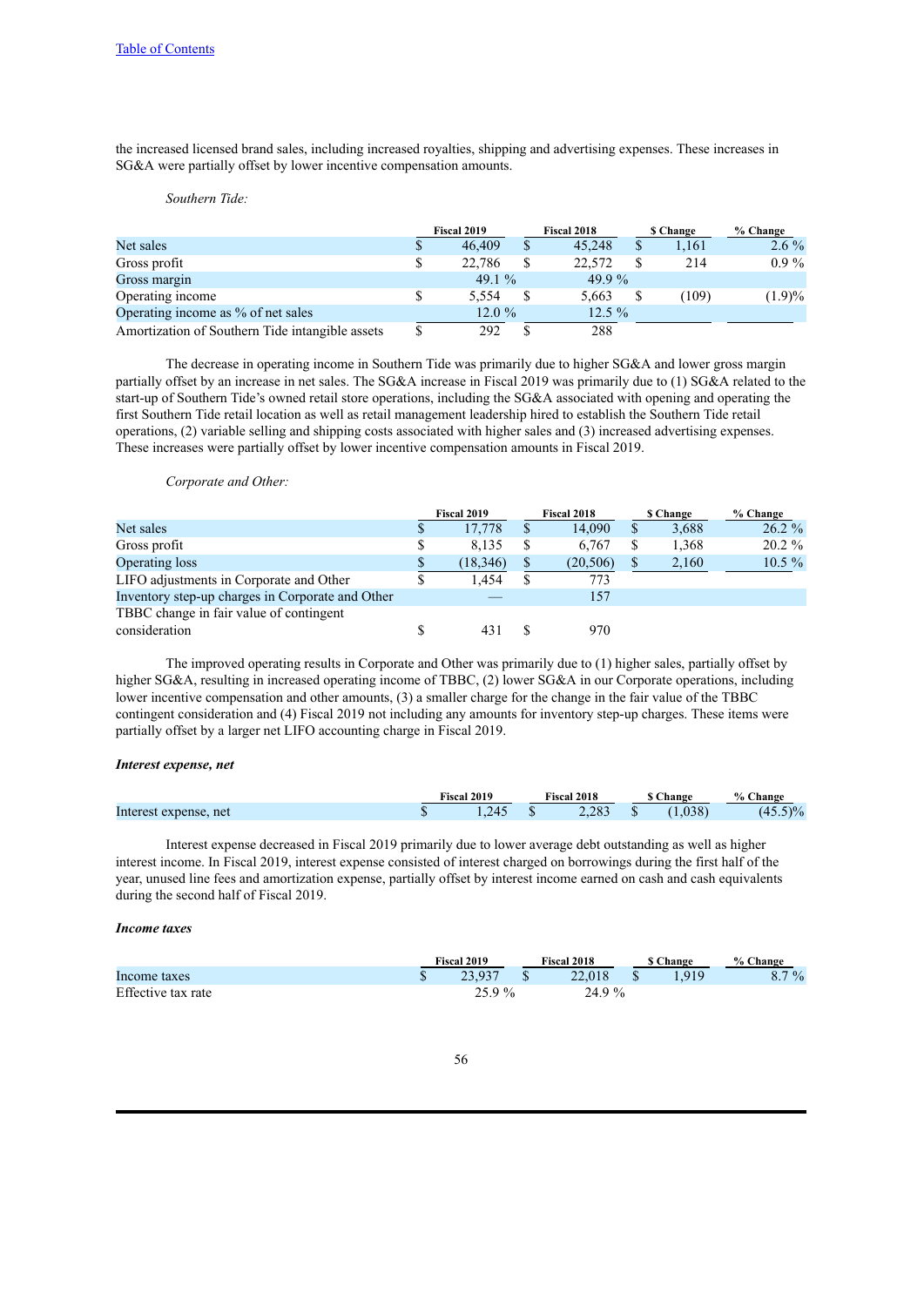the increased licensed brand sales, including increased royalties, shipping and advertising expenses. These increases in SG&A were partially offset by lower incentive compensation amounts.

*Southern Tide:*

| | Fiscal 2019 | Fiscal 2018 | $ Change | % Change |
|---|---|---|---|---|
| Net sales | $ 46,409 | $ 45,248 | $ 1,161 | 2.6 % |
| Gross profit | $ 22,786 | $ 22,572 | $ 214 | 0.9 % |
| Gross margin | 49.1 % | 49.9 % | | |
| Operating income | $ 5,554 | $ 5,663 | $ (109) | (1.9)% |
| Operating income as % of net sales | 12.0 % | 12.5 % | | |
| Amortization of Southern Tide intangible assets | $ 292 | $ 288 | | |

The decrease in operating income in Southern Tide was primarily due to higher SG&A and lower gross margin partially offset by an increase in net sales. The SG&A increase in Fiscal 2019 was primarily due to (1) SG&A related to the start-up of Southern Tide's owned retail store operations, including the SG&A associated with opening and operating the first Southern Tide retail location as well as retail management leadership hired to establish the Southern Tide retail operations, (2) variable selling and shipping costs associated with higher sales and (3) increased advertising expenses. These increases were partially offset by lower incentive compensation amounts in Fiscal 2019.

*Corporate and Other:*

| | Fiscal 2019 | Fiscal 2018 | $ Change | % Change |
|---|---|---|---|---|
| Net sales | $ 17,778 | $ 14,090 | $ 3,688 | 26.2 % |
| Gross profit | $ 8,135 | $ 6,767 | $ 1,368 | 20.2 % |
| Operating loss | $ (18,346) | $ (20,506) | $ 2,160 | 10.5 % |
| LIFO adjustments in Corporate and Other | $ 1,454 | $ 773 | | |
| Inventory step-up charges in Corporate and Other | — | 157 | | |
| TBBC change in fair value of contingent consideration | $ 431 | $ 970 | | |

The improved operating results in Corporate and Other was primarily due to (1) higher sales, partially offset by higher SG&A, resulting in increased operating income of TBBC, (2) lower SG&A in our Corporate operations, including lower incentive compensation and other amounts, (3) a smaller charge for the change in the fair value of the TBBC contingent consideration and (4) Fiscal 2019 not including any amounts for inventory step-up charges. These items were partially offset by a larger net LIFO accounting charge in Fiscal 2019.

***Interest expense, net***

| | Fiscal 2019 | Fiscal 2018 | $ Change | % Change |
|---|---|---|---|---|
| Interest expense, net | $ 1,245 | $ 2,283 | $ (1,038) | (45.5)% |

Interest expense decreased in Fiscal 2019 primarily due to lower average debt outstanding as well as higher interest income. In Fiscal 2019, interest expense consisted of interest charged on borrowings during the first half of the year, unused line fees and amortization expense, partially offset by interest income earned on cash and cash equivalents during the second half of Fiscal 2019.

***Income taxes***

| | Fiscal 2019 | Fiscal 2018 | $ Change | % Change |
|---|---|---|---|---|
| Income taxes | $ 23,937 | $ 22,018 | $ 1,919 | 8.7 % |
| Effective tax rate | 25.9 % | 24.9 % | | |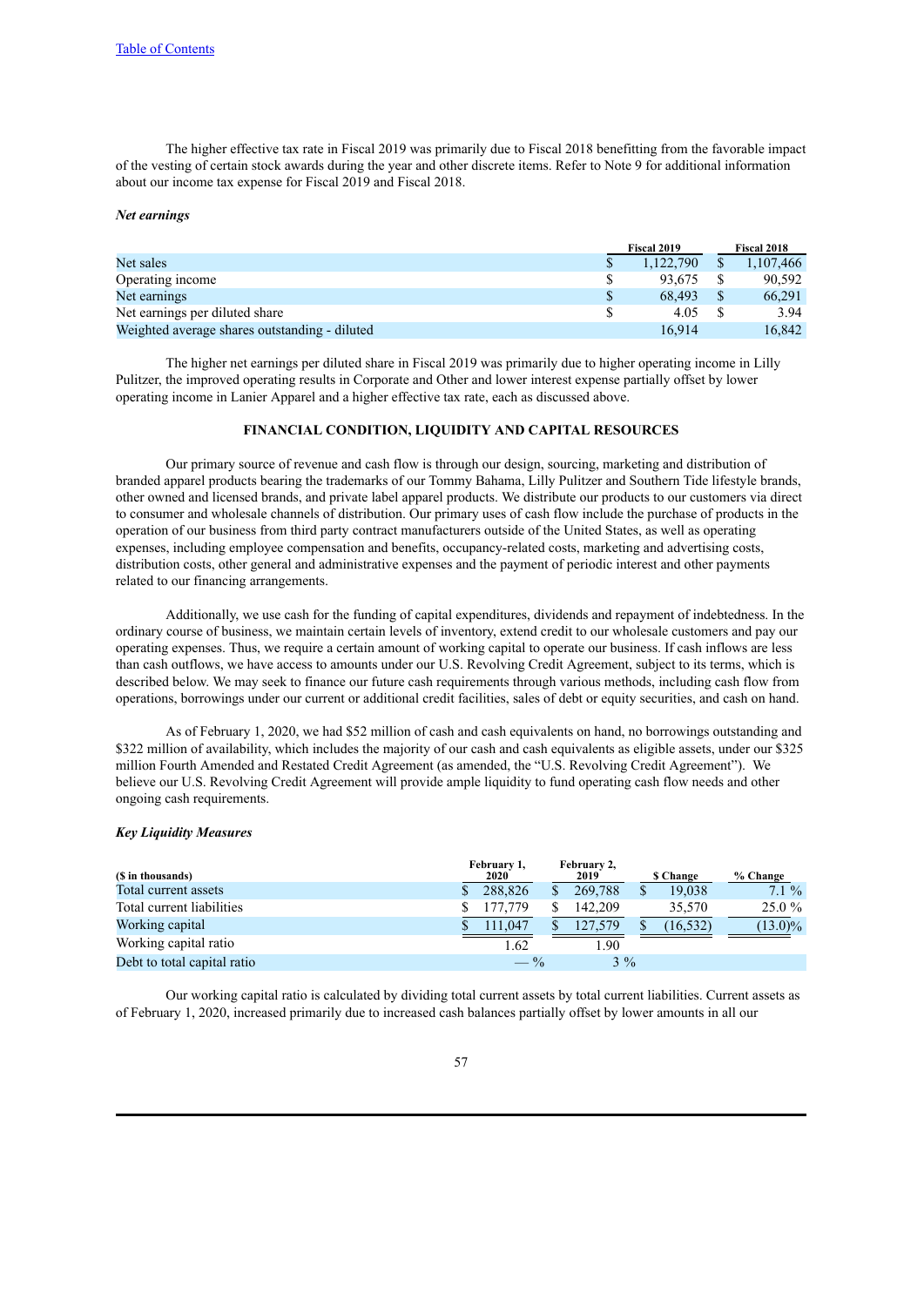The higher effective tax rate in Fiscal 2019 was primarily due to Fiscal 2018 benefitting from the favorable impact of the vesting of certain stock awards during the year and other discrete items. Refer to Note 9 for additional information about our income tax expense for Fiscal 2019 and Fiscal 2018.

***Net earnings***

| | Fiscal 2019 | Fiscal 2018 |
|---|---|---|
| Net sales | $ 1,122,790 | $ 1,107,466 |
| Operating income | $ 93,675 | $ 90,592 |
| Net earnings | $ 68,493 | $ 66,291 |
| Net earnings per diluted share | $ 4.05 | $ 3.94 |
| Weighted average shares outstanding - diluted | 16,914 | 16,842 |

The higher net earnings per diluted share in Fiscal 2019 was primarily due to higher operating income in Lilly Pulitzer, the improved operating results in Corporate and Other and lower interest expense partially offset by lower operating income in Lanier Apparel and a higher effective tax rate, each as discussed above.

## FINANCIAL CONDITION, LIQUIDITY AND CAPITAL RESOURCES

Our primary source of revenue and cash flow is through our design, sourcing, marketing and distribution of branded apparel products bearing the trademarks of our Tommy Bahama, Lilly Pulitzer and Southern Tide lifestyle brands, other owned and licensed brands, and private label apparel products. We distribute our products to our customers via direct to consumer and wholesale channels of distribution. Our primary uses of cash flow include the purchase of products in the operation of our business from third party contract manufacturers outside of the United States, as well as operating expenses, including employee compensation and benefits, occupancy-related costs, marketing and advertising costs, distribution costs, other general and administrative expenses and the payment of periodic interest and other payments related to our financing arrangements.

Additionally, we use cash for the funding of capital expenditures, dividends and repayment of indebtedness. In the ordinary course of business, we maintain certain levels of inventory, extend credit to our wholesale customers and pay our operating expenses. Thus, we require a certain amount of working capital to operate our business. If cash inflows are less than cash outflows, we have access to amounts under our U.S. Revolving Credit Agreement, subject to its terms, which is described below. We may seek to finance our future cash requirements through various methods, including cash flow from operations, borrowings under our current or additional credit facilities, sales of debt or equity securities, and cash on hand.

As of February 1, 2020, we had $52 million of cash and cash equivalents on hand, no borrowings outstanding and $322 million of availability, which includes the majority of our cash and cash equivalents as eligible assets, under our $325 million Fourth Amended and Restated Credit Agreement (as amended, the "U.S. Revolving Credit Agreement"). We believe our U.S. Revolving Credit Agreement will provide ample liquidity to fund operating cash flow needs and other ongoing cash requirements.

***Key Liquidity Measures***

| ($ in thousands) | February 1, 2020 | February 2, 2019 | $ Change | % Change |
|---|---|---|---|---|
| Total current assets | $ 288,826 | $ 269,788 | $ 19,038 | 7.1 % |
| Total current liabilities | $ 177,779 | $ 142,209 | 35,570 | 25.0 % |
| Working capital | $ 111,047 | $ 127,579 | $ (16,532) | (13.0)% |
| Working capital ratio | 1.62 | 1.90 | | |
| Debt to total capital ratio | — % | 3 % | | |

Our working capital ratio is calculated by dividing total current assets by total current liabilities. Current assets as of February 1, 2020, increased primarily due to increased cash balances partially offset by lower amounts in all our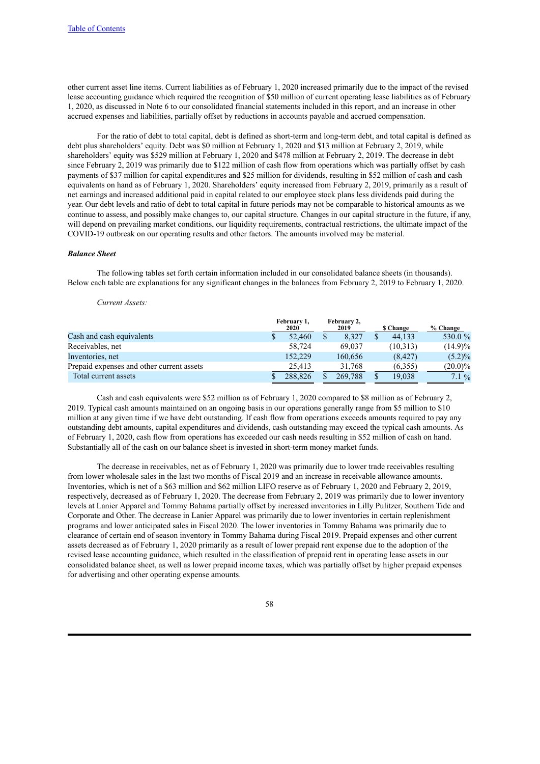other current asset line items. Current liabilities as of February 1, 2020 increased primarily due to the impact of the revised lease accounting guidance which required the recognition of $50 million of current operating lease liabilities as of February 1, 2020, as discussed in Note 6 to our consolidated financial statements included in this report, and an increase in other accrued expenses and liabilities, partially offset by reductions in accounts payable and accrued compensation.

For the ratio of debt to total capital, debt is defined as short-term and long-term debt, and total capital is defined as debt plus shareholders' equity. Debt was $0 million at February 1, 2020 and $13 million at February 2, 2019, while shareholders' equity was $529 million at February 1, 2020 and $478 million at February 2, 2019. The decrease in debt since February 2, 2019 was primarily due to $122 million of cash flow from operations which was partially offset by cash payments of $37 million for capital expenditures and $25 million for dividends, resulting in $52 million of cash and cash equivalents on hand as of February 1, 2020. Shareholders' equity increased from February 2, 2019, primarily as a result of net earnings and increased additional paid in capital related to our employee stock plans less dividends paid during the year. Our debt levels and ratio of debt to total capital in future periods may not be comparable to historical amounts as we continue to assess, and possibly make changes to, our capital structure. Changes in our capital structure in the future, if any, will depend on prevailing market conditions, our liquidity requirements, contractual restrictions, the ultimate impact of the COVID-19 outbreak on our operating results and other factors. The amounts involved may be material.

***Balance Sheet***

The following tables set forth certain information included in our consolidated balance sheets (in thousands). Below each table are explanations for any significant changes in the balances from February 2, 2019 to February 1, 2020.

*Current Assets:*

| | February 1, 2020 | February 2, 2019 | $ Change | % Change |
|---|---|---|---|---|
| Cash and cash equivalents | $ 52,460 | $ 8,327 | $ 44,133 | 530.0 % |
| Receivables, net | 58,724 | 69,037 | (10,313) | (14.9)% |
| Inventories, net | 152,229 | 160,656 | (8,427) | (5.2)% |
| Prepaid expenses and other current assets | 25,413 | 31,768 | (6,355) | (20.0)% |
| Total current assets | $ 288,826 | $ 269,788 | $ 19,038 | 7.1 % |

Cash and cash equivalents were $52 million as of February 1, 2020 compared to $8 million as of February 2, 2019. Typical cash amounts maintained on an ongoing basis in our operations generally range from $5 million to $10 million at any given time if we have debt outstanding. If cash flow from operations exceeds amounts required to pay any outstanding debt amounts, capital expenditures and dividends, cash outstanding may exceed the typical cash amounts. As of February 1, 2020, cash flow from operations has exceeded our cash needs resulting in $52 million of cash on hand. Substantially all of the cash on our balance sheet is invested in short-term money market funds.

The decrease in receivables, net as of February 1, 2020 was primarily due to lower trade receivables resulting from lower wholesale sales in the last two months of Fiscal 2019 and an increase in receivable allowance amounts. Inventories, which is net of a $63 million and $62 million LIFO reserve as of February 1, 2020 and February 2, 2019, respectively, decreased as of February 1, 2020. The decrease from February 2, 2019 was primarily due to lower inventory levels at Lanier Apparel and Tommy Bahama partially offset by increased inventories in Lilly Pulitzer, Southern Tide and Corporate and Other. The decrease in Lanier Apparel was primarily due to lower inventories in certain replenishment programs and lower anticipated sales in Fiscal 2020. The lower inventories in Tommy Bahama was primarily due to clearance of certain end of season inventory in Tommy Bahama during Fiscal 2019. Prepaid expenses and other current assets decreased as of February 1, 2020 primarily as a result of lower prepaid rent expense due to the adoption of the revised lease accounting guidance, which resulted in the classification of prepaid rent in operating lease assets in our consolidated balance sheet, as well as lower prepaid income taxes, which was partially offset by higher prepaid expenses for advertising and other operating expense amounts.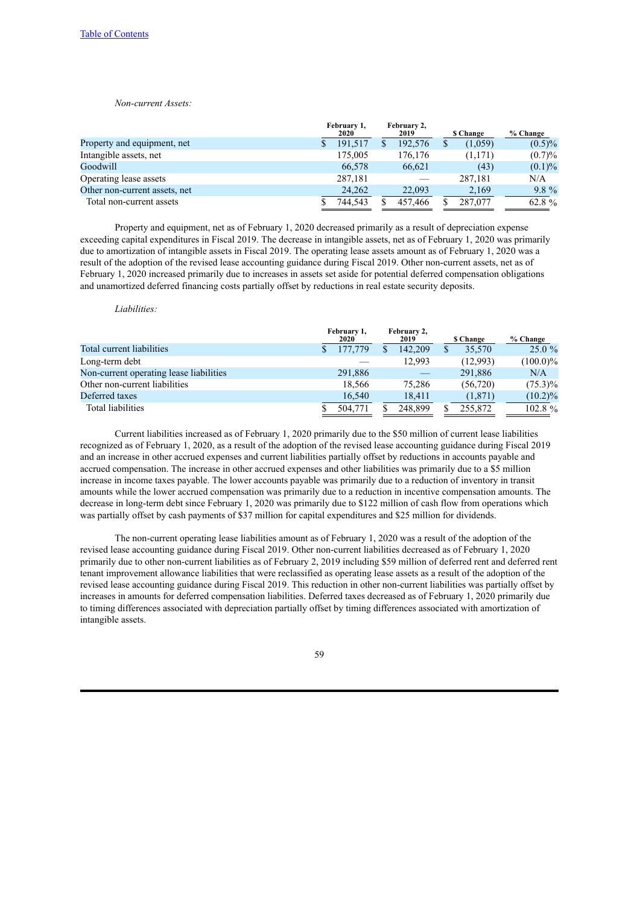*Non-current Assets:*

| | February 1, 2020 | February 2, 2019 | $ Change | % Change |
|---|---|---|---|---|
| Property and equipment, net | $ 191,517 | $ 192,576 | $ (1,059) | (0.5)% |
| Intangible assets, net | 175,005 | 176,176 | (1,171) | (0.7)% |
| Goodwill | 66,578 | 66,621 | (43) | (0.1)% |
| Operating lease assets | 287,181 | — | 287,181 | N/A |
| Other non-current assets, net | 24,262 | 22,093 | 2,169 | 9.8 % |
| Total non-current assets | $ 744,543 | $ 457,466 | $ 287,077 | 62.8 % |

Property and equipment, net as of February 1, 2020 decreased primarily as a result of depreciation expense exceeding capital expenditures in Fiscal 2019. The decrease in intangible assets, net as of February 1, 2020 was primarily due to amortization of intangible assets in Fiscal 2019. The operating lease assets amount as of February 1, 2020 was a result of the adoption of the revised lease accounting guidance during Fiscal 2019. Other non-current assets, net as of February 1, 2020 increased primarily due to increases in assets set aside for potential deferred compensation obligations and unamortized deferred financing costs partially offset by reductions in real estate security deposits.

*Liabilities:*

| | February 1, 2020 | February 2, 2019 | $ Change | % Change |
|---|---|---|---|---|
| Total current liabilities | $ 177,779 | $ 142,209 | $ 35,570 | 25.0 % |
| Long-term debt | — | 12,993 | (12,993) | (100.0)% |
| Non-current operating lease liabilities | 291,886 | — | 291,886 | N/A |
| Other non-current liabilities | 18,566 | 75,286 | (56,720) | (75.3)% |
| Deferred taxes | 16,540 | 18,411 | (1,871) | (10.2)% |
| Total liabilities | $ 504,771 | $ 248,899 | $ 255,872 | 102.8 % |

Current liabilities increased as of February 1, 2020 primarily due to the $50 million of current lease liabilities recognized as of February 1, 2020, as a result of the adoption of the revised lease accounting guidance during Fiscal 2019 and an increase in other accrued expenses and current liabilities partially offset by reductions in accounts payable and accrued compensation. The increase in other accrued expenses and other liabilities was primarily due to a $5 million increase in income taxes payable. The lower accounts payable was primarily due to a reduction of inventory in transit amounts while the lower accrued compensation was primarily due to a reduction in incentive compensation amounts. The decrease in long-term debt since February 1, 2020 was primarily due to $122 million of cash flow from operations which was partially offset by cash payments of $37 million for capital expenditures and $25 million for dividends.

The non-current operating lease liabilities amount as of February 1, 2020 was a result of the adoption of the revised lease accounting guidance during Fiscal 2019. Other non-current liabilities decreased as of February 1, 2020 primarily due to other non-current liabilities as of February 2, 2019 including $59 million of deferred rent and deferred rent tenant improvement allowance liabilities that were reclassified as operating lease assets as a result of the adoption of the revised lease accounting guidance during Fiscal 2019. This reduction in other non-current liabilities was partially offset by increases in amounts for deferred compensation liabilities. Deferred taxes decreased as of February 1, 2020 primarily due to timing differences associated with depreciation partially offset by timing differences associated with amortization of intangible assets.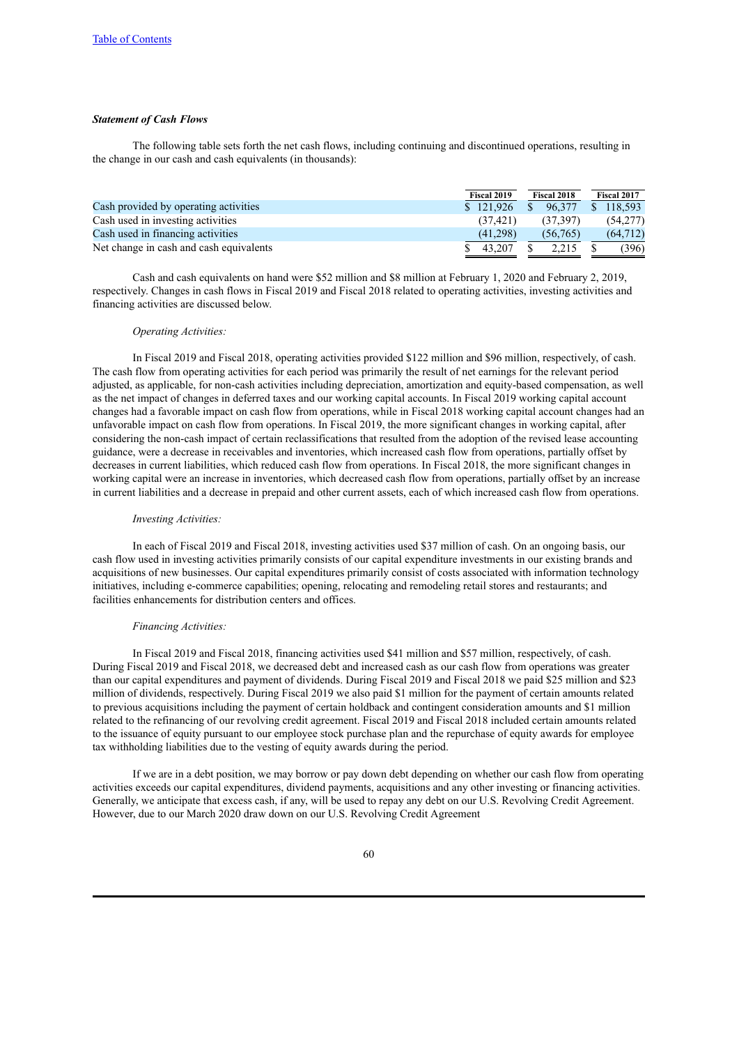*Statement of Cash Flows*

The following table sets forth the net cash flows, including continuing and discontinued operations, resulting in the change in our cash and cash equivalents (in thousands):

| | Fiscal 2019 | Fiscal 2018 | Fiscal 2017 |
|---|---|---|---|
| Cash provided by operating activities | $ 121,926 | $ 96,377 | $ 118,593 |
| Cash used in investing activities | (37,421) | (37,397) | (54,277) |
| Cash used in financing activities | (41,298) | (56,765) | (64,712) |
| Net change in cash and cash equivalents | $ 43,207 | $ 2,215 | $ (396) |

Cash and cash equivalents on hand were $52 million and $8 million at February 1, 2020 and February 2, 2019, respectively. Changes in cash flows in Fiscal 2019 and Fiscal 2018 related to operating activities, investing activities and financing activities are discussed below.

*Operating Activities:*

In Fiscal 2019 and Fiscal 2018, operating activities provided $122 million and $96 million, respectively, of cash. The cash flow from operating activities for each period was primarily the result of net earnings for the relevant period adjusted, as applicable, for non-cash activities including depreciation, amortization and equity-based compensation, as well as the net impact of changes in deferred taxes and our working capital accounts. In Fiscal 2019 working capital account changes had a favorable impact on cash flow from operations, while in Fiscal 2018 working capital account changes had an unfavorable impact on cash flow from operations. In Fiscal 2019, the more significant changes in working capital, after considering the non-cash impact of certain reclassifications that resulted from the adoption of the revised lease accounting guidance, were a decrease in receivables and inventories, which increased cash flow from operations, partially offset by decreases in current liabilities, which reduced cash flow from operations. In Fiscal 2018, the more significant changes in working capital were an increase in inventories, which decreased cash flow from operations, partially offset by an increase in current liabilities and a decrease in prepaid and other current assets, each of which increased cash flow from operations.

*Investing Activities:*

In each of Fiscal 2019 and Fiscal 2018, investing activities used $37 million of cash. On an ongoing basis, our cash flow used in investing activities primarily consists of our capital expenditure investments in our existing brands and acquisitions of new businesses. Our capital expenditures primarily consist of costs associated with information technology initiatives, including e-commerce capabilities; opening, relocating and remodeling retail stores and restaurants; and facilities enhancements for distribution centers and offices.

*Financing Activities:*

In Fiscal 2019 and Fiscal 2018, financing activities used $41 million and $57 million, respectively, of cash. During Fiscal 2019 and Fiscal 2018, we decreased debt and increased cash as our cash flow from operations was greater than our capital expenditures and payment of dividends. During Fiscal 2019 and Fiscal 2018 we paid $25 million and $23 million of dividends, respectively. During Fiscal 2019 we also paid $1 million for the payment of certain amounts related to previous acquisitions including the payment of certain holdback and contingent consideration amounts and $1 million related to the refinancing of our revolving credit agreement. Fiscal 2019 and Fiscal 2018 included certain amounts related to the issuance of equity pursuant to our employee stock purchase plan and the repurchase of equity awards for employee tax withholding liabilities due to the vesting of equity awards during the period.

If we are in a debt position, we may borrow or pay down debt depending on whether our cash flow from operating activities exceeds our capital expenditures, dividend payments, acquisitions and any other investing or financing activities. Generally, we anticipate that excess cash, if any, will be used to repay any debt on our U.S. Revolving Credit Agreement. However, due to our March 2020 draw down on our U.S. Revolving Credit Agreement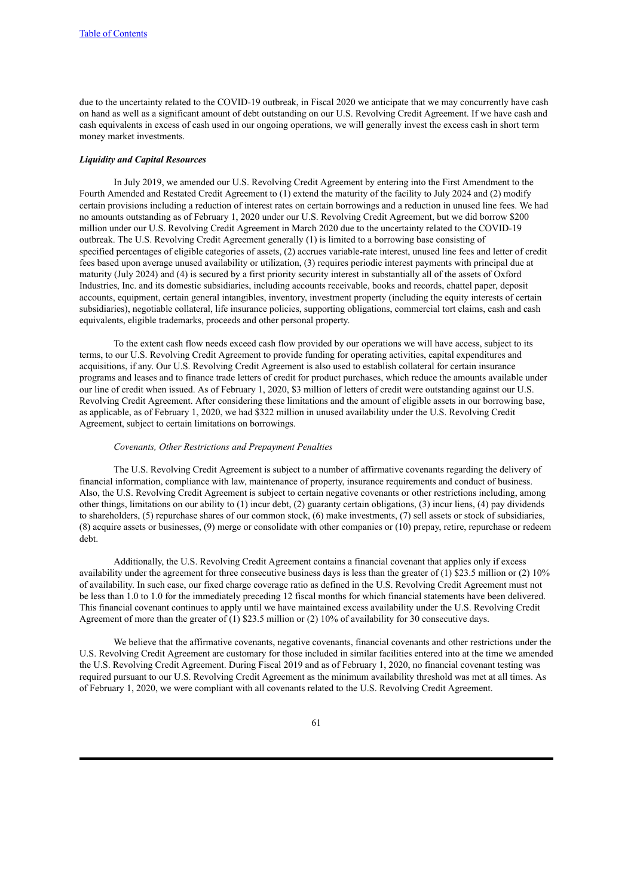due to the uncertainty related to the COVID-19 outbreak, in Fiscal 2020 we anticipate that we may concurrently have cash on hand as well as a significant amount of debt outstanding on our U.S. Revolving Credit Agreement. If we have cash and cash equivalents in excess of cash used in our ongoing operations, we will generally invest the excess cash in short term money market investments.

***Liquidity and Capital Resources***

In July 2019, we amended our U.S. Revolving Credit Agreement by entering into the First Amendment to the Fourth Amended and Restated Credit Agreement to (1) extend the maturity of the facility to July 2024 and (2) modify certain provisions including a reduction of interest rates on certain borrowings and a reduction in unused line fees. We had no amounts outstanding as of February 1, 2020 under our U.S. Revolving Credit Agreement, but we did borrow $200 million under our U.S. Revolving Credit Agreement in March 2020 due to the uncertainty related to the COVID-19 outbreak. The U.S. Revolving Credit Agreement generally (1) is limited to a borrowing base consisting of specified percentages of eligible categories of assets, (2) accrues variable-rate interest, unused line fees and letter of credit fees based upon average unused availability or utilization, (3) requires periodic interest payments with principal due at maturity (July 2024) and (4) is secured by a first priority security interest in substantially all of the assets of Oxford Industries, Inc. and its domestic subsidiaries, including accounts receivable, books and records, chattel paper, deposit accounts, equipment, certain general intangibles, inventory, investment property (including the equity interests of certain subsidiaries), negotiable collateral, life insurance policies, supporting obligations, commercial tort claims, cash and cash equivalents, eligible trademarks, proceeds and other personal property.

To the extent cash flow needs exceed cash flow provided by our operations we will have access, subject to its terms, to our U.S. Revolving Credit Agreement to provide funding for operating activities, capital expenditures and acquisitions, if any. Our U.S. Revolving Credit Agreement is also used to establish collateral for certain insurance programs and leases and to finance trade letters of credit for product purchases, which reduce the amounts available under our line of credit when issued. As of February 1, 2020, $3 million of letters of credit were outstanding against our U.S. Revolving Credit Agreement. After considering these limitations and the amount of eligible assets in our borrowing base, as applicable, as of February 1, 2020, we had $322 million in unused availability under the U.S. Revolving Credit Agreement, subject to certain limitations on borrowings.

*Covenants, Other Restrictions and Prepayment Penalties*

The U.S. Revolving Credit Agreement is subject to a number of affirmative covenants regarding the delivery of financial information, compliance with law, maintenance of property, insurance requirements and conduct of business. Also, the U.S. Revolving Credit Agreement is subject to certain negative covenants or other restrictions including, among other things, limitations on our ability to (1) incur debt, (2) guaranty certain obligations, (3) incur liens, (4) pay dividends to shareholders, (5) repurchase shares of our common stock, (6) make investments, (7) sell assets or stock of subsidiaries, (8) acquire assets or businesses, (9) merge or consolidate with other companies or (10) prepay, retire, repurchase or redeem debt.

Additionally, the U.S. Revolving Credit Agreement contains a financial covenant that applies only if excess availability under the agreement for three consecutive business days is less than the greater of (1) $23.5 million or (2) 10% of availability. In such case, our fixed charge coverage ratio as defined in the U.S. Revolving Credit Agreement must not be less than 1.0 to 1.0 for the immediately preceding 12 fiscal months for which financial statements have been delivered. This financial covenant continues to apply until we have maintained excess availability under the U.S. Revolving Credit Agreement of more than the greater of (1) $23.5 million or (2) 10% of availability for 30 consecutive days.

We believe that the affirmative covenants, negative covenants, financial covenants and other restrictions under the U.S. Revolving Credit Agreement are customary for those included in similar facilities entered into at the time we amended the U.S. Revolving Credit Agreement. During Fiscal 2019 and as of February 1, 2020, no financial covenant testing was required pursuant to our U.S. Revolving Credit Agreement as the minimum availability threshold was met at all times. As of February 1, 2020, we were compliant with all covenants related to the U.S. Revolving Credit Agreement.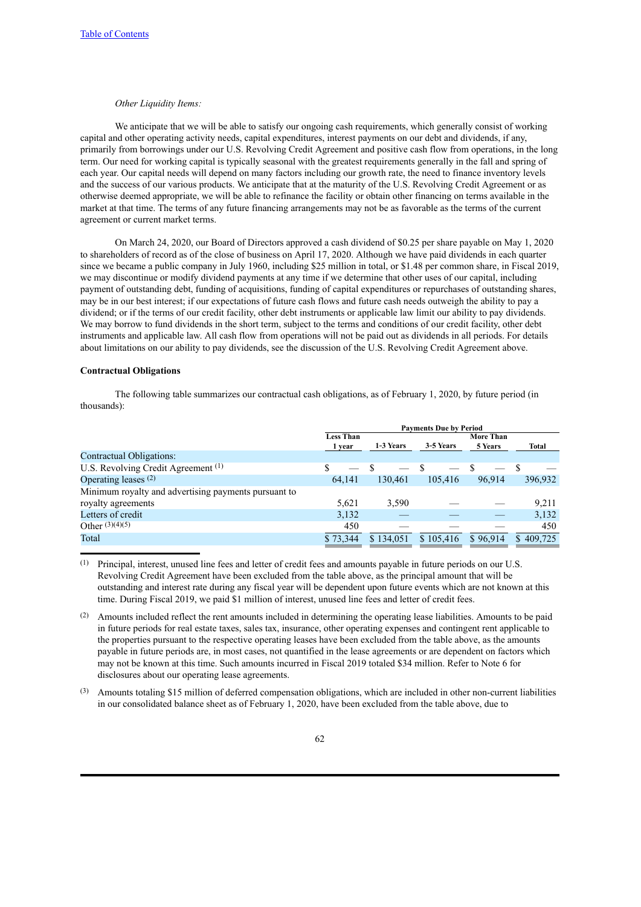*Other Liquidity Items:*

We anticipate that we will be able to satisfy our ongoing cash requirements, which generally consist of working capital and other operating activity needs, capital expenditures, interest payments on our debt and dividends, if any, primarily from borrowings under our U.S. Revolving Credit Agreement and positive cash flow from operations, in the long term. Our need for working capital is typically seasonal with the greatest requirements generally in the fall and spring of each year. Our capital needs will depend on many factors including our growth rate, the need to finance inventory levels and the success of our various products. We anticipate that at the maturity of the U.S. Revolving Credit Agreement or as otherwise deemed appropriate, we will be able to refinance the facility or obtain other financing on terms available in the market at that time. The terms of any future financing arrangements may not be as favorable as the terms of the current agreement or current market terms.

On March 24, 2020, our Board of Directors approved a cash dividend of $0.25 per share payable on May 1, 2020 to shareholders of record as of the close of business on April 17, 2020. Although we have paid dividends in each quarter since we became a public company in July 1960, including $25 million in total, or $1.48 per common share, in Fiscal 2019, we may discontinue or modify dividend payments at any time if we determine that other uses of our capital, including payment of outstanding debt, funding of acquisitions, funding of capital expenditures or repurchases of outstanding shares, may be in our best interest; if our expectations of future cash flows and future cash needs outweigh the ability to pay a dividend; or if the terms of our credit facility, other debt instruments or applicable law limit our ability to pay dividends. We may borrow to fund dividends in the short term, subject to the terms and conditions of our credit facility, other debt instruments and applicable law. All cash flow from operations will not be paid out as dividends in all periods. For details about limitations on our ability to pay dividends, see the discussion of the U.S. Revolving Credit Agreement above.

**Contractual Obligations**

The following table summarizes our contractual cash obligations, as of February 1, 2020, by future period (in thousands):

| | Payments Due by Period | | | | |
|---|---|---|---|---|---|
| | Less Than 1 year | 1-3 Years | 3-5 Years | More Than 5 Years | Total |
| Contractual Obligations: | | | | | |
| U.S. Revolving Credit Agreement [1] | $ — | $ — | $ — | $ — | $ — |
| Operating leases [2] | 64,141 | 130,461 | 105,416 | 96,914 | 396,932 |
| Minimum royalty and advertising payments pursuant to royalty agreements | 5,621 | 3,590 | — | — | 9,211 |
| Letters of credit | 3,132 | — | — | — | 3,132 |
| Other [3][4][5] | 450 | — | — | — | 450 |
| Total | $ 73,344 | $ 134,051 | $ 105,416 | $ 96,914 | $ 409,725 |

[1] Principal, interest, unused line fees and letter of credit fees and amounts payable in future periods on our U.S. Revolving Credit Agreement have been excluded from the table above, as the principal amount that will be outstanding and interest rate during any fiscal year will be dependent upon future events which are not known at this time. During Fiscal 2019, we paid $1 million of interest, unused line fees and letter of credit fees.

[2] Amounts included reflect the rent amounts included in determining the operating lease liabilities. Amounts to be paid in future periods for real estate taxes, sales tax, insurance, other operating expenses and contingent rent applicable to the properties pursuant to the respective operating leases have been excluded from the table above, as the amounts payable in future periods are, in most cases, not quantified in the lease agreements or are dependent on factors which may not be known at this time. Such amounts incurred in Fiscal 2019 totaled $34 million. Refer to Note 6 for disclosures about our operating lease agreements.

[3] Amounts totaling $15 million of deferred compensation obligations, which are included in other non-current liabilities in our consolidated balance sheet as of February 1, 2020, have been excluded from the table above, due to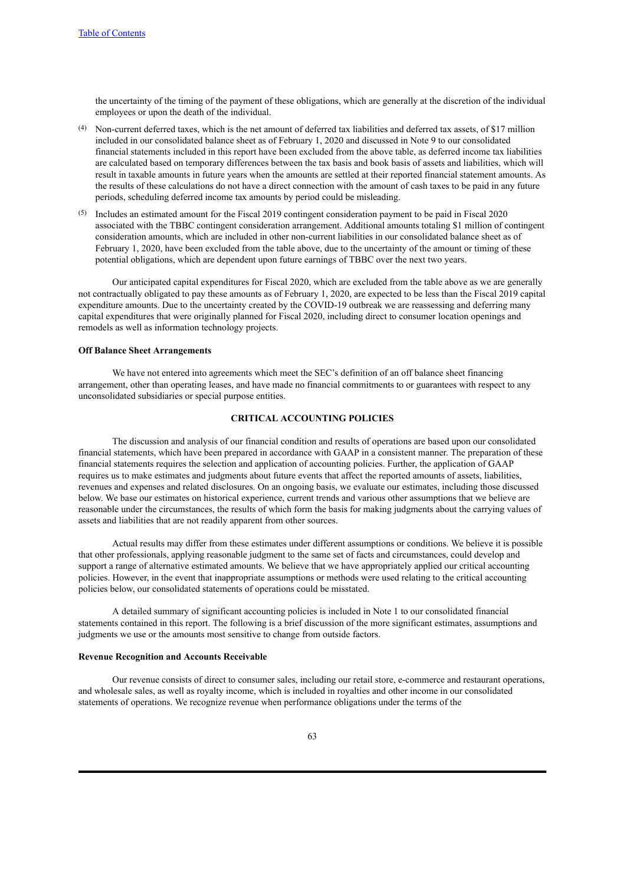the uncertainty of the timing of the payment of these obligations, which are generally at the discretion of the individual employees or upon the death of the individual.

(4) Non-current deferred taxes, which is the net amount of deferred tax liabilities and deferred tax assets, of $17 million included in our consolidated balance sheet as of February 1, 2020 and discussed in Note 9 to our consolidated financial statements included in this report have been excluded from the above table, as deferred income tax liabilities are calculated based on temporary differences between the tax basis and book basis of assets and liabilities, which will result in taxable amounts in future years when the amounts are settled at their reported financial statement amounts. As the results of these calculations do not have a direct connection with the amount of cash taxes to be paid in any future periods, scheduling deferred income tax amounts by period could be misleading.

(5) Includes an estimated amount for the Fiscal 2019 contingent consideration payment to be paid in Fiscal 2020 associated with the TBBC contingent consideration arrangement. Additional amounts totaling $1 million of contingent consideration amounts, which are included in other non-current liabilities in our consolidated balance sheet as of February 1, 2020, have been excluded from the table above, due to the uncertainty of the amount or timing of these potential obligations, which are dependent upon future earnings of TBBC over the next two years.

Our anticipated capital expenditures for Fiscal 2020, which are excluded from the table above as we are generally not contractually obligated to pay these amounts as of February 1, 2020, are expected to be less than the Fiscal 2019 capital expenditure amounts. Due to the uncertainty created by the COVID-19 outbreak we are reassessing and deferring many capital expenditures that were originally planned for Fiscal 2020, including direct to consumer location openings and remodels as well as information technology projects.

**Off Balance Sheet Arrangements**

We have not entered into agreements which meet the SEC's definition of an off balance sheet financing arrangement, other than operating leases, and have made no financial commitments to or guarantees with respect to any unconsolidated subsidiaries or special purpose entities.

## CRITICAL ACCOUNTING POLICIES

The discussion and analysis of our financial condition and results of operations are based upon our consolidated financial statements, which have been prepared in accordance with GAAP in a consistent manner. The preparation of these financial statements requires the selection and application of accounting policies. Further, the application of GAAP requires us to make estimates and judgments about future events that affect the reported amounts of assets, liabilities, revenues and expenses and related disclosures. On an ongoing basis, we evaluate our estimates, including those discussed below. We base our estimates on historical experience, current trends and various other assumptions that we believe are reasonable under the circumstances, the results of which form the basis for making judgments about the carrying values of assets and liabilities that are not readily apparent from other sources.

Actual results may differ from these estimates under different assumptions or conditions. We believe it is possible that other professionals, applying reasonable judgment to the same set of facts and circumstances, could develop and support a range of alternative estimated amounts. We believe that we have appropriately applied our critical accounting policies. However, in the event that inappropriate assumptions or methods were used relating to the critical accounting policies below, our consolidated statements of operations could be misstated.

A detailed summary of significant accounting policies is included in Note 1 to our consolidated financial statements contained in this report. The following is a brief discussion of the more significant estimates, assumptions and judgments we use or the amounts most sensitive to change from outside factors.

**Revenue Recognition and Accounts Receivable**

Our revenue consists of direct to consumer sales, including our retail store, e-commerce and restaurant operations, and wholesale sales, as well as royalty income, which is included in royalties and other income in our consolidated statements of operations. We recognize revenue when performance obligations under the terms of the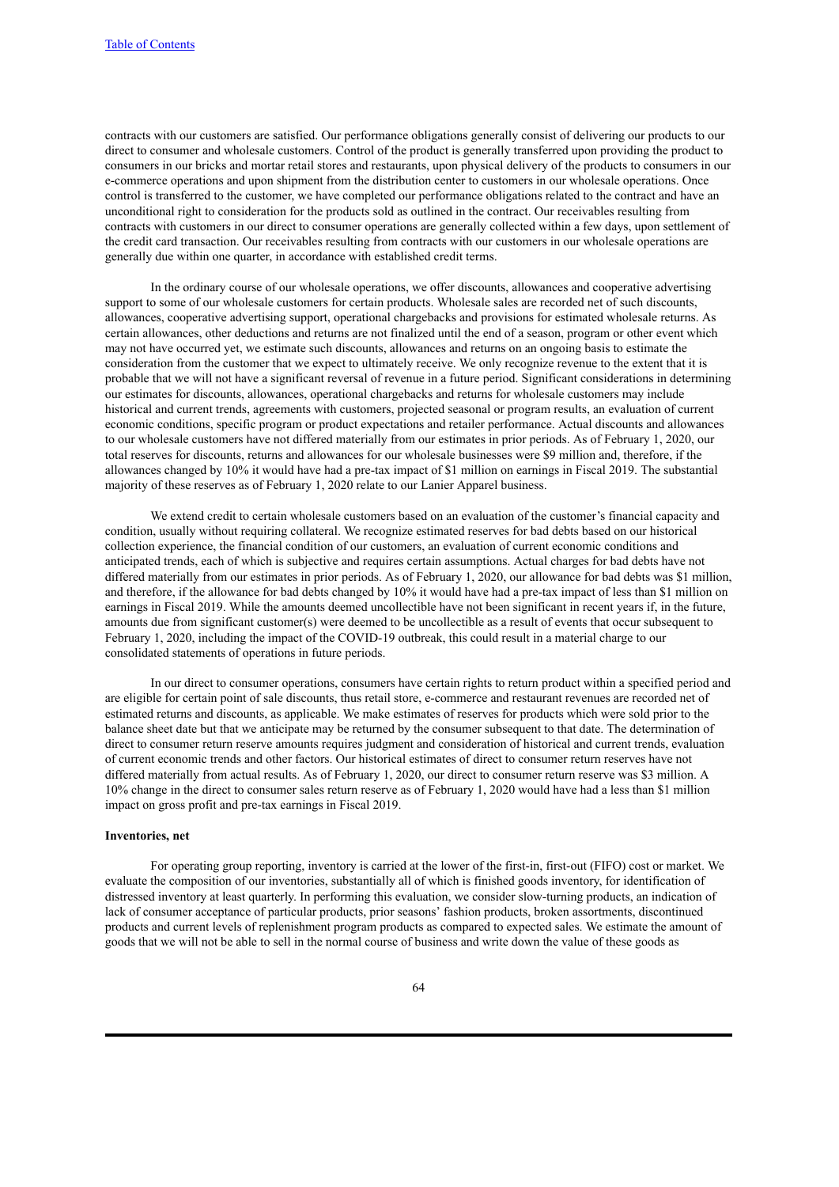contracts with our customers are satisfied. Our performance obligations generally consist of delivering our products to our direct to consumer and wholesale customers. Control of the product is generally transferred upon providing the product to consumers in our bricks and mortar retail stores and restaurants, upon physical delivery of the products to consumers in our e-commerce operations and upon shipment from the distribution center to customers in our wholesale operations. Once control is transferred to the customer, we have completed our performance obligations related to the contract and have an unconditional right to consideration for the products sold as outlined in the contract. Our receivables resulting from contracts with customers in our direct to consumer operations are generally collected within a few days, upon settlement of the credit card transaction. Our receivables resulting from contracts with our customers in our wholesale operations are generally due within one quarter, in accordance with established credit terms.

In the ordinary course of our wholesale operations, we offer discounts, allowances and cooperative advertising support to some of our wholesale customers for certain products. Wholesale sales are recorded net of such discounts, allowances, cooperative advertising support, operational chargebacks and provisions for estimated wholesale returns. As certain allowances, other deductions and returns are not finalized until the end of a season, program or other event which may not have occurred yet, we estimate such discounts, allowances and returns on an ongoing basis to estimate the consideration from the customer that we expect to ultimately receive. We only recognize revenue to the extent that it is probable that we will not have a significant reversal of revenue in a future period. Significant considerations in determining our estimates for discounts, allowances, operational chargebacks and returns for wholesale customers may include historical and current trends, agreements with customers, projected seasonal or program results, an evaluation of current economic conditions, specific program or product expectations and retailer performance. Actual discounts and allowances to our wholesale customers have not differed materially from our estimates in prior periods. As of February 1, 2020, our total reserves for discounts, returns and allowances for our wholesale businesses were $9 million and, therefore, if the allowances changed by 10% it would have had a pre-tax impact of $1 million on earnings in Fiscal 2019. The substantial majority of these reserves as of February 1, 2020 relate to our Lanier Apparel business.

We extend credit to certain wholesale customers based on an evaluation of the customer's financial capacity and condition, usually without requiring collateral. We recognize estimated reserves for bad debts based on our historical collection experience, the financial condition of our customers, an evaluation of current economic conditions and anticipated trends, each of which is subjective and requires certain assumptions. Actual charges for bad debts have not differed materially from our estimates in prior periods. As of February 1, 2020, our allowance for bad debts was $1 million, and therefore, if the allowance for bad debts changed by 10% it would have had a pre-tax impact of less than $1 million on earnings in Fiscal 2019. While the amounts deemed uncollectible have not been significant in recent years if, in the future, amounts due from significant customer(s) were deemed to be uncollectible as a result of events that occur subsequent to February 1, 2020, including the impact of the COVID-19 outbreak, this could result in a material charge to our consolidated statements of operations in future periods.

In our direct to consumer operations, consumers have certain rights to return product within a specified period and are eligible for certain point of sale discounts, thus retail store, e-commerce and restaurant revenues are recorded net of estimated returns and discounts, as applicable. We make estimates of reserves for products which were sold prior to the balance sheet date but that we anticipate may be returned by the consumer subsequent to that date. The determination of direct to consumer return reserve amounts requires judgment and consideration of historical and current trends, evaluation of current economic trends and other factors. Our historical estimates of direct to consumer return reserves have not differed materially from actual results. As of February 1, 2020, our direct to consumer return reserve was $3 million. A 10% change in the direct to consumer sales return reserve as of February 1, 2020 would have had a less than $1 million impact on gross profit and pre-tax earnings in Fiscal 2019.

**Inventories, net**

For operating group reporting, inventory is carried at the lower of the first-in, first-out (FIFO) cost or market. We evaluate the composition of our inventories, substantially all of which is finished goods inventory, for identification of distressed inventory at least quarterly. In performing this evaluation, we consider slow-turning products, an indication of lack of consumer acceptance of particular products, prior seasons' fashion products, broken assortments, discontinued products and current levels of replenishment program products as compared to expected sales. We estimate the amount of goods that we will not be able to sell in the normal course of business and write down the value of these goods as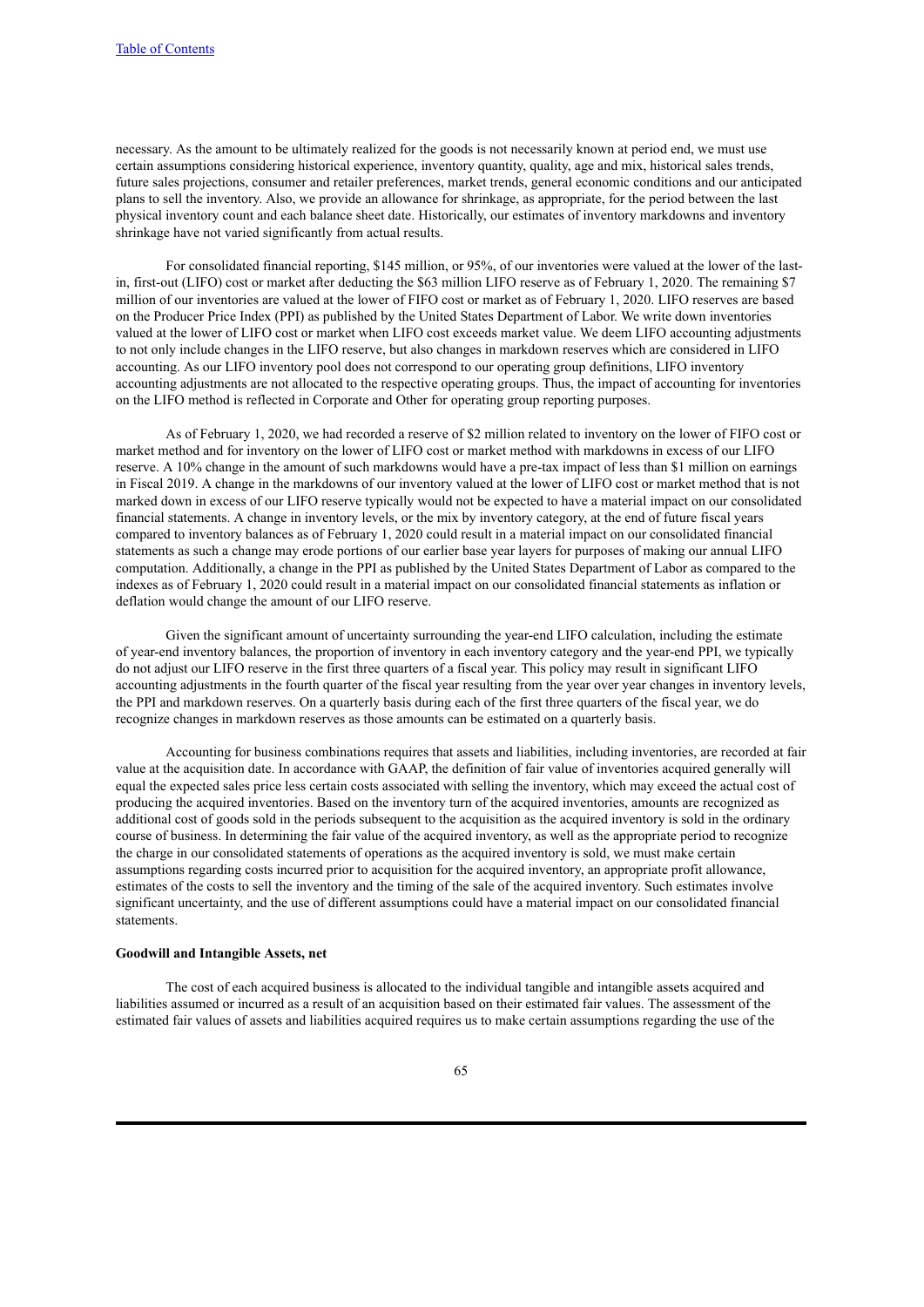necessary. As the amount to be ultimately realized for the goods is not necessarily known at period end, we must use certain assumptions considering historical experience, inventory quantity, quality, age and mix, historical sales trends, future sales projections, consumer and retailer preferences, market trends, general economic conditions and our anticipated plans to sell the inventory. Also, we provide an allowance for shrinkage, as appropriate, for the period between the last physical inventory count and each balance sheet date. Historically, our estimates of inventory markdowns and inventory shrinkage have not varied significantly from actual results.

For consolidated financial reporting, $145 million, or 95%, of our inventories were valued at the lower of the last-in, first-out (LIFO) cost or market after deducting the $63 million LIFO reserve as of February 1, 2020. The remaining $7 million of our inventories are valued at the lower of FIFO cost or market as of February 1, 2020. LIFO reserves are based on the Producer Price Index (PPI) as published by the United States Department of Labor. We write down inventories valued at the lower of LIFO cost or market when LIFO cost exceeds market value. We deem LIFO accounting adjustments to not only include changes in the LIFO reserve, but also changes in markdown reserves which are considered in LIFO accounting. As our LIFO inventory pool does not correspond to our operating group definitions, LIFO inventory accounting adjustments are not allocated to the respective operating groups. Thus, the impact of accounting for inventories on the LIFO method is reflected in Corporate and Other for operating group reporting purposes.

As of February 1, 2020, we had recorded a reserve of $2 million related to inventory on the lower of FIFO cost or market method and for inventory on the lower of LIFO cost or market method with markdowns in excess of our LIFO reserve. A 10% change in the amount of such markdowns would have a pre-tax impact of less than $1 million on earnings in Fiscal 2019. A change in the markdowns of our inventory valued at the lower of LIFO cost or market method that is not marked down in excess of our LIFO reserve typically would not be expected to have a material impact on our consolidated financial statements. A change in inventory levels, or the mix by inventory category, at the end of future fiscal years compared to inventory balances as of February 1, 2020 could result in a material impact on our consolidated financial statements as such a change may erode portions of our earlier base year layers for purposes of making our annual LIFO computation. Additionally, a change in the PPI as published by the United States Department of Labor as compared to the indexes as of February 1, 2020 could result in a material impact on our consolidated financial statements as inflation or deflation would change the amount of our LIFO reserve.

Given the significant amount of uncertainty surrounding the year-end LIFO calculation, including the estimate of year-end inventory balances, the proportion of inventory in each inventory category and the year-end PPI, we typically do not adjust our LIFO reserve in the first three quarters of a fiscal year. This policy may result in significant LIFO accounting adjustments in the fourth quarter of the fiscal year resulting from the year over year changes in inventory levels, the PPI and markdown reserves. On a quarterly basis during each of the first three quarters of the fiscal year, we do recognize changes in markdown reserves as those amounts can be estimated on a quarterly basis.

Accounting for business combinations requires that assets and liabilities, including inventories, are recorded at fair value at the acquisition date. In accordance with GAAP, the definition of fair value of inventories acquired generally will equal the expected sales price less certain costs associated with selling the inventory, which may exceed the actual cost of producing the acquired inventories. Based on the inventory turn of the acquired inventories, amounts are recognized as additional cost of goods sold in the periods subsequent to the acquisition as the acquired inventory is sold in the ordinary course of business. In determining the fair value of the acquired inventory, as well as the appropriate period to recognize the charge in our consolidated statements of operations as the acquired inventory is sold, we must make certain assumptions regarding costs incurred prior to acquisition for the acquired inventory, an appropriate profit allowance, estimates of the costs to sell the inventory and the timing of the sale of the acquired inventory. Such estimates involve significant uncertainty, and the use of different assumptions could have a material impact on our consolidated financial statements.

**Goodwill and Intangible Assets, net**

The cost of each acquired business is allocated to the individual tangible and intangible assets acquired and liabilities assumed or incurred as a result of an acquisition based on their estimated fair values. The assessment of the estimated fair values of assets and liabilities acquired requires us to make certain assumptions regarding the use of the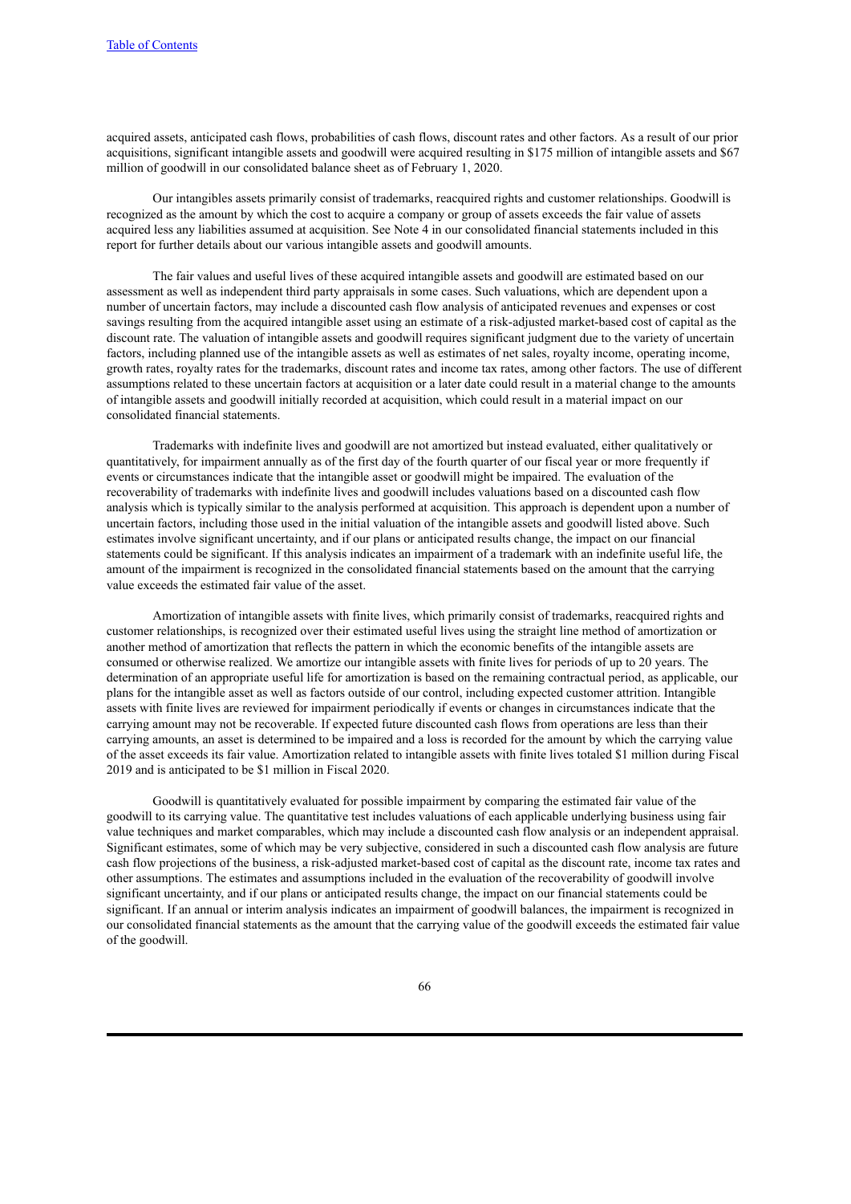acquired assets, anticipated cash flows, probabilities of cash flows, discount rates and other factors. As a result of our prior acquisitions, significant intangible assets and goodwill were acquired resulting in $175 million of intangible assets and $67 million of goodwill in our consolidated balance sheet as of February 1, 2020.

Our intangibles assets primarily consist of trademarks, reacquired rights and customer relationships. Goodwill is recognized as the amount by which the cost to acquire a company or group of assets exceeds the fair value of assets acquired less any liabilities assumed at acquisition. See Note 4 in our consolidated financial statements included in this report for further details about our various intangible assets and goodwill amounts.

The fair values and useful lives of these acquired intangible assets and goodwill are estimated based on our assessment as well as independent third party appraisals in some cases. Such valuations, which are dependent upon a number of uncertain factors, may include a discounted cash flow analysis of anticipated revenues and expenses or cost savings resulting from the acquired intangible asset using an estimate of a risk-adjusted market-based cost of capital as the discount rate. The valuation of intangible assets and goodwill requires significant judgment due to the variety of uncertain factors, including planned use of the intangible assets as well as estimates of net sales, royalty income, operating income, growth rates, royalty rates for the trademarks, discount rates and income tax rates, among other factors. The use of different assumptions related to these uncertain factors at acquisition or a later date could result in a material change to the amounts of intangible assets and goodwill initially recorded at acquisition, which could result in a material impact on our consolidated financial statements.

Trademarks with indefinite lives and goodwill are not amortized but instead evaluated, either qualitatively or quantitatively, for impairment annually as of the first day of the fourth quarter of our fiscal year or more frequently if events or circumstances indicate that the intangible asset or goodwill might be impaired. The evaluation of the recoverability of trademarks with indefinite lives and goodwill includes valuations based on a discounted cash flow analysis which is typically similar to the analysis performed at acquisition. This approach is dependent upon a number of uncertain factors, including those used in the initial valuation of the intangible assets and goodwill listed above. Such estimates involve significant uncertainty, and if our plans or anticipated results change, the impact on our financial statements could be significant. If this analysis indicates an impairment of a trademark with an indefinite useful life, the amount of the impairment is recognized in the consolidated financial statements based on the amount that the carrying value exceeds the estimated fair value of the asset.

Amortization of intangible assets with finite lives, which primarily consist of trademarks, reacquired rights and customer relationships, is recognized over their estimated useful lives using the straight line method of amortization or another method of amortization that reflects the pattern in which the economic benefits of the intangible assets are consumed or otherwise realized. We amortize our intangible assets with finite lives for periods of up to 20 years. The determination of an appropriate useful life for amortization is based on the remaining contractual period, as applicable, our plans for the intangible asset as well as factors outside of our control, including expected customer attrition. Intangible assets with finite lives are reviewed for impairment periodically if events or changes in circumstances indicate that the carrying amount may not be recoverable. If expected future discounted cash flows from operations are less than their carrying amounts, an asset is determined to be impaired and a loss is recorded for the amount by which the carrying value of the asset exceeds its fair value. Amortization related to intangible assets with finite lives totaled $1 million during Fiscal 2019 and is anticipated to be $1 million in Fiscal 2020.

Goodwill is quantitatively evaluated for possible impairment by comparing the estimated fair value of the goodwill to its carrying value. The quantitative test includes valuations of each applicable underlying business using fair value techniques and market comparables, which may include a discounted cash flow analysis or an independent appraisal. Significant estimates, some of which may be very subjective, considered in such a discounted cash flow analysis are future cash flow projections of the business, a risk-adjusted market-based cost of capital as the discount rate, income tax rates and other assumptions. The estimates and assumptions included in the evaluation of the recoverability of goodwill involve significant uncertainty, and if our plans or anticipated results change, the impact on our financial statements could be significant. If an annual or interim analysis indicates an impairment of goodwill balances, the impairment is recognized in our consolidated financial statements as the amount that the carrying value of the goodwill exceeds the estimated fair value of the goodwill.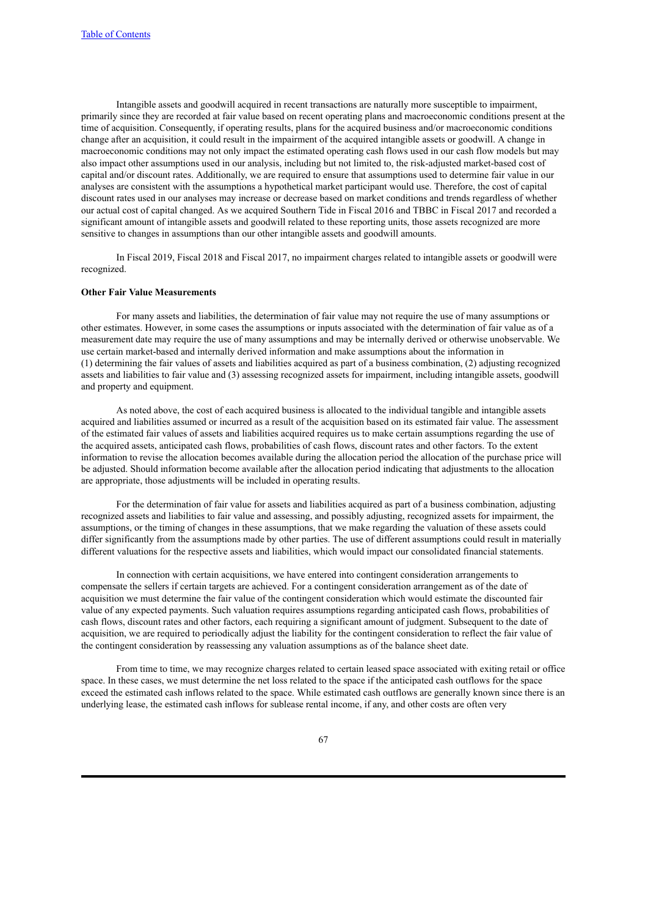Intangible assets and goodwill acquired in recent transactions are naturally more susceptible to impairment, primarily since they are recorded at fair value based on recent operating plans and macroeconomic conditions present at the time of acquisition. Consequently, if operating results, plans for the acquired business and/or macroeconomic conditions change after an acquisition, it could result in the impairment of the acquired intangible assets or goodwill. A change in macroeconomic conditions may not only impact the estimated operating cash flows used in our cash flow models but may also impact other assumptions used in our analysis, including but not limited to, the risk-adjusted market-based cost of capital and/or discount rates. Additionally, we are required to ensure that assumptions used to determine fair value in our analyses are consistent with the assumptions a hypothetical market participant would use. Therefore, the cost of capital discount rates used in our analyses may increase or decrease based on market conditions and trends regardless of whether our actual cost of capital changed. As we acquired Southern Tide in Fiscal 2016 and TBBC in Fiscal 2017 and recorded a significant amount of intangible assets and goodwill related to these reporting units, those assets recognized are more sensitive to changes in assumptions than our other intangible assets and goodwill amounts.

In Fiscal 2019, Fiscal 2018 and Fiscal 2017, no impairment charges related to intangible assets or goodwill were recognized.

**Other Fair Value Measurements**

For many assets and liabilities, the determination of fair value may not require the use of many assumptions or other estimates. However, in some cases the assumptions or inputs associated with the determination of fair value as of a measurement date may require the use of many assumptions and may be internally derived or otherwise unobservable. We use certain market-based and internally derived information and make assumptions about the information in (1) determining the fair values of assets and liabilities acquired as part of a business combination, (2) adjusting recognized assets and liabilities to fair value and (3) assessing recognized assets for impairment, including intangible assets, goodwill and property and equipment.

As noted above, the cost of each acquired business is allocated to the individual tangible and intangible assets acquired and liabilities assumed or incurred as a result of the acquisition based on its estimated fair value. The assessment of the estimated fair values of assets and liabilities acquired requires us to make certain assumptions regarding the use of the acquired assets, anticipated cash flows, probabilities of cash flows, discount rates and other factors. To the extent information to revise the allocation becomes available during the allocation period the allocation of the purchase price will be adjusted. Should information become available after the allocation period indicating that adjustments to the allocation are appropriate, those adjustments will be included in operating results.

For the determination of fair value for assets and liabilities acquired as part of a business combination, adjusting recognized assets and liabilities to fair value and assessing, and possibly adjusting, recognized assets for impairment, the assumptions, or the timing of changes in these assumptions, that we make regarding the valuation of these assets could differ significantly from the assumptions made by other parties. The use of different assumptions could result in materially different valuations for the respective assets and liabilities, which would impact our consolidated financial statements.

In connection with certain acquisitions, we have entered into contingent consideration arrangements to compensate the sellers if certain targets are achieved. For a contingent consideration arrangement as of the date of acquisition we must determine the fair value of the contingent consideration which would estimate the discounted fair value of any expected payments. Such valuation requires assumptions regarding anticipated cash flows, probabilities of cash flows, discount rates and other factors, each requiring a significant amount of judgment. Subsequent to the date of acquisition, we are required to periodically adjust the liability for the contingent consideration to reflect the fair value of the contingent consideration by reassessing any valuation assumptions as of the balance sheet date.

From time to time, we may recognize charges related to certain leased space associated with exiting retail or office space. In these cases, we must determine the net loss related to the space if the anticipated cash outflows for the space exceed the estimated cash inflows related to the space. While estimated cash outflows are generally known since there is an underlying lease, the estimated cash inflows for sublease rental income, if any, and other costs are often very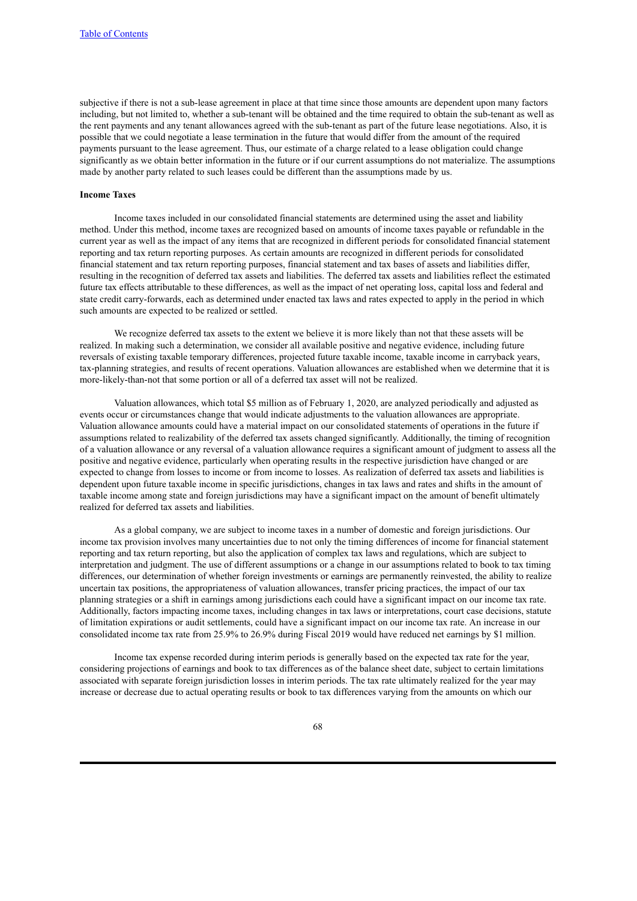subjective if there is not a sub-lease agreement in place at that time since those amounts are dependent upon many factors including, but not limited to, whether a sub-tenant will be obtained and the time required to obtain the sub-tenant as well as the rent payments and any tenant allowances agreed with the sub-tenant as part of the future lease negotiations. Also, it is possible that we could negotiate a lease termination in the future that would differ from the amount of the required payments pursuant to the lease agreement. Thus, our estimate of a charge related to a lease obligation could change significantly as we obtain better information in the future or if our current assumptions do not materialize. The assumptions made by another party related to such leases could be different than the assumptions made by us.

**Income Taxes**

Income taxes included in our consolidated financial statements are determined using the asset and liability method. Under this method, income taxes are recognized based on amounts of income taxes payable or refundable in the current year as well as the impact of any items that are recognized in different periods for consolidated financial statement reporting and tax return reporting purposes. As certain amounts are recognized in different periods for consolidated financial statement and tax return reporting purposes, financial statement and tax bases of assets and liabilities differ, resulting in the recognition of deferred tax assets and liabilities. The deferred tax assets and liabilities reflect the estimated future tax effects attributable to these differences, as well as the impact of net operating loss, capital loss and federal and state credit carry-forwards, each as determined under enacted tax laws and rates expected to apply in the period in which such amounts are expected to be realized or settled.

We recognize deferred tax assets to the extent we believe it is more likely than not that these assets will be realized. In making such a determination, we consider all available positive and negative evidence, including future reversals of existing taxable temporary differences, projected future taxable income, taxable income in carryback years, tax-planning strategies, and results of recent operations. Valuation allowances are established when we determine that it is more-likely-than-not that some portion or all of a deferred tax asset will not be realized.

Valuation allowances, which total $5 million as of February 1, 2020, are analyzed periodically and adjusted as events occur or circumstances change that would indicate adjustments to the valuation allowances are appropriate. Valuation allowance amounts could have a material impact on our consolidated statements of operations in the future if assumptions related to realizability of the deferred tax assets changed significantly. Additionally, the timing of recognition of a valuation allowance or any reversal of a valuation allowance requires a significant amount of judgment to assess all the positive and negative evidence, particularly when operating results in the respective jurisdiction have changed or are expected to change from losses to income or from income to losses. As realization of deferred tax assets and liabilities is dependent upon future taxable income in specific jurisdictions, changes in tax laws and rates and shifts in the amount of taxable income among state and foreign jurisdictions may have a significant impact on the amount of benefit ultimately realized for deferred tax assets and liabilities.

As a global company, we are subject to income taxes in a number of domestic and foreign jurisdictions. Our income tax provision involves many uncertainties due to not only the timing differences of income for financial statement reporting and tax return reporting, but also the application of complex tax laws and regulations, which are subject to interpretation and judgment. The use of different assumptions or a change in our assumptions related to book to tax timing differences, our determination of whether foreign investments or earnings are permanently reinvested, the ability to realize uncertain tax positions, the appropriateness of valuation allowances, transfer pricing practices, the impact of our tax planning strategies or a shift in earnings among jurisdictions each could have a significant impact on our income tax rate. Additionally, factors impacting income taxes, including changes in tax laws or interpretations, court case decisions, statute of limitation expirations or audit settlements, could have a significant impact on our income tax rate. An increase in our consolidated income tax rate from 25.9% to 26.9% during Fiscal 2019 would have reduced net earnings by $1 million.

Income tax expense recorded during interim periods is generally based on the expected tax rate for the year, considering projections of earnings and book to tax differences as of the balance sheet date, subject to certain limitations associated with separate foreign jurisdiction losses in interim periods. The tax rate ultimately realized for the year may increase or decrease due to actual operating results or book to tax differences varying from the amounts on which our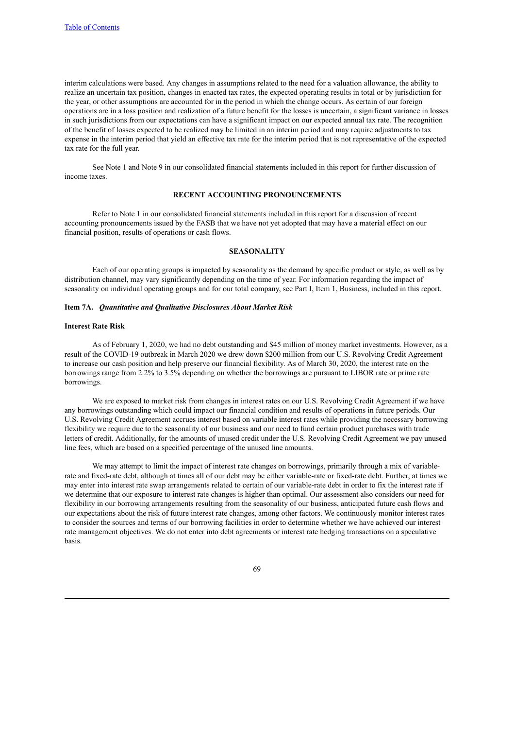interim calculations were based. Any changes in assumptions related to the need for a valuation allowance, the ability to realize an uncertain tax position, changes in enacted tax rates, the expected operating results in total or by jurisdiction for the year, or other assumptions are accounted for in the period in which the change occurs. As certain of our foreign operations are in a loss position and realization of a future benefit for the losses is uncertain, a significant variance in losses in such jurisdictions from our expectations can have a significant impact on our expected annual tax rate. The recognition of the benefit of losses expected to be realized may be limited in an interim period and may require adjustments to tax expense in the interim period that yield an effective tax rate for the interim period that is not representative of the expected tax rate for the full year.

See Note 1 and Note 9 in our consolidated financial statements included in this report for further discussion of income taxes.

## RECENT ACCOUNTING PRONOUNCEMENTS

Refer to Note 1 in our consolidated financial statements included in this report for a discussion of recent accounting pronouncements issued by the FASB that we have not yet adopted that may have a material effect on our financial position, results of operations or cash flows.

## SEASONALITY

Each of our operating groups is impacted by seasonality as the demand by specific product or style, as well as by distribution channel, may vary significantly depending on the time of year. For information regarding the impact of seasonality on individual operating groups and for our total company, see Part I, Item 1, Business, included in this report.

## Item 7A. *Quantitative and Qualitative Disclosures About Market Risk*

### Interest Rate Risk

As of February 1, 2020, we had no debt outstanding and $45 million of money market investments. However, as a result of the COVID-19 outbreak in March 2020 we drew down $200 million from our U.S. Revolving Credit Agreement to increase our cash position and help preserve our financial flexibility. As of March 30, 2020, the interest rate on the borrowings range from 2.2% to 3.5% depending on whether the borrowings are pursuant to LIBOR rate or prime rate borrowings.

We are exposed to market risk from changes in interest rates on our U.S. Revolving Credit Agreement if we have any borrowings outstanding which could impact our financial condition and results of operations in future periods. Our U.S. Revolving Credit Agreement accrues interest based on variable interest rates while providing the necessary borrowing flexibility we require due to the seasonality of our business and our need to fund certain product purchases with trade letters of credit. Additionally, for the amounts of unused credit under the U.S. Revolving Credit Agreement we pay unused line fees, which are based on a specified percentage of the unused line amounts.

We may attempt to limit the impact of interest rate changes on borrowings, primarily through a mix of variable-rate and fixed-rate debt, although at times all of our debt may be either variable-rate or fixed-rate debt. Further, at times we may enter into interest rate swap arrangements related to certain of our variable-rate debt in order to fix the interest rate if we determine that our exposure to interest rate changes is higher than optimal. Our assessment also considers our need for flexibility in our borrowing arrangements resulting from the seasonality of our business, anticipated future cash flows and our expectations about the risk of future interest rate changes, among other factors. We continuously monitor interest rates to consider the sources and terms of our borrowing facilities in order to determine whether we have achieved our interest rate management objectives. We do not enter into debt agreements or interest rate hedging transactions on a speculative basis.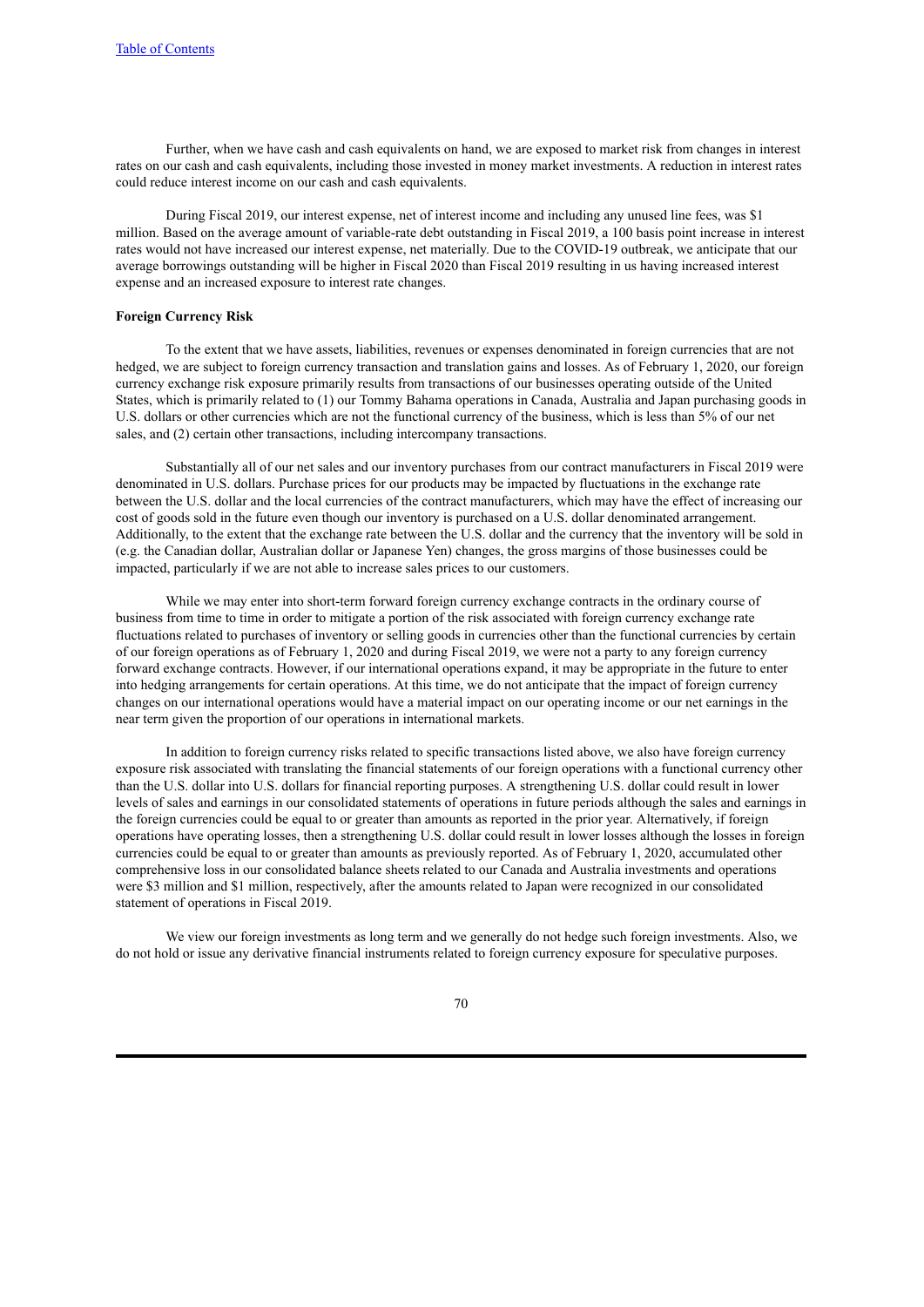Further, when we have cash and cash equivalents on hand, we are exposed to market risk from changes in interest rates on our cash and cash equivalents, including those invested in money market investments. A reduction in interest rates could reduce interest income on our cash and cash equivalents.

During Fiscal 2019, our interest expense, net of interest income and including any unused line fees, was $1 million. Based on the average amount of variable-rate debt outstanding in Fiscal 2019, a 100 basis point increase in interest rates would not have increased our interest expense, net materially. Due to the COVID-19 outbreak, we anticipate that our average borrowings outstanding will be higher in Fiscal 2020 than Fiscal 2019 resulting in us having increased interest expense and an increased exposure to interest rate changes.

**Foreign Currency Risk**

To the extent that we have assets, liabilities, revenues or expenses denominated in foreign currencies that are not hedged, we are subject to foreign currency transaction and translation gains and losses. As of February 1, 2020, our foreign currency exchange risk exposure primarily results from transactions of our businesses operating outside of the United States, which is primarily related to (1) our Tommy Bahama operations in Canada, Australia and Japan purchasing goods in U.S. dollars or other currencies which are not the functional currency of the business, which is less than 5% of our net sales, and (2) certain other transactions, including intercompany transactions.

Substantially all of our net sales and our inventory purchases from our contract manufacturers in Fiscal 2019 were denominated in U.S. dollars. Purchase prices for our products may be impacted by fluctuations in the exchange rate between the U.S. dollar and the local currencies of the contract manufacturers, which may have the effect of increasing our cost of goods sold in the future even though our inventory is purchased on a U.S. dollar denominated arrangement. Additionally, to the extent that the exchange rate between the U.S. dollar and the currency that the inventory will be sold in (e.g. the Canadian dollar, Australian dollar or Japanese Yen) changes, the gross margins of those businesses could be impacted, particularly if we are not able to increase sales prices to our customers.

While we may enter into short-term forward foreign currency exchange contracts in the ordinary course of business from time to time in order to mitigate a portion of the risk associated with foreign currency exchange rate fluctuations related to purchases of inventory or selling goods in currencies other than the functional currencies by certain of our foreign operations as of February 1, 2020 and during Fiscal 2019, we were not a party to any foreign currency forward exchange contracts. However, if our international operations expand, it may be appropriate in the future to enter into hedging arrangements for certain operations. At this time, we do not anticipate that the impact of foreign currency changes on our international operations would have a material impact on our operating income or our net earnings in the near term given the proportion of our operations in international markets.

In addition to foreign currency risks related to specific transactions listed above, we also have foreign currency exposure risk associated with translating the financial statements of our foreign operations with a functional currency other than the U.S. dollar into U.S. dollars for financial reporting purposes. A strengthening U.S. dollar could result in lower levels of sales and earnings in our consolidated statements of operations in future periods although the sales and earnings in the foreign currencies could be equal to or greater than amounts as reported in the prior year. Alternatively, if foreign operations have operating losses, then a strengthening U.S. dollar could result in lower losses although the losses in foreign currencies could be equal to or greater than amounts as previously reported. As of February 1, 2020, accumulated other comprehensive loss in our consolidated balance sheets related to our Canada and Australia investments and operations were $3 million and $1 million, respectively, after the amounts related to Japan were recognized in our consolidated statement of operations in Fiscal 2019.

We view our foreign investments as long term and we generally do not hedge such foreign investments. Also, we do not hold or issue any derivative financial instruments related to foreign currency exposure for speculative purposes.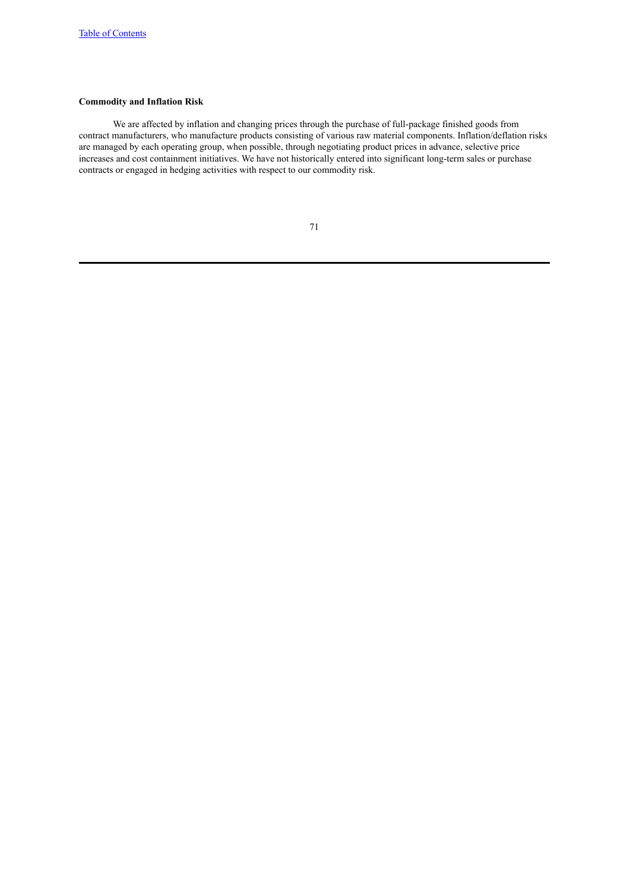**Commodity and Inflation Risk**

We are affected by inflation and changing prices through the purchase of full-package finished goods from contract manufacturers, who manufacture products consisting of various raw material components. Inflation/deflation risks are managed by each operating group, when possible, through negotiating product prices in advance, selective price increases and cost containment initiatives. We have not historically entered into significant long-term sales or purchase contracts or engaged in hedging activities with respect to our commodity risk.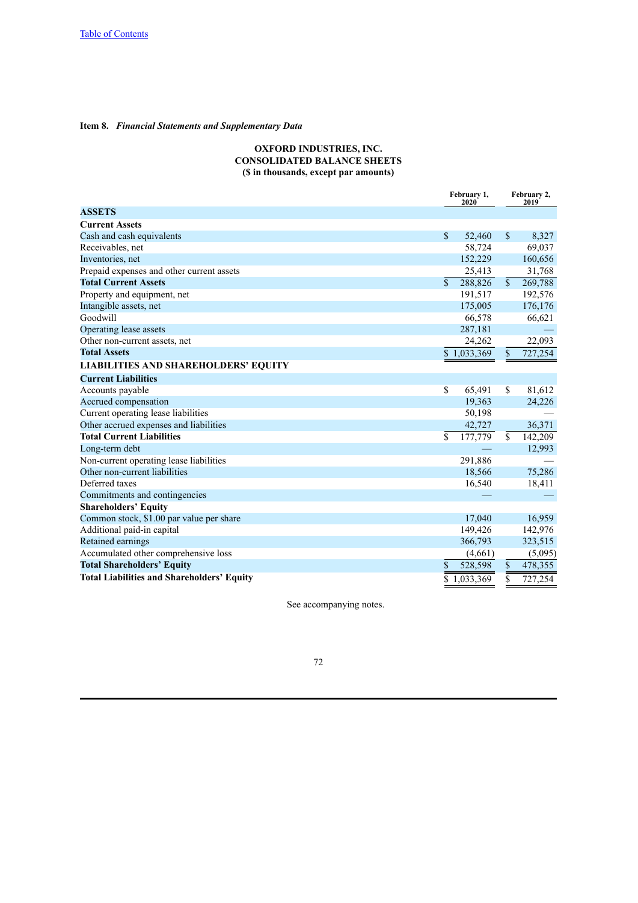[Table of Contents](#)

**Item 8.** ***Financial Statements and Supplementary Data***

**OXFORD INDUSTRIES, INC.**
**CONSOLIDATED BALANCE SHEETS**
**($ in thousands, except par amounts)**

| | February 1, 2020 | February 2, 2019 |
|---|---|---|
| **ASSETS** | | |
| **Current Assets** | | |
| Cash and cash equivalents | $ 52,460 | $ 8,327 |
| Receivables, net | 58,724 | 69,037 |
| Inventories, net | 152,229 | 160,656 |
| Prepaid expenses and other current assets | 25,413 | 31,768 |
| **Total Current Assets** | $ 288,826 | $ 269,788 |
| Property and equipment, net | 191,517 | 192,576 |
| Intangible assets, net | 175,005 | 176,176 |
| Goodwill | 66,578 | 66,621 |
| Operating lease assets | 287,181 | — |
| Other non-current assets, net | 24,262 | 22,093 |
| **Total Assets** | $ 1,033,369 | $ 727,254 |
| **LIABILITIES AND SHAREHOLDERS' EQUITY** | | |
| **Current Liabilities** | | |
| Accounts payable | $ 65,491 | $ 81,612 |
| Accrued compensation | 19,363 | 24,226 |
| Current operating lease liabilities | 50,198 | — |
| Other accrued expenses and liabilities | 42,727 | 36,371 |
| **Total Current Liabilities** | $ 177,779 | $ 142,209 |
| Long-term debt | — | 12,993 |
| Non-current operating lease liabilities | 291,886 | — |
| Other non-current liabilities | 18,566 | 75,286 |
| Deferred taxes | 16,540 | 18,411 |
| Commitments and contingencies | — | — |
| **Shareholders' Equity** | | |
| Common stock, $1.00 par value per share | 17,040 | 16,959 |
| Additional paid-in capital | 149,426 | 142,976 |
| Retained earnings | 366,793 | 323,515 |
| Accumulated other comprehensive loss | (4,661) | (5,095) |
| **Total Shareholders' Equity** | $ 528,598 | $ 478,355 |
| **Total Liabilities and Shareholders' Equity** | $ 1,033,369 | $ 727,254 |

See accompanying notes.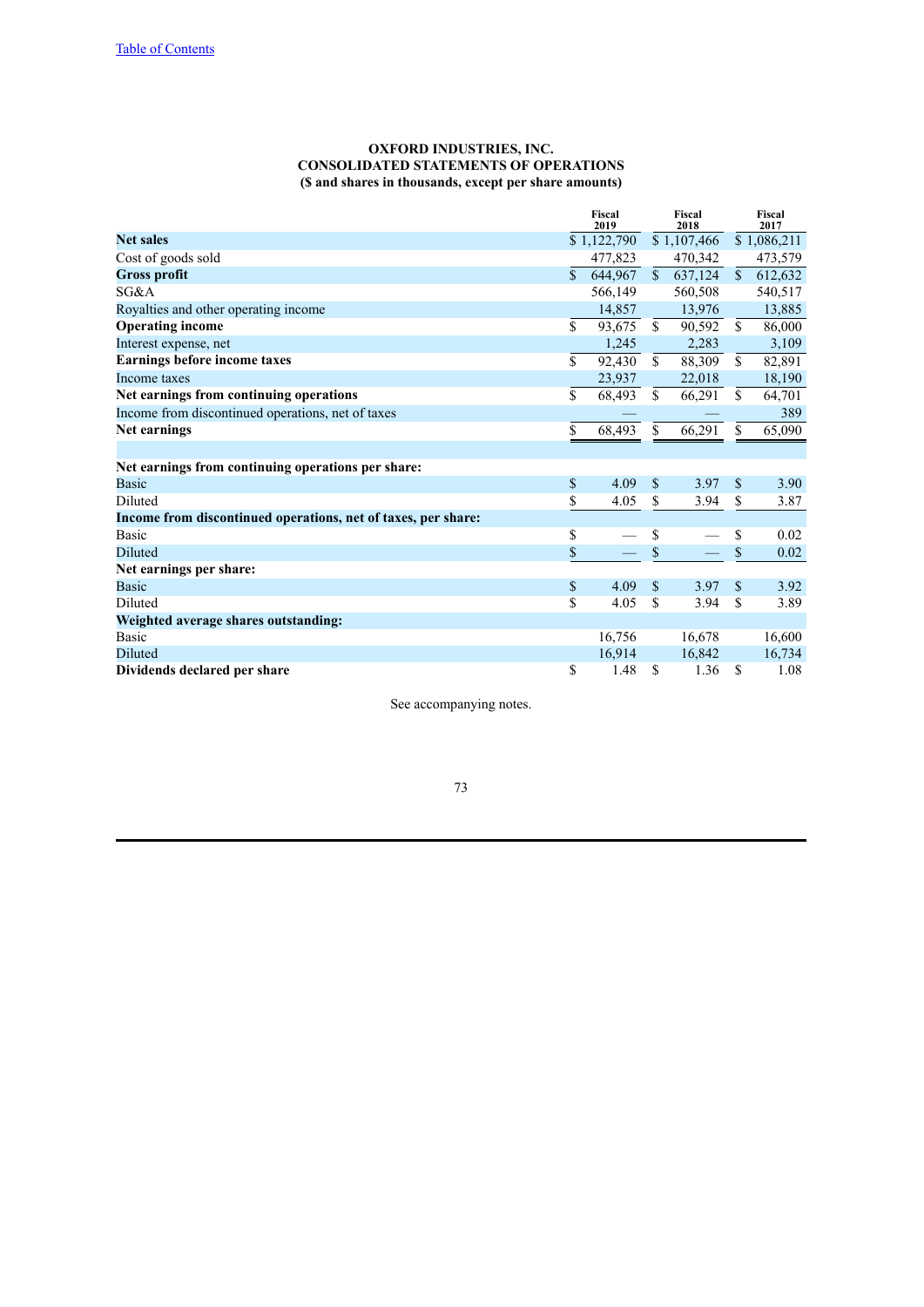**OXFORD INDUSTRIES, INC.**
**CONSOLIDATED STATEMENTS OF OPERATIONS**
**($ and shares in thousands, except per share amounts)**

| | Fiscal 2019 | Fiscal 2018 | Fiscal 2017 |
|---|---|---|---|
| **Net sales** | $ 1,122,790 | $ 1,107,466 | $ 1,086,211 |
| Cost of goods sold | 477,823 | 470,342 | 473,579 |
| **Gross profit** | $ 644,967 | $ 637,124 | $ 612,632 |
| SG&A | 566,149 | 560,508 | 540,517 |
| Royalties and other operating income | 14,857 | 13,976 | 13,885 |
| **Operating income** | $ 93,675 | $ 90,592 | $ 86,000 |
| Interest expense, net | 1,245 | 2,283 | 3,109 |
| **Earnings before income taxes** | $ 92,430 | $ 88,309 | $ 82,891 |
| Income taxes | 23,937 | 22,018 | 18,190 |
| **Net earnings from continuing operations** | $ 68,493 | $ 66,291 | $ 64,701 |
| Income from discontinued operations, net of taxes | — | — | 389 |
| **Net earnings** | $ 68,493 | $ 66,291 | $ 65,090 |
| | | | |
| **Net earnings from continuing operations per share:** | | | |
| Basic | $ 4.09 | $ 3.97 | $ 3.90 |
| Diluted | $ 4.05 | $ 3.94 | $ 3.87 |
| **Income from discontinued operations, net of taxes, per share:** | | | |
| Basic | $ — | $ — | $ 0.02 |
| Diluted | $ — | $ — | $ 0.02 |
| **Net earnings per share:** | | | |
| Basic | $ 4.09 | $ 3.97 | $ 3.92 |
| Diluted | $ 4.05 | $ 3.94 | $ 3.89 |
| **Weighted average shares outstanding:** | | | |
| Basic | 16,756 | 16,678 | 16,600 |
| Diluted | 16,914 | 16,842 | 16,734 |
| **Dividends declared per share** | $ 1.48 | $ 1.36 | $ 1.08 |

See accompanying notes.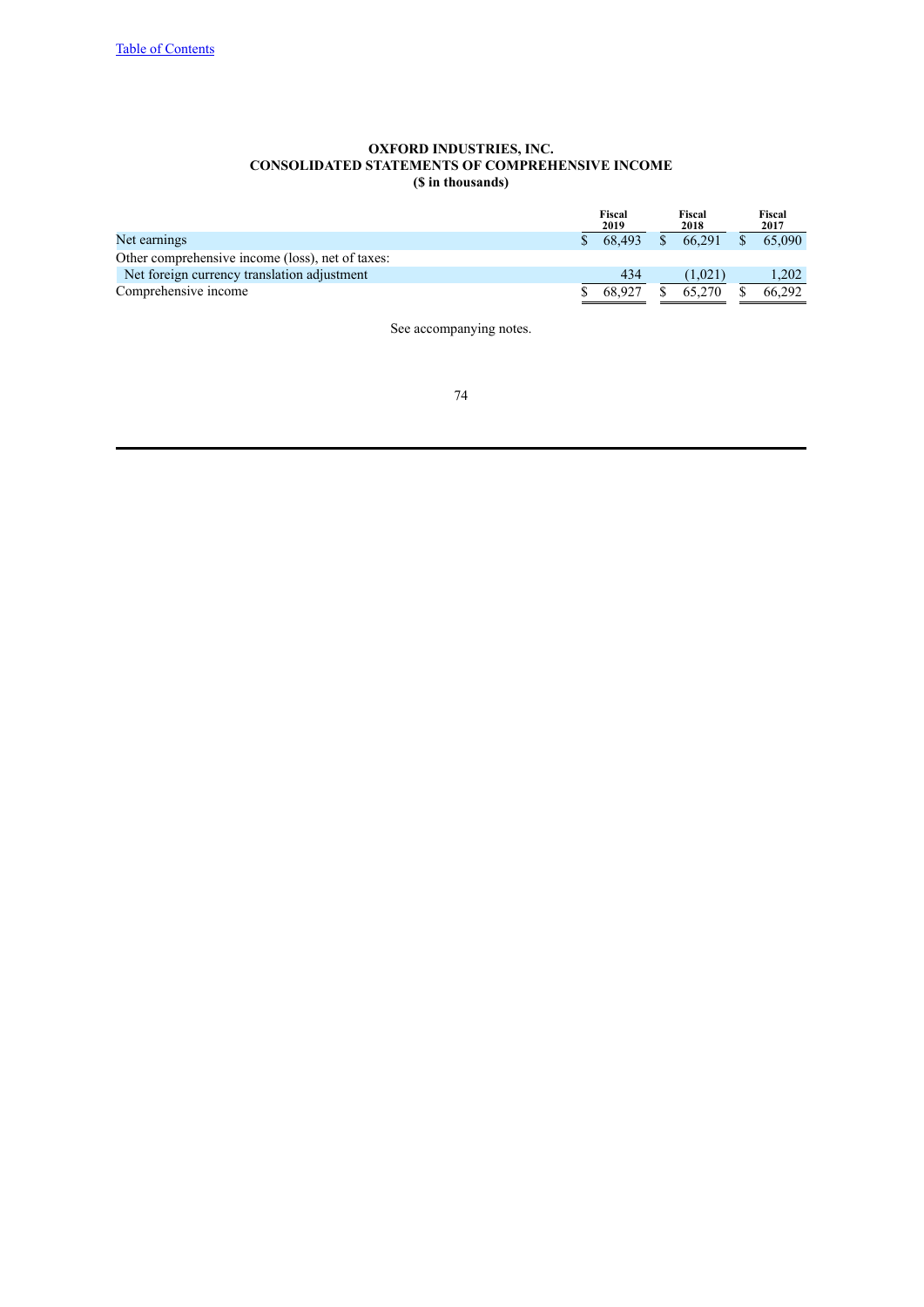**OXFORD INDUSTRIES, INC.**
**CONSOLIDATED STATEMENTS OF COMPREHENSIVE INCOME**
**($ in thousands)**

| | Fiscal 2019 | Fiscal 2018 | Fiscal 2017 |
|---|---|---|---|
| Net earnings | $ 68,493 | $ 66,291 | $ 65,090 |
| Other comprehensive income (loss), net of taxes: | | | |
| Net foreign currency translation adjustment | 434 | (1,021) | 1,202 |
| Comprehensive income | $ 68,927 | $ 65,270 | $ 66,292 |

See accompanying notes.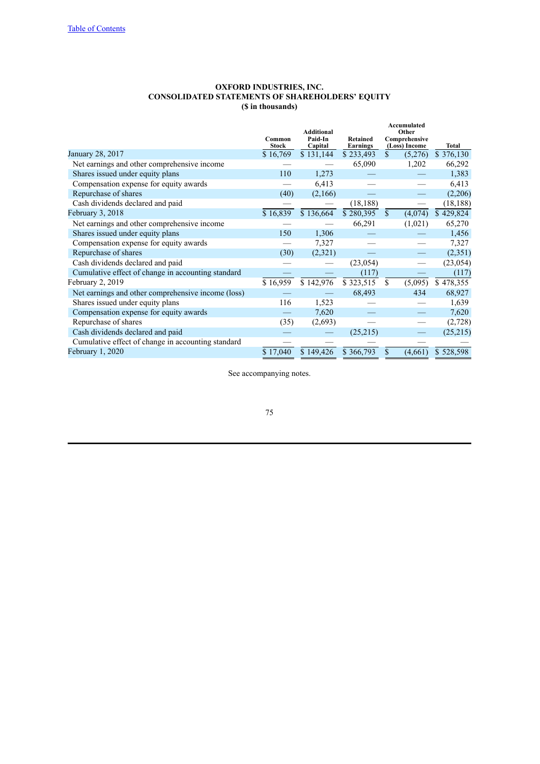Table of Contents

**OXFORD INDUSTRIES, INC.**
**CONSOLIDATED STATEMENTS OF SHAREHOLDERS' EQUITY**
**($ in thousands)**

| | Common Stock | Additional Paid-In Capital | Retained Earnings | Accumulated Other Comprehensive (Loss) Income | Total |
|---|---|---|---|---|---|
| January 28, 2017 | $ 16,769 | $ 131,144 | $ 233,493 | $ (5,276) | $ 376,130 |
| Net earnings and other comprehensive income | — | — | 65,090 | 1,202 | 66,292 |
| Shares issued under equity plans | 110 | 1,273 | — | — | 1,383 |
| Compensation expense for equity awards | — | 6,413 | — | — | 6,413 |
| Repurchase of shares | (40) | (2,166) | — | — | (2,206) |
| Cash dividends declared and paid | — | — | (18,188) | — | (18,188) |
| February 3, 2018 | $ 16,839 | $ 136,664 | $ 280,395 | $ (4,074) | $ 429,824 |
| Net earnings and other comprehensive income | — | — | 66,291 | (1,021) | 65,270 |
| Shares issued under equity plans | 150 | 1,306 | — | — | 1,456 |
| Compensation expense for equity awards | — | 7,327 | — | — | 7,327 |
| Repurchase of shares | (30) | (2,321) | — | — | (2,351) |
| Cash dividends declared and paid | — | — | (23,054) | — | (23,054) |
| Cumulative effect of change in accounting standard | — | — | (117) | — | (117) |
| February 2, 2019 | $ 16,959 | $ 142,976 | $ 323,515 | $ (5,095) | $ 478,355 |
| Net earnings and other comprehensive income (loss) | — | — | 68,493 | 434 | 68,927 |
| Shares issued under equity plans | 116 | 1,523 | — | — | 1,639 |
| Compensation expense for equity awards | — | 7,620 | — | — | 7,620 |
| Repurchase of shares | (35) | (2,693) | — | — | (2,728) |
| Cash dividends declared and paid | — | — | (25,215) | — | (25,215) |
| Cumulative effect of change in accounting standard | — | — | — | — | — |
| February 1, 2020 | $ 17,040 | $ 149,426 | $ 366,793 | $ (4,661) | $ 528,598 |

See accompanying notes.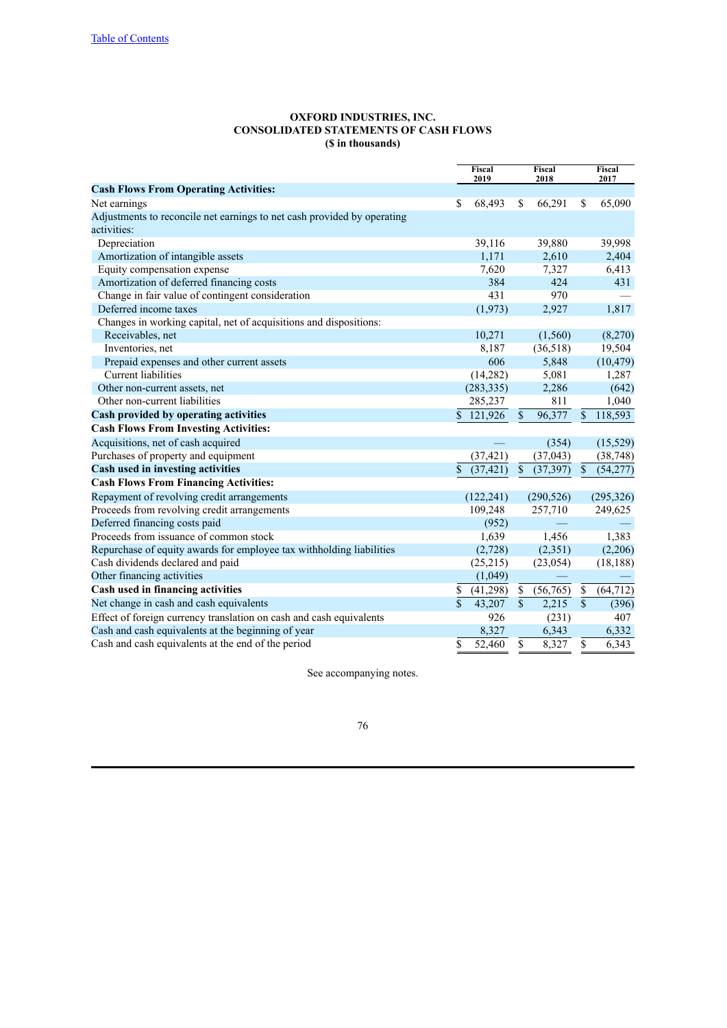Table of Contents

**OXFORD INDUSTRIES, INC.**
**CONSOLIDATED STATEMENTS OF CASH FLOWS**
**($ in thousands)**

| | Fiscal 2019 | Fiscal 2018 | Fiscal 2017 |
|---|---|---|---|
| **Cash Flows From Operating Activities:** | | | |
| Net earnings | $ 68,493 | $ 66,291 | $ 65,090 |
| Adjustments to reconcile net earnings to net cash provided by operating activities: | | | |
| Depreciation | 39,116 | 39,880 | 39,998 |
| Amortization of intangible assets | 1,171 | 2,610 | 2,404 |
| Equity compensation expense | 7,620 | 7,327 | 6,413 |
| Amortization of deferred financing costs | 384 | 424 | 431 |
| Change in fair value of contingent consideration | 431 | 970 | — |
| Deferred income taxes | (1,973) | 2,927 | 1,817 |
| Changes in working capital, net of acquisitions and dispositions: | | | |
| Receivables, net | 10,271 | (1,560) | (8,270) |
| Inventories, net | 8,187 | (36,518) | 19,504 |
| Prepaid expenses and other current assets | 606 | 5,848 | (10,479) |
| Current liabilities | (14,282) | 5,081 | 1,287 |
| Other non-current assets, net | (283,335) | 2,286 | (642) |
| Other non-current liabilities | 285,237 | 811 | 1,040 |
| **Cash provided by operating activities** | $ 121,926 | $ 96,377 | $ 118,593 |
| **Cash Flows From Investing Activities:** | | | |
| Acquisitions, net of cash acquired | — | (354) | (15,529) |
| Purchases of property and equipment | (37,421) | (37,043) | (38,748) |
| **Cash used in investing activities** | $ (37,421) | $ (37,397) | $ (54,277) |
| **Cash Flows From Financing Activities:** | | | |
| Repayment of revolving credit arrangements | (122,241) | (290,526) | (295,326) |
| Proceeds from revolving credit arrangements | 109,248 | 257,710 | 249,625 |
| Deferred financing costs paid | (952) | — | — |
| Proceeds from issuance of common stock | 1,639 | 1,456 | 1,383 |
| Repurchase of equity awards for employee tax withholding liabilities | (2,728) | (2,351) | (2,206) |
| Cash dividends declared and paid | (25,215) | (23,054) | (18,188) |
| Other financing activities | (1,049) | — | — |
| **Cash used in financing activities** | $ (41,298) | $ (56,765) | $ (64,712) |
| Net change in cash and cash equivalents | $ 43,207 | $ 2,215 | $ (396) |
| Effect of foreign currency translation on cash and cash equivalents | 926 | (231) | 407 |
| Cash and cash equivalents at the beginning of year | 8,327 | 6,343 | 6,332 |
| Cash and cash equivalents at the end of the period | $ 52,460 | $ 8,327 | $ 6,343 |

See accompanying notes.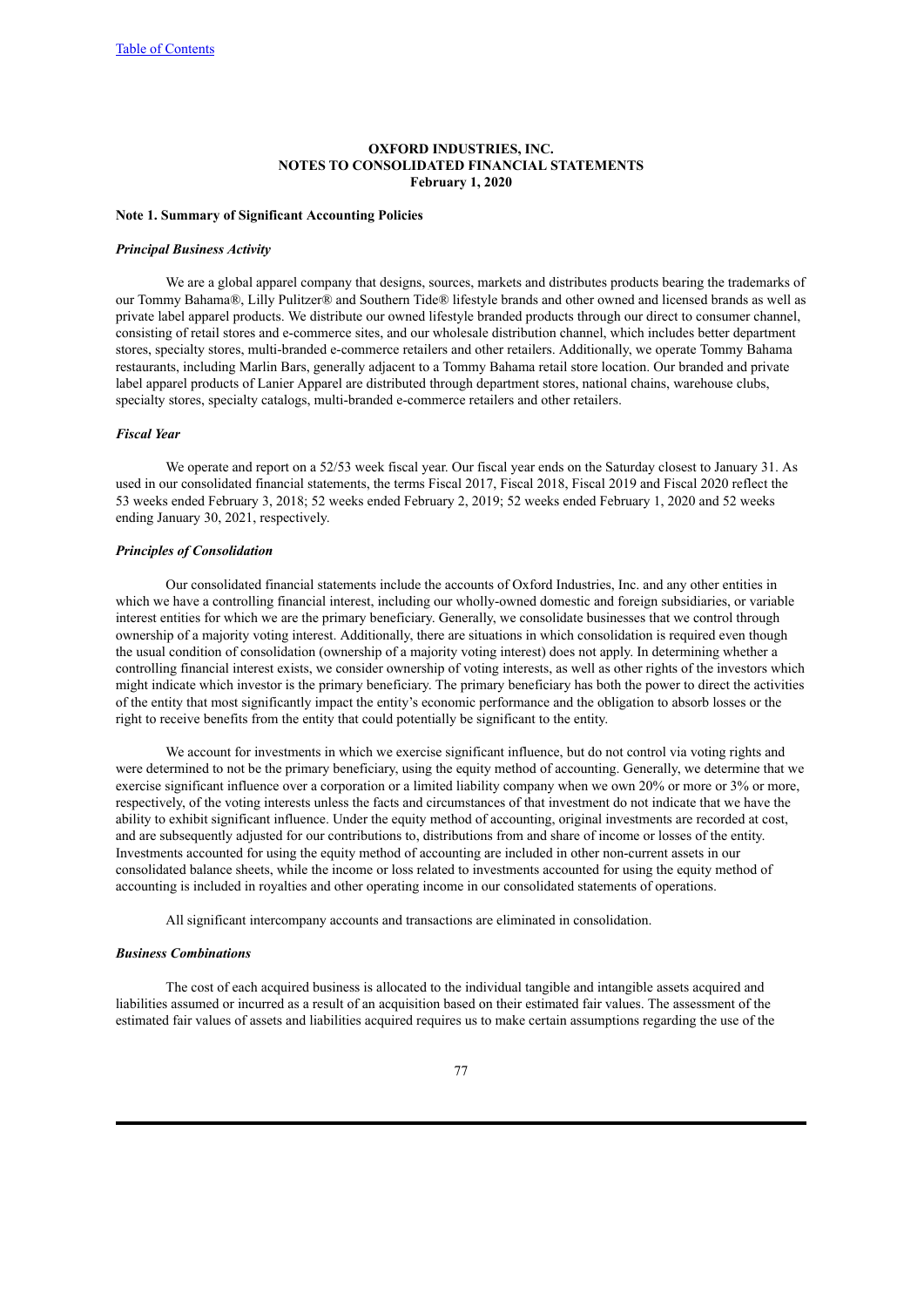**OXFORD INDUSTRIES, INC.**
**NOTES TO CONSOLIDATED FINANCIAL STATEMENTS**
**February 1, 2020**

**Note 1. Summary of Significant Accounting Policies**

***Principal Business Activity***

We are a global apparel company that designs, sources, markets and distributes products bearing the trademarks of our Tommy Bahama®, Lilly Pulitzer® and Southern Tide® lifestyle brands and other owned and licensed brands as well as private label apparel products. We distribute our owned lifestyle branded products through our direct to consumer channel, consisting of retail stores and e-commerce sites, and our wholesale distribution channel, which includes better department stores, specialty stores, multi-branded e-commerce retailers and other retailers. Additionally, we operate Tommy Bahama restaurants, including Marlin Bars, generally adjacent to a Tommy Bahama retail store location. Our branded and private label apparel products of Lanier Apparel are distributed through department stores, national chains, warehouse clubs, specialty stores, specialty catalogs, multi-branded e-commerce retailers and other retailers.

***Fiscal Year***

We operate and report on a 52/53 week fiscal year. Our fiscal year ends on the Saturday closest to January 31. As used in our consolidated financial statements, the terms Fiscal 2017, Fiscal 2018, Fiscal 2019 and Fiscal 2020 reflect the 53 weeks ended February 3, 2018; 52 weeks ended February 2, 2019; 52 weeks ended February 1, 2020 and 52 weeks ending January 30, 2021, respectively.

***Principles of Consolidation***

Our consolidated financial statements include the accounts of Oxford Industries, Inc. and any other entities in which we have a controlling financial interest, including our wholly-owned domestic and foreign subsidiaries, or variable interest entities for which we are the primary beneficiary. Generally, we consolidate businesses that we control through ownership of a majority voting interest. Additionally, there are situations in which consolidation is required even though the usual condition of consolidation (ownership of a majority voting interest) does not apply. In determining whether a controlling financial interest exists, we consider ownership of voting interests, as well as other rights of the investors which might indicate which investor is the primary beneficiary. The primary beneficiary has both the power to direct the activities of the entity that most significantly impact the entity's economic performance and the obligation to absorb losses or the right to receive benefits from the entity that could potentially be significant to the entity.

We account for investments in which we exercise significant influence, but do not control via voting rights and were determined to not be the primary beneficiary, using the equity method of accounting. Generally, we determine that we exercise significant influence over a corporation or a limited liability company when we own 20% or more or 3% or more, respectively, of the voting interests unless the facts and circumstances of that investment do not indicate that we have the ability to exhibit significant influence. Under the equity method of accounting, original investments are recorded at cost, and are subsequently adjusted for our contributions to, distributions from and share of income or losses of the entity. Investments accounted for using the equity method of accounting are included in other non-current assets in our consolidated balance sheets, while the income or loss related to investments accounted for using the equity method of accounting is included in royalties and other operating income in our consolidated statements of operations.

All significant intercompany accounts and transactions are eliminated in consolidation.

***Business Combinations***

The cost of each acquired business is allocated to the individual tangible and intangible assets acquired and liabilities assumed or incurred as a result of an acquisition based on their estimated fair values. The assessment of the estimated fair values of assets and liabilities acquired requires us to make certain assumptions regarding the use of the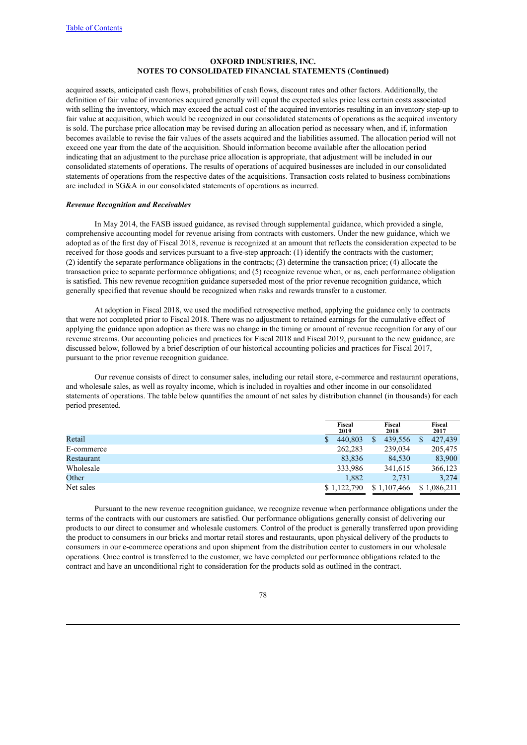acquired assets, anticipated cash flows, probabilities of cash flows, discount rates and other factors. Additionally, the definition of fair value of inventories acquired generally will equal the expected sales price less certain costs associated with selling the inventory, which may exceed the actual cost of the acquired inventories resulting in an inventory step-up to fair value at acquisition, which would be recognized in our consolidated statements of operations as the acquired inventory is sold. The purchase price allocation may be revised during an allocation period as necessary when, and if, information becomes available to revise the fair values of the assets acquired and the liabilities assumed. The allocation period will not exceed one year from the date of the acquisition. Should information become available after the allocation period indicating that an adjustment to the purchase price allocation is appropriate, that adjustment will be included in our consolidated statements of operations. The results of operations of acquired businesses are included in our consolidated statements of operations from the respective dates of the acquisitions. Transaction costs related to business combinations are included in SG&A in our consolidated statements of operations as incurred.

***Revenue Recognition and Receivables***

In May 2014, the FASB issued guidance, as revised through supplemental guidance, which provided a single, comprehensive accounting model for revenue arising from contracts with customers. Under the new guidance, which we adopted as of the first day of Fiscal 2018, revenue is recognized at an amount that reflects the consideration expected to be received for those goods and services pursuant to a five-step approach: (1) identify the contracts with the customer; (2) identify the separate performance obligations in the contracts; (3) determine the transaction price; (4) allocate the transaction price to separate performance obligations; and (5) recognize revenue when, or as, each performance obligation is satisfied. This new revenue recognition guidance superseded most of the prior revenue recognition guidance, which generally specified that revenue should be recognized when risks and rewards transfer to a customer.

At adoption in Fiscal 2018, we used the modified retrospective method, applying the guidance only to contracts that were not completed prior to Fiscal 2018. There was no adjustment to retained earnings for the cumulative effect of applying the guidance upon adoption as there was no change in the timing or amount of revenue recognition for any of our revenue streams. Our accounting policies and practices for Fiscal 2018 and Fiscal 2019, pursuant to the new guidance, are discussed below, followed by a brief description of our historical accounting policies and practices for Fiscal 2017, pursuant to the prior revenue recognition guidance.

Our revenue consists of direct to consumer sales, including our retail store, e-commerce and restaurant operations, and wholesale sales, as well as royalty income, which is included in royalties and other income in our consolidated statements of operations. The table below quantifies the amount of net sales by distribution channel (in thousands) for each period presented.

| | Fiscal 2019 | Fiscal 2018 | Fiscal 2017 |
|---|---|---|---|
| Retail | $ 440,803 | $ 439,556 | $ 427,439 |
| E-commerce | 262,283 | 239,034 | 205,475 |
| Restaurant | 83,836 | 84,530 | 83,900 |
| Wholesale | 333,986 | 341,615 | 366,123 |
| Other | 1,882 | 2,731 | 3,274 |
| Net sales | $ 1,122,790 | $ 1,107,466 | $ 1,086,211 |

Pursuant to the new revenue recognition guidance, we recognize revenue when performance obligations under the terms of the contracts with our customers are satisfied. Our performance obligations generally consist of delivering our products to our direct to consumer and wholesale customers. Control of the product is generally transferred upon providing the product to consumers in our bricks and mortar retail stores and restaurants, upon physical delivery of the products to consumers in our e-commerce operations and upon shipment from the distribution center to customers in our wholesale operations. Once control is transferred to the customer, we have completed our performance obligations related to the contract and have an unconditional right to consideration for the products sold as outlined in the contract.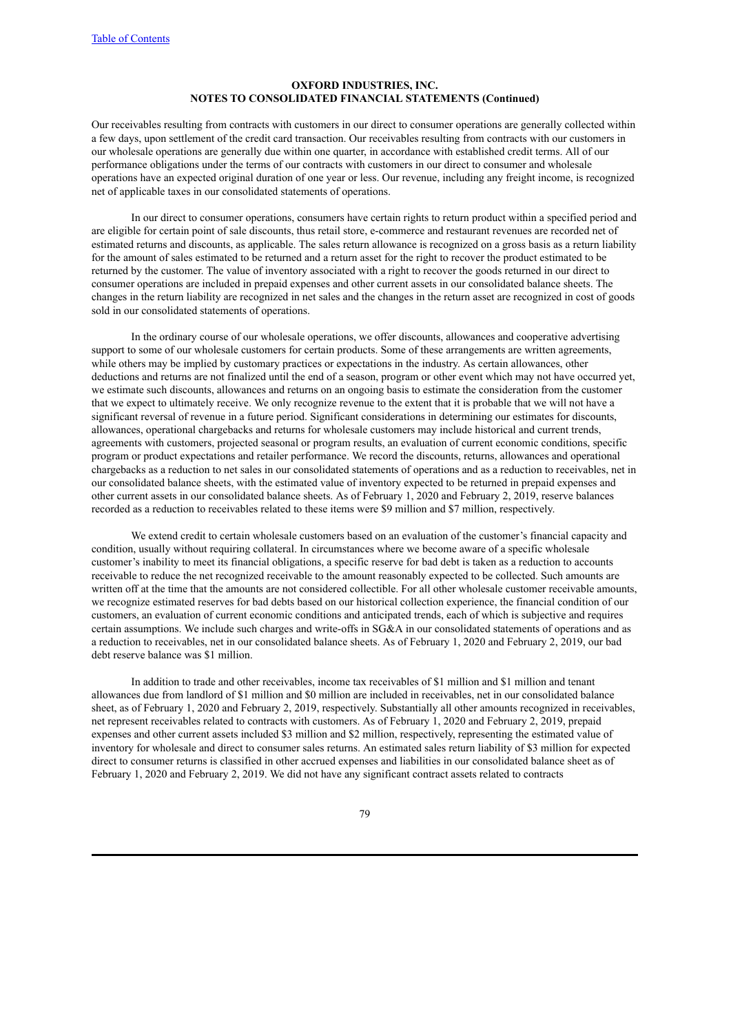**OXFORD INDUSTRIES, INC.**
**NOTES TO CONSOLIDATED FINANCIAL STATEMENTS (Continued)**

Our receivables resulting from contracts with customers in our direct to consumer operations are generally collected within a few days, upon settlement of the credit card transaction. Our receivables resulting from contracts with our customers in our wholesale operations are generally due within one quarter, in accordance with established credit terms. All of our performance obligations under the terms of our contracts with customers in our direct to consumer and wholesale operations have an expected original duration of one year or less. Our revenue, including any freight income, is recognized net of applicable taxes in our consolidated statements of operations.

In our direct to consumer operations, consumers have certain rights to return product within a specified period and are eligible for certain point of sale discounts, thus retail store, e-commerce and restaurant revenues are recorded net of estimated returns and discounts, as applicable. The sales return allowance is recognized on a gross basis as a return liability for the amount of sales estimated to be returned and a return asset for the right to recover the product estimated to be returned by the customer. The value of inventory associated with a right to recover the goods returned in our direct to consumer operations are included in prepaid expenses and other current assets in our consolidated balance sheets. The changes in the return liability are recognized in net sales and the changes in the return asset are recognized in cost of goods sold in our consolidated statements of operations.

In the ordinary course of our wholesale operations, we offer discounts, allowances and cooperative advertising support to some of our wholesale customers for certain products. Some of these arrangements are written agreements, while others may be implied by customary practices or expectations in the industry. As certain allowances, other deductions and returns are not finalized until the end of a season, program or other event which may not have occurred yet, we estimate such discounts, allowances and returns on an ongoing basis to estimate the consideration from the customer that we expect to ultimately receive. We only recognize revenue to the extent that it is probable that we will not have a significant reversal of revenue in a future period. Significant considerations in determining our estimates for discounts, allowances, operational chargebacks and returns for wholesale customers may include historical and current trends, agreements with customers, projected seasonal or program results, an evaluation of current economic conditions, specific program or product expectations and retailer performance. We record the discounts, returns, allowances and operational chargebacks as a reduction to net sales in our consolidated statements of operations and as a reduction to receivables, net in our consolidated balance sheets, with the estimated value of inventory expected to be returned in prepaid expenses and other current assets in our consolidated balance sheets. As of February 1, 2020 and February 2, 2019, reserve balances recorded as a reduction to receivables related to these items were $9 million and $7 million, respectively.

We extend credit to certain wholesale customers based on an evaluation of the customer's financial capacity and condition, usually without requiring collateral. In circumstances where we become aware of a specific wholesale customer's inability to meet its financial obligations, a specific reserve for bad debt is taken as a reduction to accounts receivable to reduce the net recognized receivable to the amount reasonably expected to be collected. Such amounts are written off at the time that the amounts are not considered collectible. For all other wholesale customer receivable amounts, we recognize estimated reserves for bad debts based on our historical collection experience, the financial condition of our customers, an evaluation of current economic conditions and anticipated trends, each of which is subjective and requires certain assumptions. We include such charges and write-offs in SG&A in our consolidated statements of operations and as a reduction to receivables, net in our consolidated balance sheets. As of February 1, 2020 and February 2, 2019, our bad debt reserve balance was $1 million.

In addition to trade and other receivables, income tax receivables of $1 million and $1 million and tenant allowances due from landlord of $1 million and $0 million are included in receivables, net in our consolidated balance sheet, as of February 1, 2020 and February 2, 2019, respectively. Substantially all other amounts recognized in receivables, net represent receivables related to contracts with customers. As of February 1, 2020 and February 2, 2019, prepaid expenses and other current assets included $3 million and $2 million, respectively, representing the estimated value of inventory for wholesale and direct to consumer sales returns. An estimated sales return liability of $3 million for expected direct to consumer returns is classified in other accrued expenses and liabilities in our consolidated balance sheet as of February 1, 2020 and February 2, 2019. We did not have any significant contract assets related to contracts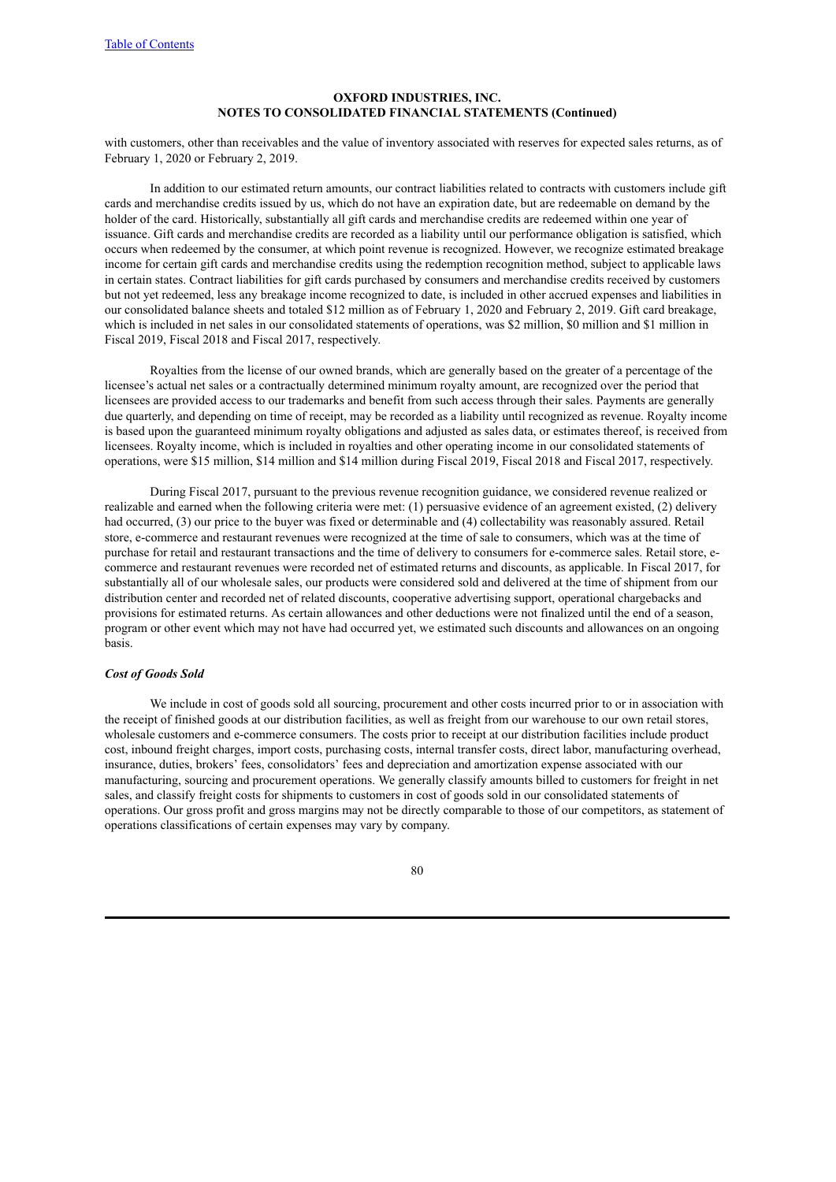**OXFORD INDUSTRIES, INC.**
**NOTES TO CONSOLIDATED FINANCIAL STATEMENTS (Continued)**

with customers, other than receivables and the value of inventory associated with reserves for expected sales returns, as of February 1, 2020 or February 2, 2019.

In addition to our estimated return amounts, our contract liabilities related to contracts with customers include gift cards and merchandise credits issued by us, which do not have an expiration date, but are redeemable on demand by the holder of the card. Historically, substantially all gift cards and merchandise credits are redeemed within one year of issuance. Gift cards and merchandise credits are recorded as a liability until our performance obligation is satisfied, which occurs when redeemed by the consumer, at which point revenue is recognized. However, we recognize estimated breakage income for certain gift cards and merchandise credits using the redemption recognition method, subject to applicable laws in certain states. Contract liabilities for gift cards purchased by consumers and merchandise credits received by customers but not yet redeemed, less any breakage income recognized to date, is included in other accrued expenses and liabilities in our consolidated balance sheets and totaled $12 million as of February 1, 2020 and February 2, 2019. Gift card breakage, which is included in net sales in our consolidated statements of operations, was $2 million, $0 million and $1 million in Fiscal 2019, Fiscal 2018 and Fiscal 2017, respectively.

Royalties from the license of our owned brands, which are generally based on the greater of a percentage of the licensee's actual net sales or a contractually determined minimum royalty amount, are recognized over the period that licensees are provided access to our trademarks and benefit from such access through their sales. Payments are generally due quarterly, and depending on time of receipt, may be recorded as a liability until recognized as revenue. Royalty income is based upon the guaranteed minimum royalty obligations and adjusted as sales data, or estimates thereof, is received from licensees. Royalty income, which is included in royalties and other operating income in our consolidated statements of operations, were $15 million, $14 million and $14 million during Fiscal 2019, Fiscal 2018 and Fiscal 2017, respectively.

During Fiscal 2017, pursuant to the previous revenue recognition guidance, we considered revenue realized or realizable and earned when the following criteria were met: (1) persuasive evidence of an agreement existed, (2) delivery had occurred, (3) our price to the buyer was fixed or determinable and (4) collectability was reasonably assured. Retail store, e-commerce and restaurant revenues were recognized at the time of sale to consumers, which was at the time of purchase for retail and restaurant transactions and the time of delivery to consumers for e-commerce sales. Retail store, e-commerce and restaurant revenues were recorded net of estimated returns and discounts, as applicable. In Fiscal 2017, for substantially all of our wholesale sales, our products were considered sold and delivered at the time of shipment from our distribution center and recorded net of related discounts, cooperative advertising support, operational chargebacks and provisions for estimated returns. As certain allowances and other deductions were not finalized until the end of a season, program or other event which may not have had occurred yet, we estimated such discounts and allowances on an ongoing basis.

***Cost of Goods Sold***

We include in cost of goods sold all sourcing, procurement and other costs incurred prior to or in association with the receipt of finished goods at our distribution facilities, as well as freight from our warehouse to our own retail stores, wholesale customers and e-commerce consumers. The costs prior to receipt at our distribution facilities include product cost, inbound freight charges, import costs, purchasing costs, internal transfer costs, direct labor, manufacturing overhead, insurance, duties, brokers' fees, consolidators' fees and depreciation and amortization expense associated with our manufacturing, sourcing and procurement operations. We generally classify amounts billed to customers for freight in net sales, and classify freight costs for shipments to customers in cost of goods sold in our consolidated statements of operations. Our gross profit and gross margins may not be directly comparable to those of our competitors, as statement of operations classifications of certain expenses may vary by company.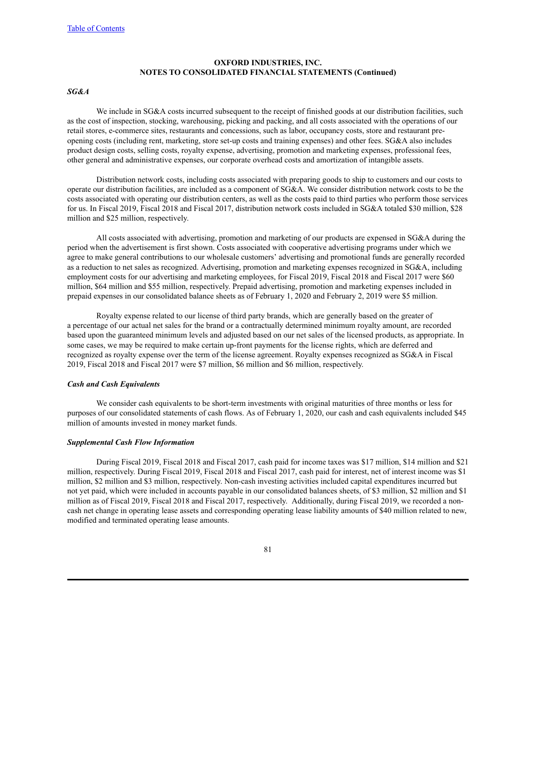**OXFORD INDUSTRIES, INC.**
**NOTES TO CONSOLIDATED FINANCIAL STATEMENTS (Continued)**

***SG&A***

We include in SG&A costs incurred subsequent to the receipt of finished goods at our distribution facilities, such as the cost of inspection, stocking, warehousing, picking and packing, and all costs associated with the operations of our retail stores, e-commerce sites, restaurants and concessions, such as labor, occupancy costs, store and restaurant pre-opening costs (including rent, marketing, store set-up costs and training expenses) and other fees. SG&A also includes product design costs, selling costs, royalty expense, advertising, promotion and marketing expenses, professional fees, other general and administrative expenses, our corporate overhead costs and amortization of intangible assets.

Distribution network costs, including costs associated with preparing goods to ship to customers and our costs to operate our distribution facilities, are included as a component of SG&A. We consider distribution network costs to be the costs associated with operating our distribution centers, as well as the costs paid to third parties who perform those services for us. In Fiscal 2019, Fiscal 2018 and Fiscal 2017, distribution network costs included in SG&A totaled $30 million, $28 million and $25 million, respectively.

All costs associated with advertising, promotion and marketing of our products are expensed in SG&A during the period when the advertisement is first shown. Costs associated with cooperative advertising programs under which we agree to make general contributions to our wholesale customers' advertising and promotional funds are generally recorded as a reduction to net sales as recognized. Advertising, promotion and marketing expenses recognized in SG&A, including employment costs for our advertising and marketing employees, for Fiscal 2019, Fiscal 2018 and Fiscal 2017 were $60 million, $64 million and $55 million, respectively. Prepaid advertising, promotion and marketing expenses included in prepaid expenses in our consolidated balance sheets as of February 1, 2020 and February 2, 2019 were $5 million.

Royalty expense related to our license of third party brands, which are generally based on the greater of a percentage of our actual net sales for the brand or a contractually determined minimum royalty amount, are recorded based upon the guaranteed minimum levels and adjusted based on our net sales of the licensed products, as appropriate. In some cases, we may be required to make certain up-front payments for the license rights, which are deferred and recognized as royalty expense over the term of the license agreement. Royalty expenses recognized as SG&A in Fiscal 2019, Fiscal 2018 and Fiscal 2017 were $7 million, $6 million and $6 million, respectively.

***Cash and Cash Equivalents***

We consider cash equivalents to be short-term investments with original maturities of three months or less for purposes of our consolidated statements of cash flows. As of February 1, 2020, our cash and cash equivalents included $45 million of amounts invested in money market funds.

***Supplemental Cash Flow Information***

During Fiscal 2019, Fiscal 2018 and Fiscal 2017, cash paid for income taxes was $17 million, $14 million and $21 million, respectively. During Fiscal 2019, Fiscal 2018 and Fiscal 2017, cash paid for interest, net of interest income was $1 million, $2 million and $3 million, respectively. Non-cash investing activities included capital expenditures incurred but not yet paid, which were included in accounts payable in our consolidated balances sheets, of $3 million, $2 million and $1 million as of Fiscal 2019, Fiscal 2018 and Fiscal 2017, respectively. Additionally, during Fiscal 2019, we recorded a non-cash net change in operating lease assets and corresponding operating lease liability amounts of $40 million related to new, modified and terminated operating lease amounts.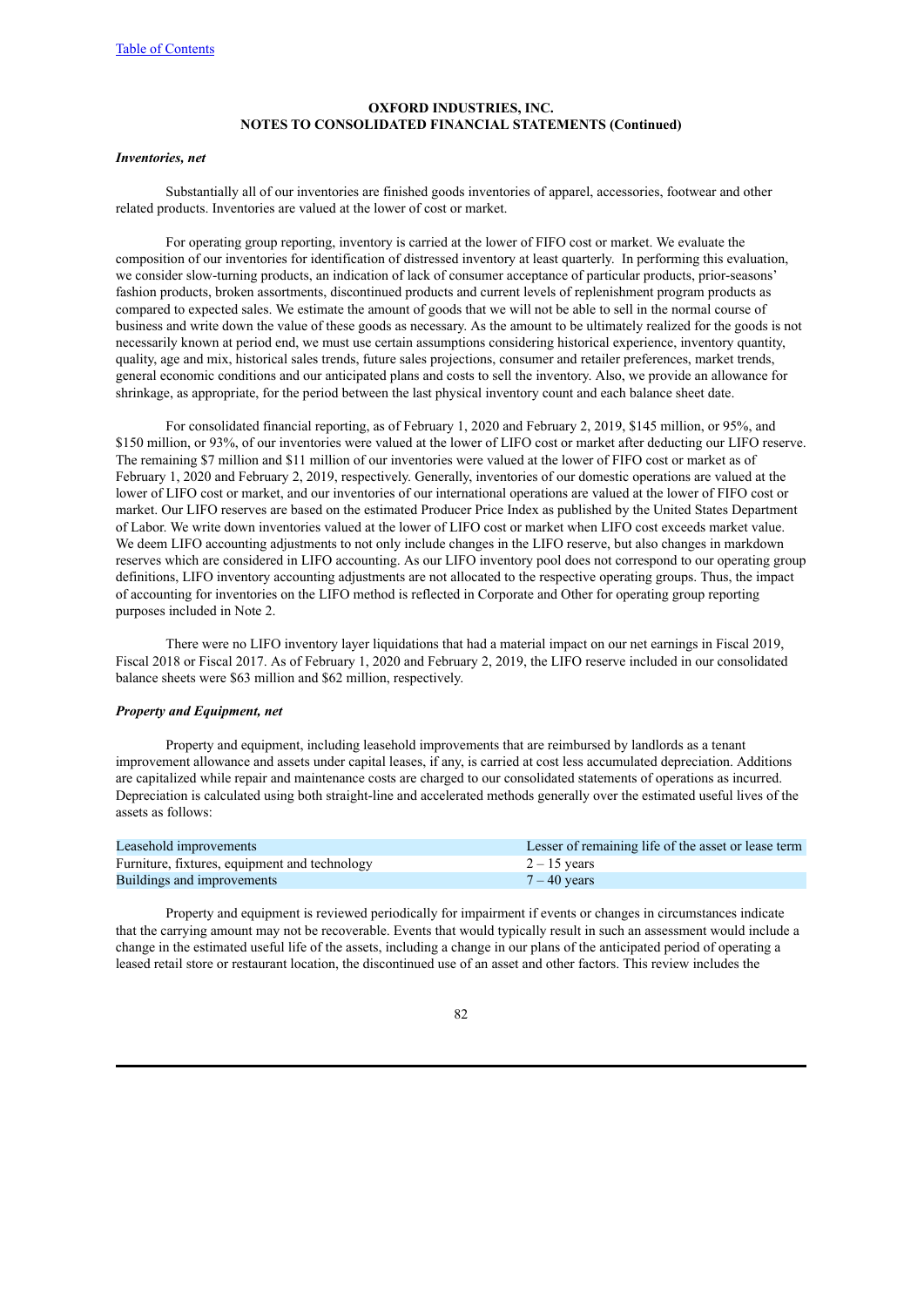**OXFORD INDUSTRIES, INC.**
**NOTES TO CONSOLIDATED FINANCIAL STATEMENTS (Continued)**

***Inventories, net***

Substantially all of our inventories are finished goods inventories of apparel, accessories, footwear and other related products. Inventories are valued at the lower of cost or market.

For operating group reporting, inventory is carried at the lower of FIFO cost or market. We evaluate the composition of our inventories for identification of distressed inventory at least quarterly. In performing this evaluation, we consider slow-turning products, an indication of lack of consumer acceptance of particular products, prior-seasons' fashion products, broken assortments, discontinued products and current levels of replenishment program products as compared to expected sales. We estimate the amount of goods that we will not be able to sell in the normal course of business and write down the value of these goods as necessary. As the amount to be ultimately realized for the goods is not necessarily known at period end, we must use certain assumptions considering historical experience, inventory quantity, quality, age and mix, historical sales trends, future sales projections, consumer and retailer preferences, market trends, general economic conditions and our anticipated plans and costs to sell the inventory. Also, we provide an allowance for shrinkage, as appropriate, for the period between the last physical inventory count and each balance sheet date.

For consolidated financial reporting, as of February 1, 2020 and February 2, 2019, $145 million, or 95%, and $150 million, or 93%, of our inventories were valued at the lower of LIFO cost or market after deducting our LIFO reserve. The remaining $7 million and $11 million of our inventories were valued at the lower of FIFO cost or market as of February 1, 2020 and February 2, 2019, respectively. Generally, inventories of our domestic operations are valued at the lower of LIFO cost or market, and our inventories of our international operations are valued at the lower of FIFO cost or market. Our LIFO reserves are based on the estimated Producer Price Index as published by the United States Department of Labor. We write down inventories valued at the lower of LIFO cost or market when LIFO cost exceeds market value. We deem LIFO accounting adjustments to not only include changes in the LIFO reserve, but also changes in markdown reserves which are considered in LIFO accounting. As our LIFO inventory pool does not correspond to our operating group definitions, LIFO inventory accounting adjustments are not allocated to the respective operating groups. Thus, the impact of accounting for inventories on the LIFO method is reflected in Corporate and Other for operating group reporting purposes included in Note 2.

There were no LIFO inventory layer liquidations that had a material impact on our net earnings in Fiscal 2019, Fiscal 2018 or Fiscal 2017. As of February 1, 2020 and February 2, 2019, the LIFO reserve included in our consolidated balance sheets were $63 million and $62 million, respectively.

***Property and Equipment, net***

Property and equipment, including leasehold improvements that are reimbursed by landlords as a tenant improvement allowance and assets under capital leases, if any, is carried at cost less accumulated depreciation. Additions are capitalized while repair and maintenance costs are charged to our consolidated statements of operations as incurred. Depreciation is calculated using both straight-line and accelerated methods generally over the estimated useful lives of the assets as follows:

| | |
|---|---|
| Leasehold improvements | Lesser of remaining life of the asset or lease term |
| Furniture, fixtures, equipment and technology | 2 – 15 years |
| Buildings and improvements | 7 – 40 years |

Property and equipment is reviewed periodically for impairment if events or changes in circumstances indicate that the carrying amount may not be recoverable. Events that would typically result in such an assessment would include a change in the estimated useful life of the assets, including a change in our plans of the anticipated period of operating a leased retail store or restaurant location, the discontinued use of an asset and other factors. This review includes the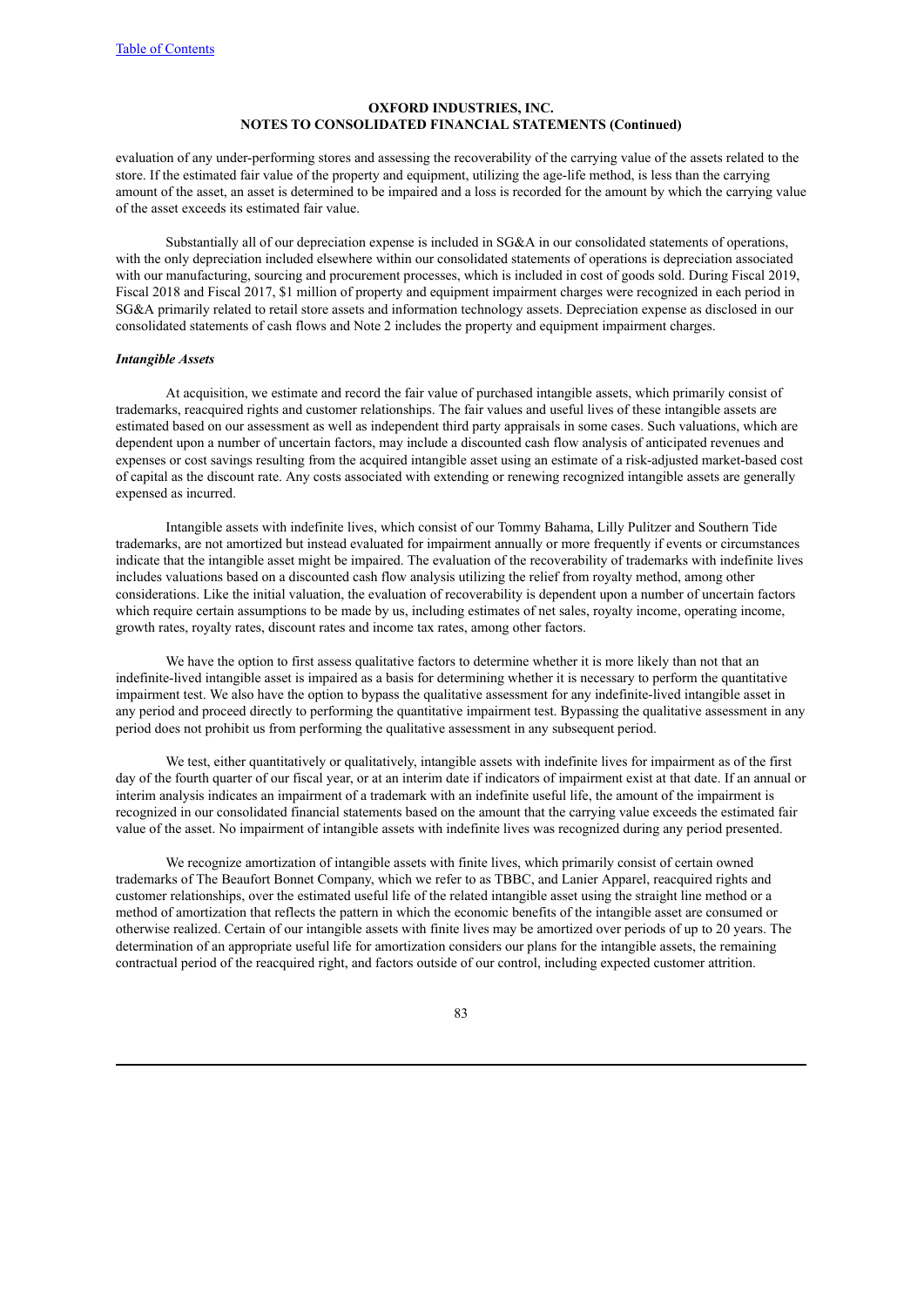evaluation of any under-performing stores and assessing the recoverability of the carrying value of the assets related to the store. If the estimated fair value of the property and equipment, utilizing the age-life method, is less than the carrying amount of the asset, an asset is determined to be impaired and a loss is recorded for the amount by which the carrying value of the asset exceeds its estimated fair value.

Substantially all of our depreciation expense is included in SG&A in our consolidated statements of operations, with the only depreciation included elsewhere within our consolidated statements of operations is depreciation associated with our manufacturing, sourcing and procurement processes, which is included in cost of goods sold. During Fiscal 2019, Fiscal 2018 and Fiscal 2017, $1 million of property and equipment impairment charges were recognized in each period in SG&A primarily related to retail store assets and information technology assets. Depreciation expense as disclosed in our consolidated statements of cash flows and Note 2 includes the property and equipment impairment charges.

***Intangible Assets***

At acquisition, we estimate and record the fair value of purchased intangible assets, which primarily consist of trademarks, reacquired rights and customer relationships. The fair values and useful lives of these intangible assets are estimated based on our assessment as well as independent third party appraisals in some cases. Such valuations, which are dependent upon a number of uncertain factors, may include a discounted cash flow analysis of anticipated revenues and expenses or cost savings resulting from the acquired intangible asset using an estimate of a risk-adjusted market-based cost of capital as the discount rate. Any costs associated with extending or renewing recognized intangible assets are generally expensed as incurred.

Intangible assets with indefinite lives, which consist of our Tommy Bahama, Lilly Pulitzer and Southern Tide trademarks, are not amortized but instead evaluated for impairment annually or more frequently if events or circumstances indicate that the intangible asset might be impaired. The evaluation of the recoverability of trademarks with indefinite lives includes valuations based on a discounted cash flow analysis utilizing the relief from royalty method, among other considerations. Like the initial valuation, the evaluation of recoverability is dependent upon a number of uncertain factors which require certain assumptions to be made by us, including estimates of net sales, royalty income, operating income, growth rates, royalty rates, discount rates and income tax rates, among other factors.

We have the option to first assess qualitative factors to determine whether it is more likely than not that an indefinite-lived intangible asset is impaired as a basis for determining whether it is necessary to perform the quantitative impairment test. We also have the option to bypass the qualitative assessment for any indefinite-lived intangible asset in any period and proceed directly to performing the quantitative impairment test. Bypassing the qualitative assessment in any period does not prohibit us from performing the qualitative assessment in any subsequent period.

We test, either quantitatively or qualitatively, intangible assets with indefinite lives for impairment as of the first day of the fourth quarter of our fiscal year, or at an interim date if indicators of impairment exist at that date. If an annual or interim analysis indicates an impairment of a trademark with an indefinite useful life, the amount of the impairment is recognized in our consolidated financial statements based on the amount that the carrying value exceeds the estimated fair value of the asset. No impairment of intangible assets with indefinite lives was recognized during any period presented.

We recognize amortization of intangible assets with finite lives, which primarily consist of certain owned trademarks of The Beaufort Bonnet Company, which we refer to as TBBC, and Lanier Apparel, reacquired rights and customer relationships, over the estimated useful life of the related intangible asset using the straight line method or a method of amortization that reflects the pattern in which the economic benefits of the intangible asset are consumed or otherwise realized. Certain of our intangible assets with finite lives may be amortized over periods of up to 20 years. The determination of an appropriate useful life for amortization considers our plans for the intangible assets, the remaining contractual period of the reacquired right, and factors outside of our control, including expected customer attrition.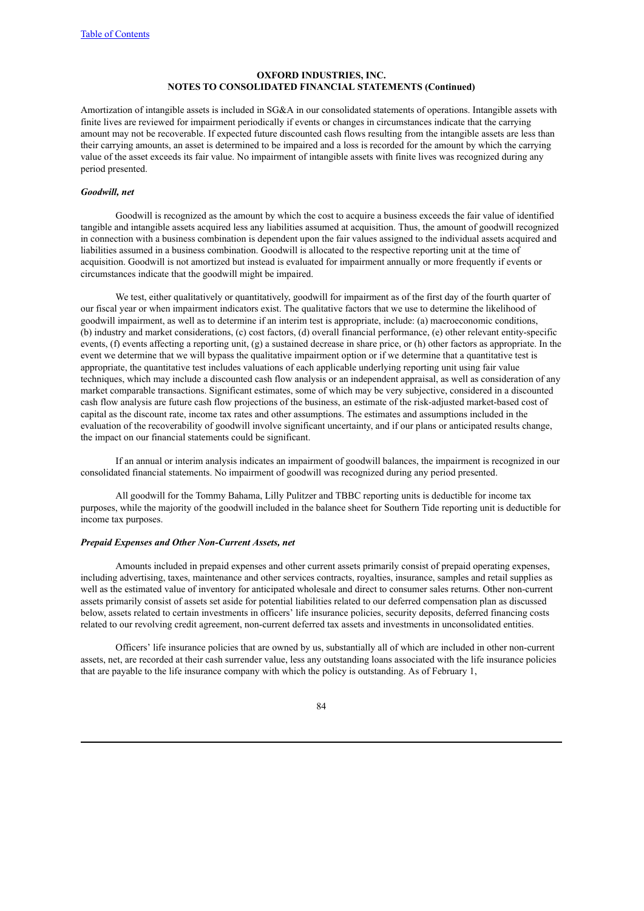Amortization of intangible assets is included in SG&A in our consolidated statements of operations. Intangible assets with finite lives are reviewed for impairment periodically if events or changes in circumstances indicate that the carrying amount may not be recoverable. If expected future discounted cash flows resulting from the intangible assets are less than their carrying amounts, an asset is determined to be impaired and a loss is recorded for the amount by which the carrying value of the asset exceeds its fair value. No impairment of intangible assets with finite lives was recognized during any period presented.

***Goodwill, net***

Goodwill is recognized as the amount by which the cost to acquire a business exceeds the fair value of identified tangible and intangible assets acquired less any liabilities assumed at acquisition. Thus, the amount of goodwill recognized in connection with a business combination is dependent upon the fair values assigned to the individual assets acquired and liabilities assumed in a business combination. Goodwill is allocated to the respective reporting unit at the time of acquisition. Goodwill is not amortized but instead is evaluated for impairment annually or more frequently if events or circumstances indicate that the goodwill might be impaired.

We test, either qualitatively or quantitatively, goodwill for impairment as of the first day of the fourth quarter of our fiscal year or when impairment indicators exist. The qualitative factors that we use to determine the likelihood of goodwill impairment, as well as to determine if an interim test is appropriate, include: (a) macroeconomic conditions, (b) industry and market considerations, (c) cost factors, (d) overall financial performance, (e) other relevant entity-specific events, (f) events affecting a reporting unit, (g) a sustained decrease in share price, or (h) other factors as appropriate. In the event we determine that we will bypass the qualitative impairment option or if we determine that a quantitative test is appropriate, the quantitative test includes valuations of each applicable underlying reporting unit using fair value techniques, which may include a discounted cash flow analysis or an independent appraisal, as well as consideration of any market comparable transactions. Significant estimates, some of which may be very subjective, considered in a discounted cash flow analysis are future cash flow projections of the business, an estimate of the risk-adjusted market-based cost of capital as the discount rate, income tax rates and other assumptions. The estimates and assumptions included in the evaluation of the recoverability of goodwill involve significant uncertainty, and if our plans or anticipated results change, the impact on our financial statements could be significant.

If an annual or interim analysis indicates an impairment of goodwill balances, the impairment is recognized in our consolidated financial statements. No impairment of goodwill was recognized during any period presented.

All goodwill for the Tommy Bahama, Lilly Pulitzer and TBBC reporting units is deductible for income tax purposes, while the majority of the goodwill included in the balance sheet for Southern Tide reporting unit is deductible for income tax purposes.

***Prepaid Expenses and Other Non-Current Assets, net***

Amounts included in prepaid expenses and other current assets primarily consist of prepaid operating expenses, including advertising, taxes, maintenance and other services contracts, royalties, insurance, samples and retail supplies as well as the estimated value of inventory for anticipated wholesale and direct to consumer sales returns. Other non-current assets primarily consist of assets set aside for potential liabilities related to our deferred compensation plan as discussed below, assets related to certain investments in officers' life insurance policies, security deposits, deferred financing costs related to our revolving credit agreement, non-current deferred tax assets and investments in unconsolidated entities.

Officers' life insurance policies that are owned by us, substantially all of which are included in other non-current assets, net, are recorded at their cash surrender value, less any outstanding loans associated with the life insurance policies that are payable to the life insurance company with which the policy is outstanding. As of February 1,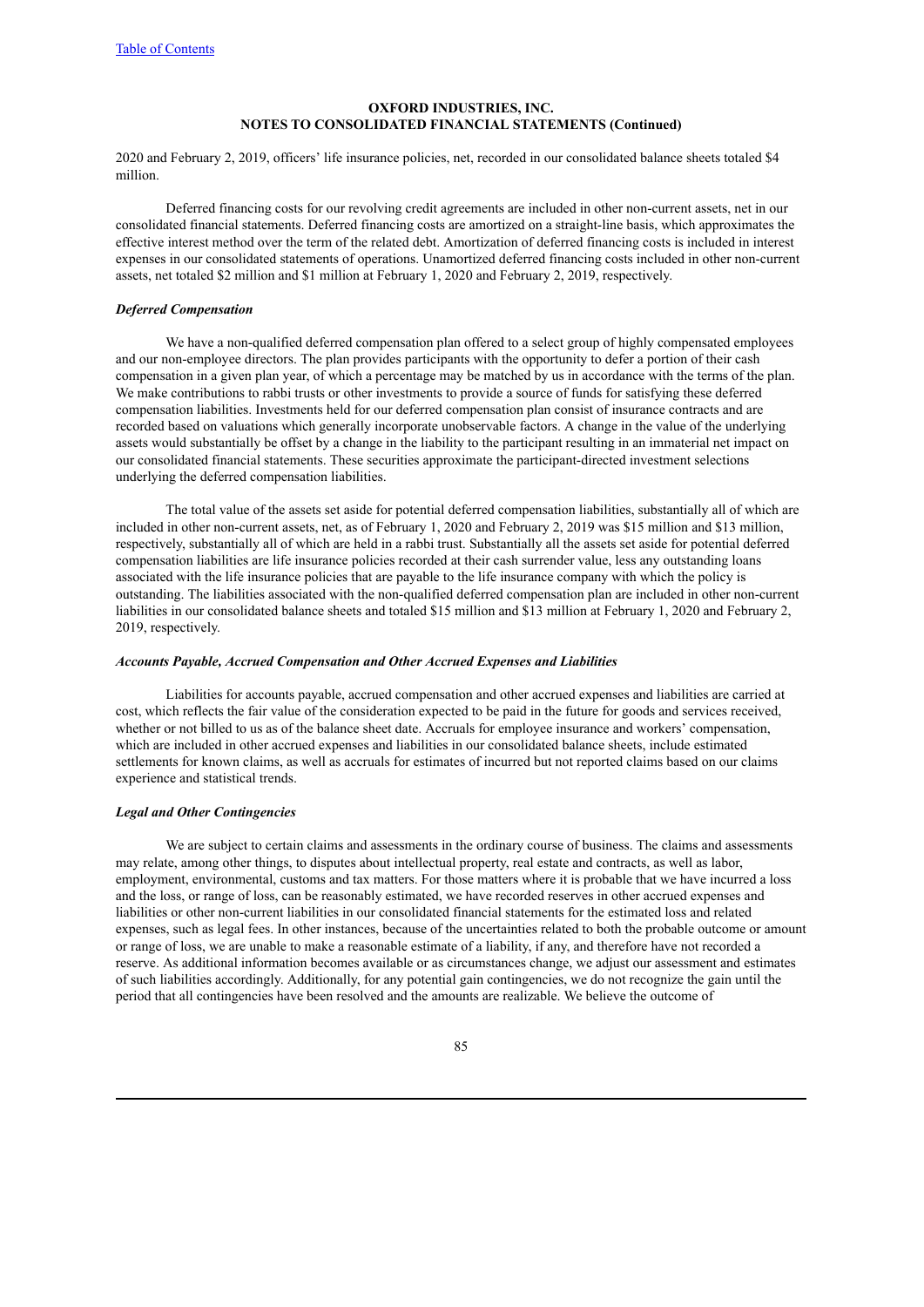2020 and February 2, 2019, officers' life insurance policies, net, recorded in our consolidated balance sheets totaled $4 million.

Deferred financing costs for our revolving credit agreements are included in other non-current assets, net in our consolidated financial statements. Deferred financing costs are amortized on a straight-line basis, which approximates the effective interest method over the term of the related debt. Amortization of deferred financing costs is included in interest expenses in our consolidated statements of operations. Unamortized deferred financing costs included in other non-current assets, net totaled $2 million and $1 million at February 1, 2020 and February 2, 2019, respectively.

***Deferred Compensation***

We have a non-qualified deferred compensation plan offered to a select group of highly compensated employees and our non-employee directors. The plan provides participants with the opportunity to defer a portion of their cash compensation in a given plan year, of which a percentage may be matched by us in accordance with the terms of the plan. We make contributions to rabbi trusts or other investments to provide a source of funds for satisfying these deferred compensation liabilities. Investments held for our deferred compensation plan consist of insurance contracts and are recorded based on valuations which generally incorporate unobservable factors. A change in the value of the underlying assets would substantially be offset by a change in the liability to the participant resulting in an immaterial net impact on our consolidated financial statements. These securities approximate the participant-directed investment selections underlying the deferred compensation liabilities.

The total value of the assets set aside for potential deferred compensation liabilities, substantially all of which are included in other non-current assets, net, as of February 1, 2020 and February 2, 2019 was $15 million and $13 million, respectively, substantially all of which are held in a rabbi trust. Substantially all the assets set aside for potential deferred compensation liabilities are life insurance policies recorded at their cash surrender value, less any outstanding loans associated with the life insurance policies that are payable to the life insurance company with which the policy is outstanding. The liabilities associated with the non-qualified deferred compensation plan are included in other non-current liabilities in our consolidated balance sheets and totaled $15 million and $13 million at February 1, 2020 and February 2, 2019, respectively.

***Accounts Payable, Accrued Compensation and Other Accrued Expenses and Liabilities***

Liabilities for accounts payable, accrued compensation and other accrued expenses and liabilities are carried at cost, which reflects the fair value of the consideration expected to be paid in the future for goods and services received, whether or not billed to us as of the balance sheet date. Accruals for employee insurance and workers' compensation, which are included in other accrued expenses and liabilities in our consolidated balance sheets, include estimated settlements for known claims, as well as accruals for estimates of incurred but not reported claims based on our claims experience and statistical trends.

***Legal and Other Contingencies***

We are subject to certain claims and assessments in the ordinary course of business. The claims and assessments may relate, among other things, to disputes about intellectual property, real estate and contracts, as well as labor, employment, environmental, customs and tax matters. For those matters where it is probable that we have incurred a loss and the loss, or range of loss, can be reasonably estimated, we have recorded reserves in other accrued expenses and liabilities or other non-current liabilities in our consolidated financial statements for the estimated loss and related expenses, such as legal fees. In other instances, because of the uncertainties related to both the probable outcome or amount or range of loss, we are unable to make a reasonable estimate of a liability, if any, and therefore have not recorded a reserve. As additional information becomes available or as circumstances change, we adjust our assessment and estimates of such liabilities accordingly. Additionally, for any potential gain contingencies, we do not recognize the gain until the period that all contingencies have been resolved and the amounts are realizable. We believe the outcome of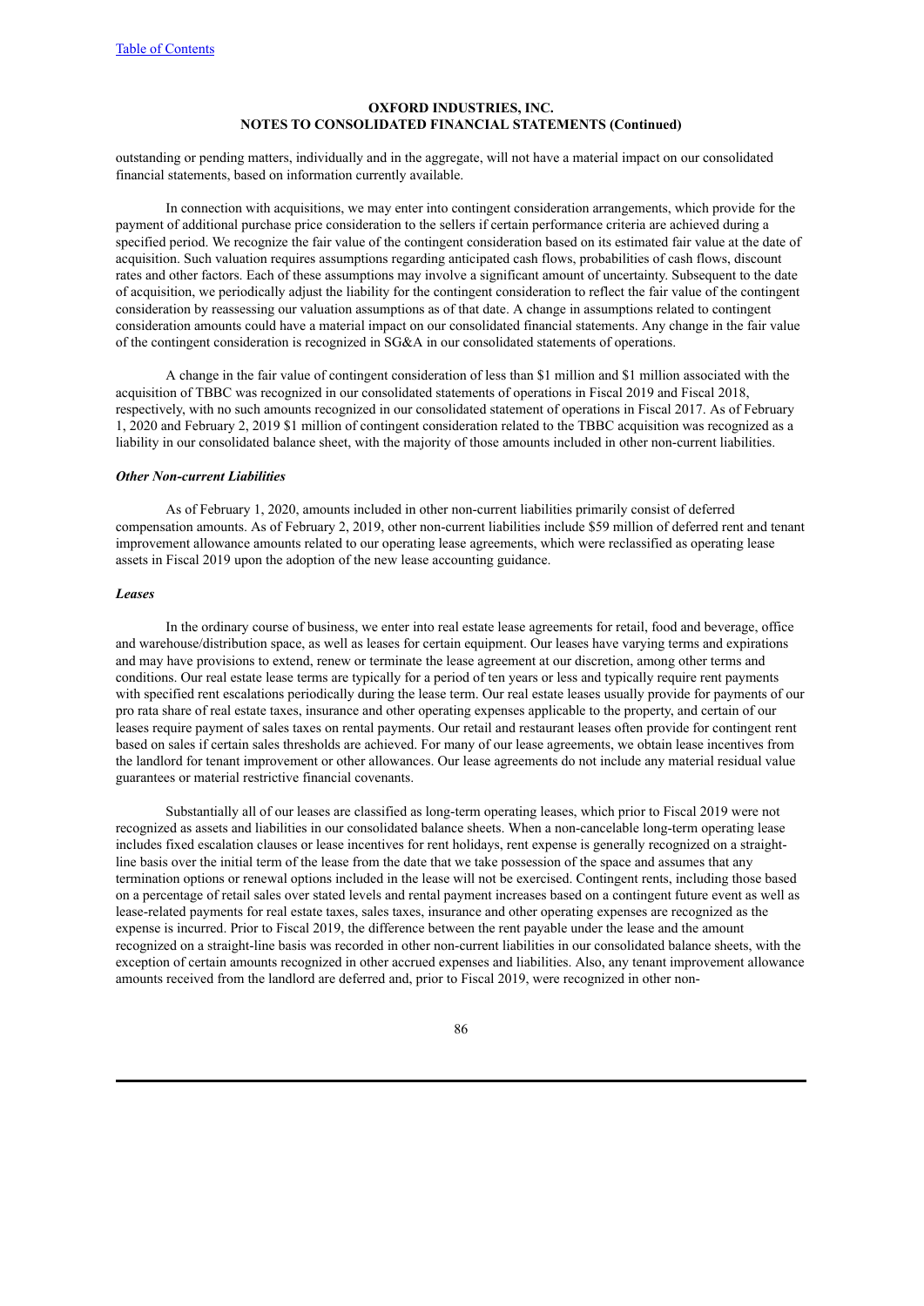outstanding or pending matters, individually and in the aggregate, will not have a material impact on our consolidated financial statements, based on information currently available.

In connection with acquisitions, we may enter into contingent consideration arrangements, which provide for the payment of additional purchase price consideration to the sellers if certain performance criteria are achieved during a specified period. We recognize the fair value of the contingent consideration based on its estimated fair value at the date of acquisition. Such valuation requires assumptions regarding anticipated cash flows, probabilities of cash flows, discount rates and other factors. Each of these assumptions may involve a significant amount of uncertainty. Subsequent to the date of acquisition, we periodically adjust the liability for the contingent consideration to reflect the fair value of the contingent consideration by reassessing our valuation assumptions as of that date. A change in assumptions related to contingent consideration amounts could have a material impact on our consolidated financial statements. Any change in the fair value of the contingent consideration is recognized in SG&A in our consolidated statements of operations.

A change in the fair value of contingent consideration of less than $1 million and $1 million associated with the acquisition of TBBC was recognized in our consolidated statements of operations in Fiscal 2019 and Fiscal 2018, respectively, with no such amounts recognized in our consolidated statement of operations in Fiscal 2017. As of February 1, 2020 and February 2, 2019 $1 million of contingent consideration related to the TBBC acquisition was recognized as a liability in our consolidated balance sheet, with the majority of those amounts included in other non-current liabilities.

***Other Non-current Liabilities***

As of February 1, 2020, amounts included in other non-current liabilities primarily consist of deferred compensation amounts. As of February 2, 2019, other non-current liabilities include $59 million of deferred rent and tenant improvement allowance amounts related to our operating lease agreements, which were reclassified as operating lease assets in Fiscal 2019 upon the adoption of the new lease accounting guidance.

***Leases***

In the ordinary course of business, we enter into real estate lease agreements for retail, food and beverage, office and warehouse/distribution space, as well as leases for certain equipment. Our leases have varying terms and expirations and may have provisions to extend, renew or terminate the lease agreement at our discretion, among other terms and conditions. Our real estate lease terms are typically for a period of ten years or less and typically require rent payments with specified rent escalations periodically during the lease term. Our real estate leases usually provide for payments of our pro rata share of real estate taxes, insurance and other operating expenses applicable to the property, and certain of our leases require payment of sales taxes on rental payments. Our retail and restaurant leases often provide for contingent rent based on sales if certain sales thresholds are achieved. For many of our lease agreements, we obtain lease incentives from the landlord for tenant improvement or other allowances. Our lease agreements do not include any material residual value guarantees or material restrictive financial covenants.

Substantially all of our leases are classified as long-term operating leases, which prior to Fiscal 2019 were not recognized as assets and liabilities in our consolidated balance sheets. When a non-cancelable long-term operating lease includes fixed escalation clauses or lease incentives for rent holidays, rent expense is generally recognized on a straight-line basis over the initial term of the lease from the date that we take possession of the space and assumes that any termination options or renewal options included in the lease will not be exercised. Contingent rents, including those based on a percentage of retail sales over stated levels and rental payment increases based on a contingent future event as well as lease-related payments for real estate taxes, sales taxes, insurance and other operating expenses are recognized as the expense is incurred. Prior to Fiscal 2019, the difference between the rent payable under the lease and the amount recognized on a straight-line basis was recorded in other non-current liabilities in our consolidated balance sheets, with the exception of certain amounts recognized in other accrued expenses and liabilities. Also, any tenant improvement allowance amounts received from the landlord are deferred and, prior to Fiscal 2019, were recognized in other non-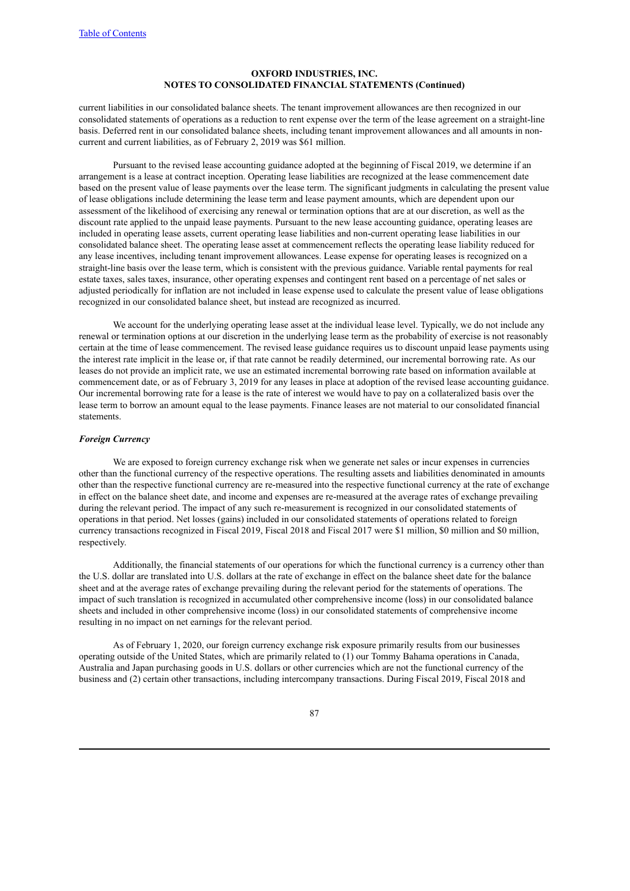current liabilities in our consolidated balance sheets. The tenant improvement allowances are then recognized in our consolidated statements of operations as a reduction to rent expense over the term of the lease agreement on a straight-line basis. Deferred rent in our consolidated balance sheets, including tenant improvement allowances and all amounts in non-current and current liabilities, as of February 2, 2019 was $61 million.

Pursuant to the revised lease accounting guidance adopted at the beginning of Fiscal 2019, we determine if an arrangement is a lease at contract inception. Operating lease liabilities are recognized at the lease commencement date based on the present value of lease payments over the lease term. The significant judgments in calculating the present value of lease obligations include determining the lease term and lease payment amounts, which are dependent upon our assessment of the likelihood of exercising any renewal or termination options that are at our discretion, as well as the discount rate applied to the unpaid lease payments. Pursuant to the new lease accounting guidance, operating leases are included in operating lease assets, current operating lease liabilities and non-current operating lease liabilities in our consolidated balance sheet. The operating lease asset at commencement reflects the operating lease liability reduced for any lease incentives, including tenant improvement allowances. Lease expense for operating leases is recognized on a straight-line basis over the lease term, which is consistent with the previous guidance. Variable rental payments for real estate taxes, sales taxes, insurance, other operating expenses and contingent rent based on a percentage of net sales or adjusted periodically for inflation are not included in lease expense used to calculate the present value of lease obligations recognized in our consolidated balance sheet, but instead are recognized as incurred.

We account for the underlying operating lease asset at the individual lease level. Typically, we do not include any renewal or termination options at our discretion in the underlying lease term as the probability of exercise is not reasonably certain at the time of lease commencement. The revised lease guidance requires us to discount unpaid lease payments using the interest rate implicit in the lease or, if that rate cannot be readily determined, our incremental borrowing rate. As our leases do not provide an implicit rate, we use an estimated incremental borrowing rate based on information available at commencement date, or as of February 3, 2019 for any leases in place at adoption of the revised lease accounting guidance. Our incremental borrowing rate for a lease is the rate of interest we would have to pay on a collateralized basis over the lease term to borrow an amount equal to the lease payments. Finance leases are not material to our consolidated financial statements.

***Foreign Currency***

We are exposed to foreign currency exchange risk when we generate net sales or incur expenses in currencies other than the functional currency of the respective operations. The resulting assets and liabilities denominated in amounts other than the respective functional currency are re-measured into the respective functional currency at the rate of exchange in effect on the balance sheet date, and income and expenses are re-measured at the average rates of exchange prevailing during the relevant period. The impact of any such re-measurement is recognized in our consolidated statements of operations in that period. Net losses (gains) included in our consolidated statements of operations related to foreign currency transactions recognized in Fiscal 2019, Fiscal 2018 and Fiscal 2017 were $1 million, $0 million and $0 million, respectively.

Additionally, the financial statements of our operations for which the functional currency is a currency other than the U.S. dollar are translated into U.S. dollars at the rate of exchange in effect on the balance sheet date for the balance sheet and at the average rates of exchange prevailing during the relevant period for the statements of operations. The impact of such translation is recognized in accumulated other comprehensive income (loss) in our consolidated balance sheets and included in other comprehensive income (loss) in our consolidated statements of comprehensive income resulting in no impact on net earnings for the relevant period.

As of February 1, 2020, our foreign currency exchange risk exposure primarily results from our businesses operating outside of the United States, which are primarily related to (1) our Tommy Bahama operations in Canada, Australia and Japan purchasing goods in U.S. dollars or other currencies which are not the functional currency of the business and (2) certain other transactions, including intercompany transactions. During Fiscal 2019, Fiscal 2018 and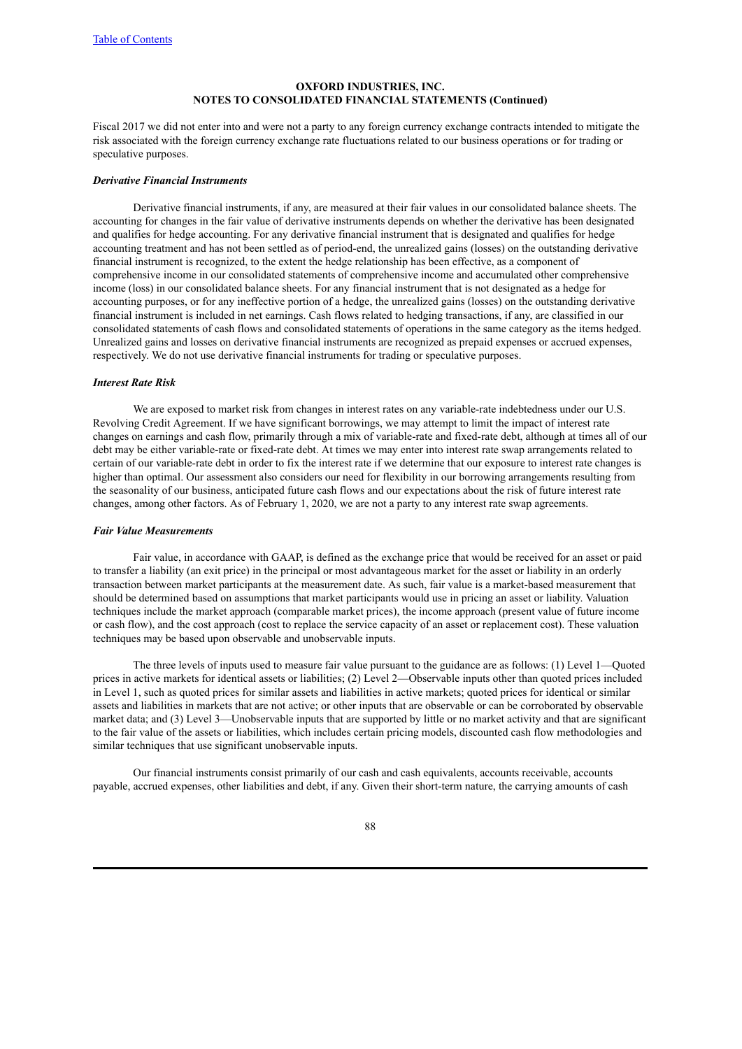**OXFORD INDUSTRIES, INC.**
**NOTES TO CONSOLIDATED FINANCIAL STATEMENTS (Continued)**

Fiscal 2017 we did not enter into and were not a party to any foreign currency exchange contracts intended to mitigate the risk associated with the foreign currency exchange rate fluctuations related to our business operations or for trading or speculative purposes.

***Derivative Financial Instruments***

Derivative financial instruments, if any, are measured at their fair values in our consolidated balance sheets. The accounting for changes in the fair value of derivative instruments depends on whether the derivative has been designated and qualifies for hedge accounting. For any derivative financial instrument that is designated and qualifies for hedge accounting treatment and has not been settled as of period-end, the unrealized gains (losses) on the outstanding derivative financial instrument is recognized, to the extent the hedge relationship has been effective, as a component of comprehensive income in our consolidated statements of comprehensive income and accumulated other comprehensive income (loss) in our consolidated balance sheets. For any financial instrument that is not designated as a hedge for accounting purposes, or for any ineffective portion of a hedge, the unrealized gains (losses) on the outstanding derivative financial instrument is included in net earnings. Cash flows related to hedging transactions, if any, are classified in our consolidated statements of cash flows and consolidated statements of operations in the same category as the items hedged. Unrealized gains and losses on derivative financial instruments are recognized as prepaid expenses or accrued expenses, respectively. We do not use derivative financial instruments for trading or speculative purposes.

***Interest Rate Risk***

We are exposed to market risk from changes in interest rates on any variable-rate indebtedness under our U.S. Revolving Credit Agreement. If we have significant borrowings, we may attempt to limit the impact of interest rate changes on earnings and cash flow, primarily through a mix of variable-rate and fixed-rate debt, although at times all of our debt may be either variable-rate or fixed-rate debt. At times we may enter into interest rate swap arrangements related to certain of our variable-rate debt in order to fix the interest rate if we determine that our exposure to interest rate changes is higher than optimal. Our assessment also considers our need for flexibility in our borrowing arrangements resulting from the seasonality of our business, anticipated future cash flows and our expectations about the risk of future interest rate changes, among other factors. As of February 1, 2020, we are not a party to any interest rate swap agreements.

***Fair Value Measurements***

Fair value, in accordance with GAAP, is defined as the exchange price that would be received for an asset or paid to transfer a liability (an exit price) in the principal or most advantageous market for the asset or liability in an orderly transaction between market participants at the measurement date. As such, fair value is a market-based measurement that should be determined based on assumptions that market participants would use in pricing an asset or liability. Valuation techniques include the market approach (comparable market prices), the income approach (present value of future income or cash flow), and the cost approach (cost to replace the service capacity of an asset or replacement cost). These valuation techniques may be based upon observable and unobservable inputs.

The three levels of inputs used to measure fair value pursuant to the guidance are as follows: (1) Level 1—Quoted prices in active markets for identical assets or liabilities; (2) Level 2—Observable inputs other than quoted prices included in Level 1, such as quoted prices for similar assets and liabilities in active markets; quoted prices for identical or similar assets and liabilities in markets that are not active; or other inputs that are observable or can be corroborated by observable market data; and (3) Level 3—Unobservable inputs that are supported by little or no market activity and that are significant to the fair value of the assets or liabilities, which includes certain pricing models, discounted cash flow methodologies and similar techniques that use significant unobservable inputs.

Our financial instruments consist primarily of our cash and cash equivalents, accounts receivable, accounts payable, accrued expenses, other liabilities and debt, if any. Given their short-term nature, the carrying amounts of cash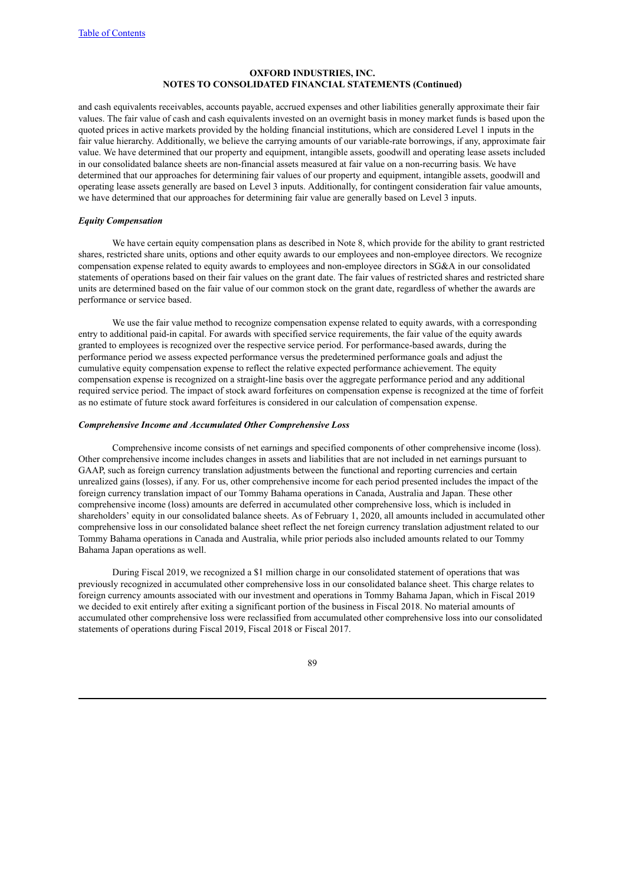and cash equivalents receivables, accounts payable, accrued expenses and other liabilities generally approximate their fair values. The fair value of cash and cash equivalents invested on an overnight basis in money market funds is based upon the quoted prices in active markets provided by the holding financial institutions, which are considered Level 1 inputs in the fair value hierarchy. Additionally, we believe the carrying amounts of our variable-rate borrowings, if any, approximate fair value. We have determined that our property and equipment, intangible assets, goodwill and operating lease assets included in our consolidated balance sheets are non-financial assets measured at fair value on a non-recurring basis. We have determined that our approaches for determining fair values of our property and equipment, intangible assets, goodwill and operating lease assets generally are based on Level 3 inputs. Additionally, for contingent consideration fair value amounts, we have determined that our approaches for determining fair value are generally based on Level 3 inputs.

### *Equity Compensation*

We have certain equity compensation plans as described in Note 8, which provide for the ability to grant restricted shares, restricted share units, options and other equity awards to our employees and non-employee directors. We recognize compensation expense related to equity awards to employees and non-employee directors in SG&A in our consolidated statements of operations based on their fair values on the grant date. The fair values of restricted shares and restricted share units are determined based on the fair value of our common stock on the grant date, regardless of whether the awards are performance or service based.

We use the fair value method to recognize compensation expense related to equity awards, with a corresponding entry to additional paid-in capital. For awards with specified service requirements, the fair value of the equity awards granted to employees is recognized over the respective service period. For performance-based awards, during the performance period we assess expected performance versus the predetermined performance goals and adjust the cumulative equity compensation expense to reflect the relative expected performance achievement. The equity compensation expense is recognized on a straight-line basis over the aggregate performance period and any additional required service period. The impact of stock award forfeitures on compensation expense is recognized at the time of forfeit as no estimate of future stock award forfeitures is considered in our calculation of compensation expense.

### *Comprehensive Income and Accumulated Other Comprehensive Loss*

Comprehensive income consists of net earnings and specified components of other comprehensive income (loss). Other comprehensive income includes changes in assets and liabilities that are not included in net earnings pursuant to GAAP, such as foreign currency translation adjustments between the functional and reporting currencies and certain unrealized gains (losses), if any. For us, other comprehensive income for each period presented includes the impact of the foreign currency translation impact of our Tommy Bahama operations in Canada, Australia and Japan. These other comprehensive income (loss) amounts are deferred in accumulated other comprehensive loss, which is included in shareholders' equity in our consolidated balance sheets. As of February 1, 2020, all amounts included in accumulated other comprehensive loss in our consolidated balance sheet reflect the net foreign currency translation adjustment related to our Tommy Bahama operations in Canada and Australia, while prior periods also included amounts related to our Tommy Bahama Japan operations as well.

During Fiscal 2019, we recognized a $1 million charge in our consolidated statement of operations that was previously recognized in accumulated other comprehensive loss in our consolidated balance sheet. This charge relates to foreign currency amounts associated with our investment and operations in Tommy Bahama Japan, which in Fiscal 2019 we decided to exit entirely after exiting a significant portion of the business in Fiscal 2018. No material amounts of accumulated other comprehensive loss were reclassified from accumulated other comprehensive loss into our consolidated statements of operations during Fiscal 2019, Fiscal 2018 or Fiscal 2017.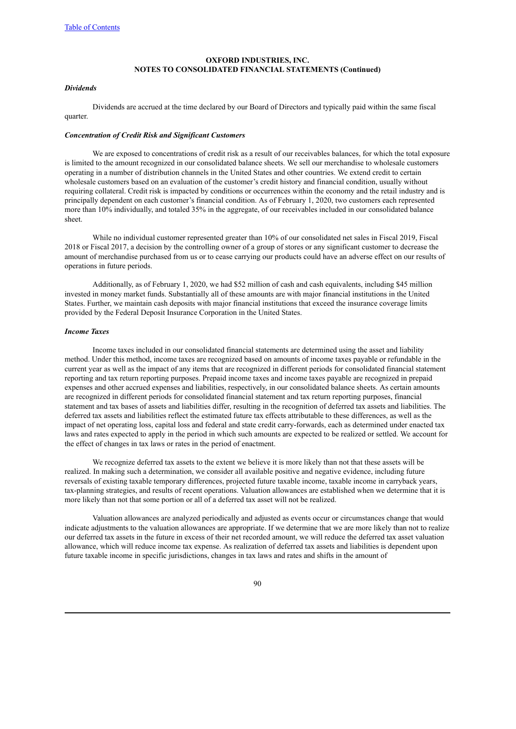### OXFORD INDUSTRIES, INC.
### NOTES TO CONSOLIDATED FINANCIAL STATEMENTS (Continued)

***Dividends***

Dividends are accrued at the time declared by our Board of Directors and typically paid within the same fiscal quarter.

***Concentration of Credit Risk and Significant Customers***

We are exposed to concentrations of credit risk as a result of our receivables balances, for which the total exposure is limited to the amount recognized in our consolidated balance sheets. We sell our merchandise to wholesale customers operating in a number of distribution channels in the United States and other countries. We extend credit to certain wholesale customers based on an evaluation of the customer's credit history and financial condition, usually without requiring collateral. Credit risk is impacted by conditions or occurrences within the economy and the retail industry and is principally dependent on each customer's financial condition. As of February 1, 2020, two customers each represented more than 10% individually, and totaled 35% in the aggregate, of our receivables included in our consolidated balance sheet.

While no individual customer represented greater than 10% of our consolidated net sales in Fiscal 2019, Fiscal 2018 or Fiscal 2017, a decision by the controlling owner of a group of stores or any significant customer to decrease the amount of merchandise purchased from us or to cease carrying our products could have an adverse effect on our results of operations in future periods.

Additionally, as of February 1, 2020, we had $52 million of cash and cash equivalents, including $45 million invested in money market funds. Substantially all of these amounts are with major financial institutions in the United States. Further, we maintain cash deposits with major financial institutions that exceed the insurance coverage limits provided by the Federal Deposit Insurance Corporation in the United States.

***Income Taxes***

Income taxes included in our consolidated financial statements are determined using the asset and liability method. Under this method, income taxes are recognized based on amounts of income taxes payable or refundable in the current year as well as the impact of any items that are recognized in different periods for consolidated financial statement reporting and tax return reporting purposes. Prepaid income taxes and income taxes payable are recognized in prepaid expenses and other accrued expenses and liabilities, respectively, in our consolidated balance sheets. As certain amounts are recognized in different periods for consolidated financial statement and tax return reporting purposes, financial statement and tax bases of assets and liabilities differ, resulting in the recognition of deferred tax assets and liabilities. The deferred tax assets and liabilities reflect the estimated future tax effects attributable to these differences, as well as the impact of net operating loss, capital loss and federal and state credit carry-forwards, each as determined under enacted tax laws and rates expected to apply in the period in which such amounts are expected to be realized or settled. We account for the effect of changes in tax laws or rates in the period of enactment.

We recognize deferred tax assets to the extent we believe it is more likely than not that these assets will be realized. In making such a determination, we consider all available positive and negative evidence, including future reversals of existing taxable temporary differences, projected future taxable income, taxable income in carryback years, tax-planning strategies, and results of recent operations. Valuation allowances are established when we determine that it is more likely than not that some portion or all of a deferred tax asset will not be realized.

Valuation allowances are analyzed periodically and adjusted as events occur or circumstances change that would indicate adjustments to the valuation allowances are appropriate. If we determine that we are more likely than not to realize our deferred tax assets in the future in excess of their net recorded amount, we will reduce the deferred tax asset valuation allowance, which will reduce income tax expense. As realization of deferred tax assets and liabilities is dependent upon future taxable income in specific jurisdictions, changes in tax laws and rates and shifts in the amount of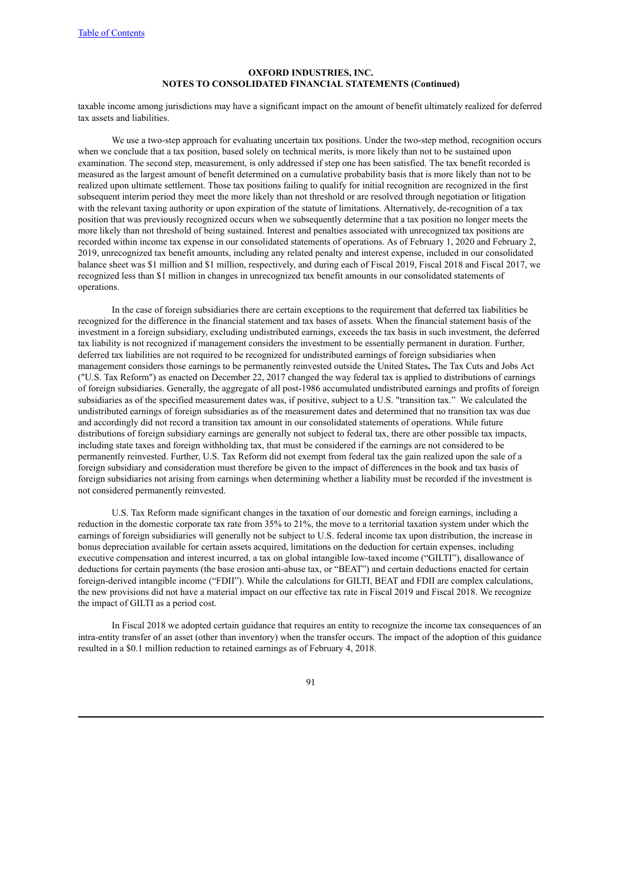taxable income among jurisdictions may have a significant impact on the amount of benefit ultimately realized for deferred tax assets and liabilities.

We use a two-step approach for evaluating uncertain tax positions. Under the two-step method, recognition occurs when we conclude that a tax position, based solely on technical merits, is more likely than not to be sustained upon examination. The second step, measurement, is only addressed if step one has been satisfied. The tax benefit recorded is measured as the largest amount of benefit determined on a cumulative probability basis that is more likely than not to be realized upon ultimate settlement. Those tax positions failing to qualify for initial recognition are recognized in the first subsequent interim period they meet the more likely than not threshold or are resolved through negotiation or litigation with the relevant taxing authority or upon expiration of the statute of limitations. Alternatively, de-recognition of a tax position that was previously recognized occurs when we subsequently determine that a tax position no longer meets the more likely than not threshold of being sustained. Interest and penalties associated with unrecognized tax positions are recorded within income tax expense in our consolidated statements of operations. As of February 1, 2020 and February 2, 2019, unrecognized tax benefit amounts, including any related penalty and interest expense, included in our consolidated balance sheet was $1 million and $1 million, respectively, and during each of Fiscal 2019, Fiscal 2018 and Fiscal 2017, we recognized less than $1 million in changes in unrecognized tax benefit amounts in our consolidated statements of operations.

In the case of foreign subsidiaries there are certain exceptions to the requirement that deferred tax liabilities be recognized for the difference in the financial statement and tax bases of assets. When the financial statement basis of the investment in a foreign subsidiary, excluding undistributed earnings, exceeds the tax basis in such investment, the deferred tax liability is not recognized if management considers the investment to be essentially permanent in duration. Further, deferred tax liabilities are not required to be recognized for undistributed earnings of foreign subsidiaries when management considers those earnings to be permanently reinvested outside the United States**.** The Tax Cuts and Jobs Act ("U.S. Tax Reform") as enacted on December 22, 2017 changed the way federal tax is applied to distributions of earnings of foreign subsidiaries. Generally, the aggregate of all post-1986 accumulated undistributed earnings and profits of foreign subsidiaries as of the specified measurement dates was, if positive, subject to a U.S. "transition tax." We calculated the undistributed earnings of foreign subsidiaries as of the measurement dates and determined that no transition tax was due and accordingly did not record a transition tax amount in our consolidated statements of operations. While future distributions of foreign subsidiary earnings are generally not subject to federal tax, there are other possible tax impacts, including state taxes and foreign withholding tax, that must be considered if the earnings are not considered to be permanently reinvested. Further, U.S. Tax Reform did not exempt from federal tax the gain realized upon the sale of a foreign subsidiary and consideration must therefore be given to the impact of differences in the book and tax basis of foreign subsidiaries not arising from earnings when determining whether a liability must be recorded if the investment is not considered permanently reinvested.

U.S. Tax Reform made significant changes in the taxation of our domestic and foreign earnings, including a reduction in the domestic corporate tax rate from 35% to 21%, the move to a territorial taxation system under which the earnings of foreign subsidiaries will generally not be subject to U.S. federal income tax upon distribution, the increase in bonus depreciation available for certain assets acquired, limitations on the deduction for certain expenses, including executive compensation and interest incurred, a tax on global intangible low-taxed income ("GILTI"), disallowance of deductions for certain payments (the base erosion anti-abuse tax, or "BEAT") and certain deductions enacted for certain foreign-derived intangible income ("FDII"). While the calculations for GILTI, BEAT and FDII are complex calculations, the new provisions did not have a material impact on our effective tax rate in Fiscal 2019 and Fiscal 2018. We recognize the impact of GILTI as a period cost.

In Fiscal 2018 we adopted certain guidance that requires an entity to recognize the income tax consequences of an intra-entity transfer of an asset (other than inventory) when the transfer occurs. The impact of the adoption of this guidance resulted in a $0.1 million reduction to retained earnings as of February 4, 2018.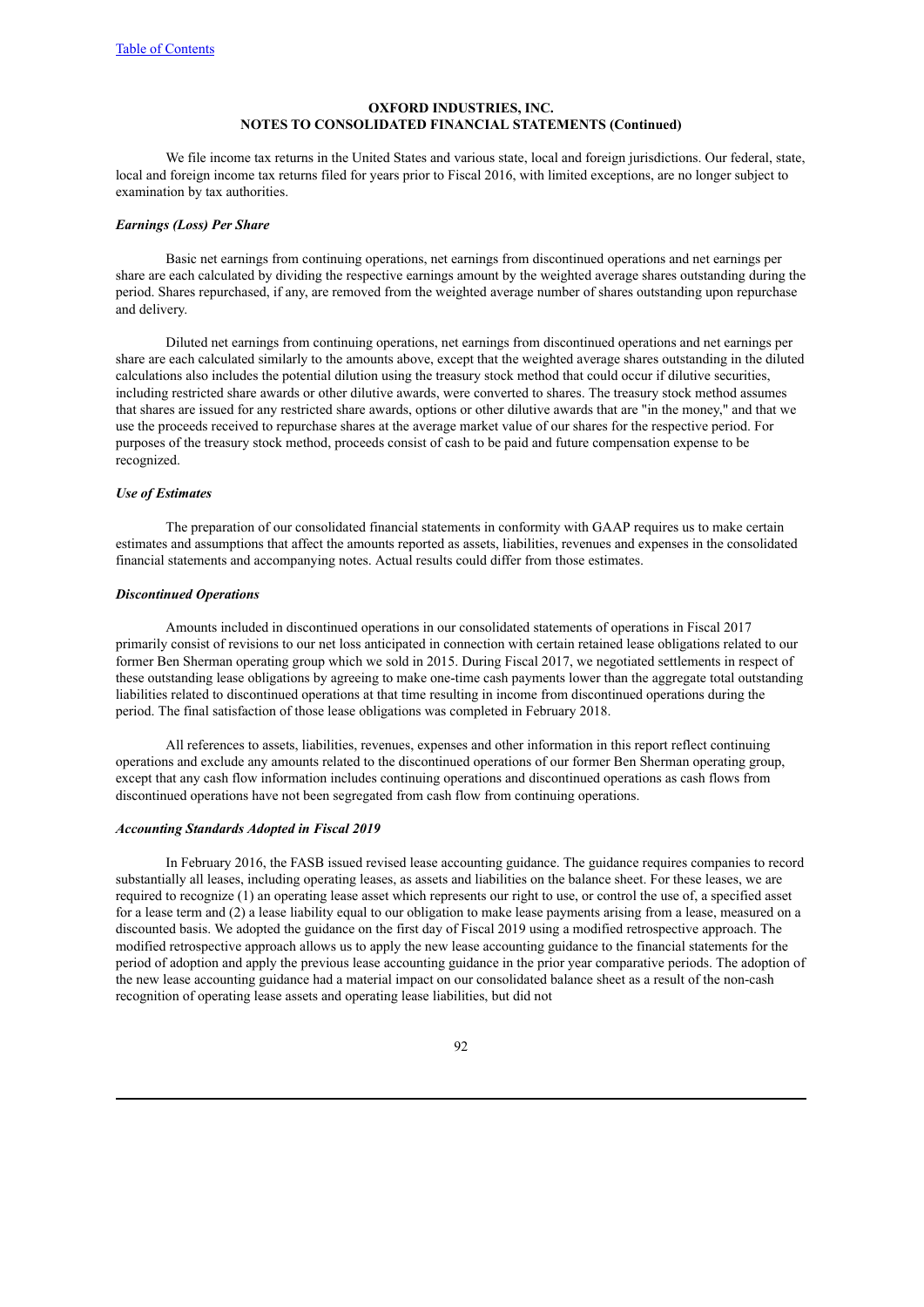We file income tax returns in the United States and various state, local and foreign jurisdictions. Our federal, state, local and foreign income tax returns filed for years prior to Fiscal 2016, with limited exceptions, are no longer subject to examination by tax authorities.

***Earnings (Loss) Per Share***

Basic net earnings from continuing operations, net earnings from discontinued operations and net earnings per share are each calculated by dividing the respective earnings amount by the weighted average shares outstanding during the period. Shares repurchased, if any, are removed from the weighted average number of shares outstanding upon repurchase and delivery.

Diluted net earnings from continuing operations, net earnings from discontinued operations and net earnings per share are each calculated similarly to the amounts above, except that the weighted average shares outstanding in the diluted calculations also includes the potential dilution using the treasury stock method that could occur if dilutive securities, including restricted share awards or other dilutive awards, were converted to shares. The treasury stock method assumes that shares are issued for any restricted share awards, options or other dilutive awards that are "in the money," and that we use the proceeds received to repurchase shares at the average market value of our shares for the respective period. For purposes of the treasury stock method, proceeds consist of cash to be paid and future compensation expense to be recognized.

***Use of Estimates***

The preparation of our consolidated financial statements in conformity with GAAP requires us to make certain estimates and assumptions that affect the amounts reported as assets, liabilities, revenues and expenses in the consolidated financial statements and accompanying notes. Actual results could differ from those estimates.

***Discontinued Operations***

Amounts included in discontinued operations in our consolidated statements of operations in Fiscal 2017 primarily consist of revisions to our net loss anticipated in connection with certain retained lease obligations related to our former Ben Sherman operating group which we sold in 2015. During Fiscal 2017, we negotiated settlements in respect of these outstanding lease obligations by agreeing to make one-time cash payments lower than the aggregate total outstanding liabilities related to discontinued operations at that time resulting in income from discontinued operations during the period. The final satisfaction of those lease obligations was completed in February 2018.

All references to assets, liabilities, revenues, expenses and other information in this report reflect continuing operations and exclude any amounts related to the discontinued operations of our former Ben Sherman operating group, except that any cash flow information includes continuing operations and discontinued operations as cash flows from discontinued operations have not been segregated from cash flow from continuing operations.

***Accounting Standards Adopted in Fiscal 2019***

In February 2016, the FASB issued revised lease accounting guidance. The guidance requires companies to record substantially all leases, including operating leases, as assets and liabilities on the balance sheet. For these leases, we are required to recognize (1) an operating lease asset which represents our right to use, or control the use of, a specified asset for a lease term and (2) a lease liability equal to our obligation to make lease payments arising from a lease, measured on a discounted basis. We adopted the guidance on the first day of Fiscal 2019 using a modified retrospective approach. The modified retrospective approach allows us to apply the new lease accounting guidance to the financial statements for the period of adoption and apply the previous lease accounting guidance in the prior year comparative periods. The adoption of the new lease accounting guidance had a material impact on our consolidated balance sheet as a result of the non-cash recognition of operating lease assets and operating lease liabilities, but did not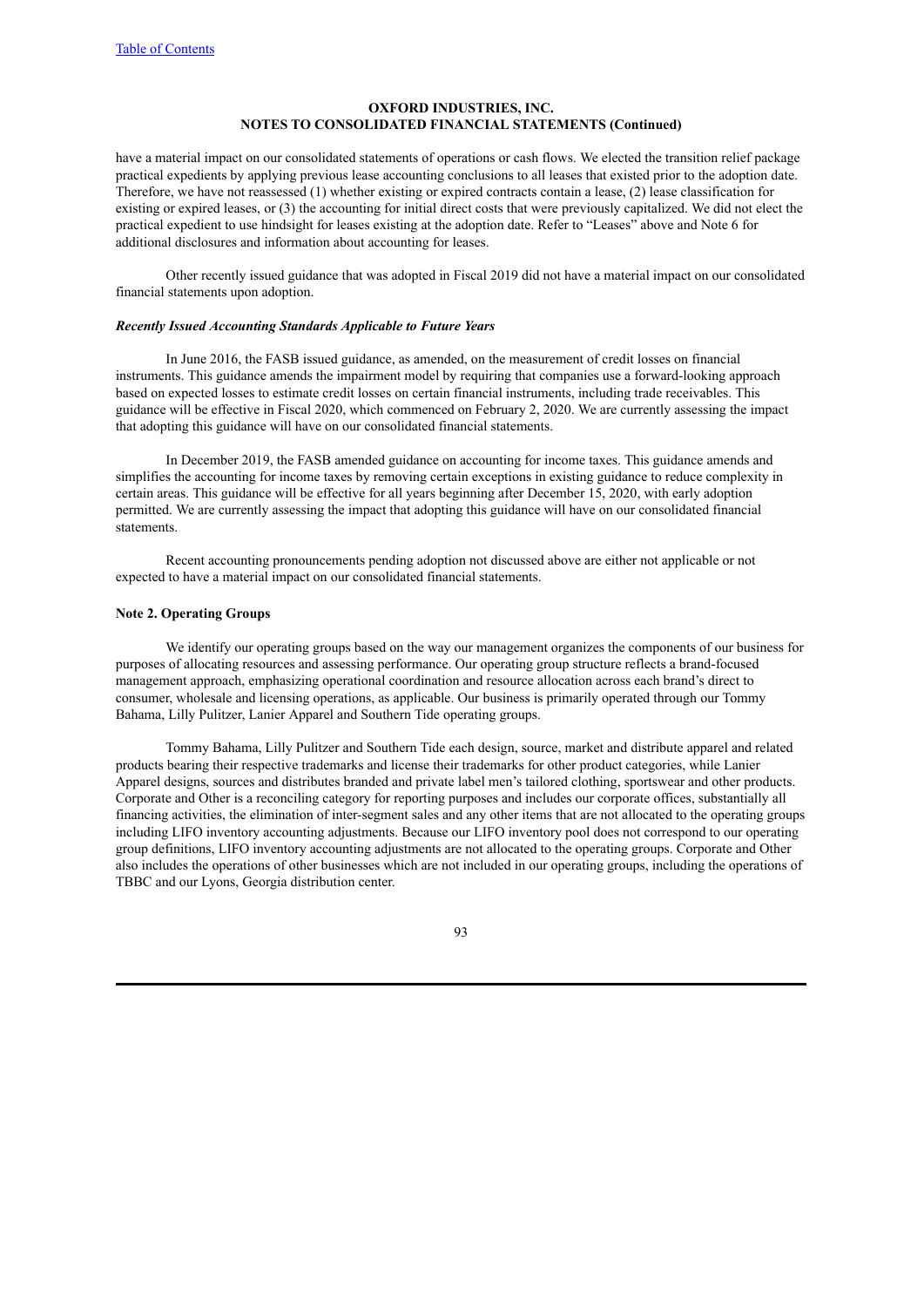have a material impact on our consolidated statements of operations or cash flows. We elected the transition relief package practical expedients by applying previous lease accounting conclusions to all leases that existed prior to the adoption date. Therefore, we have not reassessed (1) whether existing or expired contracts contain a lease, (2) lease classification for existing or expired leases, or (3) the accounting for initial direct costs that were previously capitalized. We did not elect the practical expedient to use hindsight for leases existing at the adoption date. Refer to "Leases" above and Note 6 for additional disclosures and information about accounting for leases.

Other recently issued guidance that was adopted in Fiscal 2019 did not have a material impact on our consolidated financial statements upon adoption.

***Recently Issued Accounting Standards Applicable to Future Years***

In June 2016, the FASB issued guidance, as amended, on the measurement of credit losses on financial instruments. This guidance amends the impairment model by requiring that companies use a forward-looking approach based on expected losses to estimate credit losses on certain financial instruments, including trade receivables. This guidance will be effective in Fiscal 2020, which commenced on February 2, 2020. We are currently assessing the impact that adopting this guidance will have on our consolidated financial statements.

In December 2019, the FASB amended guidance on accounting for income taxes. This guidance amends and simplifies the accounting for income taxes by removing certain exceptions in existing guidance to reduce complexity in certain areas. This guidance will be effective for all years beginning after December 15, 2020, with early adoption permitted. We are currently assessing the impact that adopting this guidance will have on our consolidated financial statements.

Recent accounting pronouncements pending adoption not discussed above are either not applicable or not expected to have a material impact on our consolidated financial statements.

**Note 2. Operating Groups**

We identify our operating groups based on the way our management organizes the components of our business for purposes of allocating resources and assessing performance. Our operating group structure reflects a brand-focused management approach, emphasizing operational coordination and resource allocation across each brand's direct to consumer, wholesale and licensing operations, as applicable. Our business is primarily operated through our Tommy Bahama, Lilly Pulitzer, Lanier Apparel and Southern Tide operating groups.

Tommy Bahama, Lilly Pulitzer and Southern Tide each design, source, market and distribute apparel and related products bearing their respective trademarks and license their trademarks for other product categories, while Lanier Apparel designs, sources and distributes branded and private label men's tailored clothing, sportswear and other products. Corporate and Other is a reconciling category for reporting purposes and includes our corporate offices, substantially all financing activities, the elimination of inter-segment sales and any other items that are not allocated to the operating groups including LIFO inventory accounting adjustments. Because our LIFO inventory pool does not correspond to our operating group definitions, LIFO inventory accounting adjustments are not allocated to the operating groups. Corporate and Other also includes the operations of other businesses which are not included in our operating groups, including the operations of TBBC and our Lyons, Georgia distribution center.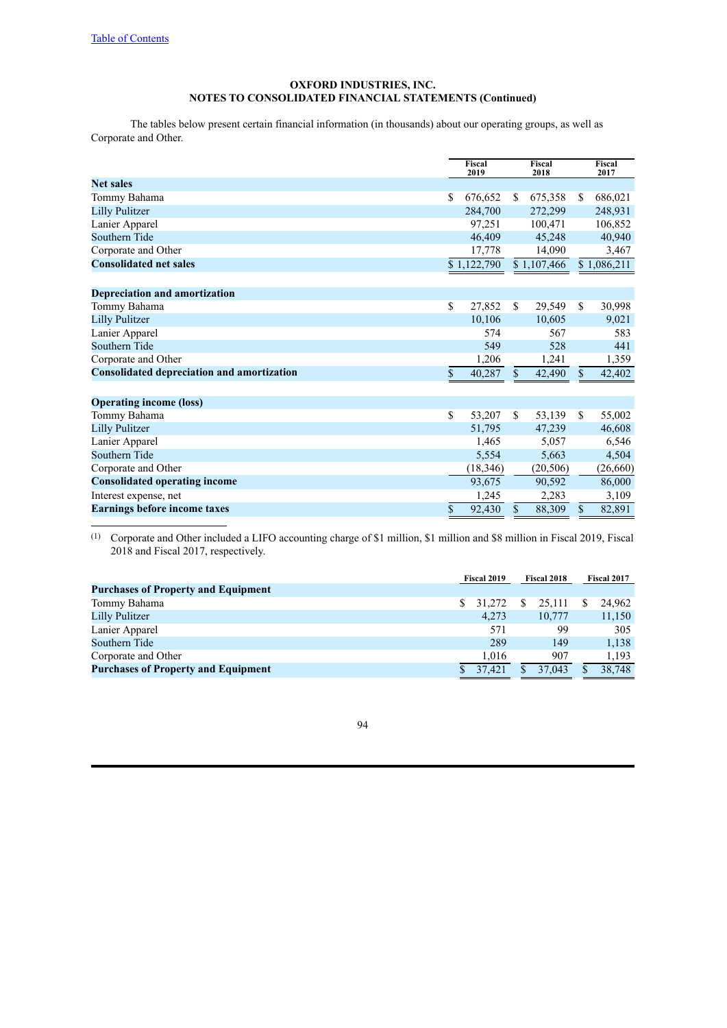[Table of Contents]

**OXFORD INDUSTRIES, INC.**
**NOTES TO CONSOLIDATED FINANCIAL STATEMENTS (Continued)**

The tables below present certain financial information (in thousands) about our operating groups, as well as Corporate and Other.

| | Fiscal 2019 | Fiscal 2018 | Fiscal 2017 |
|---|---|---|---|
| **Net sales** | | | |
| Tommy Bahama | $ 676,652 | $ 675,358 | $ 686,021 |
| Lilly Pulitzer | 284,700 | 272,299 | 248,931 |
| Lanier Apparel | 97,251 | 100,471 | 106,852 |
| Southern Tide | 46,409 | 45,248 | 40,940 |
| Corporate and Other | 17,778 | 14,090 | 3,467 |
| **Consolidated net sales** | $ 1,122,790 | $ 1,107,466 | $ 1,086,211 |
| | | | |
| **Depreciation and amortization** | | | |
| Tommy Bahama | $ 27,852 | $ 29,549 | $ 30,998 |
| Lilly Pulitzer | 10,106 | 10,605 | 9,021 |
| Lanier Apparel | 574 | 567 | 583 |
| Southern Tide | 549 | 528 | 441 |
| Corporate and Other | 1,206 | 1,241 | 1,359 |
| **Consolidated depreciation and amortization** | $ 40,287 | $ 42,490 | $ 42,402 |
| | | | |
| **Operating income (loss)** | | | |
| Tommy Bahama | $ 53,207 | $ 53,139 | $ 55,002 |
| Lilly Pulitzer | 51,795 | 47,239 | 46,608 |
| Lanier Apparel | 1,465 | 5,057 | 6,546 |
| Southern Tide | 5,554 | 5,663 | 4,504 |
| Corporate and Other | (18,346) | (20,506) | (26,660) |
| **Consolidated operating income** | 93,675 | 90,592 | 86,000 |
| Interest expense, net | 1,245 | 2,283 | 3,109 |
| **Earnings before income taxes** | $ 92,430 | $ 88,309 | $ 82,891 |

(1) Corporate and Other included a LIFO accounting charge of $1 million, $1 million and $8 million in Fiscal 2019, Fiscal 2018 and Fiscal 2017, respectively.

| | Fiscal 2019 | Fiscal 2018 | Fiscal 2017 |
|---|---|---|---|
| **Purchases of Property and Equipment** | | | |
| Tommy Bahama | $ 31,272 | $ 25,111 | $ 24,962 |
| Lilly Pulitzer | 4,273 | 10,777 | 11,150 |
| Lanier Apparel | 571 | 99 | 305 |
| Southern Tide | 289 | 149 | 1,138 |
| Corporate and Other | 1,016 | 907 | 1,193 |
| **Purchases of Property and Equipment** | $ 37,421 | $ 37,043 | $ 38,748 |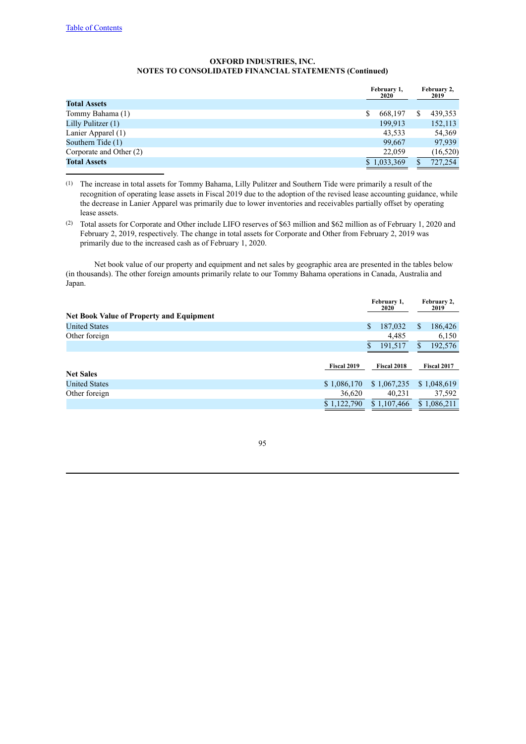**OXFORD INDUSTRIES, INC.**
**NOTES TO CONSOLIDATED FINANCIAL STATEMENTS (Continued)**

| | February 1, 2020 | February 2, 2019 |
|---|---|---|
| **Total Assets** | | |
| Tommy Bahama (1) | $ 668,197 | $ 439,353 |
| Lilly Pulitzer (1) | 199,913 | 152,113 |
| Lanier Apparel (1) | 43,533 | 54,369 |
| Southern Tide (1) | 99,667 | 97,939 |
| Corporate and Other (2) | 22,059 | (16,520) |
| **Total Assets** | $ 1,033,369 | $ 727,254 |

(1) The increase in total assets for Tommy Bahama, Lilly Pulitzer and Southern Tide were primarily a result of the recognition of operating lease assets in Fiscal 2019 due to the adoption of the revised lease accounting guidance, while the decrease in Lanier Apparel was primarily due to lower inventories and receivables partially offset by operating lease assets.

(2) Total assets for Corporate and Other include LIFO reserves of $63 million and $62 million as of February 1, 2020 and February 2, 2019, respectively. The change in total assets for Corporate and Other from February 2, 2019 was primarily due to the increased cash as of February 1, 2020.

Net book value of our property and equipment and net sales by geographic area are presented in the tables below (in thousands). The other foreign amounts primarily relate to our Tommy Bahama operations in Canada, Australia and Japan.

| | February 1, 2020 | February 2, 2019 |
|---|---|---|
| **Net Book Value of Property and Equipment** | | |
| United States | $ 187,032 | $ 186,426 |
| Other foreign | 4,485 | 6,150 |
| | $ 191,517 | $ 192,576 |

| | Fiscal 2019 | Fiscal 2018 | Fiscal 2017 |
|---|---|---|---|
| **Net Sales** | | | |
| United States | $ 1,086,170 | $ 1,067,235 | $ 1,048,619 |
| Other foreign | 36,620 | 40,231 | 37,592 |
| | $ 1,122,790 | $ 1,107,466 | $ 1,086,211 |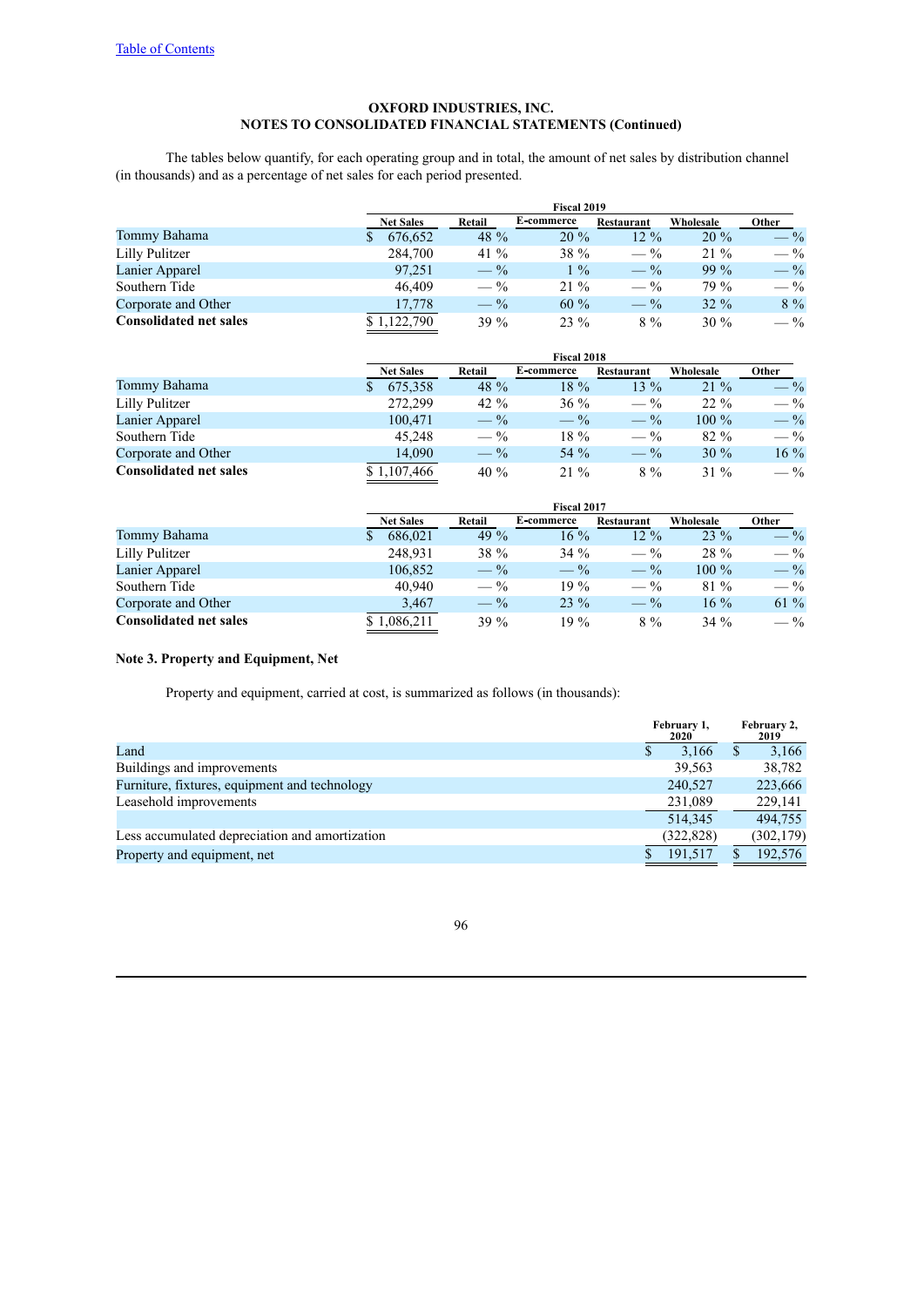Table of Contents

**OXFORD INDUSTRIES, INC.**
**NOTES TO CONSOLIDATED FINANCIAL STATEMENTS (Continued)**

The tables below quantify, for each operating group and in total, the amount of net sales by distribution channel (in thousands) and as a percentage of net sales for each period presented.

| | Fiscal 2019 | | | | | |
|---|---|---|---|---|---|---|
| | Net Sales | Retail | E-commerce | Restaurant | Wholesale | Other |
| Tommy Bahama | $ 676,652 | 48 % | 20 % | 12 % | 20 % | — % |
| Lilly Pulitzer | 284,700 | 41 % | 38 % | — % | 21 % | — % |
| Lanier Apparel | 97,251 | — % | 1 % | — % | 99 % | — % |
| Southern Tide | 46,409 | — % | 21 % | — % | 79 % | — % |
| Corporate and Other | 17,778 | — % | 60 % | — % | 32 % | 8 % |
| **Consolidated net sales** | $ 1,122,790 | 39 % | 23 % | 8 % | 30 % | — % |

| | Fiscal 2018 | | | | | |
|---|---|---|---|---|---|---|
| | Net Sales | Retail | E-commerce | Restaurant | Wholesale | Other |
| Tommy Bahama | $ 675,358 | 48 % | 18 % | 13 % | 21 % | — % |
| Lilly Pulitzer | 272,299 | 42 % | 36 % | — % | 22 % | — % |
| Lanier Apparel | 100,471 | — % | — % | — % | 100 % | — % |
| Southern Tide | 45,248 | — % | 18 % | — % | 82 % | — % |
| Corporate and Other | 14,090 | — % | 54 % | — % | 30 % | 16 % |
| **Consolidated net sales** | $ 1,107,466 | 40 % | 21 % | 8 % | 31 % | — % |

| | Fiscal 2017 | | | | | |
|---|---|---|---|---|---|---|
| | Net Sales | Retail | E-commerce | Restaurant | Wholesale | Other |
| Tommy Bahama | $ 686,021 | 49 % | 16 % | 12 % | 23 % | — % |
| Lilly Pulitzer | 248,931 | 38 % | 34 % | — % | 28 % | — % |
| Lanier Apparel | 106,852 | — % | — % | — % | 100 % | — % |
| Southern Tide | 40,940 | — % | 19 % | — % | 81 % | — % |
| Corporate and Other | 3,467 | — % | 23 % | — % | 16 % | 61 % |
| **Consolidated net sales** | $ 1,086,211 | 39 % | 19 % | 8 % | 34 % | — % |

### Note 3. Property and Equipment, Net

Property and equipment, carried at cost, is summarized as follows (in thousands):

| | February 1, 2020 | February 2, 2019 |
|---|---|---|
| Land | $ 3,166 | $ 3,166 |
| Buildings and improvements | 39,563 | 38,782 |
| Furniture, fixtures, equipment and technology | 240,527 | 223,666 |
| Leasehold improvements | 231,089 | 229,141 |
| | 514,345 | 494,755 |
| Less accumulated depreciation and amortization | (322,828) | (302,179) |
| Property and equipment, net | $ 191,517 | $ 192,576 |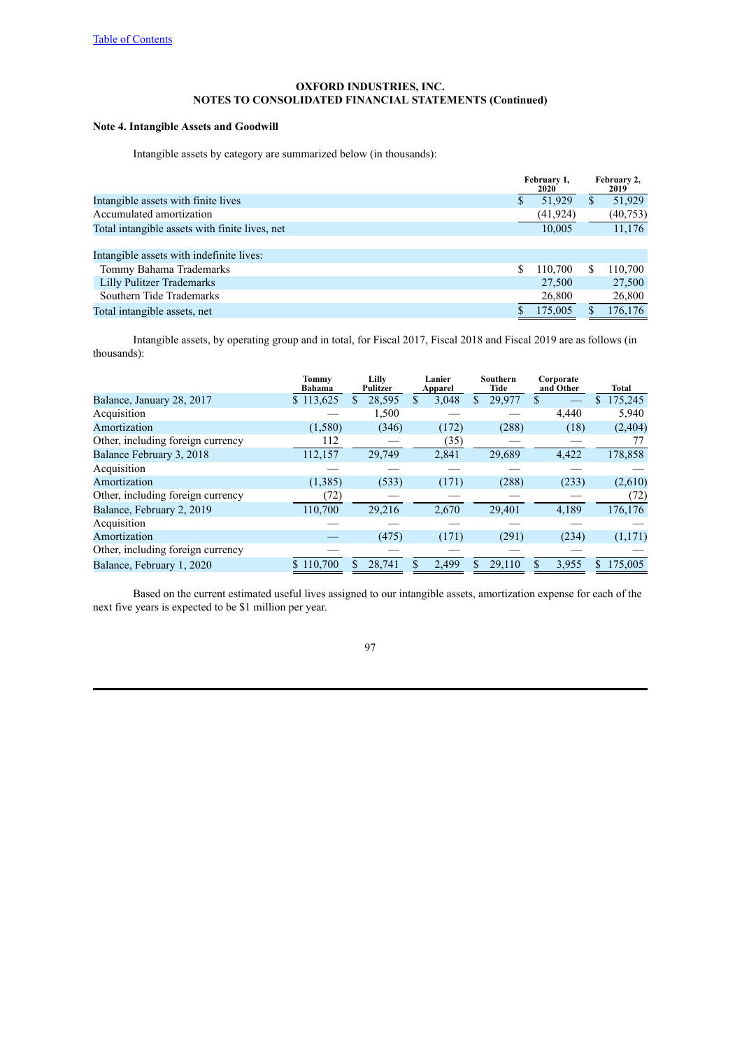OXFORD INDUSTRIES, INC.
NOTES TO CONSOLIDATED FINANCIAL STATEMENTS (Continued)

### Note 4. Intangible Assets and Goodwill

Intangible assets by category are summarized below (in thousands):

| | February 1, 2020 | February 2, 2019 |
|---|---|---|
| Intangible assets with finite lives | $ 51,929 | $ 51,929 |
| Accumulated amortization | (41,924) | (40,753) |
| Total intangible assets with finite lives, net | 10,005 | 11,176 |
| | | |
| Intangible assets with indefinite lives: | | |
| Tommy Bahama Trademarks | $ 110,700 | $ 110,700 |
| Lilly Pulitzer Trademarks | 27,500 | 27,500 |
| Southern Tide Trademarks | 26,800 | 26,800 |
| Total intangible assets, net | $ 175,005 | $ 176,176 |

Intangible assets, by operating group and in total, for Fiscal 2017, Fiscal 2018 and Fiscal 2019 are as follows (in thousands):

| | Tommy Bahama | Lilly Pulitzer | Lanier Apparel | Southern Tide | Corporate and Other | Total |
|---|---|---|---|---|---|---|
| Balance, January 28, 2017 | $ 113,625 | $ 28,595 | $ 3,048 | $ 29,977 | $ — | $ 175,245 |
| Acquisition | — | 1,500 | — | — | 4,440 | 5,940 |
| Amortization | (1,580) | (346) | (172) | (288) | (18) | (2,404) |
| Other, including foreign currency | 112 | — | (35) | — | — | 77 |
| Balance February 3, 2018 | 112,157 | 29,749 | 2,841 | 29,689 | 4,422 | 178,858 |
| Acquisition | — | — | — | — | — | — |
| Amortization | (1,385) | (533) | (171) | (288) | (233) | (2,610) |
| Other, including foreign currency | (72) | — | — | — | — | (72) |
| Balance, February 2, 2019 | 110,700 | 29,216 | 2,670 | 29,401 | 4,189 | 176,176 |
| Acquisition | — | — | — | — | — | — |
| Amortization | — | (475) | (171) | (291) | (234) | (1,171) |
| Other, including foreign currency | — | — | — | — | — | — |
| Balance, February 1, 2020 | $ 110,700 | $ 28,741 | $ 2,499 | $ 29,110 | $ 3,955 | $ 175,005 |

Based on the current estimated useful lives assigned to our intangible assets, amortization expense for each of the next five years is expected to be $1 million per year.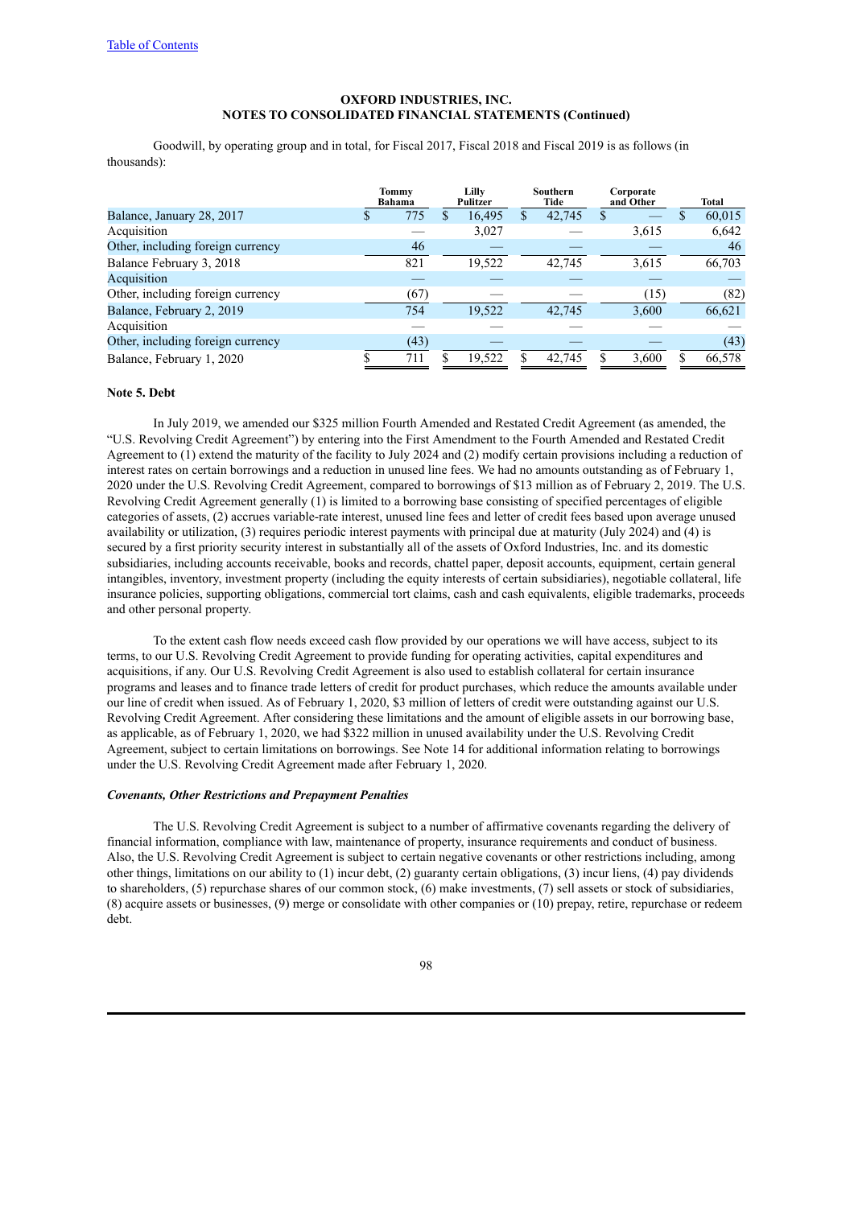[Table of Contents](#)

**OXFORD INDUSTRIES, INC.**
**NOTES TO CONSOLIDATED FINANCIAL STATEMENTS (Continued)**

Goodwill, by operating group and in total, for Fiscal 2017, Fiscal 2018 and Fiscal 2019 is as follows (in thousands):

| | Tommy Bahama | Lilly Pulitzer | Southern Tide | Corporate and Other | Total |
|---|---|---|---|---|---|
| Balance, January 28, 2017 | $ 775 | $ 16,495 | $ 42,745 | $ — | $ 60,015 |
| Acquisition | — | 3,027 | — | 3,615 | 6,642 |
| Other, including foreign currency | 46 | — | — | — | 46 |
| Balance February 3, 2018 | 821 | 19,522 | 42,745 | 3,615 | 66,703 |
| Acquisition | — | — | — | — | — |
| Other, including foreign currency | (67) | — | — | (15) | (82) |
| Balance, February 2, 2019 | 754 | 19,522 | 42,745 | 3,600 | 66,621 |
| Acquisition | — | — | — | — | — |
| Other, including foreign currency | (43) | — | — | — | (43) |
| Balance, February 1, 2020 | $ 711 | $ 19,522 | $ 42,745 | $ 3,600 | $ 66,578 |

**Note 5. Debt**

In July 2019, we amended our $325 million Fourth Amended and Restated Credit Agreement (as amended, the "U.S. Revolving Credit Agreement") by entering into the First Amendment to the Fourth Amended and Restated Credit Agreement to (1) extend the maturity of the facility to July 2024 and (2) modify certain provisions including a reduction of interest rates on certain borrowings and a reduction in unused line fees. We had no amounts outstanding as of February 1, 2020 under the U.S. Revolving Credit Agreement, compared to borrowings of $13 million as of February 2, 2019. The U.S. Revolving Credit Agreement generally (1) is limited to a borrowing base consisting of specified percentages of eligible categories of assets, (2) accrues variable-rate interest, unused line fees and letter of credit fees based upon average unused availability or utilization, (3) requires periodic interest payments with principal due at maturity (July 2024) and (4) is secured by a first priority security interest in substantially all of the assets of Oxford Industries, Inc. and its domestic subsidiaries, including accounts receivable, books and records, chattel paper, deposit accounts, equipment, certain general intangibles, inventory, investment property (including the equity interests of certain subsidiaries), negotiable collateral, life insurance policies, supporting obligations, commercial tort claims, cash and cash equivalents, eligible trademarks, proceeds and other personal property.

To the extent cash flow needs exceed cash flow provided by our operations we will have access, subject to its terms, to our U.S. Revolving Credit Agreement to provide funding for operating activities, capital expenditures and acquisitions, if any. Our U.S. Revolving Credit Agreement is also used to establish collateral for certain insurance programs and leases and to finance trade letters of credit for product purchases, which reduce the amounts available under our line of credit when issued. As of February 1, 2020, $3 million of letters of credit were outstanding against our U.S. Revolving Credit Agreement. After considering these limitations and the amount of eligible assets in our borrowing base, as applicable, as of February 1, 2020, we had $322 million in unused availability under the U.S. Revolving Credit Agreement, subject to certain limitations on borrowings. See Note 14 for additional information relating to borrowings under the U.S. Revolving Credit Agreement made after February 1, 2020.

***Covenants, Other Restrictions and Prepayment Penalties***

The U.S. Revolving Credit Agreement is subject to a number of affirmative covenants regarding the delivery of financial information, compliance with law, maintenance of property, insurance requirements and conduct of business. Also, the U.S. Revolving Credit Agreement is subject to certain negative covenants or other restrictions including, among other things, limitations on our ability to (1) incur debt, (2) guaranty certain obligations, (3) incur liens, (4) pay dividends to shareholders, (5) repurchase shares of our common stock, (6) make investments, (7) sell assets or stock of subsidiaries, (8) acquire assets or businesses, (9) merge or consolidate with other companies or (10) prepay, retire, repurchase or redeem debt.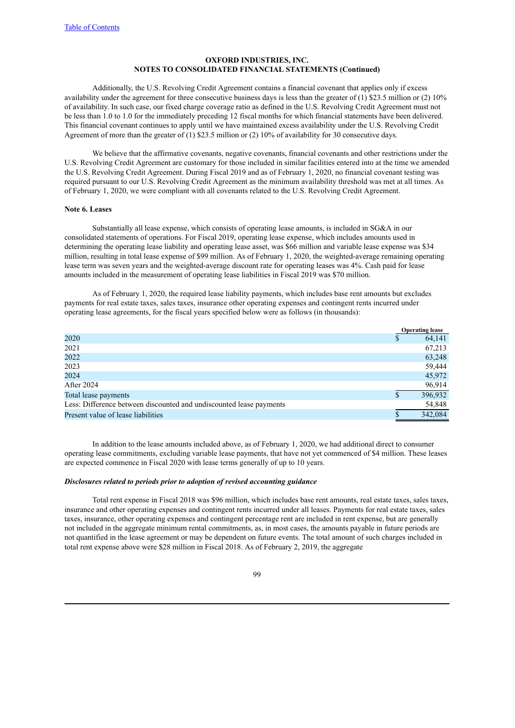Additionally, the U.S. Revolving Credit Agreement contains a financial covenant that applies only if excess availability under the agreement for three consecutive business days is less than the greater of (1) $23.5 million or (2) 10% of availability. In such case, our fixed charge coverage ratio as defined in the U.S. Revolving Credit Agreement must not be less than 1.0 to 1.0 for the immediately preceding 12 fiscal months for which financial statements have been delivered. This financial covenant continues to apply until we have maintained excess availability under the U.S. Revolving Credit Agreement of more than the greater of (1) $23.5 million or (2) 10% of availability for 30 consecutive days.

We believe that the affirmative covenants, negative covenants, financial covenants and other restrictions under the U.S. Revolving Credit Agreement are customary for those included in similar facilities entered into at the time we amended the U.S. Revolving Credit Agreement. During Fiscal 2019 and as of February 1, 2020, no financial covenant testing was required pursuant to our U.S. Revolving Credit Agreement as the minimum availability threshold was met at all times. As of February 1, 2020, we were compliant with all covenants related to the U.S. Revolving Credit Agreement.

**Note 6. Leases**

Substantially all lease expense, which consists of operating lease amounts, is included in SG&A in our consolidated statements of operations. For Fiscal 2019, operating lease expense, which includes amounts used in determining the operating lease liability and operating lease asset, was $66 million and variable lease expense was $34 million, resulting in total lease expense of $99 million. As of February 1, 2020, the weighted-average remaining operating lease term was seven years and the weighted-average discount rate for operating leases was 4%. Cash paid for lease amounts included in the measurement of operating lease liabilities in Fiscal 2019 was $70 million.

As of February 1, 2020, the required lease liability payments, which includes base rent amounts but excludes payments for real estate taxes, sales taxes, insurance other operating expenses and contingent rents incurred under operating lease agreements, for the fiscal years specified below were as follows (in thousands):

| | Operating lease |
|---|---|
| 2020 | $ 64,141 |
| 2021 | 67,213 |
| 2022 | 63,248 |
| 2023 | 59,444 |
| 2024 | 45,972 |
| After 2024 | 96,914 |
| Total lease payments | $ 396,932 |
| Less: Difference between discounted and undiscounted lease payments | 54,848 |
| Present value of lease liabilities | $ 342,084 |

In addition to the lease amounts included above, as of February 1, 2020, we had additional direct to consumer operating lease commitments, excluding variable lease payments, that have not yet commenced of $4 million. These leases are expected commence in Fiscal 2020 with lease terms generally of up to 10 years.

***Disclosures related to periods prior to adoption of revised accounting guidance***

Total rent expense in Fiscal 2018 was $96 million, which includes base rent amounts, real estate taxes, sales taxes, insurance and other operating expenses and contingent rents incurred under all leases. Payments for real estate taxes, sales taxes, insurance, other operating expenses and contingent percentage rent are included in rent expense, but are generally not included in the aggregate minimum rental commitments, as, in most cases, the amounts payable in future periods are not quantified in the lease agreement or may be dependent on future events. The total amount of such charges included in total rent expense above were $28 million in Fiscal 2018. As of February 2, 2019, the aggregate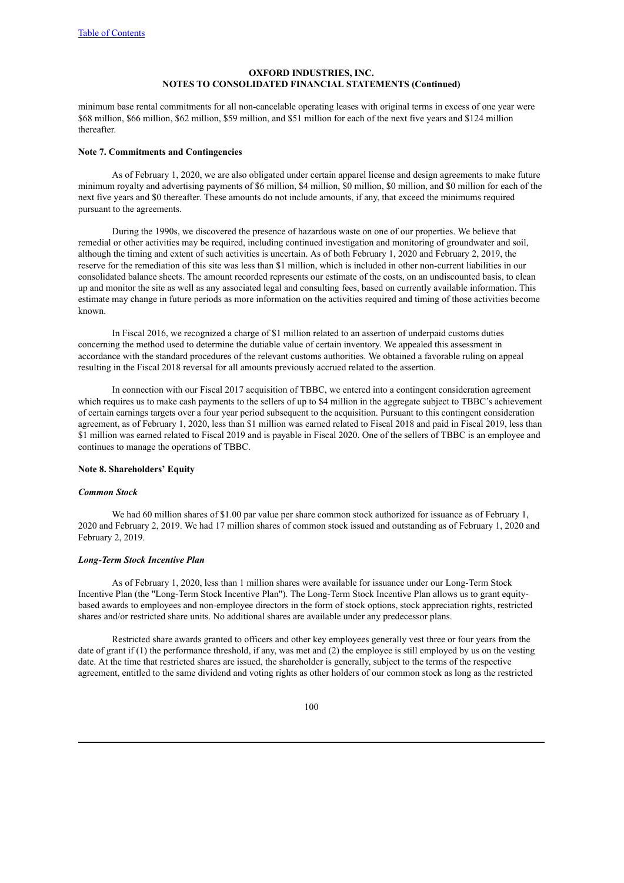minimum base rental commitments for all non-cancelable operating leases with original terms in excess of one year were $68 million, $66 million, $62 million, $59 million, and $51 million for each of the next five years and $124 million thereafter.

### Note 7. Commitments and Contingencies

As of February 1, 2020, we are also obligated under certain apparel license and design agreements to make future minimum royalty and advertising payments of $6 million, $4 million, $0 million, $0 million, and $0 million for each of the next five years and $0 thereafter. These amounts do not include amounts, if any, that exceed the minimums required pursuant to the agreements.

During the 1990s, we discovered the presence of hazardous waste on one of our properties. We believe that remedial or other activities may be required, including continued investigation and monitoring of groundwater and soil, although the timing and extent of such activities is uncertain. As of both February 1, 2020 and February 2, 2019, the reserve for the remediation of this site was less than $1 million, which is included in other non-current liabilities in our consolidated balance sheets. The amount recorded represents our estimate of the costs, on an undiscounted basis, to clean up and monitor the site as well as any associated legal and consulting fees, based on currently available information. This estimate may change in future periods as more information on the activities required and timing of those activities become known.

In Fiscal 2016, we recognized a charge of $1 million related to an assertion of underpaid customs duties concerning the method used to determine the dutiable value of certain inventory. We appealed this assessment in accordance with the standard procedures of the relevant customs authorities. We obtained a favorable ruling on appeal resulting in the Fiscal 2018 reversal for all amounts previously accrued related to the assertion.

In connection with our Fiscal 2017 acquisition of TBBC, we entered into a contingent consideration agreement which requires us to make cash payments to the sellers of up to $4 million in the aggregate subject to TBBC's achievement of certain earnings targets over a four year period subsequent to the acquisition. Pursuant to this contingent consideration agreement, as of February 1, 2020, less than $1 million was earned related to Fiscal 2018 and paid in Fiscal 2019, less than $1 million was earned related to Fiscal 2019 and is payable in Fiscal 2020. One of the sellers of TBBC is an employee and continues to manage the operations of TBBC.

### Note 8. Shareholders' Equity

#### *Common Stock*

We had 60 million shares of $1.00 par value per share common stock authorized for issuance as of February 1, 2020 and February 2, 2019. We had 17 million shares of common stock issued and outstanding as of February 1, 2020 and February 2, 2019.

#### *Long-Term Stock Incentive Plan*

As of February 1, 2020, less than 1 million shares were available for issuance under our Long-Term Stock Incentive Plan (the "Long-Term Stock Incentive Plan"). The Long-Term Stock Incentive Plan allows us to grant equity-based awards to employees and non-employee directors in the form of stock options, stock appreciation rights, restricted shares and/or restricted share units. No additional shares are available under any predecessor plans.

Restricted share awards granted to officers and other key employees generally vest three or four years from the date of grant if (1) the performance threshold, if any, was met and (2) the employee is still employed by us on the vesting date. At the time that restricted shares are issued, the shareholder is generally, subject to the terms of the respective agreement, entitled to the same dividend and voting rights as other holders of our common stock as long as the restricted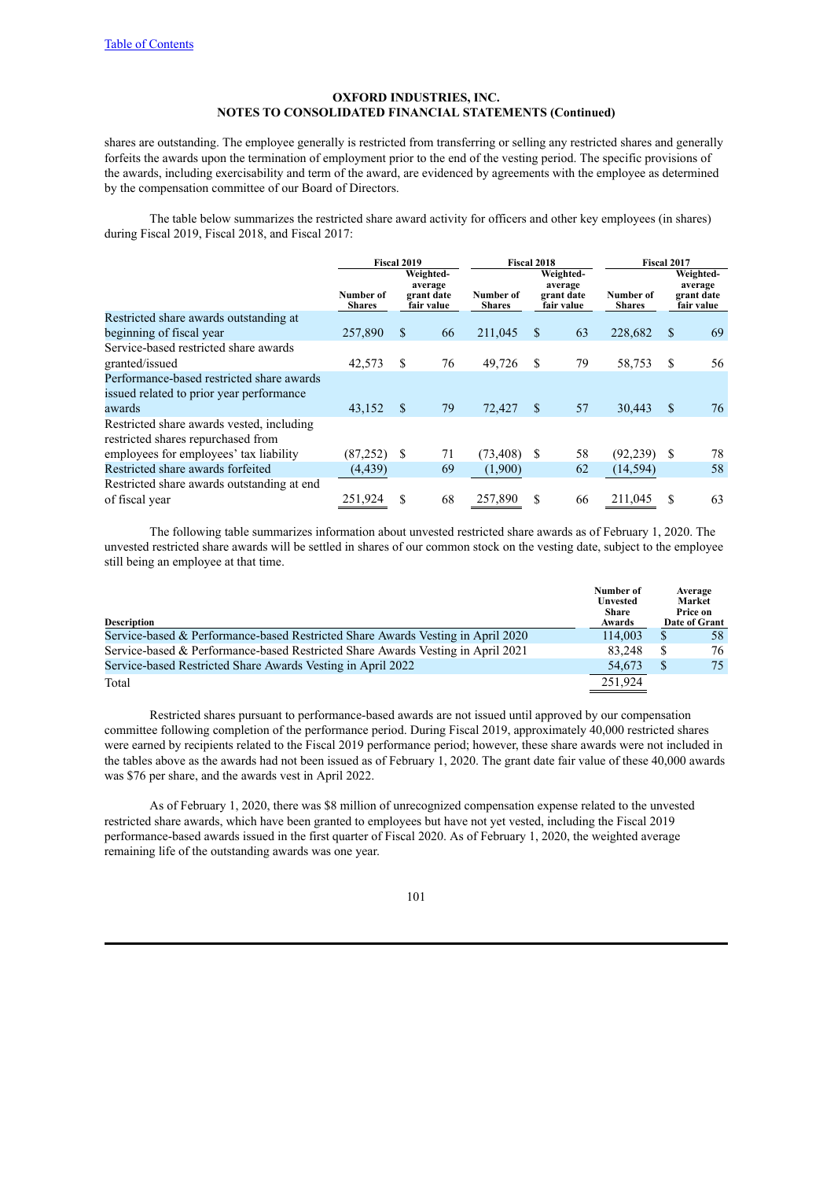OXFORD INDUSTRIES, INC.
NOTES TO CONSOLIDATED FINANCIAL STATEMENTS (Continued)

shares are outstanding. The employee generally is restricted from transferring or selling any restricted shares and generally forfeits the awards upon the termination of employment prior to the end of the vesting period. The specific provisions of the awards, including exercisability and term of the award, are evidenced by agreements with the employee as determined by the compensation committee of our Board of Directors.

The table below summarizes the restricted share award activity for officers and other key employees (in shares) during Fiscal 2019, Fiscal 2018, and Fiscal 2017:

| | Fiscal 2019 | | Fiscal 2018 | | Fiscal 2017 | |
|---|---|---|---|---|---|---|
| | Number of Shares | Weighted-average grant date fair value | Number of Shares | Weighted-average grant date fair value | Number of Shares | Weighted-average grant date fair value |
| Restricted share awards outstanding at beginning of fiscal year | 257,890 | $ 66 | 211,045 | $ 63 | 228,682 | $ 69 |
| Service-based restricted share awards granted/issued | 42,573 | $ 76 | 49,726 | $ 79 | 58,753 | $ 56 |
| Performance-based restricted share awards issued related to prior year performance awards | 43,152 | $ 79 | 72,427 | $ 57 | 30,443 | $ 76 |
| Restricted share awards vested, including restricted shares repurchased from employees for employees' tax liability | (87,252) | $ 71 | (73,408) | $ 58 | (92,239) | $ 78 |
| Restricted share awards forfeited | (4,439) | 69 | (1,900) | 62 | (14,594) | 58 |
| Restricted share awards outstanding at end of fiscal year | 251,924 | $ 68 | 257,890 | $ 66 | 211,045 | $ 63 |

The following table summarizes information about unvested restricted share awards as of February 1, 2020. The unvested restricted share awards will be settled in shares of our common stock on the vesting date, subject to the employee still being an employee at that time.

| Description | Number of Unvested Share Awards | Average Market Price on Date of Grant |
|---|---|---|
| Service-based & Performance-based Restricted Share Awards Vesting in April 2020 | 114,003 | $ 58 |
| Service-based & Performance-based Restricted Share Awards Vesting in April 2021 | 83,248 | $ 76 |
| Service-based Restricted Share Awards Vesting in April 2022 | 54,673 | $ 75 |
| Total | 251,924 | |

Restricted shares pursuant to performance-based awards are not issued until approved by our compensation committee following completion of the performance period. During Fiscal 2019, approximately 40,000 restricted shares were earned by recipients related to the Fiscal 2019 performance period; however, these share awards were not included in the tables above as the awards had not been issued as of February 1, 2020. The grant date fair value of these 40,000 awards was $76 per share, and the awards vest in April 2022.

As of February 1, 2020, there was $8 million of unrecognized compensation expense related to the unvested restricted share awards, which have been granted to employees but have not yet vested, including the Fiscal 2019 performance-based awards issued in the first quarter of Fiscal 2020. As of February 1, 2020, the weighted average remaining life of the outstanding awards was one year.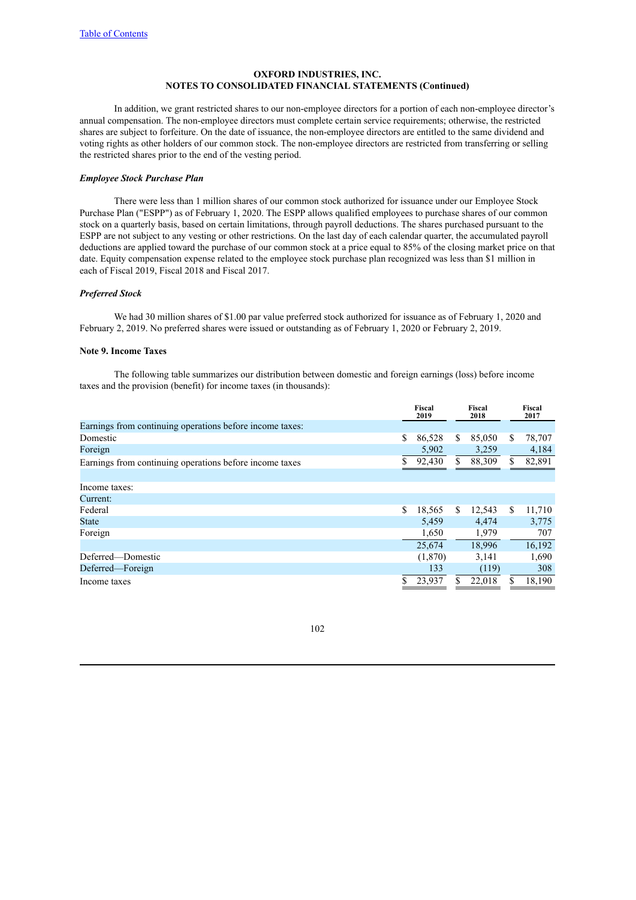**OXFORD INDUSTRIES, INC.**
**NOTES TO CONSOLIDATED FINANCIAL STATEMENTS (Continued)**

In addition, we grant restricted shares to our non-employee directors for a portion of each non-employee director's annual compensation. The non-employee directors must complete certain service requirements; otherwise, the restricted shares are subject to forfeiture. On the date of issuance, the non-employee directors are entitled to the same dividend and voting rights as other holders of our common stock. The non-employee directors are restricted from transferring or selling the restricted shares prior to the end of the vesting period.

***Employee Stock Purchase Plan***

There were less than 1 million shares of our common stock authorized for issuance under our Employee Stock Purchase Plan ("ESPP") as of February 1, 2020. The ESPP allows qualified employees to purchase shares of our common stock on a quarterly basis, based on certain limitations, through payroll deductions. The shares purchased pursuant to the ESPP are not subject to any vesting or other restrictions. On the last day of each calendar quarter, the accumulated payroll deductions are applied toward the purchase of our common stock at a price equal to 85% of the closing market price on that date. Equity compensation expense related to the employee stock purchase plan recognized was less than $1 million in each of Fiscal 2019, Fiscal 2018 and Fiscal 2017.

***Preferred Stock***

We had 30 million shares of $1.00 par value preferred stock authorized for issuance as of February 1, 2020 and February 2, 2019. No preferred shares were issued or outstanding as of February 1, 2020 or February 2, 2019.

**Note 9. Income Taxes**

The following table summarizes our distribution between domestic and foreign earnings (loss) before income taxes and the provision (benefit) for income taxes (in thousands):

| | Fiscal 2019 | Fiscal 2018 | Fiscal 2017 |
|---|---|---|---|
| Earnings from continuing operations before income taxes: | | | |
| Domestic | $ 86,528 | $ 85,050 | $ 78,707 |
| Foreign | 5,902 | 3,259 | 4,184 |
| Earnings from continuing operations before income taxes | $ 92,430 | $ 88,309 | $ 82,891 |
| | | | |
| Income taxes: | | | |
| Current: | | | |
| Federal | $ 18,565 | $ 12,543 | $ 11,710 |
| State | 5,459 | 4,474 | 3,775 |
| Foreign | 1,650 | 1,979 | 707 |
| | 25,674 | 18,996 | 16,192 |
| Deferred—Domestic | (1,870) | 3,141 | 1,690 |
| Deferred—Foreign | 133 | (119) | 308 |
| Income taxes | $ 23,937 | $ 22,018 | $ 18,190 |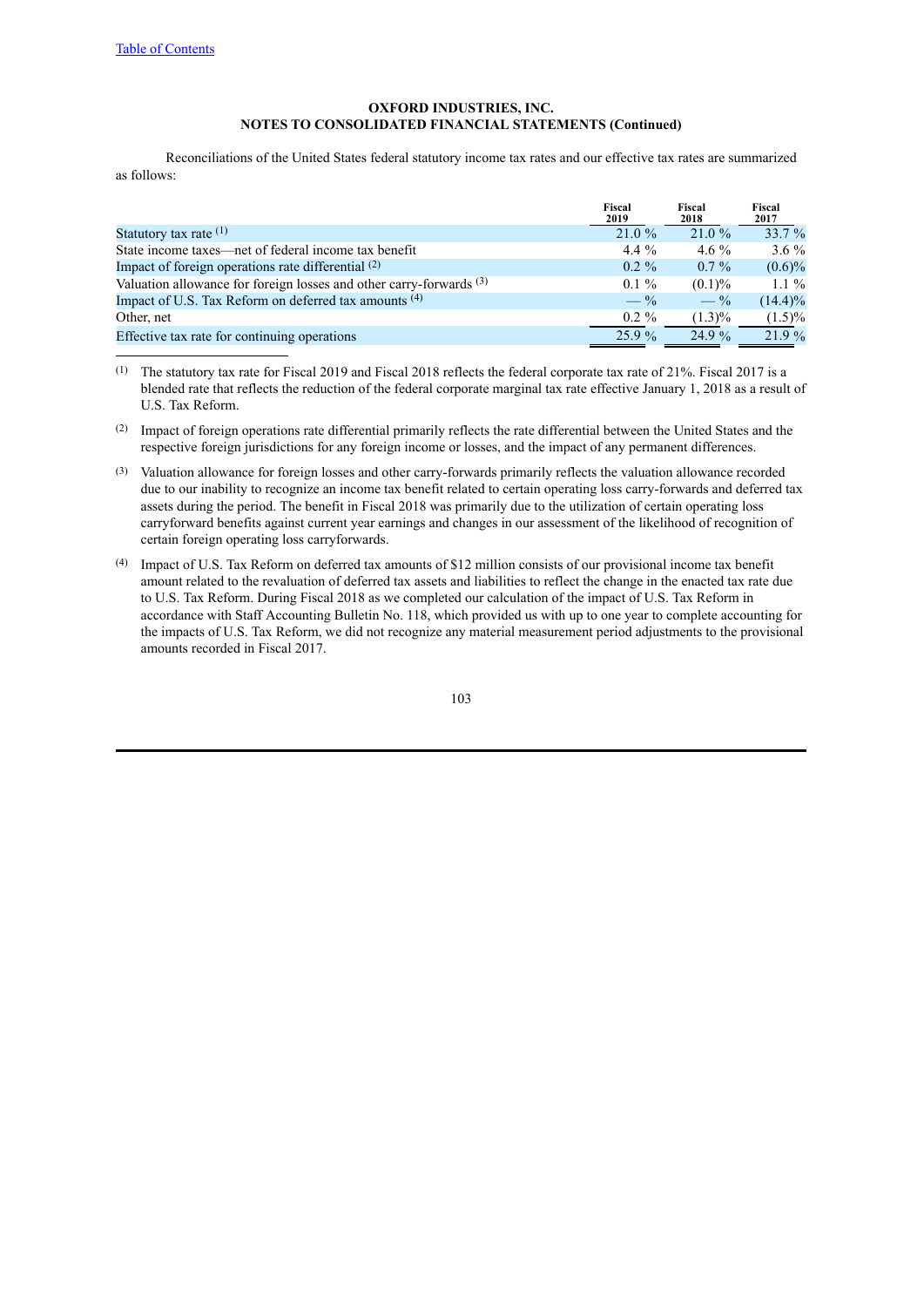Table of Contents

**OXFORD INDUSTRIES, INC.**
**NOTES TO CONSOLIDATED FINANCIAL STATEMENTS (Continued)**

Reconciliations of the United States federal statutory income tax rates and our effective tax rates are summarized as follows:

| | Fiscal 2019 | Fiscal 2018 | Fiscal 2017 |
|---|---|---|---|
| Statutory tax rate [(1)] | 21.0 % | 21.0 % | 33.7 % |
| State income taxes—net of federal income tax benefit | 4.4 % | 4.6 % | 3.6 % |
| Impact of foreign operations rate differential [(2)] | 0.2 % | 0.7 % | (0.6)% |
| Valuation allowance for foreign losses and other carry-forwards [(3)] | 0.1 % | (0.1)% | 1.1 % |
| Impact of U.S. Tax Reform on deferred tax amounts [(4)] | — % | — % | (14.4)% |
| Other, net | 0.2 % | (1.3)% | (1.5)% |
| Effective tax rate for continuing operations | 25.9 % | 24.9 % | 21.9 % |

(1) The statutory tax rate for Fiscal 2019 and Fiscal 2018 reflects the federal corporate tax rate of 21%. Fiscal 2017 is a blended rate that reflects the reduction of the federal corporate marginal tax rate effective January 1, 2018 as a result of U.S. Tax Reform.

(2) Impact of foreign operations rate differential primarily reflects the rate differential between the United States and the respective foreign jurisdictions for any foreign income or losses, and the impact of any permanent differences.

(3) Valuation allowance for foreign losses and other carry-forwards primarily reflects the valuation allowance recorded due to our inability to recognize an income tax benefit related to certain operating loss carry-forwards and deferred tax assets during the period. The benefit in Fiscal 2018 was primarily due to the utilization of certain operating loss carryforward benefits against current year earnings and changes in our assessment of the likelihood of recognition of certain foreign operating loss carryforwards.

(4) Impact of U.S. Tax Reform on deferred tax amounts of $12 million consists of our provisional income tax benefit amount related to the revaluation of deferred tax assets and liabilities to reflect the change in the enacted tax rate due to U.S. Tax Reform. During Fiscal 2018 as we completed our calculation of the impact of U.S. Tax Reform in accordance with Staff Accounting Bulletin No. 118, which provided us with up to one year to complete accounting for the impacts of U.S. Tax Reform, we did not recognize any material measurement period adjustments to the provisional amounts recorded in Fiscal 2017.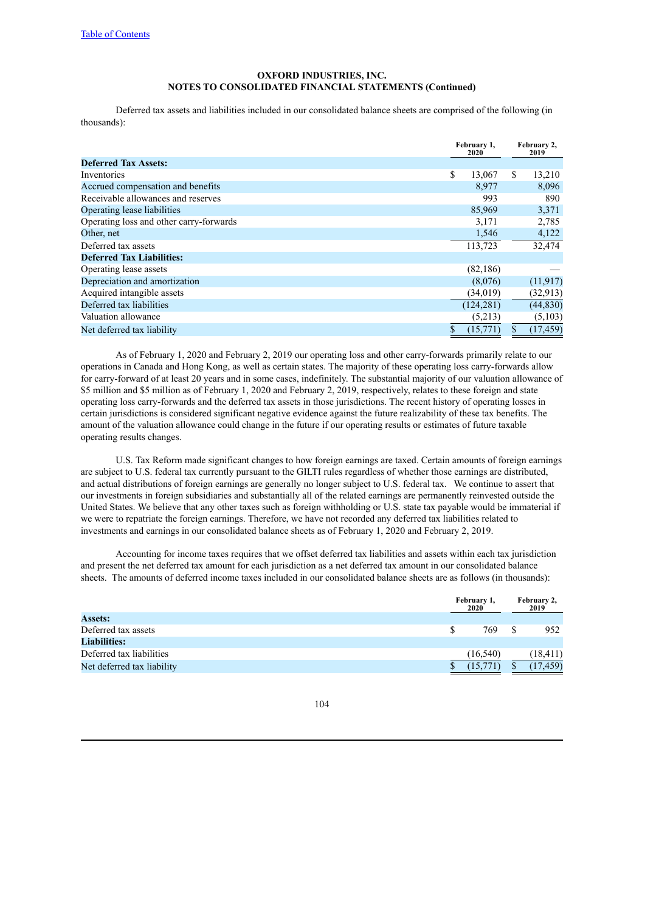**OXFORD INDUSTRIES, INC.**
**NOTES TO CONSOLIDATED FINANCIAL STATEMENTS (Continued)**

Deferred tax assets and liabilities included in our consolidated balance sheets are comprised of the following (in thousands):

| | February 1, 2020 | February 2, 2019 |
|---|---|---|
| **Deferred Tax Assets:** | | |
| Inventories | $ 13,067 | $ 13,210 |
| Accrued compensation and benefits | 8,977 | 8,096 |
| Receivable allowances and reserves | 993 | 890 |
| Operating lease liabilities | 85,969 | 3,371 |
| Operating loss and other carry-forwards | 3,171 | 2,785 |
| Other, net | 1,546 | 4,122 |
| Deferred tax assets | 113,723 | 32,474 |
| **Deferred Tax Liabilities:** | | |
| Operating lease assets | (82,186) | — |
| Depreciation and amortization | (8,076) | (11,917) |
| Acquired intangible assets | (34,019) | (32,913) |
| Deferred tax liabilities | (124,281) | (44,830) |
| Valuation allowance | (5,213) | (5,103) |
| Net deferred tax liability | $ (15,771) | $ (17,459) |

As of February 1, 2020 and February 2, 2019 our operating loss and other carry-forwards primarily relate to our operations in Canada and Hong Kong, as well as certain states. The majority of these operating loss carry-forwards allow for carry-forward of at least 20 years and in some cases, indefinitely. The substantial majority of our valuation allowance of $5 million and $5 million as of February 1, 2020 and February 2, 2019, respectively, relates to these foreign and state operating loss carry-forwards and the deferred tax assets in those jurisdictions. The recent history of operating losses in certain jurisdictions is considered significant negative evidence against the future realizability of these tax benefits. The amount of the valuation allowance could change in the future if our operating results or estimates of future taxable operating results changes.

U.S. Tax Reform made significant changes to how foreign earnings are taxed. Certain amounts of foreign earnings are subject to U.S. federal tax currently pursuant to the GILTI rules regardless of whether those earnings are distributed, and actual distributions of foreign earnings are generally no longer subject to U.S. federal tax. We continue to assert that our investments in foreign subsidiaries and substantially all of the related earnings are permanently reinvested outside the United States. We believe that any other taxes such as foreign withholding or U.S. state tax payable would be immaterial if we were to repatriate the foreign earnings. Therefore, we have not recorded any deferred tax liabilities related to investments and earnings in our consolidated balance sheets as of February 1, 2020 and February 2, 2019.

Accounting for income taxes requires that we offset deferred tax liabilities and assets within each tax jurisdiction and present the net deferred tax amount for each jurisdiction as a net deferred tax amount in our consolidated balance sheets. The amounts of deferred income taxes included in our consolidated balance sheets are as follows (in thousands):

| | February 1, 2020 | February 2, 2019 |
|---|---|---|
| **Assets:** | | |
| Deferred tax assets | $ 769 | $ 952 |
| **Liabilities:** | | |
| Deferred tax liabilities | (16,540) | (18,411) |
| Net deferred tax liability | $ (15,771) | $ (17,459) |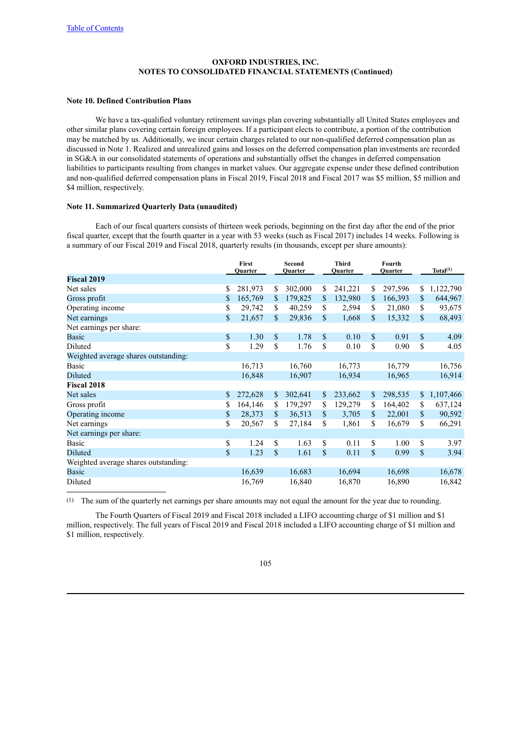[Table of Contents]

**OXFORD INDUSTRIES, INC.**
**NOTES TO CONSOLIDATED FINANCIAL STATEMENTS (Continued)**

**Note 10. Defined Contribution Plans**

We have a tax-qualified voluntary retirement savings plan covering substantially all United States employees and other similar plans covering certain foreign employees. If a participant elects to contribute, a portion of the contribution may be matched by us. Additionally, we incur certain charges related to our non-qualified deferred compensation plan as discussed in Note 1. Realized and unrealized gains and losses on the deferred compensation plan investments are recorded in SG&A in our consolidated statements of operations and substantially offset the changes in deferred compensation liabilities to participants resulting from changes in market values. Our aggregate expense under these defined contribution and non-qualified deferred compensation plans in Fiscal 2019, Fiscal 2018 and Fiscal 2017 was $5 million, $5 million and $4 million, respectively.

**Note 11. Summarized Quarterly Data (unaudited)**

Each of our fiscal quarters consists of thirteen week periods, beginning on the first day after the end of the prior fiscal quarter, except that the fourth quarter in a year with 53 weeks (such as Fiscal 2017) includes 14 weeks. Following is a summary of our Fiscal 2019 and Fiscal 2018, quarterly results (in thousands, except per share amounts):

| | First Quarter | Second Quarter | Third Quarter | Fourth Quarter | Total[(1)] |
|---|---|---|---|---|---|
| **Fiscal 2019** | | | | | |
| Net sales | $ 281,973 | $ 302,000 | $ 241,221 | $ 297,596 | $ 1,122,790 |
| Gross profit | $ 165,769 | $ 179,825 | $ 132,980 | $ 166,393 | $ 644,967 |
| Operating income | $ 29,742 | $ 40,259 | $ 2,594 | $ 21,080 | $ 93,675 |
| Net earnings | $ 21,657 | $ 29,836 | $ 1,668 | $ 15,332 | $ 68,493 |
| Net earnings per share: | | | | | |
| Basic | $ 1.30 | $ 1.78 | $ 0.10 | $ 0.91 | $ 4.09 |
| Diluted | $ 1.29 | $ 1.76 | $ 0.10 | $ 0.90 | $ 4.05 |
| Weighted average shares outstanding: | | | | | |
| Basic | 16,713 | 16,760 | 16,773 | 16,779 | 16,756 |
| Diluted | 16,848 | 16,907 | 16,934 | 16,965 | 16,914 |
| **Fiscal 2018** | | | | | |
| Net sales | $ 272,628 | $ 302,641 | $ 233,662 | $ 298,535 | $ 1,107,466 |
| Gross profit | $ 164,146 | $ 179,297 | $ 129,279 | $ 164,402 | $ 637,124 |
| Operating income | $ 28,373 | $ 36,513 | $ 3,705 | $ 22,001 | $ 90,592 |
| Net earnings | $ 20,567 | $ 27,184 | $ 1,861 | $ 16,679 | $ 66,291 |
| Net earnings per share: | | | | | |
| Basic | $ 1.24 | $ 1.63 | $ 0.11 | $ 1.00 | $ 3.97 |
| Diluted | $ 1.23 | $ 1.61 | $ 0.11 | $ 0.99 | $ 3.94 |
| Weighted average shares outstanding: | | | | | |
| Basic | 16,639 | 16,683 | 16,694 | 16,698 | 16,678 |
| Diluted | 16,769 | 16,840 | 16,870 | 16,890 | 16,842 |

(1) The sum of the quarterly net earnings per share amounts may not equal the amount for the year due to rounding.

The Fourth Quarters of Fiscal 2019 and Fiscal 2018 included a LIFO accounting charge of $1 million and $1 million, respectively. The full years of Fiscal 2019 and Fiscal 2018 included a LIFO accounting charge of $1 million and $1 million, respectively.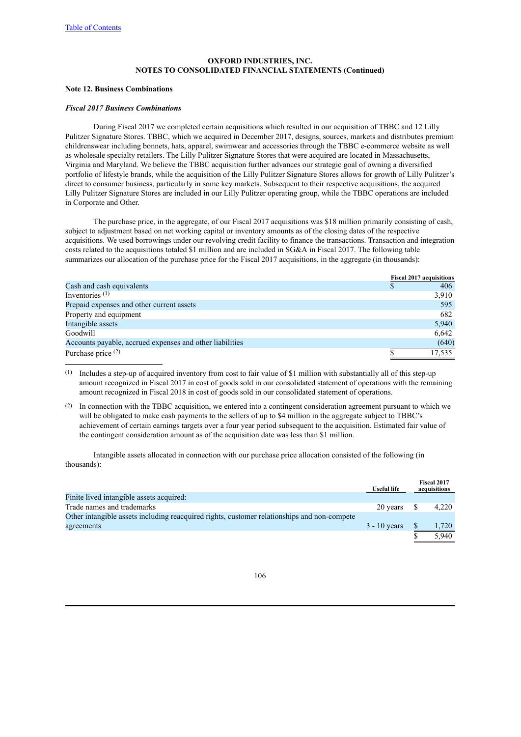**OXFORD INDUSTRIES, INC.**
**NOTES TO CONSOLIDATED FINANCIAL STATEMENTS (Continued)**

### Note 12. Business Combinations

#### *Fiscal 2017 Business Combinations*

During Fiscal 2017 we completed certain acquisitions which resulted in our acquisition of TBBC and 12 Lilly Pulitzer Signature Stores. TBBC, which we acquired in December 2017, designs, sources, markets and distributes premium childrenswear including bonnets, hats, apparel, swimwear and accessories through the TBBC e-commerce website as well as wholesale specialty retailers. The Lilly Pulitzer Signature Stores that were acquired are located in Massachusetts, Virginia and Maryland. We believe the TBBC acquisition further advances our strategic goal of owning a diversified portfolio of lifestyle brands, while the acquisition of the Lilly Pulitzer Signature Stores allows for growth of Lilly Pulitzer's direct to consumer business, particularly in some key markets. Subsequent to their respective acquisitions, the acquired Lilly Pulitzer Signature Stores are included in our Lilly Pulitzer operating group, while the TBBC operations are included in Corporate and Other.

The purchase price, in the aggregate, of our Fiscal 2017 acquisitions was $18 million primarily consisting of cash, subject to adjustment based on net working capital or inventory amounts as of the closing dates of the respective acquisitions. We used borrowings under our revolving credit facility to finance the transactions. Transaction and integration costs related to the acquisitions totaled $1 million and are included in SG&A in Fiscal 2017. The following table summarizes our allocation of the purchase price for the Fiscal 2017 acquisitions, in the aggregate (in thousands):

| | Fiscal 2017 acquisitions |
|---|---|
| Cash and cash equivalents | $ 406 |
| Inventories [1] | 3,910 |
| Prepaid expenses and other current assets | 595 |
| Property and equipment | 682 |
| Intangible assets | 5,940 |
| Goodwill | 6,642 |
| Accounts payable, accrued expenses and other liabilities | (640) |
| Purchase price [2] | $ 17,535 |

(1) Includes a step-up of acquired inventory from cost to fair value of $1 million with substantially all of this step-up amount recognized in Fiscal 2017 in cost of goods sold in our consolidated statement of operations with the remaining amount recognized in Fiscal 2018 in cost of goods sold in our consolidated statement of operations.

(2) In connection with the TBBC acquisition, we entered into a contingent consideration agreement pursuant to which we will be obligated to make cash payments to the sellers of up to $4 million in the aggregate subject to TBBC's achievement of certain earnings targets over a four year period subsequent to the acquisition. Estimated fair value of the contingent consideration amount as of the acquisition date was less than $1 million.

Intangible assets allocated in connection with our purchase price allocation consisted of the following (in thousands):

| | Useful life | Fiscal 2017 acquisitions |
|---|---|---|
| Finite lived intangible assets acquired: | | |
| Trade names and trademarks | 20 years | $ 4,220 |
| Other intangible assets including reacquired rights, customer relationships and non-compete agreements | 3 - 10 years | $ 1,720 |
| | | $ 5,940 |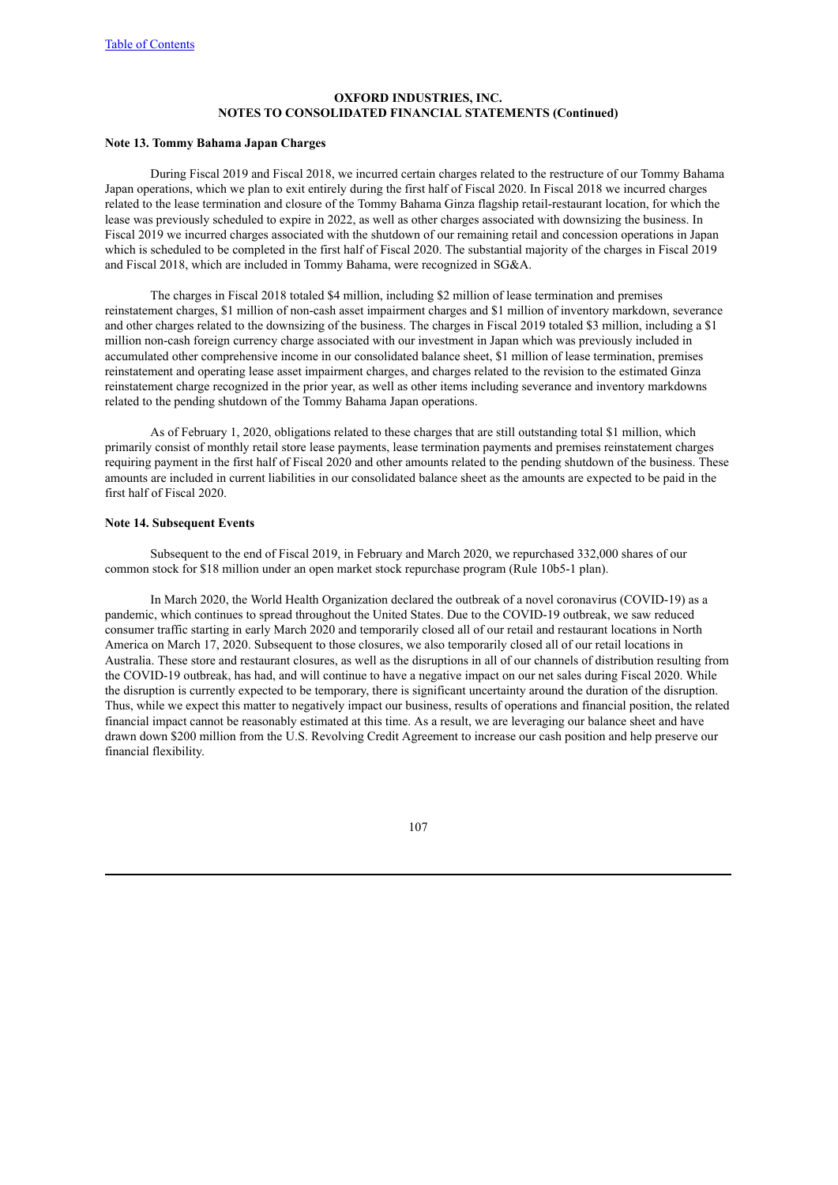**OXFORD INDUSTRIES, INC.**
**NOTES TO CONSOLIDATED FINANCIAL STATEMENTS (Continued)**

**Note 13. Tommy Bahama Japan Charges**

During Fiscal 2019 and Fiscal 2018, we incurred certain charges related to the restructure of our Tommy Bahama Japan operations, which we plan to exit entirely during the first half of Fiscal 2020. In Fiscal 2018 we incurred charges related to the lease termination and closure of the Tommy Bahama Ginza flagship retail-restaurant location, for which the lease was previously scheduled to expire in 2022, as well as other charges associated with downsizing the business. In Fiscal 2019 we incurred charges associated with the shutdown of our remaining retail and concession operations in Japan which is scheduled to be completed in the first half of Fiscal 2020. The substantial majority of the charges in Fiscal 2019 and Fiscal 2018, which are included in Tommy Bahama, were recognized in SG&A.

The charges in Fiscal 2018 totaled $4 million, including $2 million of lease termination and premises reinstatement charges, $1 million of non-cash asset impairment charges and $1 million of inventory markdown, severance and other charges related to the downsizing of the business. The charges in Fiscal 2019 totaled $3 million, including a $1 million non-cash foreign currency charge associated with our investment in Japan which was previously included in accumulated other comprehensive income in our consolidated balance sheet, $1 million of lease termination, premises reinstatement and operating lease asset impairment charges, and charges related to the revision to the estimated Ginza reinstatement charge recognized in the prior year, as well as other items including severance and inventory markdowns related to the pending shutdown of the Tommy Bahama Japan operations.

As of February 1, 2020, obligations related to these charges that are still outstanding total $1 million, which primarily consist of monthly retail store lease payments, lease termination payments and premises reinstatement charges requiring payment in the first half of Fiscal 2020 and other amounts related to the pending shutdown of the business. These amounts are included in current liabilities in our consolidated balance sheet as the amounts are expected to be paid in the first half of Fiscal 2020.

**Note 14. Subsequent Events**

Subsequent to the end of Fiscal 2019, in February and March 2020, we repurchased 332,000 shares of our common stock for $18 million under an open market stock repurchase program (Rule 10b5-1 plan).

In March 2020, the World Health Organization declared the outbreak of a novel coronavirus (COVID-19) as a pandemic, which continues to spread throughout the United States. Due to the COVID-19 outbreak, we saw reduced consumer traffic starting in early March 2020 and temporarily closed all of our retail and restaurant locations in North America on March 17, 2020. Subsequent to those closures, we also temporarily closed all of our retail locations in Australia. These store and restaurant closures, as well as the disruptions in all of our channels of distribution resulting from the COVID-19 outbreak, has had, and will continue to have a negative impact on our net sales during Fiscal 2020. While the disruption is currently expected to be temporary, there is significant uncertainty around the duration of the disruption. Thus, while we expect this matter to negatively impact our business, results of operations and financial position, the related financial impact cannot be reasonably estimated at this time. As a result, we are leveraging our balance sheet and have drawn down $200 million from the U.S. Revolving Credit Agreement to increase our cash position and help preserve our financial flexibility.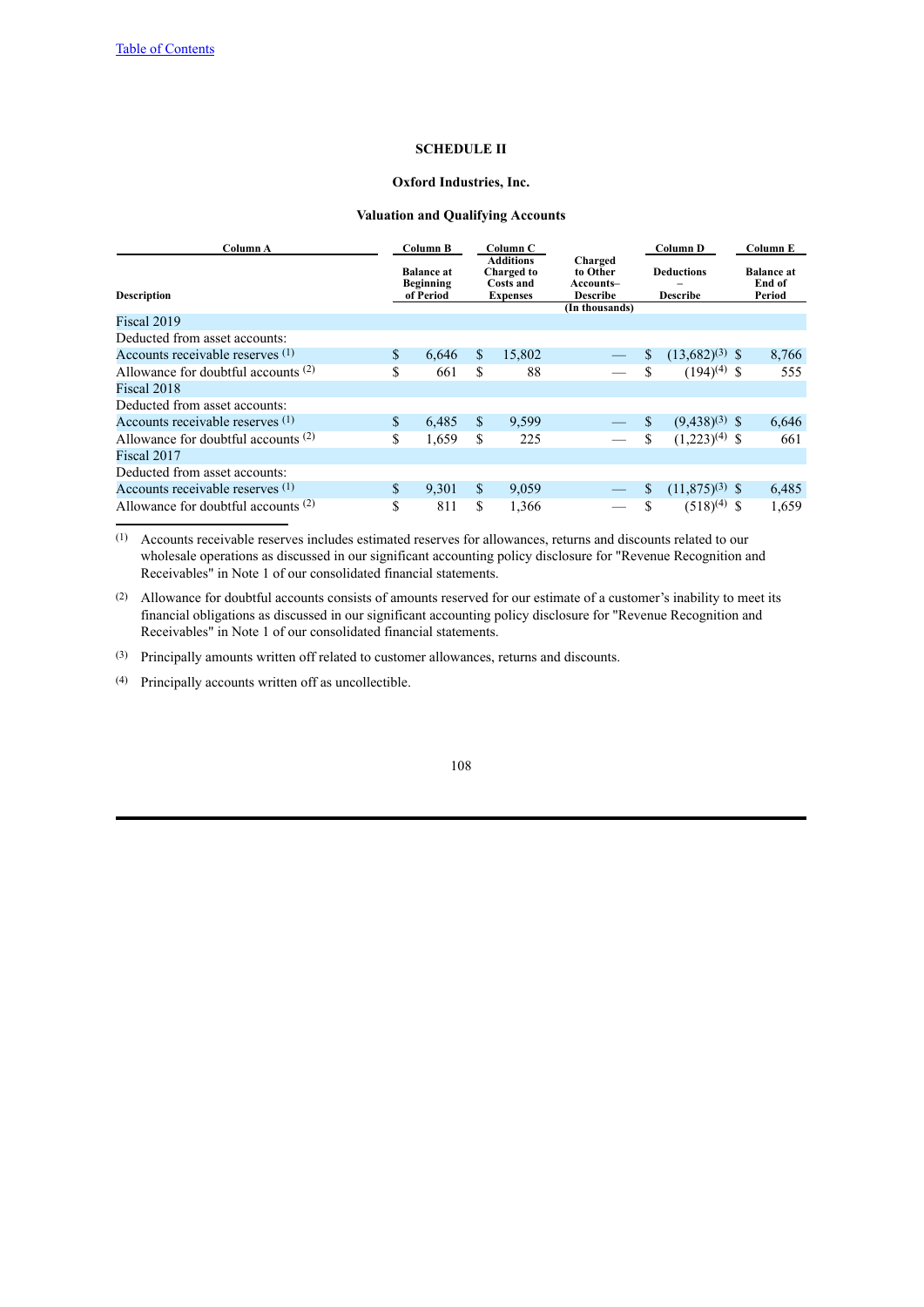Table of Contents

**SCHEDULE II**

**Oxford Industries, Inc.**

**Valuation and Qualifying Accounts**

| Column A | Column B | Column C | | Column D | Column E |
|---|---|---|---|---|---|
| Description | Balance at Beginning of Period | Additions Charged to Costs and Expenses | Charged to Other Accounts–Describe | Deductions – Describe | Balance at End of Period |
| | | | (In thousands) | | |
| Fiscal 2019 | | | | | |
| Deducted from asset accounts: | | | | | |
| Accounts receivable reserves [1] | $ 6,646 | $ 15,802 | — | $ (13,682)[3] | $ 8,766 |
| Allowance for doubtful accounts [2] | $ 661 | $ 88 | — | $ (194)[4] | $ 555 |
| Fiscal 2018 | | | | | |
| Deducted from asset accounts: | | | | | |
| Accounts receivable reserves [1] | $ 6,485 | $ 9,599 | — | $ (9,438)[3] | $ 6,646 |
| Allowance for doubtful accounts [2] | $ 1,659 | $ 225 | — | $ (1,223)[4] | $ 661 |
| Fiscal 2017 | | | | | |
| Deducted from asset accounts: | | | | | |
| Accounts receivable reserves [1] | $ 9,301 | $ 9,059 | — | $ (11,875)[3] | $ 6,485 |
| Allowance for doubtful accounts [2] | $ 811 | $ 1,366 | — | $ (518)[4] | $ 1,659 |

(1) Accounts receivable reserves includes estimated reserves for allowances, returns and discounts related to our wholesale operations as discussed in our significant accounting policy disclosure for "Revenue Recognition and Receivables" in Note 1 of our consolidated financial statements.

(2) Allowance for doubtful accounts consists of amounts reserved for our estimate of a customer's inability to meet its financial obligations as discussed in our significant accounting policy disclosure for "Revenue Recognition and Receivables" in Note 1 of our consolidated financial statements.

(3) Principally amounts written off related to customer allowances, returns and discounts.

(4) Principally accounts written off as uncollectible.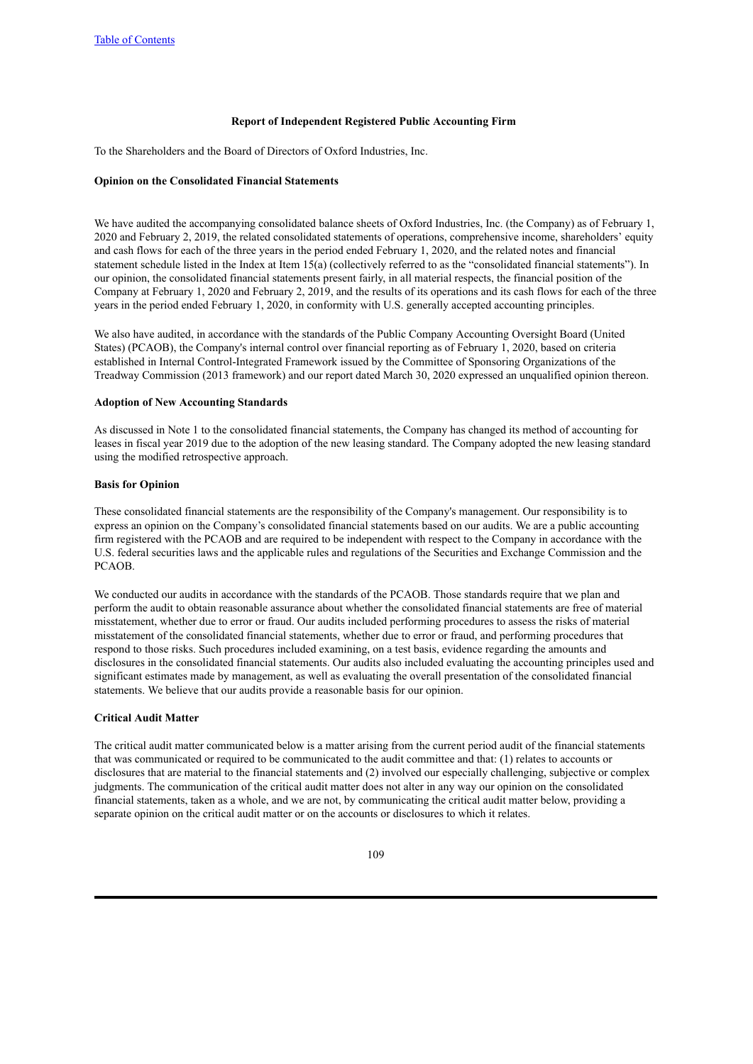[Table of Contents](#)

**Report of Independent Registered Public Accounting Firm**

To the Shareholders and the Board of Directors of Oxford Industries, Inc.

**Opinion on the Consolidated Financial Statements**

We have audited the accompanying consolidated balance sheets of Oxford Industries, Inc. (the Company) as of February 1, 2020 and February 2, 2019, the related consolidated statements of operations, comprehensive income, shareholders' equity and cash flows for each of the three years in the period ended February 1, 2020, and the related notes and financial statement schedule listed in the Index at Item 15(a) (collectively referred to as the "consolidated financial statements"). In our opinion, the consolidated financial statements present fairly, in all material respects, the financial position of the Company at February 1, 2020 and February 2, 2019, and the results of its operations and its cash flows for each of the three years in the period ended February 1, 2020, in conformity with U.S. generally accepted accounting principles.

We also have audited, in accordance with the standards of the Public Company Accounting Oversight Board (United States) (PCAOB), the Company's internal control over financial reporting as of February 1, 2020, based on criteria established in Internal Control-Integrated Framework issued by the Committee of Sponsoring Organizations of the Treadway Commission (2013 framework) and our report dated March 30, 2020 expressed an unqualified opinion thereon.

**Adoption of New Accounting Standards**

As discussed in Note 1 to the consolidated financial statements, the Company has changed its method of accounting for leases in fiscal year 2019 due to the adoption of the new leasing standard. The Company adopted the new leasing standard using the modified retrospective approach.

**Basis for Opinion**

These consolidated financial statements are the responsibility of the Company's management. Our responsibility is to express an opinion on the Company's consolidated financial statements based on our audits. We are a public accounting firm registered with the PCAOB and are required to be independent with respect to the Company in accordance with the U.S. federal securities laws and the applicable rules and regulations of the Securities and Exchange Commission and the PCAOB.

We conducted our audits in accordance with the standards of the PCAOB. Those standards require that we plan and perform the audit to obtain reasonable assurance about whether the consolidated financial statements are free of material misstatement, whether due to error or fraud. Our audits included performing procedures to assess the risks of material misstatement of the consolidated financial statements, whether due to error or fraud, and performing procedures that respond to those risks. Such procedures included examining, on a test basis, evidence regarding the amounts and disclosures in the consolidated financial statements. Our audits also included evaluating the accounting principles used and significant estimates made by management, as well as evaluating the overall presentation of the consolidated financial statements. We believe that our audits provide a reasonable basis for our opinion.

**Critical Audit Matter**

The critical audit matter communicated below is a matter arising from the current period audit of the financial statements that was communicated or required to be communicated to the audit committee and that: (1) relates to accounts or disclosures that are material to the financial statements and (2) involved our especially challenging, subjective or complex judgments. The communication of the critical audit matter does not alter in any way our opinion on the consolidated financial statements, taken as a whole, and we are not, by communicating the critical audit matter below, providing a separate opinion on the critical audit matter or on the accounts or disclosures to which it relates.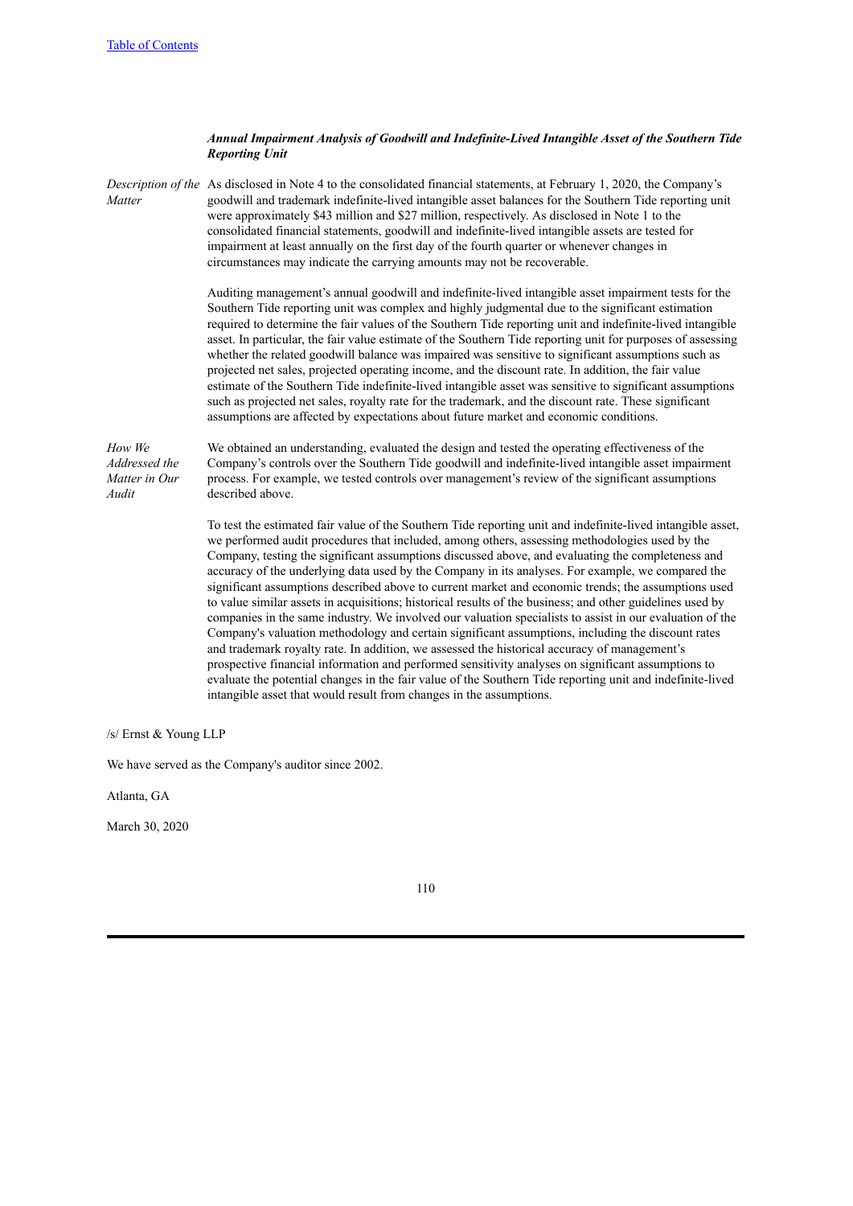***Annual Impairment Analysis of Goodwill and Indefinite-Lived Intangible Asset of the Southern Tide Reporting Unit***

| | |
|---|---|
| *Description of the Matter* | As disclosed in Note 4 to the consolidated financial statements, at February 1, 2020, the Company's goodwill and trademark indefinite-lived intangible asset balances for the Southern Tide reporting unit were approximately $43 million and $27 million, respectively. As disclosed in Note 1 to the consolidated financial statements, goodwill and indefinite-lived intangible assets are tested for impairment at least annually on the first day of the fourth quarter or whenever changes in circumstances may indicate the carrying amounts may not be recoverable. |
| | Auditing management's annual goodwill and indefinite-lived intangible asset impairment tests for the Southern Tide reporting unit was complex and highly judgmental due to the significant estimation required to determine the fair values of the Southern Tide reporting unit and indefinite-lived intangible asset. In particular, the fair value estimate of the Southern Tide reporting unit for purposes of assessing whether the related goodwill balance was impaired was sensitive to significant assumptions such as projected net sales, projected operating income, and the discount rate. In addition, the fair value estimate of the Southern Tide indefinite-lived intangible asset was sensitive to significant assumptions such as projected net sales, royalty rate for the trademark, and the discount rate. These significant assumptions are affected by expectations about future market and economic conditions. |
| *How We Addressed the Matter in Our Audit* | We obtained an understanding, evaluated the design and tested the operating effectiveness of the Company's controls over the Southern Tide goodwill and indefinite-lived intangible asset impairment process. For example, we tested controls over management's review of the significant assumptions described above. |
| | To test the estimated fair value of the Southern Tide reporting unit and indefinite-lived intangible asset, we performed audit procedures that included, among others, assessing methodologies used by the Company, testing the significant assumptions discussed above, and evaluating the completeness and accuracy of the underlying data used by the Company in its analyses. For example, we compared the significant assumptions described above to current market and economic trends; the assumptions used to value similar assets in acquisitions; historical results of the business; and other guidelines used by companies in the same industry. We involved our valuation specialists to assist in our evaluation of the Company's valuation methodology and certain significant assumptions, including the discount rates and trademark royalty rate. In addition, we assessed the historical accuracy of management's prospective financial information and performed sensitivity analyses on significant assumptions to evaluate the potential changes in the fair value of the Southern Tide reporting unit and indefinite-lived intangible asset that would result from changes in the assumptions. |

/s/ Ernst & Young LLP

We have served as the Company's auditor since 2002.

Atlanta, GA

March 30, 2020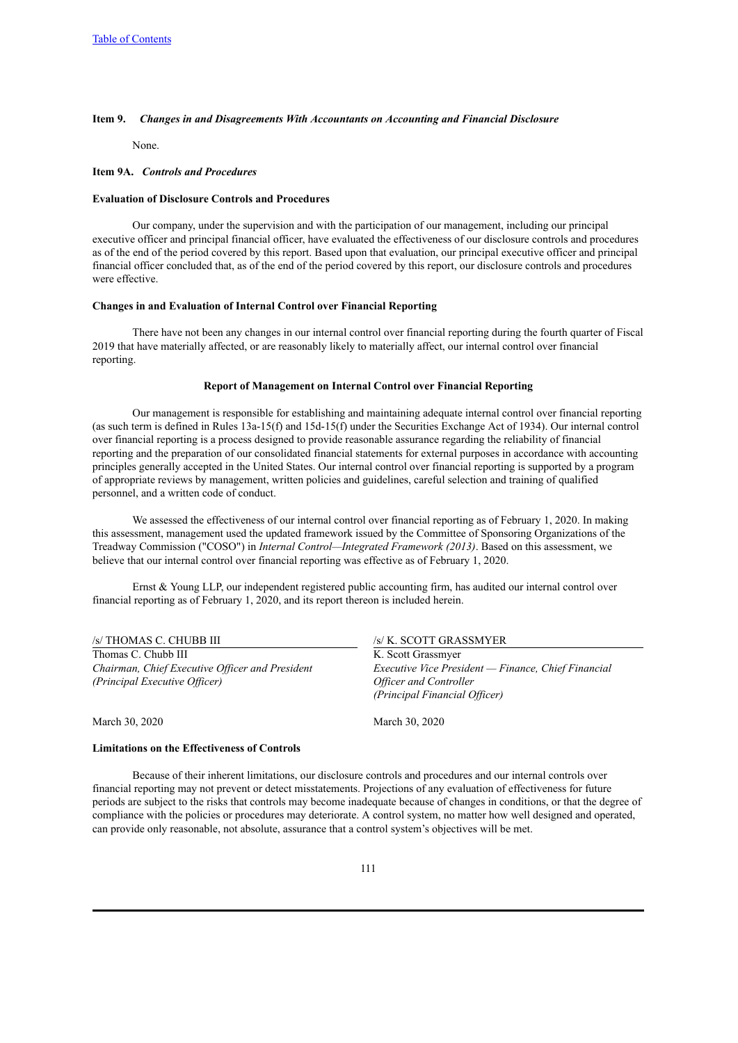**Item 9.** ***Changes in and Disagreements With Accountants on Accounting and Financial Disclosure***

None.

**Item 9A.** ***Controls and Procedures***

**Evaluation of Disclosure Controls and Procedures**

Our company, under the supervision and with the participation of our management, including our principal executive officer and principal financial officer, have evaluated the effectiveness of our disclosure controls and procedures as of the end of the period covered by this report. Based upon that evaluation, our principal executive officer and principal financial officer concluded that, as of the end of the period covered by this report, our disclosure controls and procedures were effective.

**Changes in and Evaluation of Internal Control over Financial Reporting**

There have not been any changes in our internal control over financial reporting during the fourth quarter of Fiscal 2019 that have materially affected, or are reasonably likely to materially affect, our internal control over financial reporting.

**Report of Management on Internal Control over Financial Reporting**

Our management is responsible for establishing and maintaining adequate internal control over financial reporting (as such term is defined in Rules 13a-15(f) and 15d-15(f) under the Securities Exchange Act of 1934). Our internal control over financial reporting is a process designed to provide reasonable assurance regarding the reliability of financial reporting and the preparation of our consolidated financial statements for external purposes in accordance with accounting principles generally accepted in the United States. Our internal control over financial reporting is supported by a program of appropriate reviews by management, written policies and guidelines, careful selection and training of qualified personnel, and a written code of conduct.

We assessed the effectiveness of our internal control over financial reporting as of February 1, 2020. In making this assessment, management used the updated framework issued by the Committee of Sponsoring Organizations of the Treadway Commission ("COSO") in *Internal Control—Integrated Framework (2013)*. Based on this assessment, we believe that our internal control over financial reporting was effective as of February 1, 2020.

Ernst & Young LLP, our independent registered public accounting firm, has audited our internal control over financial reporting as of February 1, 2020, and its report thereon is included herein.

/s/ THOMAS C. CHUBB III
Thomas C. Chubb III
*Chairman, Chief Executive Officer and President*
*(Principal Executive Officer)*

March 30, 2020

/s/ K. SCOTT GRASSMYER
K. Scott Grassmyer
*Executive Vice President — Finance, Chief Financial Officer and Controller*
*(Principal Financial Officer)*

March 30, 2020

**Limitations on the Effectiveness of Controls**

Because of their inherent limitations, our disclosure controls and procedures and our internal controls over financial reporting may not prevent or detect misstatements. Projections of any evaluation of effectiveness for future periods are subject to the risks that controls may become inadequate because of changes in conditions, or that the degree of compliance with the policies or procedures may deteriorate. A control system, no matter how well designed and operated, can provide only reasonable, not absolute, assurance that a control system's objectives will be met.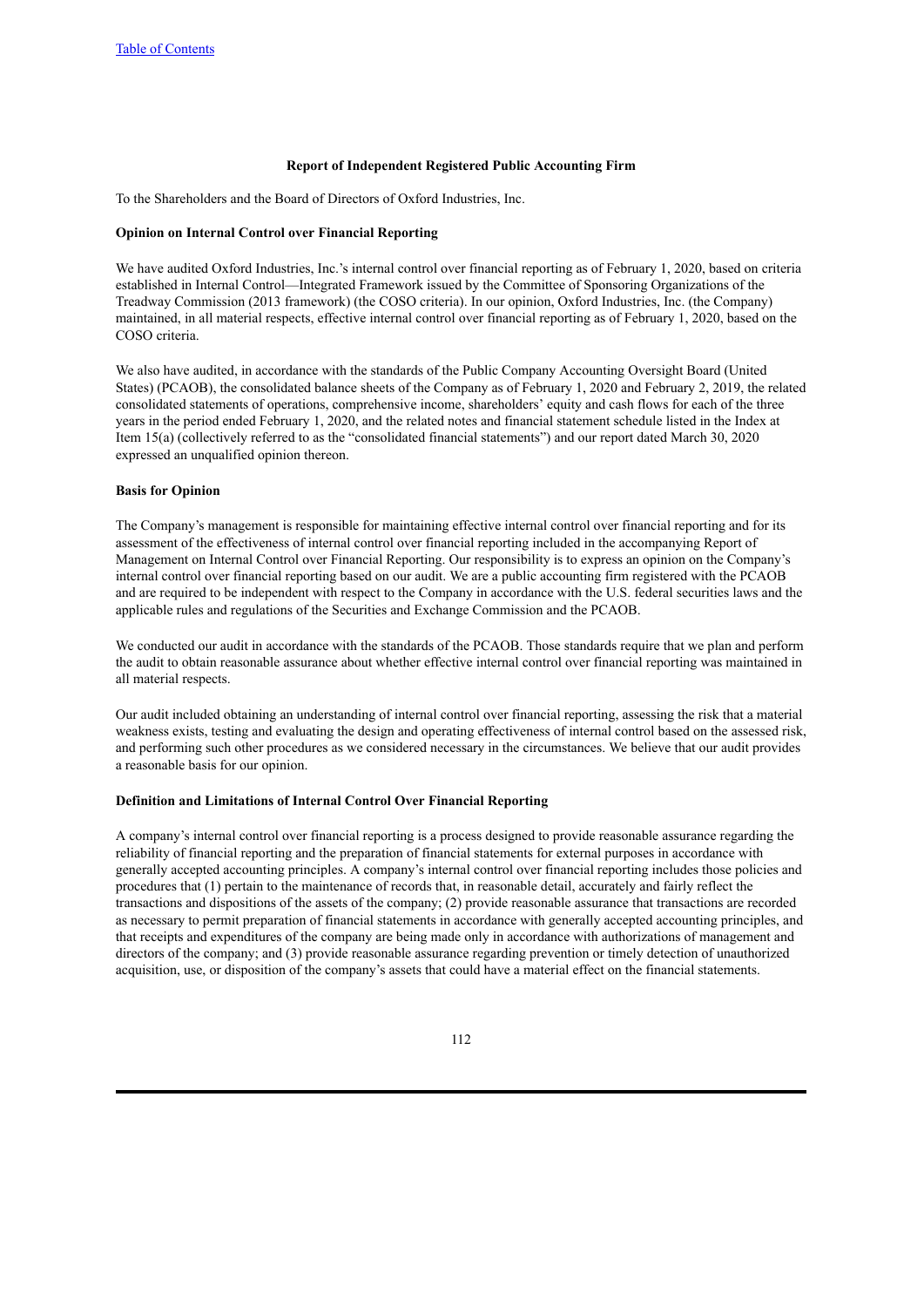[Table of Contents](#)

**Report of Independent Registered Public Accounting Firm**

To the Shareholders and the Board of Directors of Oxford Industries, Inc.

**Opinion on Internal Control over Financial Reporting**

We have audited Oxford Industries, Inc.'s internal control over financial reporting as of February 1, 2020, based on criteria established in Internal Control—Integrated Framework issued by the Committee of Sponsoring Organizations of the Treadway Commission (2013 framework) (the COSO criteria). In our opinion, Oxford Industries, Inc. (the Company) maintained, in all material respects, effective internal control over financial reporting as of February 1, 2020, based on the COSO criteria.

We also have audited, in accordance with the standards of the Public Company Accounting Oversight Board (United States) (PCAOB), the consolidated balance sheets of the Company as of February 1, 2020 and February 2, 2019, the related consolidated statements of operations, comprehensive income, shareholders' equity and cash flows for each of the three years in the period ended February 1, 2020, and the related notes and financial statement schedule listed in the Index at Item 15(a) (collectively referred to as the "consolidated financial statements") and our report dated March 30, 2020 expressed an unqualified opinion thereon.

**Basis for Opinion**

The Company's management is responsible for maintaining effective internal control over financial reporting and for its assessment of the effectiveness of internal control over financial reporting included in the accompanying Report of Management on Internal Control over Financial Reporting. Our responsibility is to express an opinion on the Company's internal control over financial reporting based on our audit. We are a public accounting firm registered with the PCAOB and are required to be independent with respect to the Company in accordance with the U.S. federal securities laws and the applicable rules and regulations of the Securities and Exchange Commission and the PCAOB.

We conducted our audit in accordance with the standards of the PCAOB. Those standards require that we plan and perform the audit to obtain reasonable assurance about whether effective internal control over financial reporting was maintained in all material respects.

Our audit included obtaining an understanding of internal control over financial reporting, assessing the risk that a material weakness exists, testing and evaluating the design and operating effectiveness of internal control based on the assessed risk, and performing such other procedures as we considered necessary in the circumstances. We believe that our audit provides a reasonable basis for our opinion.

**Definition and Limitations of Internal Control Over Financial Reporting**

A company's internal control over financial reporting is a process designed to provide reasonable assurance regarding the reliability of financial reporting and the preparation of financial statements for external purposes in accordance with generally accepted accounting principles. A company's internal control over financial reporting includes those policies and procedures that (1) pertain to the maintenance of records that, in reasonable detail, accurately and fairly reflect the transactions and dispositions of the assets of the company; (2) provide reasonable assurance that transactions are recorded as necessary to permit preparation of financial statements in accordance with generally accepted accounting principles, and that receipts and expenditures of the company are being made only in accordance with authorizations of management and directors of the company; and (3) provide reasonable assurance regarding prevention or timely detection of unauthorized acquisition, use, or disposition of the company's assets that could have a material effect on the financial statements.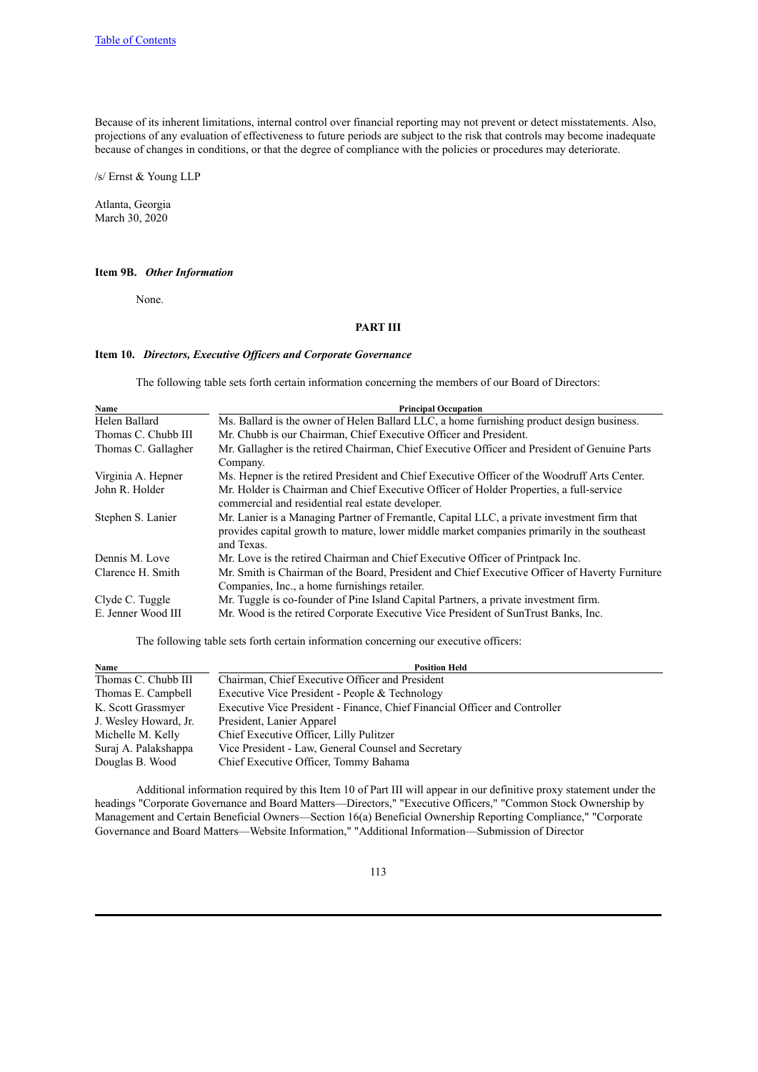Because of its inherent limitations, internal control over financial reporting may not prevent or detect misstatements. Also, projections of any evaluation of effectiveness to future periods are subject to the risk that controls may become inadequate because of changes in conditions, or that the degree of compliance with the policies or procedures may deteriorate.

/s/ Ernst & Young LLP

Atlanta, Georgia
March 30, 2020

**Item 9B.** ***Other Information***

None.

**PART III**

**Item 10.** ***Directors, Executive Officers and Corporate Governance***

The following table sets forth certain information concerning the members of our Board of Directors:

| Name | Principal Occupation |
|---|---|
| Helen Ballard | Ms. Ballard is the owner of Helen Ballard LLC, a home furnishing product design business. |
| Thomas C. Chubb III | Mr. Chubb is our Chairman, Chief Executive Officer and President. |
| Thomas C. Gallagher | Mr. Gallagher is the retired Chairman, Chief Executive Officer and President of Genuine Parts Company. |
| Virginia A. Hepner | Ms. Hepner is the retired President and Chief Executive Officer of the Woodruff Arts Center. |
| John R. Holder | Mr. Holder is Chairman and Chief Executive Officer of Holder Properties, a full-service commercial and residential real estate developer. |
| Stephen S. Lanier | Mr. Lanier is a Managing Partner of Fremantle, Capital LLC, a private investment firm that provides capital growth to mature, lower middle market companies primarily in the southeast and Texas. |
| Dennis M. Love | Mr. Love is the retired Chairman and Chief Executive Officer of Printpack Inc. |
| Clarence H. Smith | Mr. Smith is Chairman of the Board, President and Chief Executive Officer of Haverty Furniture Companies, Inc., a home furnishings retailer. |
| Clyde C. Tuggle | Mr. Tuggle is co-founder of Pine Island Capital Partners, a private investment firm. |
| E. Jenner Wood III | Mr. Wood is the retired Corporate Executive Vice President of SunTrust Banks, Inc. |

The following table sets forth certain information concerning our executive officers:

| Name | Position Held |
|---|---|
| Thomas C. Chubb III | Chairman, Chief Executive Officer and President |
| Thomas E. Campbell | Executive Vice President - People & Technology |
| K. Scott Grassmyer | Executive Vice President - Finance, Chief Financial Officer and Controller |
| J. Wesley Howard, Jr. | President, Lanier Apparel |
| Michelle M. Kelly | Chief Executive Officer, Lilly Pulitzer |
| Suraj A. Palakshappa | Vice President - Law, General Counsel and Secretary |
| Douglas B. Wood | Chief Executive Officer, Tommy Bahama |

Additional information required by this Item 10 of Part III will appear in our definitive proxy statement under the headings "Corporate Governance and Board Matters—Directors," "Executive Officers," "Common Stock Ownership by Management and Certain Beneficial Owners—Section 16(a) Beneficial Ownership Reporting Compliance," "Corporate Governance and Board Matters—Website Information," "Additional Information—Submission of Director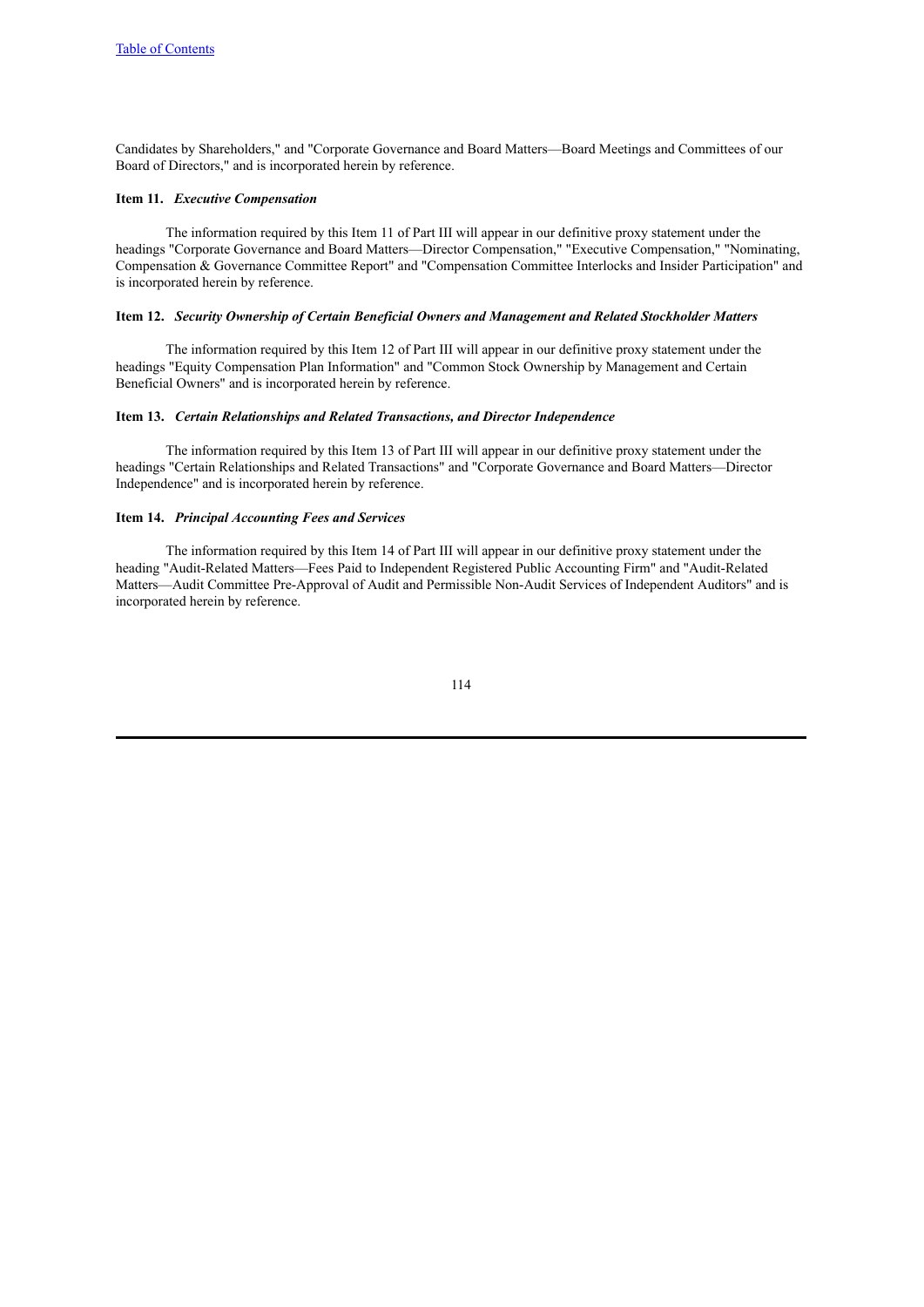Candidates by Shareholders," and "Corporate Governance and Board Matters—Board Meetings and Committees of our Board of Directors," and is incorporated herein by reference.

**Item 11.** ***Executive Compensation***

The information required by this Item 11 of Part III will appear in our definitive proxy statement under the headings "Corporate Governance and Board Matters—Director Compensation," "Executive Compensation," "Nominating, Compensation & Governance Committee Report" and "Compensation Committee Interlocks and Insider Participation" and is incorporated herein by reference.

**Item 12.** ***Security Ownership of Certain Beneficial Owners and Management and Related Stockholder Matters***

The information required by this Item 12 of Part III will appear in our definitive proxy statement under the headings "Equity Compensation Plan Information" and "Common Stock Ownership by Management and Certain Beneficial Owners" and is incorporated herein by reference.

**Item 13.** ***Certain Relationships and Related Transactions, and Director Independence***

The information required by this Item 13 of Part III will appear in our definitive proxy statement under the headings "Certain Relationships and Related Transactions" and "Corporate Governance and Board Matters—Director Independence" and is incorporated herein by reference.

**Item 14.** ***Principal Accounting Fees and Services***

The information required by this Item 14 of Part III will appear in our definitive proxy statement under the heading "Audit-Related Matters—Fees Paid to Independent Registered Public Accounting Firm" and "Audit-Related Matters—Audit Committee Pre-Approval of Audit and Permissible Non-Audit Services of Independent Auditors" and is incorporated herein by reference.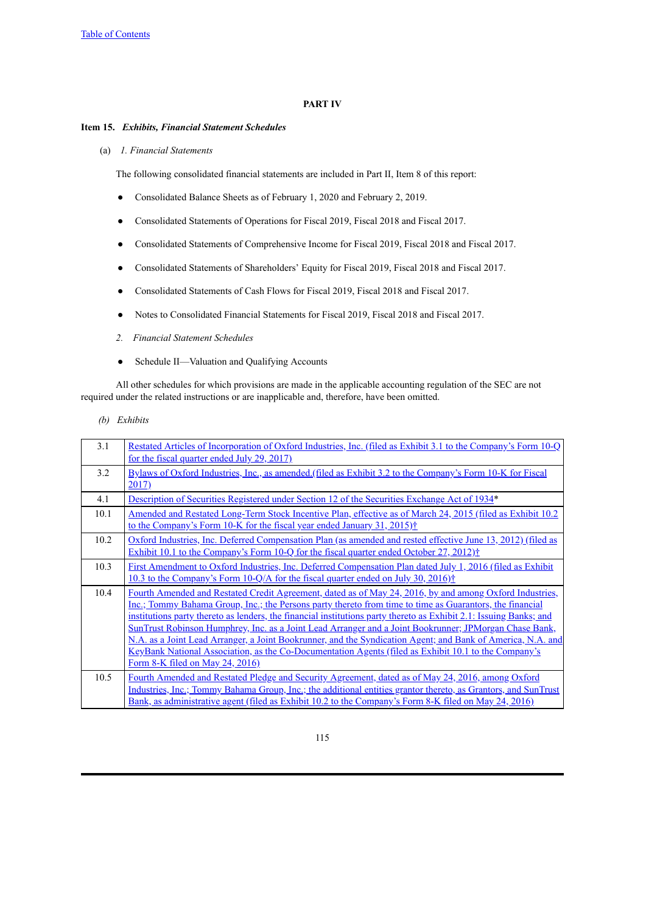[Table of Contents](#)

# PART IV

## Item 15. *Exhibits, Financial Statement Schedules*

(a) *1. Financial Statements*

The following consolidated financial statements are included in Part II, Item 8 of this report:

- Consolidated Balance Sheets as of February 1, 2020 and February 2, 2019.
- Consolidated Statements of Operations for Fiscal 2019, Fiscal 2018 and Fiscal 2017.
- Consolidated Statements of Comprehensive Income for Fiscal 2019, Fiscal 2018 and Fiscal 2017.
- Consolidated Statements of Shareholders' Equity for Fiscal 2019, Fiscal 2018 and Fiscal 2017.
- Consolidated Statements of Cash Flows for Fiscal 2019, Fiscal 2018 and Fiscal 2017.
- Notes to Consolidated Financial Statements for Fiscal 2019, Fiscal 2018 and Fiscal 2017.

*2. Financial Statement Schedules*

- Schedule II—Valuation and Qualifying Accounts

All other schedules for which provisions are made in the applicable accounting regulation of the SEC are not required under the related instructions or are inapplicable and, therefore, have been omitted.

(b) *Exhibits*

| | |
|---|---|
| 3.1 | Restated Articles of Incorporation of Oxford Industries, Inc. (filed as Exhibit 3.1 to the Company's Form 10-Q for the fiscal quarter ended July 29, 2017) |
| 3.2 | Bylaws of Oxford Industries, Inc., as amended.(filed as Exhibit 3.2 to the Company's Form 10-K for Fiscal 2017) |
| 4.1 | Description of Securities Registered under Section 12 of the Securities Exchange Act of 1934* |
| 10.1 | Amended and Restated Long-Term Stock Incentive Plan, effective as of March 24, 2015 (filed as Exhibit 10.2 to the Company's Form 10-K for the fiscal year ended January 31, 2015)† |
| 10.2 | Oxford Industries, Inc. Deferred Compensation Plan (as amended and rested effective June 13, 2012) (filed as Exhibit 10.1 to the Company's Form 10-Q for the fiscal quarter ended October 27, 2012)† |
| 10.3 | First Amendment to Oxford Industries, Inc. Deferred Compensation Plan dated July 1, 2016 (filed as Exhibit 10.3 to the Company's Form 10-Q/A for the fiscal quarter ended on July 30, 2016)† |
| 10.4 | Fourth Amended and Restated Credit Agreement, dated as of May 24, 2016, by and among Oxford Industries, Inc.; Tommy Bahama Group, Inc.; the Persons party thereto from time to time as Guarantors, the financial institutions party thereto as lenders, the financial institutions party thereto as Exhibit 2.1: Issuing Banks; and SunTrust Robinson Humphrey, Inc. as a Joint Lead Arranger and a Joint Bookrunner; JPMorgan Chase Bank, N.A. as a Joint Lead Arranger, a Joint Bookrunner, and the Syndication Agent; and Bank of America, N.A. and KeyBank National Association, as the Co-Documentation Agents (filed as Exhibit 10.1 to the Company's Form 8-K filed on May 24, 2016) |
| 10.5 | Fourth Amended and Restated Pledge and Security Agreement, dated as of May 24, 2016, among Oxford Industries, Inc.; Tommy Bahama Group, Inc.; the additional entities grantor thereto, as Grantors, and SunTrust Bank, as administrative agent (filed as Exhibit 10.2 to the Company's Form 8-K filed on May 24, 2016) |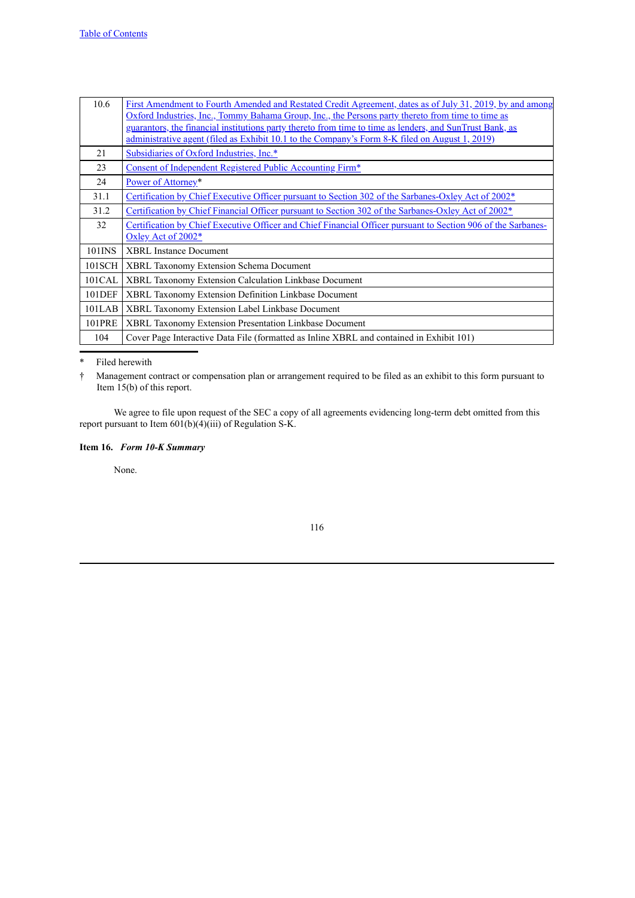| | |
|---|---|
| 10.6 | First Amendment to Fourth Amended and Restated Credit Agreement, dates as of July 31, 2019, by and among Oxford Industries, Inc., Tommy Bahama Group, Inc., the Persons party thereto from time to time as guarantors, the financial institutions party thereto from time to time as lenders, and SunTrust Bank, as administrative agent (filed as Exhibit 10.1 to the Company's Form 8-K filed on August 1, 2019) |
| 21 | Subsidiaries of Oxford Industries, Inc.* |
| 23 | Consent of Independent Registered Public Accounting Firm* |
| 24 | Power of Attorney* |
| 31.1 | Certification by Chief Executive Officer pursuant to Section 302 of the Sarbanes-Oxley Act of 2002* |
| 31.2 | Certification by Chief Financial Officer pursuant to Section 302 of the Sarbanes-Oxley Act of 2002* |
| 32 | Certification by Chief Executive Officer and Chief Financial Officer pursuant to Section 906 of the Sarbanes-Oxley Act of 2002* |
| 101INS | XBRL Instance Document |
| 101SCH | XBRL Taxonomy Extension Schema Document |
| 101CAL | XBRL Taxonomy Extension Calculation Linkbase Document |
| 101DEF | XBRL Taxonomy Extension Definition Linkbase Document |
| 101LAB | XBRL Taxonomy Extension Label Linkbase Document |
| 101PRE | XBRL Taxonomy Extension Presentation Linkbase Document |
| 104 | Cover Page Interactive Data File (formatted as Inline XBRL and contained in Exhibit 101) |

\* Filed herewith

† Management contract or compensation plan or arrangement required to be filed as an exhibit to this form pursuant to Item 15(b) of this report.

We agree to file upon request of the SEC a copy of all agreements evidencing long-term debt omitted from this report pursuant to Item 601(b)(4)(iii) of Regulation S-K.

**Item 16.** ***Form 10-K Summary***

None.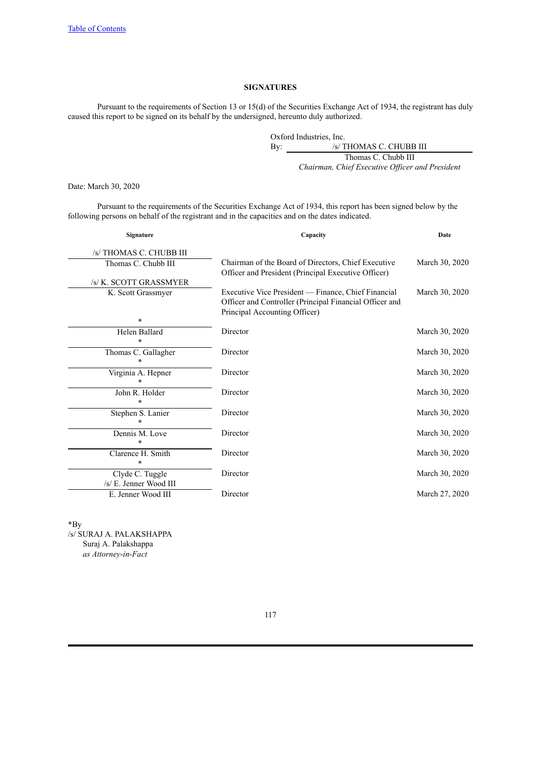[Table of Contents](#)

## SIGNATURES

Pursuant to the requirements of Section 13 or 15(d) of the Securities Exchange Act of 1934, the registrant has duly caused this report to be signed on its behalf by the undersigned, hereunto duly authorized.

Oxford Industries, Inc.

By: /s/ THOMAS C. CHUBB III

Thomas C. Chubb III

*Chairman, Chief Executive Officer and President*

Date: March 30, 2020

Pursuant to the requirements of the Securities Exchange Act of 1934, this report has been signed below by the following persons on behalf of the registrant and in the capacities and on the dates indicated.

| Signature | Capacity | Date |
|---|---|---|
| /s/ THOMAS C. CHUBB III<br>Thomas C. Chubb III | Chairman of the Board of Directors, Chief Executive Officer and President (Principal Executive Officer) | March 30, 2020 |
| /s/ K. SCOTT GRASSMYER<br>K. Scott Grassmyer | Executive Vice President — Finance, Chief Financial Officer and Controller (Principal Financial Officer and Principal Accounting Officer) | March 30, 2020 |
| *<br>Helen Ballard | Director | March 30, 2020 |
| *<br>Thomas C. Gallagher | Director | March 30, 2020 |
| *<br>Virginia A. Hepner | Director | March 30, 2020 |
| *<br>John R. Holder | Director | March 30, 2020 |
| *<br>Stephen S. Lanier | Director | March 30, 2020 |
| *<br>Dennis M. Love | Director | March 30, 2020 |
| *<br>Clarence H. Smith | Director | March 30, 2020 |
| *<br>Clyde C. Tuggle | Director | March 30, 2020 |
| /s/ E. Jenner Wood III<br>E. Jenner Wood III | Director | March 27, 2020 |

*By

/s/ SURAJ A. PALAKSHAPPA

Suraj A. Palakshappa

*as Attorney-in-Fact*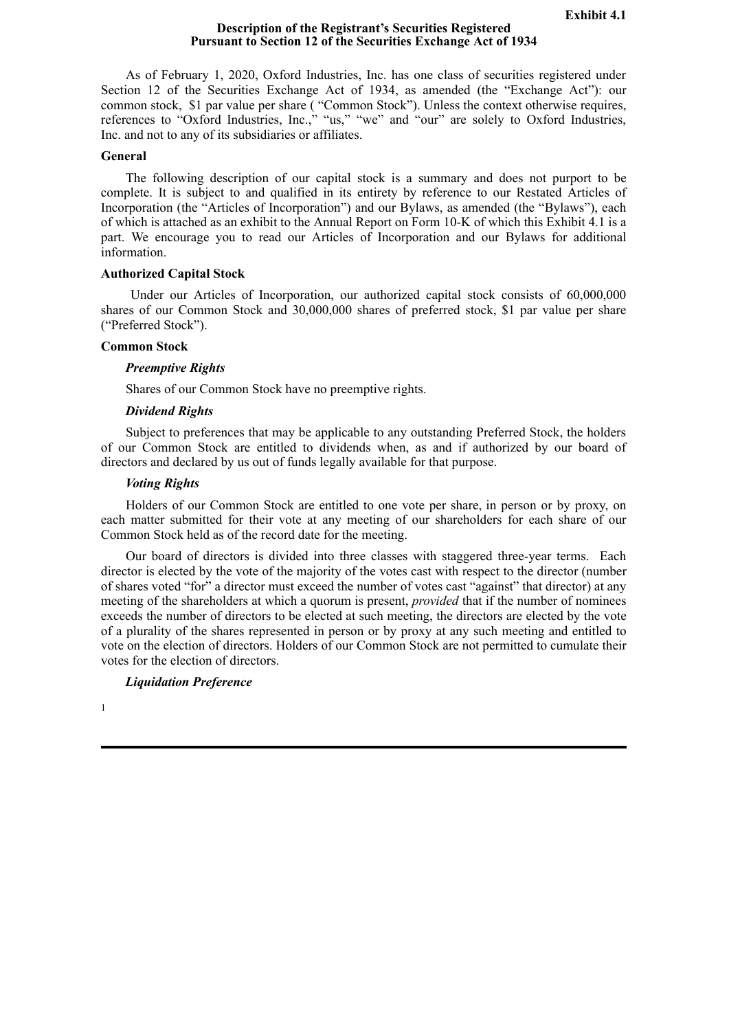**Exhibit 4.1**

**Description of the Registrant's Securities Registered Pursuant to Section 12 of the Securities Exchange Act of 1934**

As of February 1, 2020, Oxford Industries, Inc. has one class of securities registered under Section 12 of the Securities Exchange Act of 1934, as amended (the "Exchange Act"): our common stock, $1 par value per share ( "Common Stock"). Unless the context otherwise requires, references to "Oxford Industries, Inc.," "us," "we" and "our" are solely to Oxford Industries, Inc. and not to any of its subsidiaries or affiliates.

**General**

The following description of our capital stock is a summary and does not purport to be complete. It is subject to and qualified in its entirety by reference to our Restated Articles of Incorporation (the "Articles of Incorporation") and our Bylaws, as amended (the "Bylaws"), each of which is attached as an exhibit to the Annual Report on Form 10-K of which this Exhibit 4.1 is a part. We encourage you to read our Articles of Incorporation and our Bylaws for additional information.

**Authorized Capital Stock**

Under our Articles of Incorporation, our authorized capital stock consists of 60,000,000 shares of our Common Stock and 30,000,000 shares of preferred stock, $1 par value per share ("Preferred Stock").

**Common Stock**

***Preemptive Rights***

Shares of our Common Stock have no preemptive rights.

***Dividend Rights***

Subject to preferences that may be applicable to any outstanding Preferred Stock, the holders of our Common Stock are entitled to dividends when, as and if authorized by our board of directors and declared by us out of funds legally available for that purpose.

***Voting Rights***

Holders of our Common Stock are entitled to one vote per share, in person or by proxy, on each matter submitted for their vote at any meeting of our shareholders for each share of our Common Stock held as of the record date for the meeting.

Our board of directors is divided into three classes with staggered three-year terms. Each director is elected by the vote of the majority of the votes cast with respect to the director (number of shares voted "for" a director must exceed the number of votes cast "against" that director) at any meeting of the shareholders at which a quorum is present, *provided* that if the number of nominees exceeds the number of directors to be elected at such meeting, the directors are elected by the vote of a plurality of the shares represented in person or by proxy at any such meeting and entitled to vote on the election of directors. Holders of our Common Stock are not permitted to cumulate their votes for the election of directors.

***Liquidation Preference***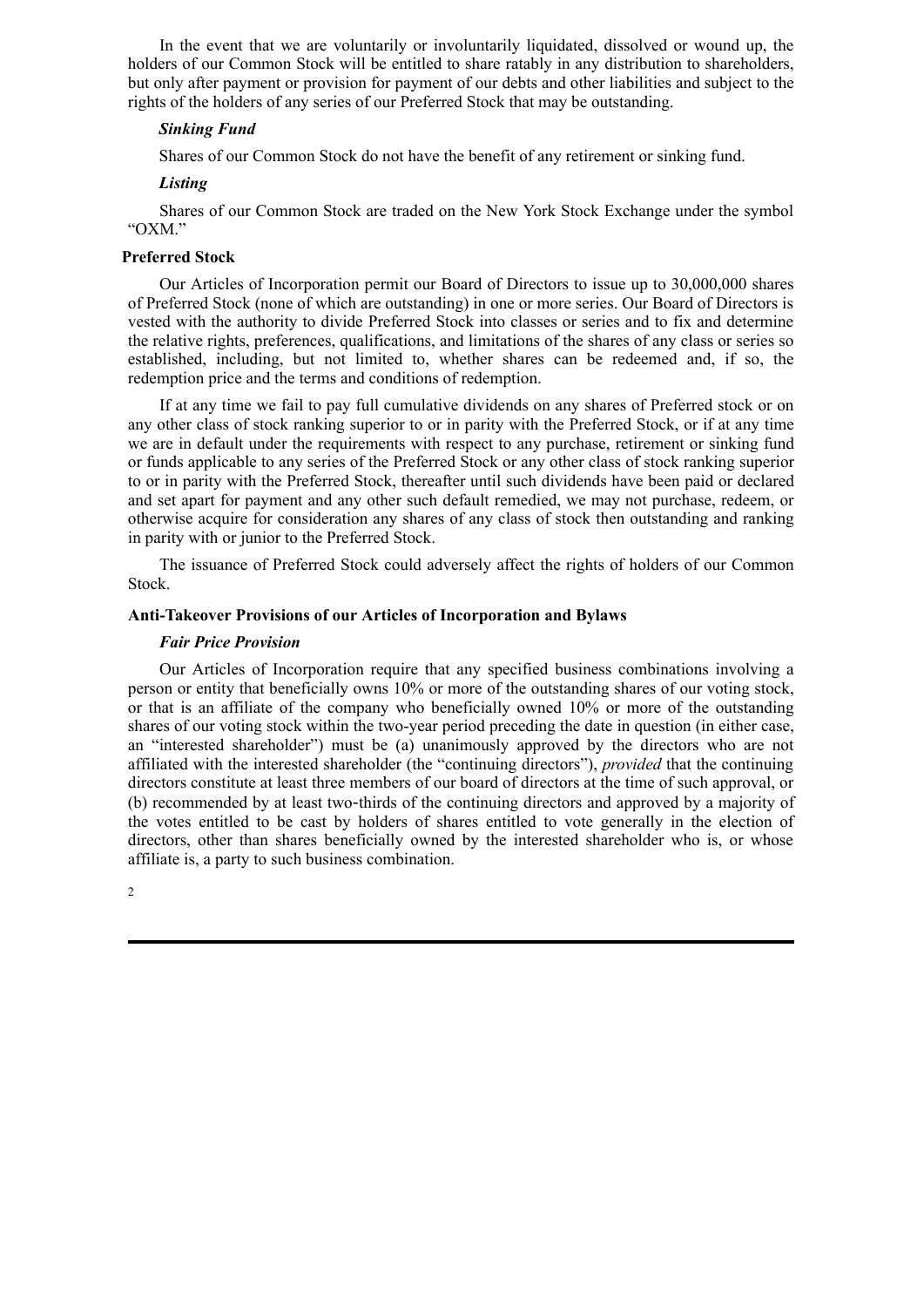In the event that we are voluntarily or involuntarily liquidated, dissolved or wound up, the holders of our Common Stock will be entitled to share ratably in any distribution to shareholders, but only after payment or provision for payment of our debts and other liabilities and subject to the rights of the holders of any series of our Preferred Stock that may be outstanding.

### *Sinking Fund*

Shares of our Common Stock do not have the benefit of any retirement or sinking fund.

### *Listing*

Shares of our Common Stock are traded on the New York Stock Exchange under the symbol "OXM."

## Preferred Stock

Our Articles of Incorporation permit our Board of Directors to issue up to 30,000,000 shares of Preferred Stock (none of which are outstanding) in one or more series. Our Board of Directors is vested with the authority to divide Preferred Stock into classes or series and to fix and determine the relative rights, preferences, qualifications, and limitations of the shares of any class or series so established, including, but not limited to, whether shares can be redeemed and, if so, the redemption price and the terms and conditions of redemption.

If at any time we fail to pay full cumulative dividends on any shares of Preferred stock or on any other class of stock ranking superior to or in parity with the Preferred Stock, or if at any time we are in default under the requirements with respect to any purchase, retirement or sinking fund or funds applicable to any series of the Preferred Stock or any other class of stock ranking superior to or in parity with the Preferred Stock, thereafter until such dividends have been paid or declared and set apart for payment and any other such default remedied, we may not purchase, redeem, or otherwise acquire for consideration any shares of any class of stock then outstanding and ranking in parity with or junior to the Preferred Stock.

The issuance of Preferred Stock could adversely affect the rights of holders of our Common Stock.

## Anti-Takeover Provisions of our Articles of Incorporation and Bylaws

### *Fair Price Provision*

Our Articles of Incorporation require that any specified business combinations involving a person or entity that beneficially owns 10% or more of the outstanding shares of our voting stock, or that is an affiliate of the company who beneficially owned 10% or more of the outstanding shares of our voting stock within the two-year period preceding the date in question (in either case, an "interested shareholder") must be (a) unanimously approved by the directors who are not affiliated with the interested shareholder (the "continuing directors"), *provided* that the continuing directors constitute at least three members of our board of directors at the time of such approval, or (b) recommended by at least two-thirds of the continuing directors and approved by a majority of the votes entitled to be cast by holders of shares entitled to vote generally in the election of directors, other than shares beneficially owned by the interested shareholder who is, or whose affiliate is, a party to such business combination.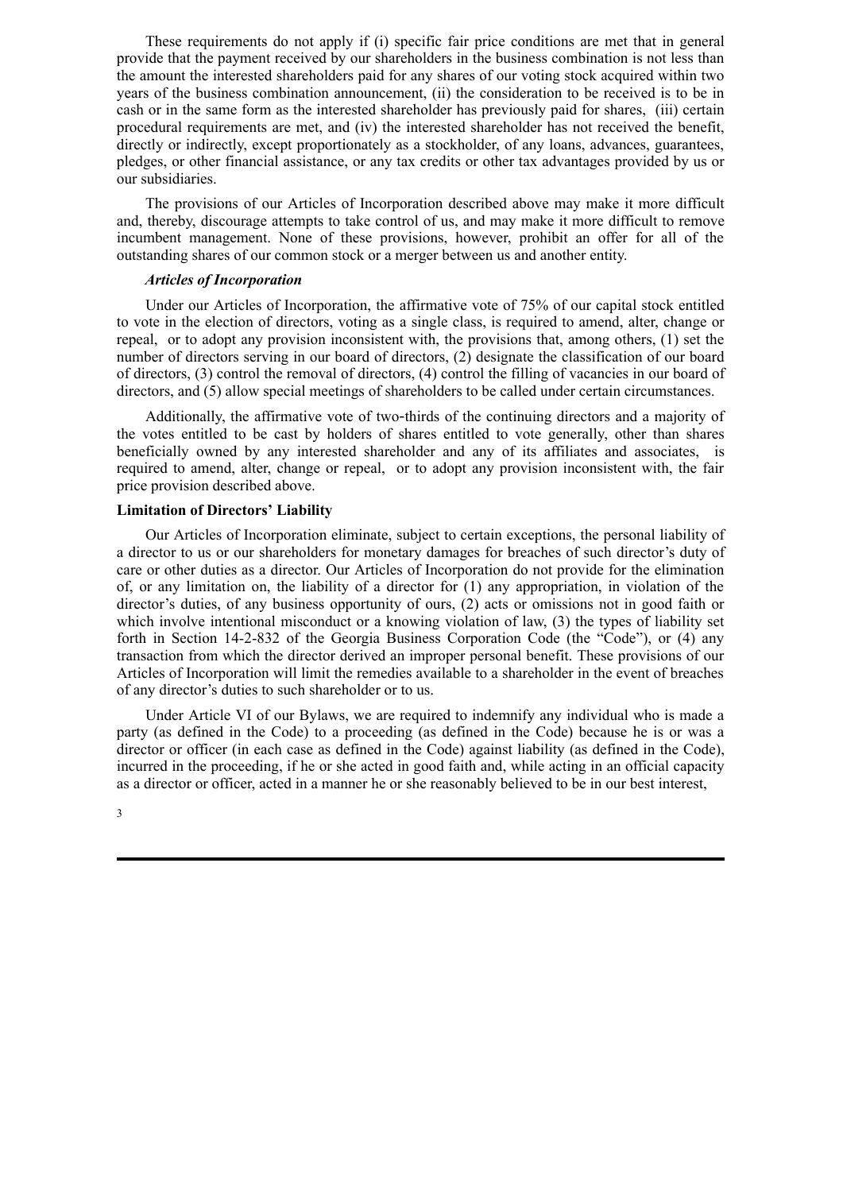These requirements do not apply if (i) specific fair price conditions are met that in general provide that the payment received by our shareholders in the business combination is not less than the amount the interested shareholders paid for any shares of our voting stock acquired within two years of the business combination announcement, (ii) the consideration to be received is to be in cash or in the same form as the interested shareholder has previously paid for shares, (iii) certain procedural requirements are met, and (iv) the interested shareholder has not received the benefit, directly or indirectly, except proportionately as a stockholder, of any loans, advances, guarantees, pledges, or other financial assistance, or any tax credits or other tax advantages provided by us or our subsidiaries.

The provisions of our Articles of Incorporation described above may make it more difficult and, thereby, discourage attempts to take control of us, and may make it more difficult to remove incumbent management. None of these provisions, however, prohibit an offer for all of the outstanding shares of our common stock or a merger between us and another entity.

***Articles of Incorporation***

Under our Articles of Incorporation, the affirmative vote of 75% of our capital stock entitled to vote in the election of directors, voting as a single class, is required to amend, alter, change or repeal, or to adopt any provision inconsistent with, the provisions that, among others, (1) set the number of directors serving in our board of directors, (2) designate the classification of our board of directors, (3) control the removal of directors, (4) control the filling of vacancies in our board of directors, and (5) allow special meetings of shareholders to be called under certain circumstances.

Additionally, the affirmative vote of two-thirds of the continuing directors and a majority of the votes entitled to be cast by holders of shares entitled to vote generally, other than shares beneficially owned by any interested shareholder and any of its affiliates and associates, is required to amend, alter, change or repeal, or to adopt any provision inconsistent with, the fair price provision described above.

**Limitation of Directors' Liability**

Our Articles of Incorporation eliminate, subject to certain exceptions, the personal liability of a director to us or our shareholders for monetary damages for breaches of such director's duty of care or other duties as a director. Our Articles of Incorporation do not provide for the elimination of, or any limitation on, the liability of a director for (1) any appropriation, in violation of the director's duties, of any business opportunity of ours, (2) acts or omissions not in good faith or which involve intentional misconduct or a knowing violation of law, (3) the types of liability set forth in Section 14-2-832 of the Georgia Business Corporation Code (the "Code"), or (4) any transaction from which the director derived an improper personal benefit. These provisions of our Articles of Incorporation will limit the remedies available to a shareholder in the event of breaches of any director's duties to such shareholder or to us.

Under Article VI of our Bylaws, we are required to indemnify any individual who is made a party (as defined in the Code) to a proceeding (as defined in the Code) because he is or was a director or officer (in each case as defined in the Code) against liability (as defined in the Code), incurred in the proceeding, if he or she acted in good faith and, while acting in an official capacity as a director or officer, acted in a manner he or she reasonably believed to be in our best interest,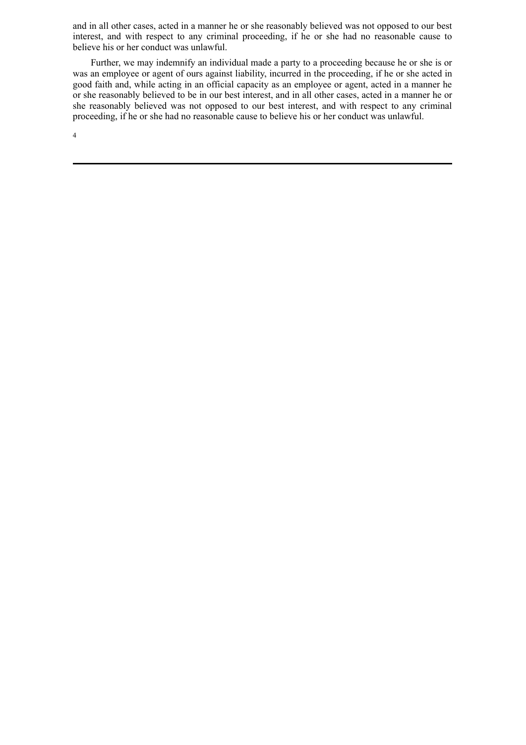and in all other cases, acted in a manner he or she reasonably believed was not opposed to our best interest, and with respect to any criminal proceeding, if he or she had no reasonable cause to believe his or her conduct was unlawful.

Further, we may indemnify an individual made a party to a proceeding because he or she is or was an employee or agent of ours against liability, incurred in the proceeding, if he or she acted in good faith and, while acting in an official capacity as an employee or agent, acted in a manner he or she reasonably believed to be in our best interest, and in all other cases, acted in a manner he or she reasonably believed was not opposed to our best interest, and with respect to any criminal proceeding, if he or she had no reasonable cause to believe his or her conduct was unlawful.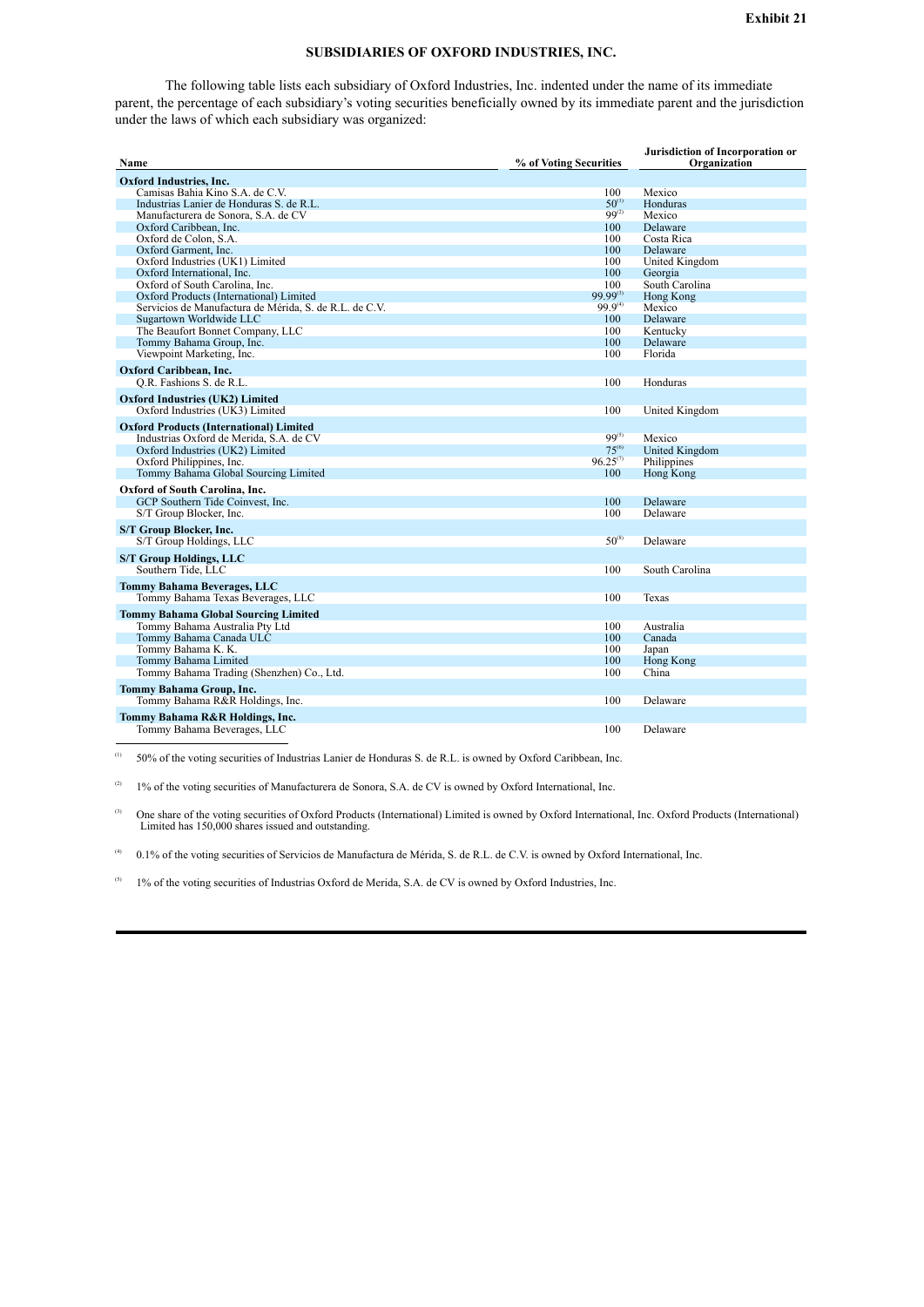**Exhibit 21**

# SUBSIDIARIES OF OXFORD INDUSTRIES, INC.

The following table lists each subsidiary of Oxford Industries, Inc. indented under the name of its immediate parent, the percentage of each subsidiary's voting securities beneficially owned by its immediate parent and the jurisdiction under the laws of which each subsidiary was organized:

| Name | % of Voting Securities | Jurisdiction of Incorporation or Organization |
|---|---|---|
| **Oxford Industries, Inc.** | | |
| Camisas Bahia Kino S.A. de C.V. | 100 | Mexico |
| Industrias Lanier de Honduras S. de R.L. | 50[1] | Honduras |
| Manufacturera de Sonora, S.A. de CV | 99[2] | Mexico |
| Oxford Caribbean, Inc. | 100 | Delaware |
| Oxford de Colon, S.A. | 100 | Costa Rica |
| Oxford Garment, Inc. | 100 | Delaware |
| Oxford Industries (UK1) Limited | 100 | United Kingdom |
| Oxford International, Inc. | 100 | Georgia |
| Oxford of South Carolina, Inc. | 100 | South Carolina |
| Oxford Products (International) Limited | 99.99[3] | Hong Kong |
| Servicios de Manufactura de Mérida, S. de R.L. de C.V. | 99.9[4] | Mexico |
| Sugartown Worldwide LLC | 100 | Delaware |
| The Beaufort Bonnet Company, LLC | 100 | Kentucky |
| Tommy Bahama Group, Inc. | 100 | Delaware |
| Viewpoint Marketing, Inc. | 100 | Florida |
| **Oxford Caribbean, Inc.** | | |
| Q.R. Fashions S. de R.L. | 100 | Honduras |
| **Oxford Industries (UK2) Limited** | | |
| Oxford Industries (UK3) Limited | 100 | United Kingdom |
| **Oxford Products (International) Limited** | | |
| Industrias Oxford de Merida, S.A. de CV | 99[5] | Mexico |
| Oxford Industries (UK2) Limited | 75[6] | United Kingdom |
| Oxford Philippines, Inc. | 96.25[7] | Philippines |
| Tommy Bahama Global Sourcing Limited | 100 | Hong Kong |
| **Oxford of South Carolina, Inc.** | | |
| GCP Southern Tide Coinvest, Inc. | 100 | Delaware |
| S/T Group Blocker, Inc. | 100 | Delaware |
| **S/T Group Blocker, Inc.** | | |
| S/T Group Holdings, LLC | 50[8] | Delaware |
| **S/T Group Holdings, LLC** | | |
| Southern Tide, LLC | 100 | South Carolina |
| **Tommy Bahama Beverages, LLC** | | |
| Tommy Bahama Texas Beverages, LLC | 100 | Texas |
| **Tommy Bahama Global Sourcing Limited** | | |
| Tommy Bahama Australia Pty Ltd | 100 | Australia |
| Tommy Bahama Canada ULC | 100 | Canada |
| Tommy Bahama K. K. | 100 | Japan |
| Tommy Bahama Limited | 100 | Hong Kong |
| Tommy Bahama Trading (Shenzhen) Co., Ltd. | 100 | China |
| **Tommy Bahama Group, Inc.** | | |
| Tommy Bahama R&R Holdings, Inc. | 100 | Delaware |
| **Tommy Bahama R&R Holdings, Inc.** | | |
| Tommy Bahama Beverages, LLC | 100 | Delaware |

(1) 50% of the voting securities of Industrias Lanier de Honduras S. de R.L. is owned by Oxford Caribbean, Inc.

(2) 1% of the voting securities of Manufacturera de Sonora, S.A. de CV is owned by Oxford International, Inc.

(3) One share of the voting securities of Oxford Products (International) Limited is owned by Oxford International, Inc. Oxford Products (International) Limited has 150,000 shares issued and outstanding.

(4) 0.1% of the voting securities of Servicios de Manufactura de Mérida, S. de R.L. de C.V. is owned by Oxford International, Inc.

(5) 1% of the voting securities of Industrias Oxford de Merida, S.A. de CV is owned by Oxford Industries, Inc.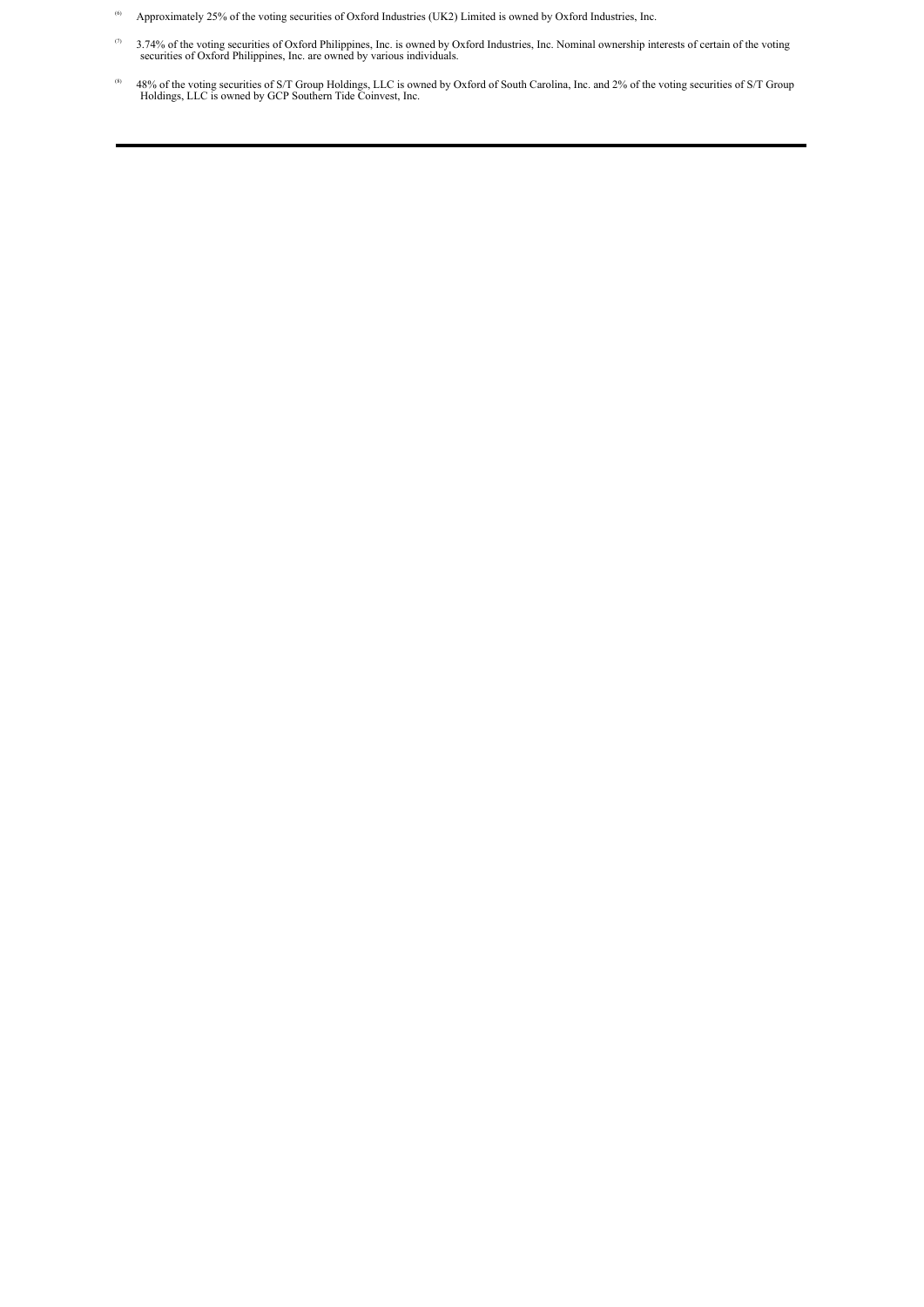(6) Approximately 25% of the voting securities of Oxford Industries (UK2) Limited is owned by Oxford Industries, Inc.

(7) 3.74% of the voting securities of Oxford Philippines, Inc. is owned by Oxford Industries, Inc. Nominal ownership interests of certain of the voting securities of Oxford Philippines, Inc. are owned by various individuals.

(8) 48% of the voting securities of S/T Group Holdings, LLC is owned by Oxford of South Carolina, Inc. and 2% of the voting securities of S/T Group Holdings, LLC is owned by GCP Southern Tide Coinvest, Inc.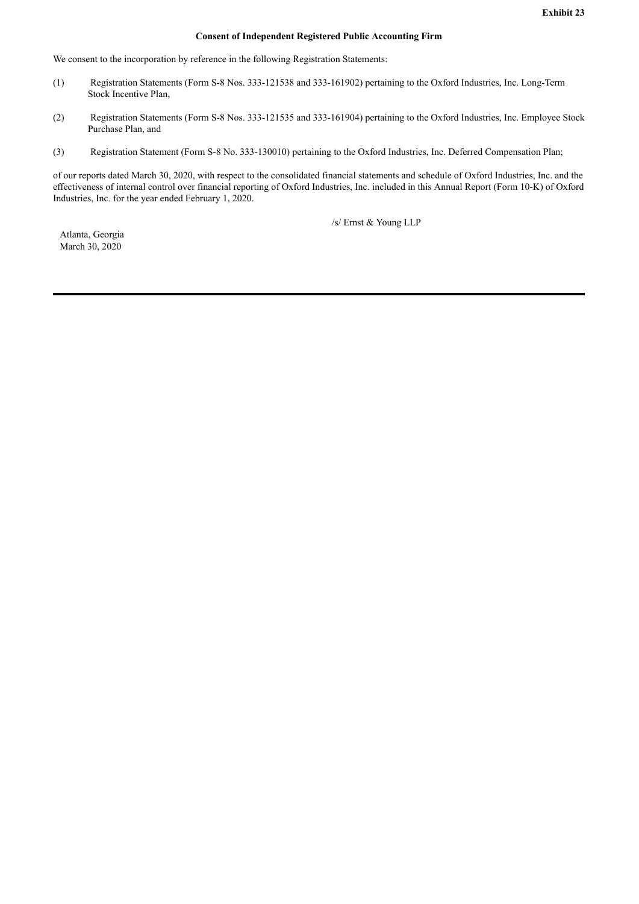**Exhibit 23**

**Consent of Independent Registered Public Accounting Firm**

We consent to the incorporation by reference in the following Registration Statements:

(1) Registration Statements (Form S-8 Nos. 333-121538 and 333-161902) pertaining to the Oxford Industries, Inc. Long-Term Stock Incentive Plan,

(2) Registration Statements (Form S-8 Nos. 333-121535 and 333-161904) pertaining to the Oxford Industries, Inc. Employee Stock Purchase Plan, and

(3) Registration Statement (Form S-8 No. 333-130010) pertaining to the Oxford Industries, Inc. Deferred Compensation Plan;

of our reports dated March 30, 2020, with respect to the consolidated financial statements and schedule of Oxford Industries, Inc. and the effectiveness of internal control over financial reporting of Oxford Industries, Inc. included in this Annual Report (Form 10-K) of Oxford Industries, Inc. for the year ended February 1, 2020.

/s/ Ernst & Young LLP

Atlanta, Georgia
March 30, 2020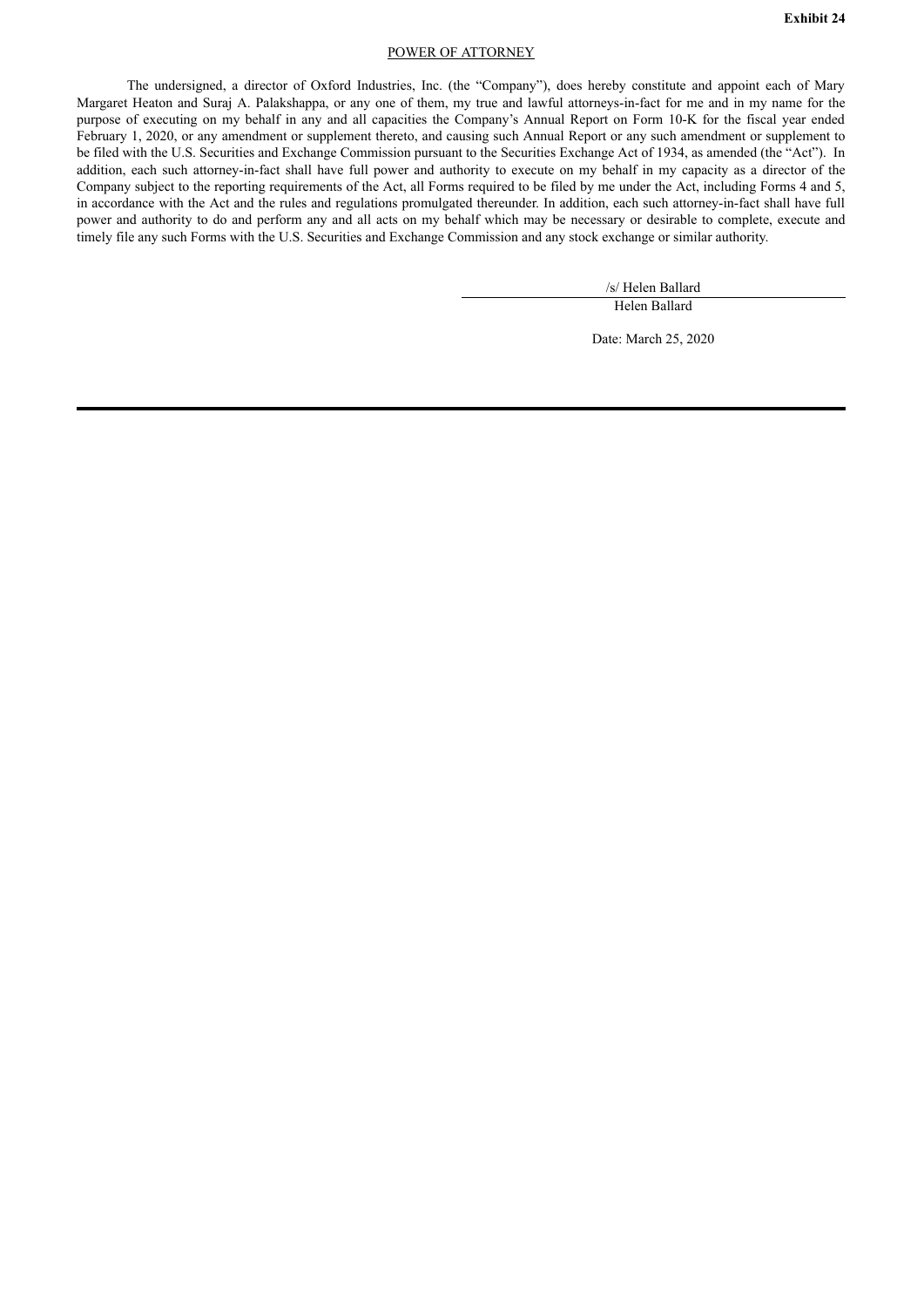**Exhibit 24**

POWER OF ATTORNEY

The undersigned, a director of Oxford Industries, Inc. (the "Company"), does hereby constitute and appoint each of Mary Margaret Heaton and Suraj A. Palakshappa, or any one of them, my true and lawful attorneys-in-fact for me and in my name for the purpose of executing on my behalf in any and all capacities the Company's Annual Report on Form 10-K for the fiscal year ended February 1, 2020, or any amendment or supplement thereto, and causing such Annual Report or any such amendment or supplement to be filed with the U.S. Securities and Exchange Commission pursuant to the Securities Exchange Act of 1934, as amended (the "Act"). In addition, each such attorney-in-fact shall have full power and authority to execute on my behalf in my capacity as a director of the Company subject to the reporting requirements of the Act, all Forms required to be filed by me under the Act, including Forms 4 and 5, in accordance with the Act and the rules and regulations promulgated thereunder. In addition, each such attorney-in-fact shall have full power and authority to do and perform any and all acts on my behalf which may be necessary or desirable to complete, execute and timely file any such Forms with the U.S. Securities and Exchange Commission and any stock exchange or similar authority.

/s/ Helen Ballard

Helen Ballard

Date: March 25, 2020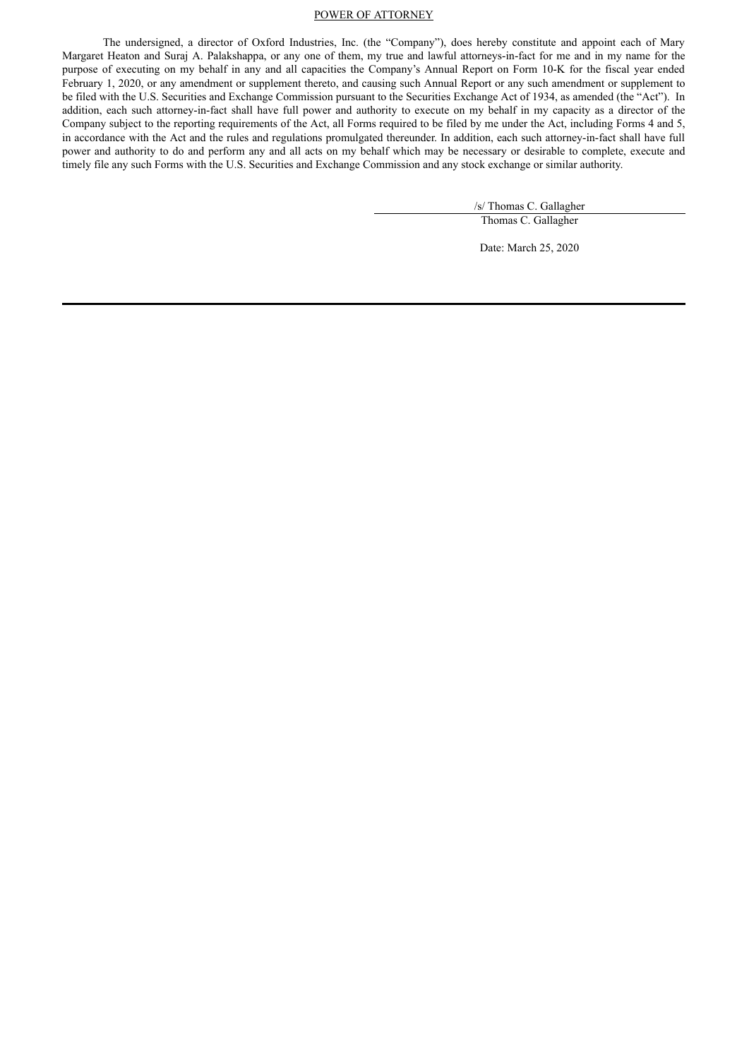POWER OF ATTORNEY

The undersigned, a director of Oxford Industries, Inc. (the "Company"), does hereby constitute and appoint each of Mary Margaret Heaton and Suraj A. Palakshappa, or any one of them, my true and lawful attorneys-in-fact for me and in my name for the purpose of executing on my behalf in any and all capacities the Company's Annual Report on Form 10-K for the fiscal year ended February 1, 2020, or any amendment or supplement thereto, and causing such Annual Report or any such amendment or supplement to be filed with the U.S. Securities and Exchange Commission pursuant to the Securities Exchange Act of 1934, as amended (the "Act"). In addition, each such attorney-in-fact shall have full power and authority to execute on my behalf in my capacity as a director of the Company subject to the reporting requirements of the Act, all Forms required to be filed by me under the Act, including Forms 4 and 5, in accordance with the Act and the rules and regulations promulgated thereunder. In addition, each such attorney-in-fact shall have full power and authority to do and perform any and all acts on my behalf which may be necessary or desirable to complete, execute and timely file any such Forms with the U.S. Securities and Exchange Commission and any stock exchange or similar authority.

/s/ Thomas C. Gallagher
Thomas C. Gallagher

Date: March 25, 2020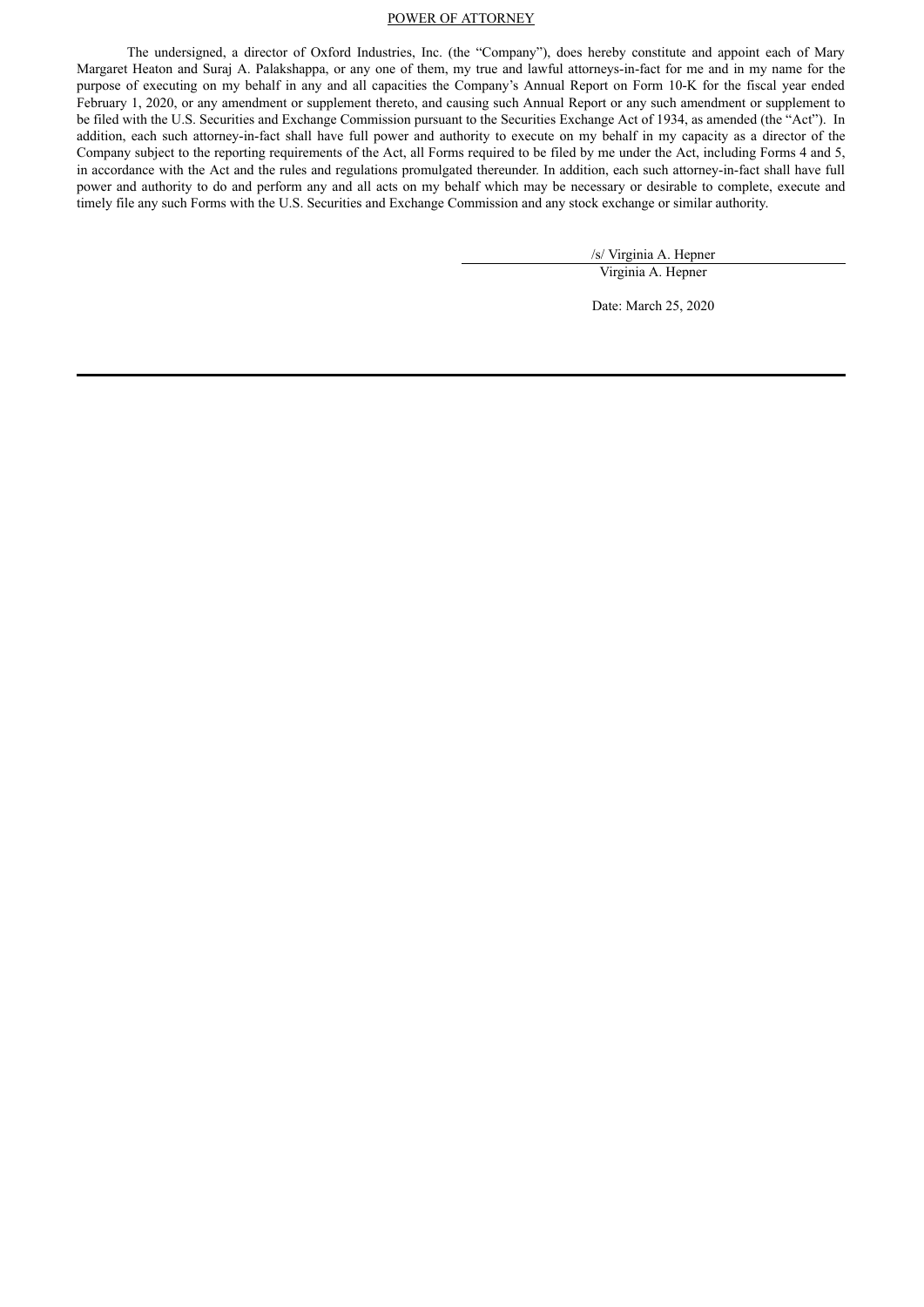POWER OF ATTORNEY

The undersigned, a director of Oxford Industries, Inc. (the "Company"), does hereby constitute and appoint each of Mary Margaret Heaton and Suraj A. Palakshappa, or any one of them, my true and lawful attorneys-in-fact for me and in my name for the purpose of executing on my behalf in any and all capacities the Company's Annual Report on Form 10-K for the fiscal year ended February 1, 2020, or any amendment or supplement thereto, and causing such Annual Report or any such amendment or supplement to be filed with the U.S. Securities and Exchange Commission pursuant to the Securities Exchange Act of 1934, as amended (the "Act"). In addition, each such attorney-in-fact shall have full power and authority to execute on my behalf in my capacity as a director of the Company subject to the reporting requirements of the Act, all Forms required to be filed by me under the Act, including Forms 4 and 5, in accordance with the Act and the rules and regulations promulgated thereunder. In addition, each such attorney-in-fact shall have full power and authority to do and perform any and all acts on my behalf which may be necessary or desirable to complete, execute and timely file any such Forms with the U.S. Securities and Exchange Commission and any stock exchange or similar authority.

/s/ Virginia A. Hepner

Virginia A. Hepner

Date: March 25, 2020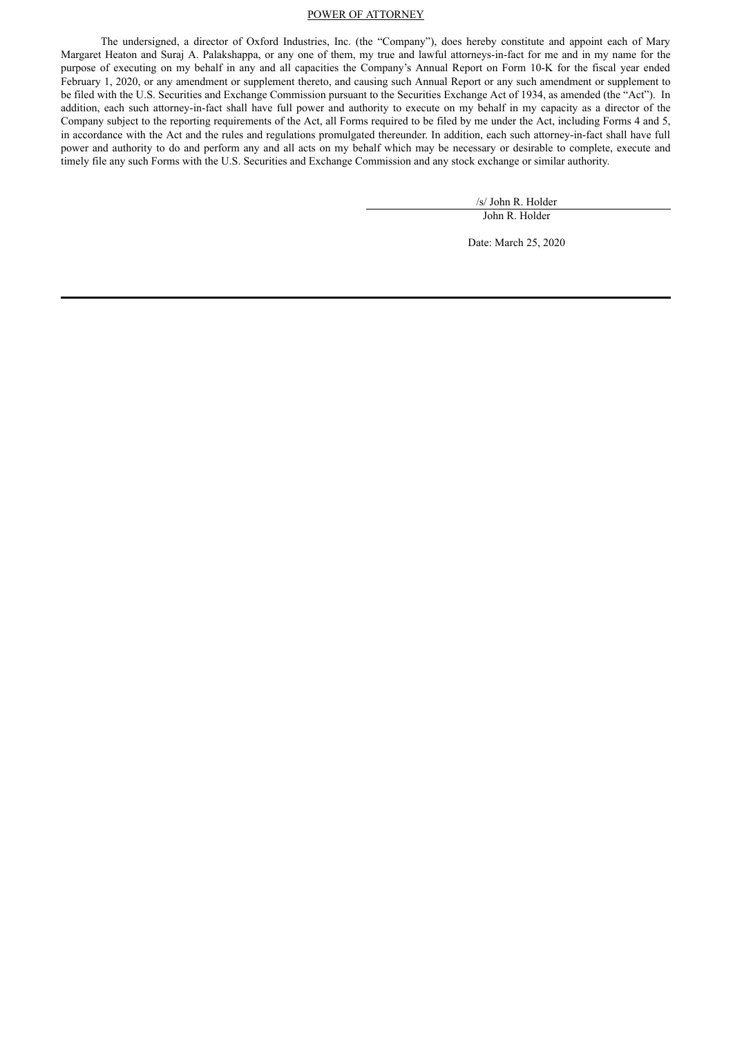POWER OF ATTORNEY

The undersigned, a director of Oxford Industries, Inc. (the "Company"), does hereby constitute and appoint each of Mary Margaret Heaton and Suraj A. Palakshappa, or any one of them, my true and lawful attorneys-in-fact for me and in my name for the purpose of executing on my behalf in any and all capacities the Company's Annual Report on Form 10-K for the fiscal year ended February 1, 2020, or any amendment or supplement thereto, and causing such Annual Report or any such amendment or supplement to be filed with the U.S. Securities and Exchange Commission pursuant to the Securities Exchange Act of 1934, as amended (the "Act"). In addition, each such attorney-in-fact shall have full power and authority to execute on my behalf in my capacity as a director of the Company subject to the reporting requirements of the Act, all Forms required to be filed by me under the Act, including Forms 4 and 5, in accordance with the Act and the rules and regulations promulgated thereunder. In addition, each such attorney-in-fact shall have full power and authority to do and perform any and all acts on my behalf which may be necessary or desirable to complete, execute and timely file any such Forms with the U.S. Securities and Exchange Commission and any stock exchange or similar authority.

/s/ John R. Holder

John R. Holder

Date: March 25, 2020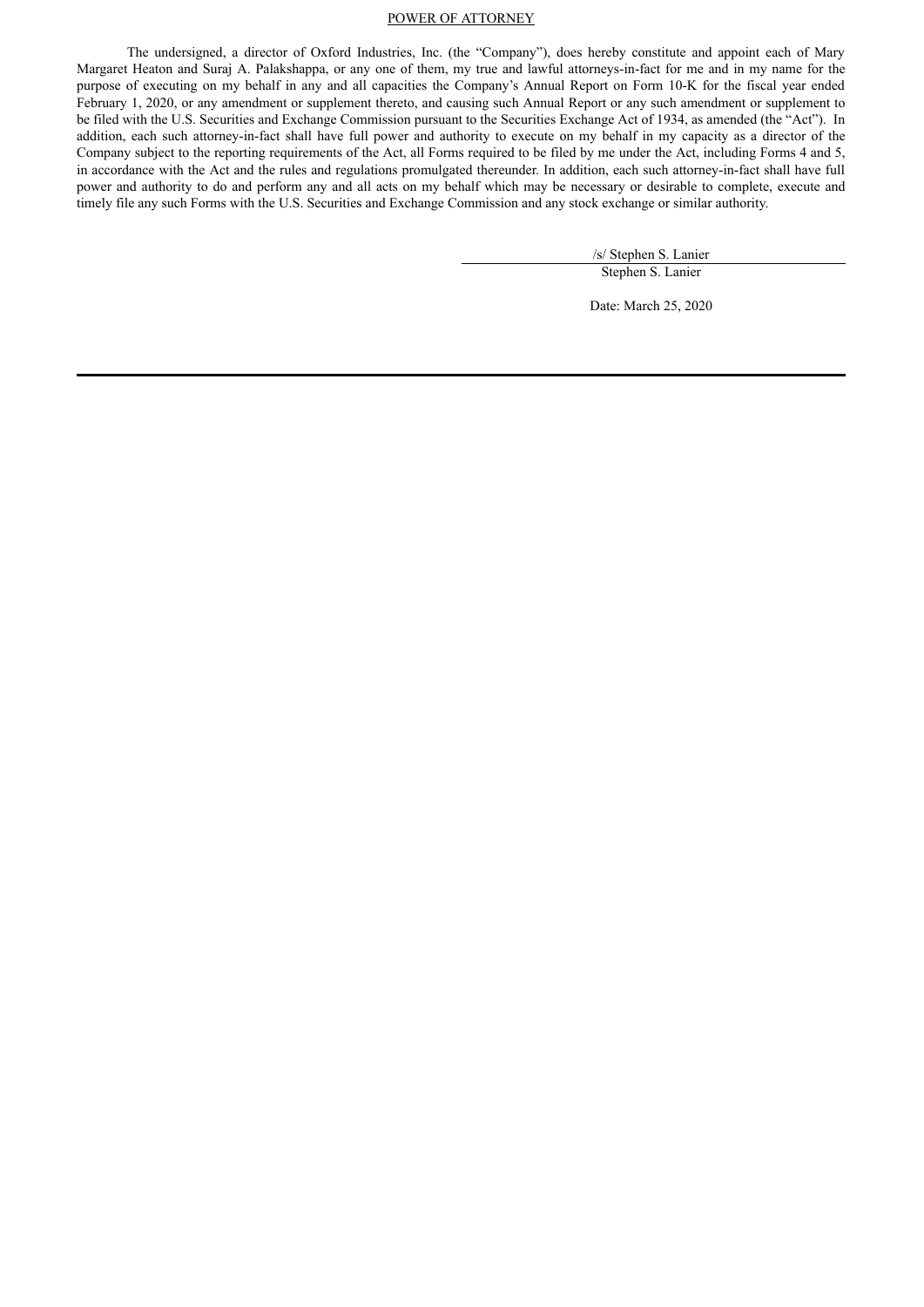POWER OF ATTORNEY

The undersigned, a director of Oxford Industries, Inc. (the "Company"), does hereby constitute and appoint each of Mary Margaret Heaton and Suraj A. Palakshappa, or any one of them, my true and lawful attorneys-in-fact for me and in my name for the purpose of executing on my behalf in any and all capacities the Company's Annual Report on Form 10-K for the fiscal year ended February 1, 2020, or any amendment or supplement thereto, and causing such Annual Report or any such amendment or supplement to be filed with the U.S. Securities and Exchange Commission pursuant to the Securities Exchange Act of 1934, as amended (the "Act"). In addition, each such attorney-in-fact shall have full power and authority to execute on my behalf in my capacity as a director of the Company subject to the reporting requirements of the Act, all Forms required to be filed by me under the Act, including Forms 4 and 5, in accordance with the Act and the rules and regulations promulgated thereunder. In addition, each such attorney-in-fact shall have full power and authority to do and perform any and all acts on my behalf which may be necessary or desirable to complete, execute and timely file any such Forms with the U.S. Securities and Exchange Commission and any stock exchange or similar authority.

/s/ Stephen S. Lanier

Stephen S. Lanier

Date: March 25, 2020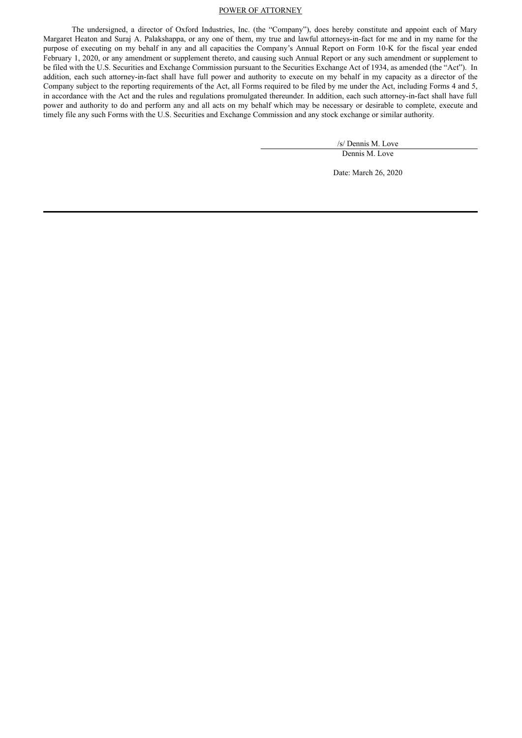POWER OF ATTORNEY

The undersigned, a director of Oxford Industries, Inc. (the "Company"), does hereby constitute and appoint each of Mary Margaret Heaton and Suraj A. Palakshappa, or any one of them, my true and lawful attorneys-in-fact for me and in my name for the purpose of executing on my behalf in any and all capacities the Company's Annual Report on Form 10-K for the fiscal year ended February 1, 2020, or any amendment or supplement thereto, and causing such Annual Report or any such amendment or supplement to be filed with the U.S. Securities and Exchange Commission pursuant to the Securities Exchange Act of 1934, as amended (the "Act"). In addition, each such attorney-in-fact shall have full power and authority to execute on my behalf in my capacity as a director of the Company subject to the reporting requirements of the Act, all Forms required to be filed by me under the Act, including Forms 4 and 5, in accordance with the Act and the rules and regulations promulgated thereunder. In addition, each such attorney-in-fact shall have full power and authority to do and perform any and all acts on my behalf which may be necessary or desirable to complete, execute and timely file any such Forms with the U.S. Securities and Exchange Commission and any stock exchange or similar authority.

/s/ Dennis M. Love

Dennis M. Love

Date: March 26, 2020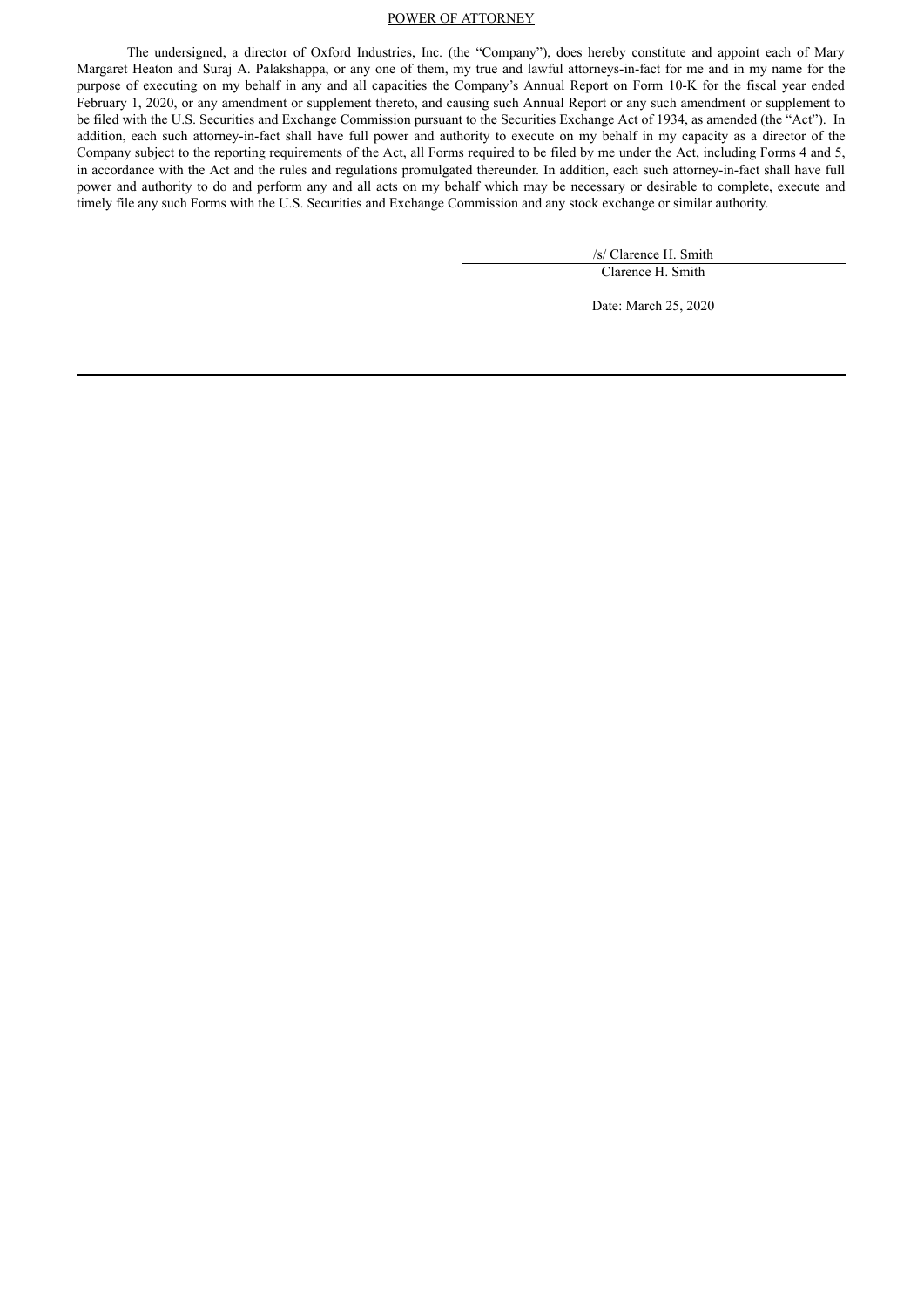POWER OF ATTORNEY

The undersigned, a director of Oxford Industries, Inc. (the "Company"), does hereby constitute and appoint each of Mary Margaret Heaton and Suraj A. Palakshappa, or any one of them, my true and lawful attorneys-in-fact for me and in my name for the purpose of executing on my behalf in any and all capacities the Company's Annual Report on Form 10-K for the fiscal year ended February 1, 2020, or any amendment or supplement thereto, and causing such Annual Report or any such amendment or supplement to be filed with the U.S. Securities and Exchange Commission pursuant to the Securities Exchange Act of 1934, as amended (the "Act"). In addition, each such attorney-in-fact shall have full power and authority to execute on my behalf in my capacity as a director of the Company subject to the reporting requirements of the Act, all Forms required to be filed by me under the Act, including Forms 4 and 5, in accordance with the Act and the rules and regulations promulgated thereunder. In addition, each such attorney-in-fact shall have full power and authority to do and perform any and all acts on my behalf which may be necessary or desirable to complete, execute and timely file any such Forms with the U.S. Securities and Exchange Commission and any stock exchange or similar authority.

/s/ Clarence H. Smith

Clarence H. Smith

Date: March 25, 2020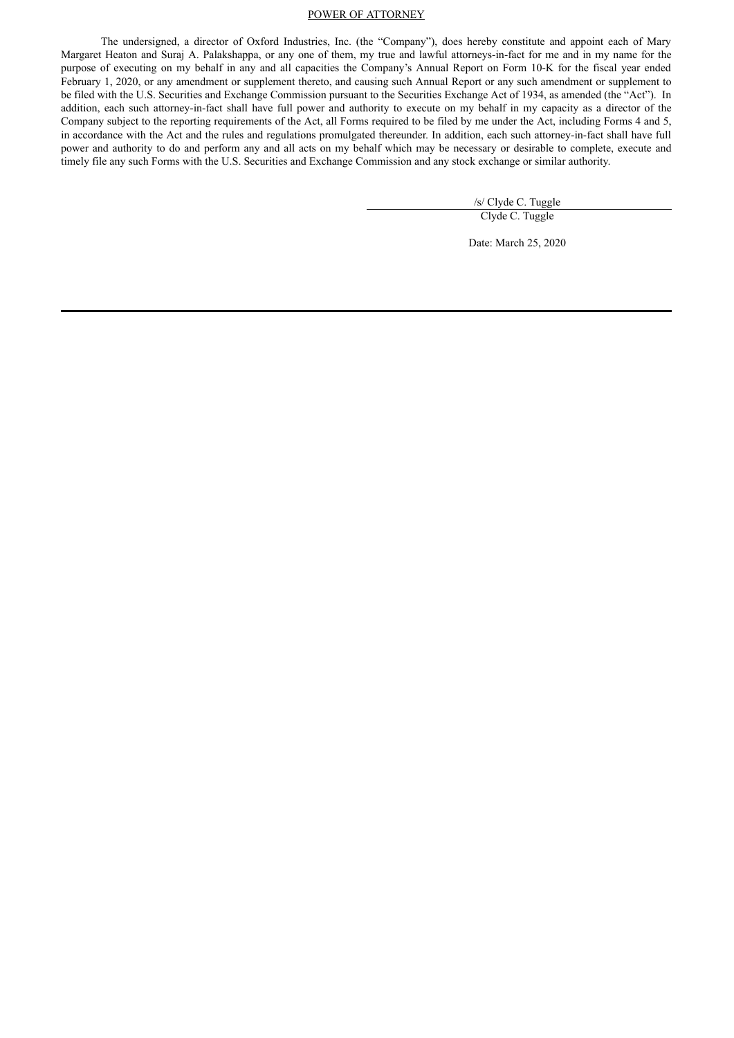POWER OF ATTORNEY

The undersigned, a director of Oxford Industries, Inc. (the "Company"), does hereby constitute and appoint each of Mary Margaret Heaton and Suraj A. Palakshappa, or any one of them, my true and lawful attorneys-in-fact for me and in my name for the purpose of executing on my behalf in any and all capacities the Company's Annual Report on Form 10-K for the fiscal year ended February 1, 2020, or any amendment or supplement thereto, and causing such Annual Report or any such amendment or supplement to be filed with the U.S. Securities and Exchange Commission pursuant to the Securities Exchange Act of 1934, as amended (the "Act"). In addition, each such attorney-in-fact shall have full power and authority to execute on my behalf in my capacity as a director of the Company subject to the reporting requirements of the Act, all Forms required to be filed by me under the Act, including Forms 4 and 5, in accordance with the Act and the rules and regulations promulgated thereunder. In addition, each such attorney-in-fact shall have full power and authority to do and perform any and all acts on my behalf which may be necessary or desirable to complete, execute and timely file any such Forms with the U.S. Securities and Exchange Commission and any stock exchange or similar authority.

/s/ Clyde C. Tuggle

Clyde C. Tuggle

Date: March 25, 2020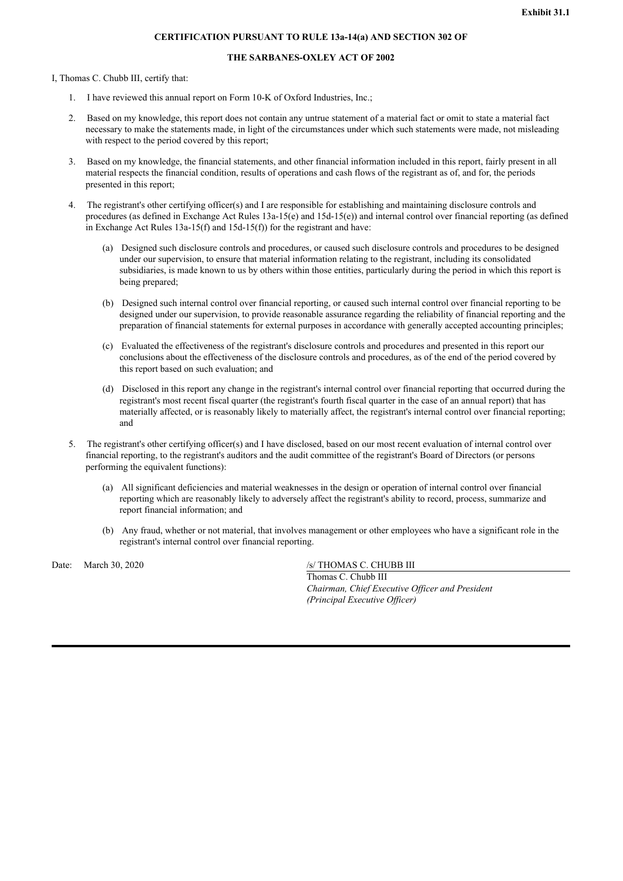**Exhibit 31.1**

**CERTIFICATION PURSUANT TO RULE 13a-14(a) AND SECTION 302 OF**

**THE SARBANES-OXLEY ACT OF 2002**

I, Thomas C. Chubb III, certify that:

1. I have reviewed this annual report on Form 10-K of Oxford Industries, Inc.;

2. Based on my knowledge, this report does not contain any untrue statement of a material fact or omit to state a material fact necessary to make the statements made, in light of the circumstances under which such statements were made, not misleading with respect to the period covered by this report;

3. Based on my knowledge, the financial statements, and other financial information included in this report, fairly present in all material respects the financial condition, results of operations and cash flows of the registrant as of, and for, the periods presented in this report;

4. The registrant's other certifying officer(s) and I are responsible for establishing and maintaining disclosure controls and procedures (as defined in Exchange Act Rules 13a-15(e) and 15d-15(e)) and internal control over financial reporting (as defined in Exchange Act Rules 13a-15(f) and 15d-15(f)) for the registrant and have:

   (a) Designed such disclosure controls and procedures, or caused such disclosure controls and procedures to be designed under our supervision, to ensure that material information relating to the registrant, including its consolidated subsidiaries, is made known to us by others within those entities, particularly during the period in which this report is being prepared;

   (b) Designed such internal control over financial reporting, or caused such internal control over financial reporting to be designed under our supervision, to provide reasonable assurance regarding the reliability of financial reporting and the preparation of financial statements for external purposes in accordance with generally accepted accounting principles;

   (c) Evaluated the effectiveness of the registrant's disclosure controls and procedures and presented in this report our conclusions about the effectiveness of the disclosure controls and procedures, as of the end of the period covered by this report based on such evaluation; and

   (d) Disclosed in this report any change in the registrant's internal control over financial reporting that occurred during the registrant's most recent fiscal quarter (the registrant's fourth fiscal quarter in the case of an annual report) that has materially affected, or is reasonably likely to materially affect, the registrant's internal control over financial reporting; and

5. The registrant's other certifying officer(s) and I have disclosed, based on our most recent evaluation of internal control over financial reporting, to the registrant's auditors and the audit committee of the registrant's Board of Directors (or persons performing the equivalent functions):

   (a) All significant deficiencies and material weaknesses in the design or operation of internal control over financial reporting which are reasonably likely to adversely affect the registrant's ability to record, process, summarize and report financial information; and

   (b) Any fraud, whether or not material, that involves management or other employees who have a significant role in the registrant's internal control over financial reporting.

Date: March 30, 2020

/s/ THOMAS C. CHUBB III

Thomas C. Chubb III
*Chairman, Chief Executive Officer and President*
*(Principal Executive Officer)*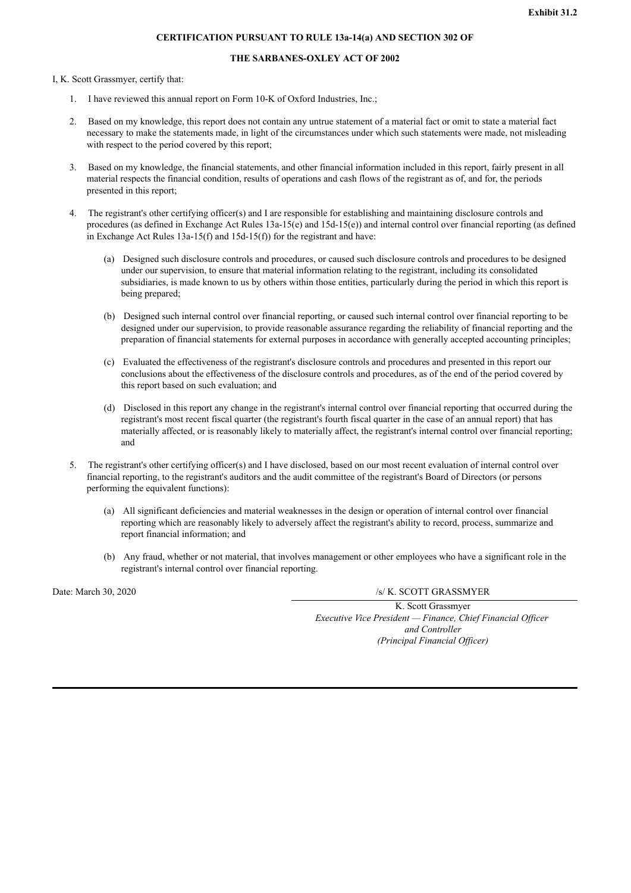**Exhibit 31.2**

**CERTIFICATION PURSUANT TO RULE 13a-14(a) AND SECTION 302 OF**

**THE SARBANES-OXLEY ACT OF 2002**

I, K. Scott Grassmyer, certify that:

1. I have reviewed this annual report on Form 10-K of Oxford Industries, Inc.;

2. Based on my knowledge, this report does not contain any untrue statement of a material fact or omit to state a material fact necessary to make the statements made, in light of the circumstances under which such statements were made, not misleading with respect to the period covered by this report;

3. Based on my knowledge, the financial statements, and other financial information included in this report, fairly present in all material respects the financial condition, results of operations and cash flows of the registrant as of, and for, the periods presented in this report;

4. The registrant's other certifying officer(s) and I are responsible for establishing and maintaining disclosure controls and procedures (as defined in Exchange Act Rules 13a-15(e) and 15d-15(e)) and internal control over financial reporting (as defined in Exchange Act Rules 13a-15(f) and 15d-15(f)) for the registrant and have:

   (a) Designed such disclosure controls and procedures, or caused such disclosure controls and procedures to be designed under our supervision, to ensure that material information relating to the registrant, including its consolidated subsidiaries, is made known to us by others within those entities, particularly during the period in which this report is being prepared;

   (b) Designed such internal control over financial reporting, or caused such internal control over financial reporting to be designed under our supervision, to provide reasonable assurance regarding the reliability of financial reporting and the preparation of financial statements for external purposes in accordance with generally accepted accounting principles;

   (c) Evaluated the effectiveness of the registrant's disclosure controls and procedures and presented in this report our conclusions about the effectiveness of the disclosure controls and procedures, as of the end of the period covered by this report based on such evaluation; and

   (d) Disclosed in this report any change in the registrant's internal control over financial reporting that occurred during the registrant's most recent fiscal quarter (the registrant's fourth fiscal quarter in the case of an annual report) that has materially affected, or is reasonably likely to materially affect, the registrant's internal control over financial reporting; and

5. The registrant's other certifying officer(s) and I have disclosed, based on our most recent evaluation of internal control over financial reporting, to the registrant's auditors and the audit committee of the registrant's Board of Directors (or persons performing the equivalent functions):

   (a) All significant deficiencies and material weaknesses in the design or operation of internal control over financial reporting which are reasonably likely to adversely affect the registrant's ability to record, process, summarize and report financial information; and

   (b) Any fraud, whether or not material, that involves management or other employees who have a significant role in the registrant's internal control over financial reporting.

Date: March 30, 2020

/s/ K. SCOTT GRASSMYER

K. Scott Grassmyer
*Executive Vice President — Finance, Chief Financial Officer and Controller*
*(Principal Financial Officer)*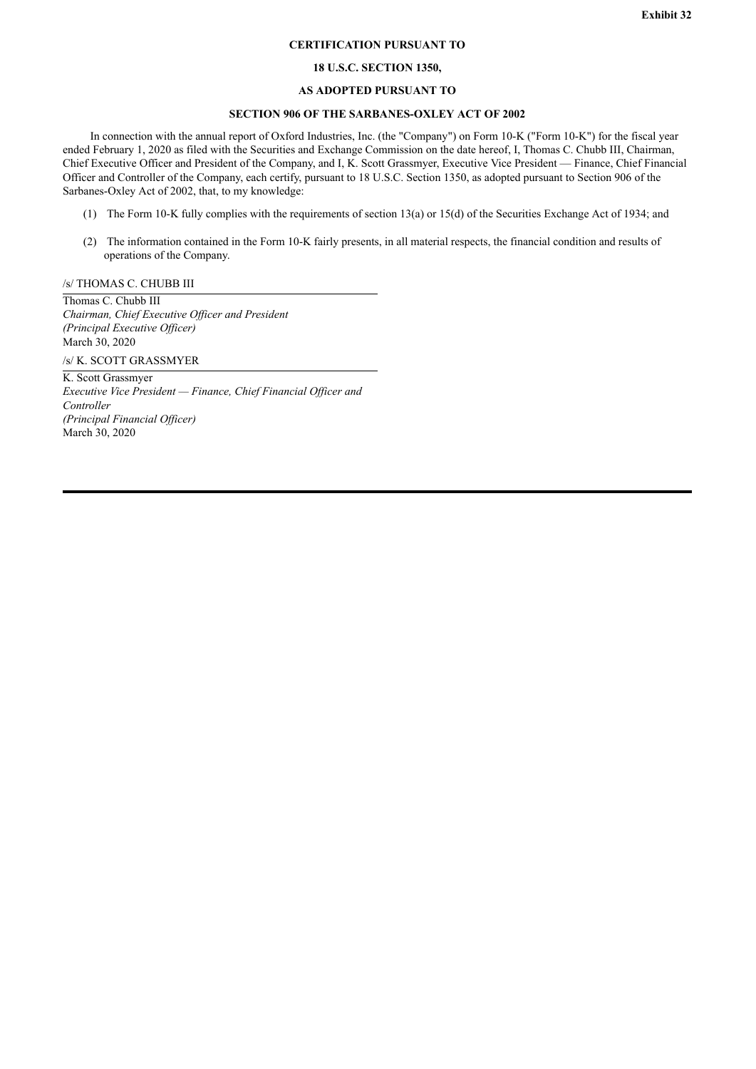**Exhibit 32**

**CERTIFICATION PURSUANT TO**

**18 U.S.C. SECTION 1350,**

**AS ADOPTED PURSUANT TO**

**SECTION 906 OF THE SARBANES-OXLEY ACT OF 2002**

In connection with the annual report of Oxford Industries, Inc. (the "Company") on Form 10-K ("Form 10-K") for the fiscal year ended February 1, 2020 as filed with the Securities and Exchange Commission on the date hereof, I, Thomas C. Chubb III, Chairman, Chief Executive Officer and President of the Company, and I, K. Scott Grassmyer, Executive Vice President — Finance, Chief Financial Officer and Controller of the Company, each certify, pursuant to 18 U.S.C. Section 1350, as adopted pursuant to Section 906 of the Sarbanes-Oxley Act of 2002, that, to my knowledge:

(1) The Form 10-K fully complies with the requirements of section 13(a) or 15(d) of the Securities Exchange Act of 1934; and

(2) The information contained in the Form 10-K fairly presents, in all material respects, the financial condition and results of operations of the Company.

/s/ THOMAS C. CHUBB III

Thomas C. Chubb III
*Chairman, Chief Executive Officer and President*
*(Principal Executive Officer)*
March 30, 2020

/s/ K. SCOTT GRASSMYER

K. Scott Grassmyer
*Executive Vice President — Finance, Chief Financial Officer and Controller*
*(Principal Financial Officer)*
March 30, 2020